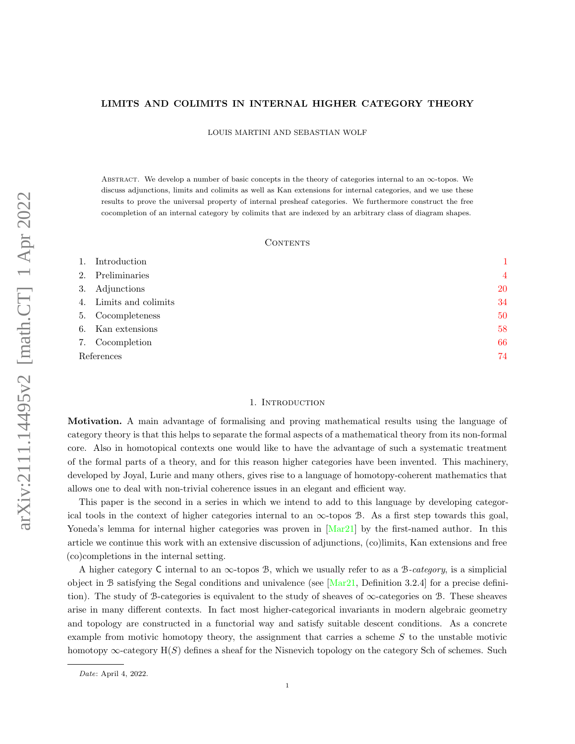# LIMITS AND COLIMITS IN INTERNAL HIGHER CATEGORY THEORY

LOUIS MARTINI AND SEBASTIAN WOLF

Abstract. We develop a number of basic concepts in the theory of categories internal to an $\infty$-topos. We discuss adjunctions, limits and colimits as well as Kan extensions for internal categories, and we use these results to prove the universal property of internal presheaf categories. We furthermore construct the free cocompletion of an internal category by colimits that are indexed by an arbitrary class of diagram shapes.

## Contents

| | |
|---|---|
| 1. Introduction | 1 |
| 2. Preliminaries | 4 |
| 3. Adjunctions | 20 |
| 4. Limits and colimits | 34 |
| 5. Cocompleteness | 50 |
| 6. Kan extensions | 58 |
| 7. Cocompletion | 66 |
| References | 74 |

## 1. Introduction

**Motivation.** A main advantage of formalising and proving mathematical results using the language of category theory is that this helps to separate the formal aspects of a mathematical theory from its non-formal core. Also in homotopical contexts one would like to have the advantage of such a systematic treatment of the formal parts of a theory, and for this reason higher categories have been invented. This machinery, developed by Joyal, Lurie and many others, gives rise to a language of homotopy-coherent mathematics that allows one to deal with non-trivial coherence issues in an elegant and efficient way.

This paper is the second in a series in which we intend to add to this language by developing categorical tools in the context of higher categories internal to an $\infty$-topos $\mathcal{B}$. As a first step towards this goal, Yoneda's lemma for internal higher categories was proven in [Mar21] by the first-named author. In this article we continue this work with an extensive discussion of adjunctions, (co)limits, Kan extensions and free (co)completions in the internal setting.

A higher category $\mathsf{C}$ internal to an $\infty$-topos $\mathcal{B}$, which we usually refer to as a $\mathcal{B}$*-category*, is a simplicial object in $\mathcal{B}$ satisfying the Segal conditions and univalence (see [Mar21, Definition 3.2.4] for a precise definition). The study of $\mathcal{B}$-categories is equivalent to the study of sheaves of $\infty$-categories on $\mathcal{B}$. These sheaves arise in many different contexts. In fact most higher-categorical invariants in modern algebraic geometry and topology are constructed in a functorial way and satisfy suitable descent conditions. As a concrete example from motivic homotopy theory, the assignment that carries a scheme $S$ to the unstable motivic homotopy $\infty$-category $\mathrm{H}(S)$ defines a sheaf for the Nisnevich topology on the category Sch of schemes. Such

*Date*: April 4, 2022.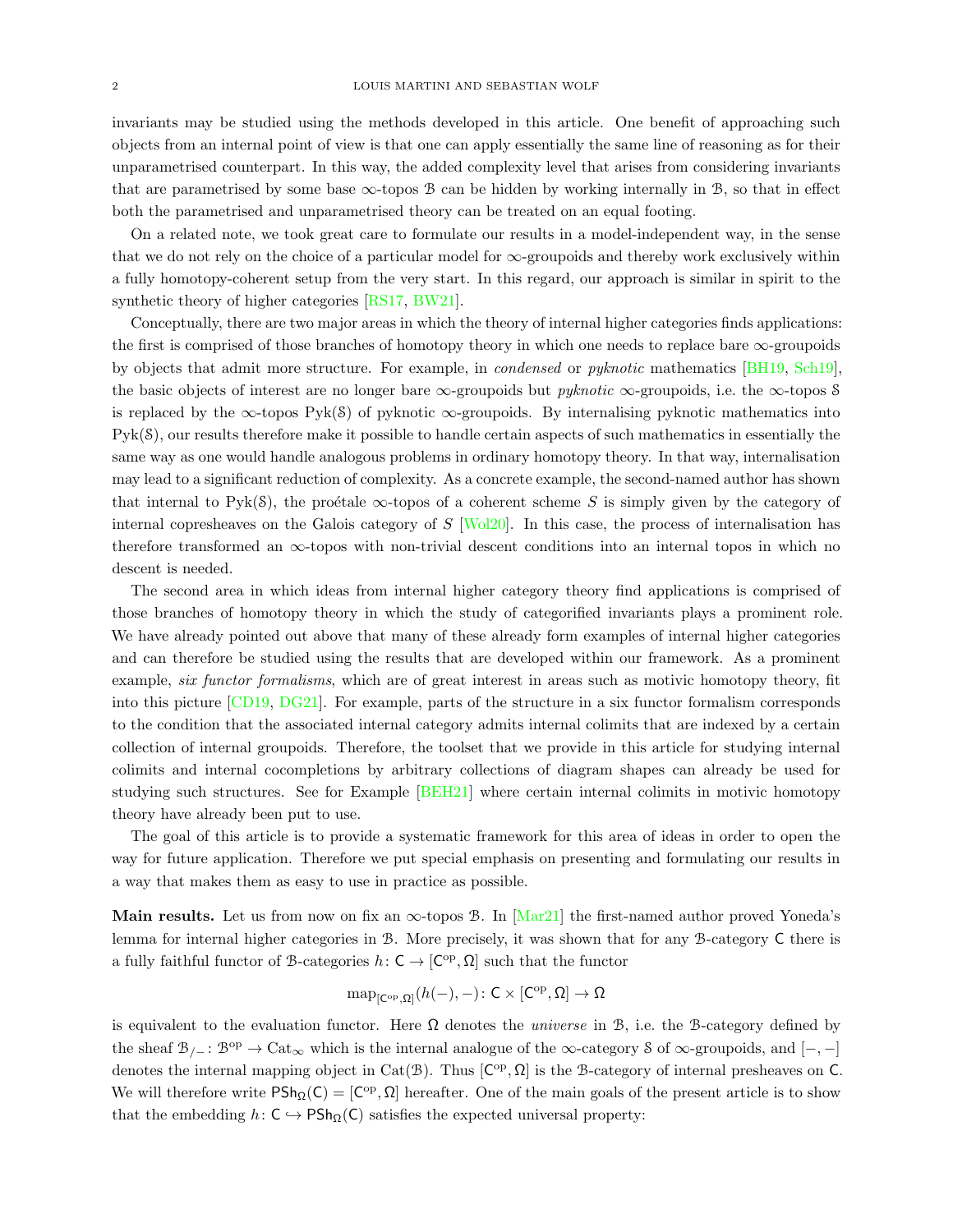invariants may be studied using the methods developed in this article. One benefit of approaching such objects from an internal point of view is that one can apply essentially the same line of reasoning as for their unparametrised counterpart. In this way, the added complexity level that arises from considering invariants that are parametrised by some base $\infty$-topos $\mathcal{B}$ can be hidden by working internally in $\mathcal{B}$, so that in effect both the parametrised and unparametrised theory can be treated on an equal footing.

On a related note, we took great care to formulate our results in a model-independent way, in the sense that we do not rely on the choice of a particular model for $\infty$-groupoids and thereby work exclusively within a fully homotopy-coherent setup from the very start. In this regard, our approach is similar in spirit to the synthetic theory of higher categories [RS17, BW21].

Conceptually, there are two major areas in which the theory of internal higher categories finds applications: the first is comprised of those branches of homotopy theory in which one needs to replace bare $\infty$-groupoids by objects that admit more structure. For example, in *condensed* or *pyknotic* mathematics [BH19, Sch19], the basic objects of interest are no longer bare $\infty$-groupoids but *pyknotic* $\infty$-groupoids, i.e. the $\infty$-topos $\mathcal{S}$ is replaced by the $\infty$-topos $\mathrm{Pyk}(\mathcal{S})$ of pyknotic $\infty$-groupoids. By internalising pyknotic mathematics into $\mathrm{Pyk}(\mathcal{S})$, our results therefore make it possible to handle certain aspects of such mathematics in essentially the same way as one would handle analogous problems in ordinary homotopy theory. In that way, internalisation may lead to a significant reduction of complexity. As a concrete example, the second-named author has shown that internal to $\mathrm{Pyk}(\mathcal{S})$, the proétale $\infty$-topos of a coherent scheme $S$ is simply given by the category of internal copresheaves on the Galois category of $S$ [Wol20]. In this case, the process of internalisation has therefore transformed an $\infty$-topos with non-trivial descent conditions into an internal topos in which no descent is needed.

The second area in which ideas from internal higher category theory find applications is comprised of those branches of homotopy theory in which the study of categorified invariants plays a prominent role. We have already pointed out above that many of these already form examples of internal higher categories and can therefore be studied using the results that are developed within our framework. As a prominent example, *six functor formalisms*, which are of great interest in areas such as motivic homotopy theory, fit into this picture [CD19, DG21]. For example, parts of the structure in a six functor formalism corresponds to the condition that the associated internal category admits internal colimits that are indexed by a certain collection of internal groupoids. Therefore, the toolset that we provide in this article for studying internal colimits and internal cocompletions by arbitrary collections of diagram shapes can already be used for studying such structures. See for Example [BEH21] where certain internal colimits in motivic homotopy theory have already been put to use.

The goal of this article is to provide a systematic framework for this area of ideas in order to open the way for future application. Therefore we put special emphasis on presenting and formulating our results in a way that makes them as easy to use in practice as possible.

**Main results.** Let us from now on fix an $\infty$-topos $\mathcal{B}$. In [Mar21] the first-named author proved Yoneda's lemma for internal higher categories in $\mathcal{B}$. More precisely, it was shown that for any $\mathcal{B}$-category $\mathsf{C}$ there is a fully faithful functor of $\mathcal{B}$-categories $h\colon \mathsf{C} \to [\mathsf{C}^{\mathrm{op}}, \Omega]$ such that the functor

$$\mathrm{map}_{[\mathsf{C}^{\mathrm{op}},\Omega]}(h(-),-)\colon \mathsf{C} \times [\mathsf{C}^{\mathrm{op}}, \Omega] \to \Omega$$

is equivalent to the evaluation functor. Here $\Omega$ denotes the *universe* in $\mathcal{B}$, i.e. the $\mathcal{B}$-category defined by the sheaf $\mathcal{B}_{/-}\colon \mathcal{B}^{\mathrm{op}} \to \mathrm{Cat}_\infty$ which is the internal analogue of the $\infty$-category $\mathcal{S}$ of $\infty$-groupoids, and $[-,-]$ denotes the internal mapping object in $\mathrm{Cat}(\mathcal{B})$. Thus $[\mathsf{C}^{\mathrm{op}}, \Omega]$ is the $\mathcal{B}$-category of internal presheaves on $\mathsf{C}$. We will therefore write $\mathsf{PSh}_\Omega(\mathsf{C}) = [\mathsf{C}^{\mathrm{op}}, \Omega]$ hereafter. One of the main goals of the present article is to show that the embedding $h\colon \mathsf{C} \hookrightarrow \mathsf{PSh}_\Omega(\mathsf{C})$ satisfies the expected universal property: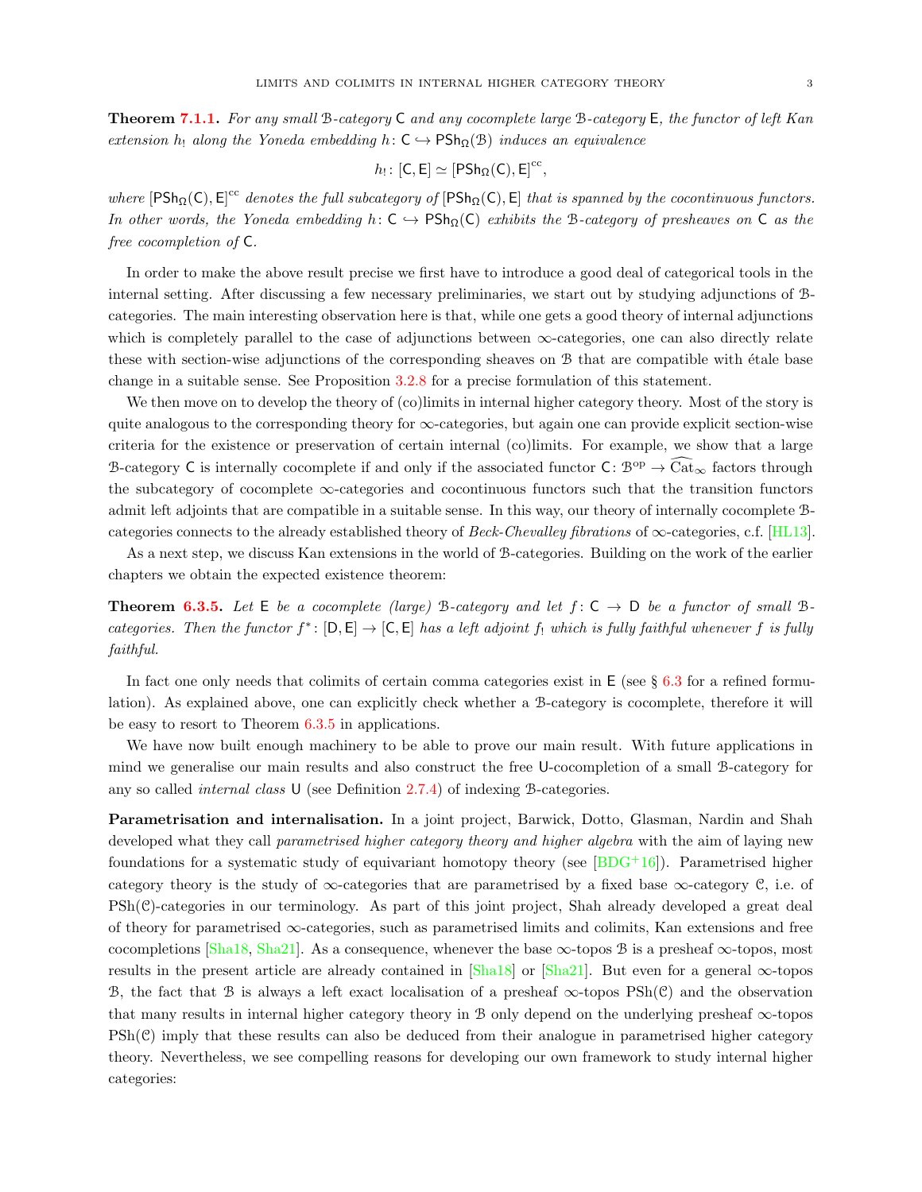**Theorem 7.1.1.** *For any small $\mathcal{B}$-category $\mathsf{C}$ and any cocomplete large $\mathcal{B}$-category $\mathsf{E}$, the functor of left Kan extension $h_!$ along the Yoneda embedding $h\colon \mathsf{C} \hookrightarrow \mathsf{PSh}_\Omega(\mathcal{B})$ induces an equivalence*

$$h_!\colon [\mathsf{C}, \mathsf{E}] \simeq [\mathsf{PSh}_\Omega(\mathsf{C}), \mathsf{E}]^{\mathrm{cc}},$$

*where $[\mathsf{PSh}_\Omega(\mathsf{C}), \mathsf{E}]^{\mathrm{cc}}$ denotes the full subcategory of $[\mathsf{PSh}_\Omega(\mathsf{C}), \mathsf{E}]$ that is spanned by the cocontinuous functors. In other words, the Yoneda embedding $h\colon \mathsf{C} \hookrightarrow \mathsf{PSh}_\Omega(\mathsf{C})$ exhibits the $\mathcal{B}$-category of presheaves on $\mathsf{C}$ as the free cocompletion of $\mathsf{C}$.*

In order to make the above result precise we first have to introduce a good deal of categorical tools in the internal setting. After discussing a few necessary preliminaries, we start out by studying adjunctions of $\mathcal{B}$-categories. The main interesting observation here is that, while one gets a good theory of internal adjunctions which is completely parallel to the case of adjunctions between $\infty$-categories, one can also directly relate these with section-wise adjunctions of the corresponding sheaves on $\mathcal{B}$ that are compatible with étale base change in a suitable sense. See Proposition 3.2.8 for a precise formulation of this statement.

We then move on to develop the theory of (co)limits in internal higher category theory. Most of the story is quite analogous to the corresponding theory for $\infty$-categories, but again one can provide explicit section-wise criteria for the existence or preservation of certain internal (co)limits. For example, we show that a large $\mathcal{B}$-category $\mathsf{C}$ is internally cocomplete if and only if the associated functor $\mathsf{C}\colon \mathcal{B}^{\mathrm{op}} \to \widehat{\mathrm{Cat}}_\infty$ factors through the subcategory of cocomplete $\infty$-categories and cocontinuous functors such that the transition functors admit left adjoints that are compatible in a suitable sense. In this way, our theory of internally cocomplete $\mathcal{B}$-categories connects to the already established theory of *Beck-Chevalley fibrations* of $\infty$-categories, c.f. [HL13].

As a next step, we discuss Kan extensions in the world of $\mathcal{B}$-categories. Building on the work of the earlier chapters we obtain the expected existence theorem:

**Theorem 6.3.5.** *Let $\mathsf{E}$ be a cocomplete (large) $\mathcal{B}$-category and let $f\colon \mathsf{C} \to \mathsf{D}$ be a functor of small $\mathcal{B}$-categories. Then the functor $f^*\colon [\mathsf{D}, \mathsf{E}] \to [\mathsf{C}, \mathsf{E}]$ has a left adjoint $f_!$ which is fully faithful whenever $f$ is fully faithful.*

In fact one only needs that colimits of certain comma categories exist in $\mathsf{E}$ (see § 6.3 for a refined formulation). As explained above, one can explicitly check whether a $\mathcal{B}$-category is cocomplete, therefore it will be easy to resort to Theorem 6.3.5 in applications.

We have now built enough machinery to be able to prove our main result. With future applications in mind we generalise our main results and also construct the free $\mathsf{U}$-cocompletion of a small $\mathcal{B}$-category for any so called *internal class* $\mathsf{U}$ (see Definition 2.7.4) of indexing $\mathcal{B}$-categories.

**Parametrisation and internalisation.** In a joint project, Barwick, Dotto, Glasman, Nardin and Shah developed what they call *parametrised higher category theory and higher algebra* with the aim of laying new foundations for a systematic study of equivariant homotopy theory (see [BDG+16]). Parametrised higher category theory is the study of $\infty$-categories that are parametrised by a fixed base $\infty$-category $\mathcal{C}$, i.e. of $\mathrm{PSh}(\mathcal{C})$-categories in our terminology. As part of this joint project, Shah already developed a great deal of theory for parametrised $\infty$-categories, such as parametrised limits and colimits, Kan extensions and free cocompletions [Sha18, Sha21]. As a consequence, whenever the base $\infty$-topos $\mathcal{B}$ is a presheaf $\infty$-topos, most results in the present article are already contained in [Sha18] or [Sha21]. But even for a general $\infty$-topos $\mathcal{B}$, the fact that $\mathcal{B}$ is always a left exact localisation of a presheaf $\infty$-topos $\mathrm{PSh}(\mathcal{C})$ and the observation that many results in internal higher category theory in $\mathcal{B}$ only depend on the underlying presheaf $\infty$-topos $\mathrm{PSh}(\mathcal{C})$ imply that these results can also be deduced from their analogue in parametrised higher category theory. Nevertheless, we see compelling reasons for developing our own framework to study internal higher categories: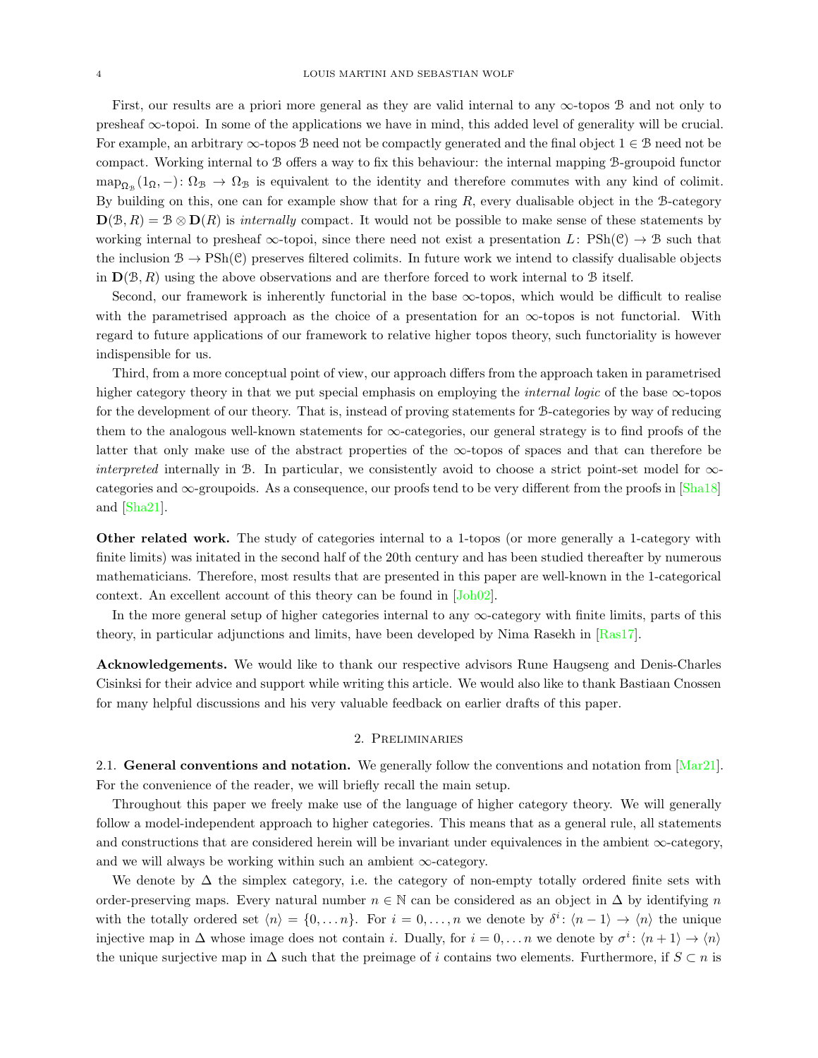First, our results are a priori more general as they are valid internal to any $\infty$-topos $\mathcal{B}$ and not only to presheaf $\infty$-topoi. In some of the applications we have in mind, this added level of generality will be crucial. For example, an arbitrary $\infty$-topos $\mathcal{B}$ need not be compactly generated and the final object $1 \in \mathcal{B}$ need not be compact. Working internal to $\mathcal{B}$ offers a way to fix this behaviour: the internal mapping $\mathcal{B}$-groupoid functor $\mathrm{map}_{\Omega_{\mathcal{B}}}(1_{\Omega}, -)\colon \Omega_{\mathcal{B}} \to \Omega_{\mathcal{B}}$ is equivalent to the identity and therefore commutes with any kind of colimit. By building on this, one can for example show that for a ring $R$, every dualisable object in the $\mathcal{B}$-category $\mathbf{D}(\mathcal{B}, R) = \mathcal{B} \otimes \mathbf{D}(R)$ is *internally* compact. It would not be possible to make sense of these statements by working internal to presheaf $\infty$-topoi, since there need not exist a presentation $L\colon \mathrm{PSh}(\mathcal{C}) \to \mathcal{B}$ such that the inclusion $\mathcal{B} \to \mathrm{PSh}(\mathcal{C})$ preserves filtered colimits. In future work we intend to classify dualisable objects in $\mathbf{D}(\mathcal{B}, R)$ using the above observations and are therfore forced to work internal to $\mathcal{B}$ itself.

Second, our framework is inherently functorial in the base $\infty$-topos, which would be difficult to realise with the parametrised approach as the choice of a presentation for an $\infty$-topos is not functorial. With regard to future applications of our framework to relative higher topos theory, such functoriality is however indispensible for us.

Third, from a more conceptual point of view, our approach differs from the approach taken in parametrised higher category theory in that we put special emphasis on employing the *internal logic* of the base $\infty$-topos for the development of our theory. That is, instead of proving statements for $\mathcal{B}$-categories by way of reducing them to the analogous well-known statements for $\infty$-categories, our general strategy is to find proofs of the latter that only make use of the abstract properties of the $\infty$-topos of spaces and that can therefore be *interpreted* internally in $\mathcal{B}$. In particular, we consistently avoid to choose a strict point-set model for $\infty$-categories and $\infty$-groupoids. As a consequence, our proofs tend to be very different from the proofs in [Sha18] and [Sha21].

**Other related work.** The study of categories internal to a 1-topos (or more generally a 1-category with finite limits) was initated in the second half of the 20th century and has been studied thereafter by numerous mathematicians. Therefore, most results that are presented in this paper are well-known in the 1-categorical context. An excellent account of this theory can be found in [Joh02].

In the more general setup of higher categories internal to any $\infty$-category with finite limits, parts of this theory, in particular adjunctions and limits, have been developed by Nima Rasekh in [Ras17].

**Acknowledgements.** We would like to thank our respective advisors Rune Haugseng and Denis-Charles Cisinksi for their advice and support while writing this article. We would also like to thank Bastiaan Cnossen for many helpful discussions and his very valuable feedback on earlier drafts of this paper.

## 2. Preliminaries

2.1. **General conventions and notation.** We generally follow the conventions and notation from [Mar21]. For the convenience of the reader, we will briefly recall the main setup.

Throughout this paper we freely make use of the language of higher category theory. We will generally follow a model-independent approach to higher categories. This means that as a general rule, all statements and constructions that are considered herein will be invariant under equivalences in the ambient $\infty$-category, and we will always be working within such an ambient $\infty$-category.

We denote by $\Delta$ the simplex category, i.e. the category of non-empty totally ordered finite sets with order-preserving maps. Every natural number $n \in \mathbb{N}$ can be considered as an object in $\Delta$ by identifying $n$ with the totally ordered set $\langle n \rangle = \{0, \dots n\}$. For $i = 0, \dots, n$ we denote by $\delta^i\colon \langle n-1 \rangle \to \langle n \rangle$ the unique injective map in $\Delta$ whose image does not contain $i$. Dually, for $i = 0, \dots n$ we denote by $\sigma^i\colon \langle n+1 \rangle \to \langle n \rangle$ the unique surjective map in $\Delta$ such that the preimage of $i$ contains two elements. Furthermore, if $S \subset n$ is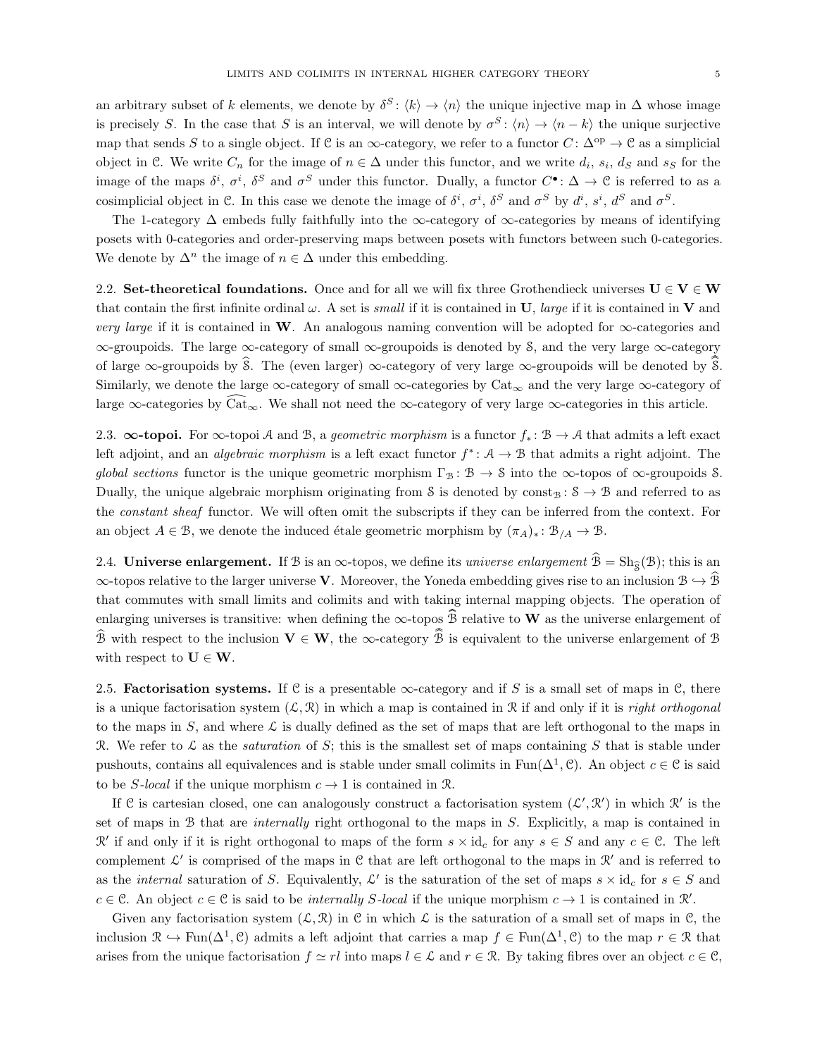an arbitrary subset of $k$ elements, we denote by $\delta^S\colon \langle k\rangle \to \langle n\rangle$ the unique injective map in $\Delta$ whose image is precisely $S$. In the case that $S$ is an interval, we will denote by $\sigma^S\colon \langle n\rangle \to \langle n-k\rangle$ the unique surjective map that sends $S$ to a single object. If $\mathcal{C}$ is an $\infty$-category, we refer to a functor $C\colon \Delta^{\mathrm{op}} \to \mathcal{C}$ as a simplicial object in $\mathcal{C}$. We write $C_n$ for the image of $n \in \Delta$ under this functor, and we write $d_i$, $s_i$, $d_S$ and $s_S$ for the image of the maps $\delta^i$, $\sigma^i$, $\delta^S$ and $\sigma^S$ under this functor. Dually, a functor $C^\bullet\colon \Delta \to \mathcal{C}$ is referred to as a cosimplicial object in $\mathcal{C}$. In this case we denote the image of $\delta^i$, $\sigma^i$, $\delta^S$ and $\sigma^S$ by $d^i$, $s^i$, $d^S$ and $\sigma^S$.

The 1-category $\Delta$ embeds fully faithfully into the $\infty$-category of $\infty$-categories by means of identifying posets with 0-categories and order-preserving maps between posets with functors between such 0-categories. We denote by $\Delta^n$ the image of $n \in \Delta$ under this embedding.

2.2. **Set-theoretical foundations.** Once and for all we will fix three Grothendieck universes $\mathbf{U} \in \mathbf{V} \in \mathbf{W}$ that contain the first infinite ordinal $\omega$. A set is *small* if it is contained in $\mathbf{U}$, *large* if it is contained in $\mathbf{V}$ and *very large* if it is contained in $\mathbf{W}$. An analogous naming convention will be adopted for $\infty$-categories and $\infty$-groupoids. The large $\infty$-category of small $\infty$-groupoids is denoted by $\mathcal{S}$, and the very large $\infty$-category of large $\infty$-groupoids by $\widehat{\mathcal{S}}$. The (even larger) $\infty$-category of very large $\infty$-groupoids will be denoted by $\widehat{\widehat{\mathcal{S}}}$. Similarly, we denote the large $\infty$-category of small $\infty$-categories by $\mathrm{Cat}_\infty$ and the very large $\infty$-category of large $\infty$-categories by $\widehat{\mathrm{Cat}}_\infty$. We shall not need the $\infty$-category of very large $\infty$-categories in this article.

2.3. **$\infty$-topoi.** For $\infty$-topoi $\mathcal{A}$ and $\mathcal{B}$, a *geometric morphism* is a functor $f_*\colon \mathcal{B} \to \mathcal{A}$ that admits a left exact left adjoint, and an *algebraic morphism* is a left exact functor $f^*\colon \mathcal{A} \to \mathcal{B}$ that admits a right adjoint. The *global sections* functor is the unique geometric morphism $\Gamma_{\mathcal{B}}\colon \mathcal{B} \to \mathcal{S}$ into the $\infty$-topos of $\infty$-groupoids $\mathcal{S}$. Dually, the unique algebraic morphism originating from $\mathcal{S}$ is denoted by $\mathrm{const}_{\mathcal{B}}\colon \mathcal{S} \to \mathcal{B}$ and referred to as the *constant sheaf* functor. We will often omit the subscripts if they can be inferred from the context. For an object $A \in \mathcal{B}$, we denote the induced étale geometric morphism by $(\pi_A)_*\colon \mathcal{B}_{/A} \to \mathcal{B}$.

2.4. **Universe enlargement.** If $\mathcal{B}$ is an $\infty$-topos, we define its *universe enlargement* $\widehat{\mathcal{B}} = \mathrm{Sh}_{\widehat{\mathcal{S}}}(\mathcal{B})$; this is an $\infty$-topos relative to the larger universe $\mathbf{V}$. Moreover, the Yoneda embedding gives rise to an inclusion $\mathcal{B} \hookrightarrow \widehat{\mathcal{B}}$ that commutes with small limits and colimits and with taking internal mapping objects. The operation of enlarging universes is transitive: when defining the $\infty$-topos $\widehat{\widehat{\mathcal{B}}}$ relative to $\mathbf{W}$ as the universe enlargement of $\widehat{\mathcal{B}}$ with respect to the inclusion $\mathbf{V} \in \mathbf{W}$, the $\infty$-category $\widehat{\widehat{\mathcal{B}}}$ is equivalent to the universe enlargement of $\mathcal{B}$ with respect to $\mathbf{U} \in \mathbf{W}$.

2.5. **Factorisation systems.** If $\mathcal{C}$ is a presentable $\infty$-category and if $S$ is a small set of maps in $\mathcal{C}$, there is a unique factorisation system $(\mathcal{L}, \mathcal{R})$ in which a map is contained in $\mathcal{R}$ if and only if it is *right orthogonal* to the maps in $S$, and where $\mathcal{L}$ is dually defined as the set of maps that are left orthogonal to the maps in $\mathcal{R}$. We refer to $\mathcal{L}$ as the *saturation* of $S$; this is the smallest set of maps containing $S$ that is stable under pushouts, contains all equivalences and is stable under small colimits in $\mathrm{Fun}(\Delta^1, \mathcal{C})$. An object $c \in \mathcal{C}$ is said to be *$S$-local* if the unique morphism $c \to 1$ is contained in $\mathcal{R}$.

If $\mathcal{C}$ is cartesian closed, one can analogously construct a factorisation system $(\mathcal{L}', \mathcal{R}')$ in which $\mathcal{R}'$ is the set of maps in $\mathcal{B}$ that are *internally* right orthogonal to the maps in $S$. Explicitly, a map is contained in $\mathcal{R}'$ if and only if it is right orthogonal to maps of the form $s \times \mathrm{id}_c$ for any $s \in S$ and any $c \in \mathcal{C}$. The left complement $\mathcal{L}'$ is comprised of the maps in $\mathcal{C}$ that are left orthogonal to the maps in $\mathcal{R}'$ and is referred to as the *internal* saturation of $S$. Equivalently, $\mathcal{L}'$ is the saturation of the set of maps $s \times \mathrm{id}_c$ for $s \in S$ and $c \in \mathcal{C}$. An object $c \in \mathcal{C}$ is said to be *internally $S$-local* if the unique morphism $c \to 1$ is contained in $\mathcal{R}'$.

Given any factorisation system $(\mathcal{L}, \mathcal{R})$ in $\mathcal{C}$ in which $\mathcal{L}$ is the saturation of a small set of maps in $\mathcal{C}$, the inclusion $\mathcal{R} \hookrightarrow \mathrm{Fun}(\Delta^1, \mathcal{C})$ admits a left adjoint that carries a map $f \in \mathrm{Fun}(\Delta^1, \mathcal{C})$ to the map $r \in \mathcal{R}$ that arises from the unique factorisation $f \simeq rl$ into maps $l \in \mathcal{L}$ and $r \in \mathcal{R}$. By taking fibres over an object $c \in \mathcal{C}$,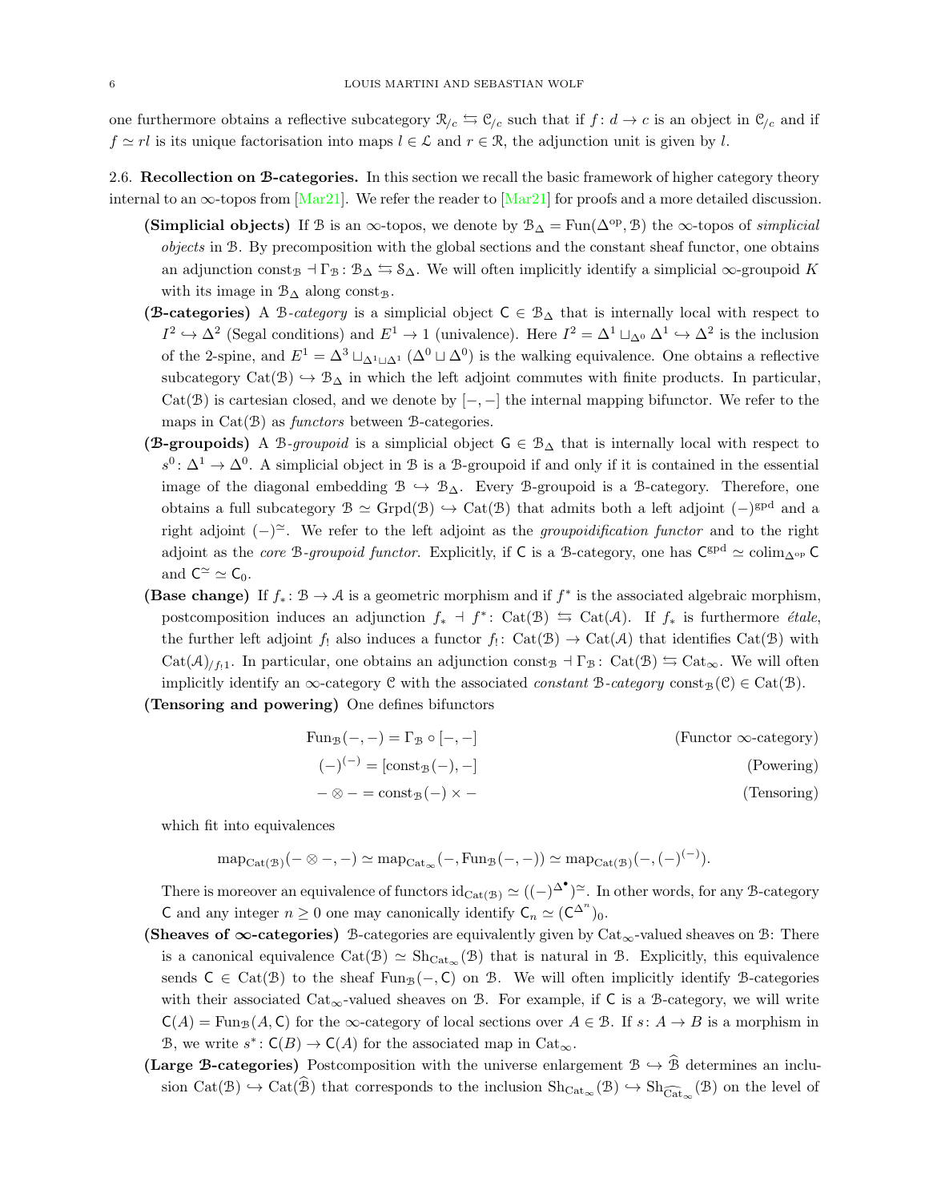one furthermore obtains a reflective subcategory $\mathcal{R}_{/c} \leftrightarrows \mathcal{C}_{/c}$ such that if $f\colon d \to c$ is an object in $\mathcal{C}_{/c}$ and if $f \simeq rl$ is its unique factorisation into maps $l \in \mathcal{L}$ and $r \in \mathcal{R}$, the adjunction unit is given by $l$.

**2.6. Recollection on $\mathcal{B}$-categories.** In this section we recall the basic framework of higher category theory internal to an $\infty$-topos from [Mar21]. We refer the reader to [Mar21] for proofs and a more detailed discussion.

- **(Simplicial objects)** If $\mathcal{B}$ is an $\infty$-topos, we denote by $\mathcal{B}_\Delta = \operatorname{Fun}(\Delta^{\mathrm{op}}, \mathcal{B})$ the $\infty$-topos of *simplicial objects* in $\mathcal{B}$. By precomposition with the global sections and the constant sheaf functor, one obtains an adjunction $\mathrm{const}_{\mathcal{B}} \dashv \Gamma_{\mathcal{B}} \colon \mathcal{B}_\Delta \leftrightarrows \mathcal{S}_\Delta$. We will often implicitly identify a simplicial $\infty$-groupoid $K$ with its image in $\mathcal{B}_\Delta$ along $\mathrm{const}_{\mathcal{B}}$.
- **($\mathcal{B}$-categories)** A $\mathcal{B}$-*category* is a simplicial object $\mathsf{C} \in \mathcal{B}_\Delta$ that is internally local with respect to $I^2 \hookrightarrow \Delta^2$ (Segal conditions) and $E^1 \to 1$ (univalence). Here $I^2 = \Delta^1 \sqcup_{\Delta^0} \Delta^1 \hookrightarrow \Delta^2$ is the inclusion of the 2-spine, and $E^1 = \Delta^3 \sqcup_{\Delta^1 \sqcup \Delta^1} (\Delta^0 \sqcup \Delta^0)$ is the walking equivalence. One obtains a reflective subcategory $\operatorname{Cat}(\mathcal{B}) \hookrightarrow \mathcal{B}_\Delta$ in which the left adjoint commutes with finite products. In particular, $\operatorname{Cat}(\mathcal{B})$ is cartesian closed, and we denote by $[-,-]$ the internal mapping bifunctor. We refer to the maps in $\operatorname{Cat}(\mathcal{B})$ as *functors* between $\mathcal{B}$-categories.
- **($\mathcal{B}$-groupoids)** A $\mathcal{B}$-*groupoid* is a simplicial object $\mathsf{G} \in \mathcal{B}_\Delta$ that is internally local with respect to $s^0 \colon \Delta^1 \to \Delta^0$. A simplicial object in $\mathcal{B}$ is a $\mathcal{B}$-groupoid if and only if it is contained in the essential image of the diagonal embedding $\mathcal{B} \hookrightarrow \mathcal{B}_\Delta$. Every $\mathcal{B}$-groupoid is a $\mathcal{B}$-category. Therefore, one obtains a full subcategory $\mathcal{B} \simeq \operatorname{Grpd}(\mathcal{B}) \hookrightarrow \operatorname{Cat}(\mathcal{B})$ that admits both a left adjoint $(-)^{\mathrm{gpd}}$ and a right adjoint $(-)^{\simeq}$. We refer to the left adjoint as the *groupoidification functor* and to the right adjoint as the *core $\mathcal{B}$-groupoid functor*. Explicitly, if $\mathsf{C}$ is a $\mathcal{B}$-category, one has $\mathsf{C}^{\mathrm{gpd}} \simeq \operatorname{colim}_{\Delta^{\mathrm{op}}} \mathsf{C}$ and $\mathsf{C}^{\simeq} \simeq \mathsf{C}_0$.
- **(Base change)** If $f_* \colon \mathcal{B} \to \mathcal{A}$ is a geometric morphism and if $f^*$ is the associated algebraic morphism, postcomposition induces an adjunction $f_* \dashv f^* \colon \operatorname{Cat}(\mathcal{B}) \leftrightarrows \operatorname{Cat}(\mathcal{A})$. If $f_*$ is furthermore *étale*, the further left adjoint $f_!$ also induces a functor $f_! \colon \operatorname{Cat}(\mathcal{B}) \to \operatorname{Cat}(\mathcal{A})$ that identifies $\operatorname{Cat}(\mathcal{B})$ with $\operatorname{Cat}(\mathcal{A})_{/f_! 1}$. In particular, one obtains an adjunction $\mathrm{const}_{\mathcal{B}} \dashv \Gamma_{\mathcal{B}} \colon \operatorname{Cat}(\mathcal{B}) \leftrightarrows \operatorname{Cat}_\infty$. We will often implicitly identify an $\infty$-category $\mathcal{C}$ with the associated *constant* $\mathcal{B}$-*category* $\mathrm{const}_{\mathcal{B}}(\mathcal{C}) \in \operatorname{Cat}(\mathcal{B})$.
- **(Tensoring and powering)** One defines bifunctors

$$
\begin{aligned}
\operatorname{Fun}_{\mathcal{B}}(-,-) &= \Gamma_{\mathcal{B}} \circ [-,-] && \text{(Functor $\infty$-category)}\\
(-)^{(-)} &= [\mathrm{const}_{\mathcal{B}}(-), -] && \text{(Powering)}\\
- \otimes - &= \mathrm{const}_{\mathcal{B}}(-) \times - && \text{(Tensoring)}
\end{aligned}
$$

  which fit into equivalences

$$
\operatorname{map}_{\operatorname{Cat}(\mathcal{B})}(- \otimes -, -) \simeq \operatorname{map}_{\operatorname{Cat}_\infty}(-, \operatorname{Fun}_{\mathcal{B}}(-,-)) \simeq \operatorname{map}_{\operatorname{Cat}(\mathcal{B})}(-, (-)^{(-)}).
$$

  There is moreover an equivalence of functors $\mathrm{id}_{\operatorname{Cat}(\mathcal{B})} \simeq ((-)^{\Delta^\bullet})^{\simeq}$. In other words, for any $\mathcal{B}$-category $\mathsf{C}$ and any integer $n \geq 0$ one may canonically identify $\mathsf{C}_n \simeq (\mathsf{C}^{\Delta^n})_0$.
- **(Sheaves of $\infty$-categories)** $\mathcal{B}$-categories are equivalently given by $\operatorname{Cat}_\infty$-valued sheaves on $\mathcal{B}$: There is a canonical equivalence $\operatorname{Cat}(\mathcal{B}) \simeq \operatorname{Sh}_{\operatorname{Cat}_\infty}(\mathcal{B})$ that is natural in $\mathcal{B}$. Explicitly, this equivalence sends $\mathsf{C} \in \operatorname{Cat}(\mathcal{B})$ to the sheaf $\operatorname{Fun}_{\mathcal{B}}(-, \mathsf{C})$ on $\mathcal{B}$. We will often implicitly identify $\mathcal{B}$-categories with their associated $\operatorname{Cat}_\infty$-valued sheaves on $\mathcal{B}$. For example, if $\mathsf{C}$ is a $\mathcal{B}$-category, we will write $\mathsf{C}(A) = \operatorname{Fun}_{\mathcal{B}}(A, \mathsf{C})$ for the $\infty$-category of local sections over $A \in \mathcal{B}$. If $s \colon A \to B$ is a morphism in $\mathcal{B}$, we write $s^* \colon \mathsf{C}(B) \to \mathsf{C}(A)$ for the associated map in $\operatorname{Cat}_\infty$.
- **(Large $\mathcal{B}$-categories)** Postcomposition with the universe enlargement $\mathcal{B} \hookrightarrow \widehat{\mathcal{B}}$ determines an inclusion $\operatorname{Cat}(\mathcal{B}) \hookrightarrow \operatorname{Cat}(\widehat{\mathcal{B}})$ that corresponds to the inclusion $\operatorname{Sh}_{\operatorname{Cat}_\infty}(\mathcal{B}) \hookrightarrow \operatorname{Sh}_{\widehat{\operatorname{Cat}}_\infty}(\mathcal{B})$ on the level of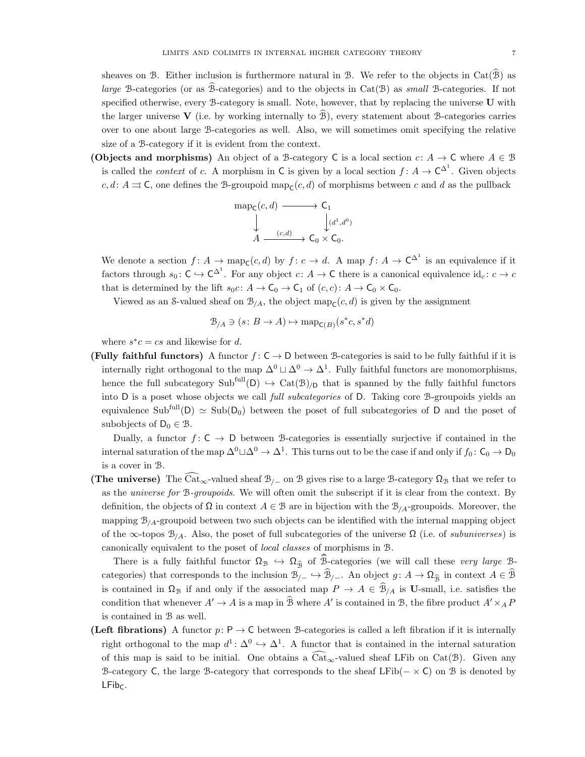sheaves on $\mathcal{B}$. Either inclusion is furthermore natural in $\mathcal{B}$. We refer to the objects in $\mathrm{Cat}(\widehat{\mathcal{B}})$ as *large* $\mathcal{B}$-categories (or as $\widehat{\mathcal{B}}$-categories) and to the objects in $\mathrm{Cat}(\mathcal{B})$ as *small* $\mathcal{B}$-categories. If not specified otherwise, every $\mathcal{B}$-category is small. Note, however, that by replacing the universe $\mathbf{U}$ with the larger universe $\mathbf{V}$ (i.e. by working internally to $\widehat{\mathcal{B}}$), every statement about $\mathcal{B}$-categories carries over to one about large $\mathcal{B}$-categories as well. Also, we will sometimes omit specifying the relative size of a $\mathcal{B}$-category if it is evident from the context.

**(Objects and morphisms)** An object of a $\mathcal{B}$-category $\mathsf{C}$ is a local section $c\colon A \to \mathsf{C}$ where $A \in \mathcal{B}$ is called the *context* of $c$. A morphism in $\mathsf{C}$ is given by a local section $f\colon A \to \mathsf{C}^{\Delta^1}$. Given objects $c, d\colon A \rightrightarrows \mathsf{C}$, one defines the $\mathcal{B}$-groupoid $\mathrm{map}_{\mathsf{C}}(c,d)$ of morphisms between $c$ and $d$ as the pullback

$$\begin{array}{ccc} \mathrm{map}_{\mathsf{C}}(c,d) & \longrightarrow & \mathsf{C}_1 \\ \big\downarrow & & \big\downarrow{\scriptstyle (d^1,d^0)} \\ A & \xrightarrow{(c,d)} & \mathsf{C}_0 \times \mathsf{C}_0. \end{array}$$

We denote a section $f\colon A \to \mathrm{map}_{\mathsf{C}}(c,d)$ by $f\colon c \to d$. A map $f\colon A \to \mathsf{C}^{\Delta^1}$ is an equivalence if it factors through $s_0\colon \mathsf{C} \hookrightarrow \mathsf{C}^{\Delta^1}$. For any object $c\colon A \to \mathsf{C}$ there is a canonical equivalence $\mathrm{id}_c\colon c \to c$ that is determined by the lift $s_0 c\colon A \to \mathsf{C}_0 \to \mathsf{C}_1$ of $(c,c)\colon A \to \mathsf{C}_0 \times \mathsf{C}_0$.

Viewed as an $\mathcal{S}$-valued sheaf on $\mathcal{B}_{/A}$, the object $\mathrm{map}_{\mathsf{C}}(c,d)$ is given by the assignment

$$\mathcal{B}_{/A} \ni (s\colon B \to A) \mapsto \mathrm{map}_{\mathsf{C}(B)}(s^*c, s^*d)$$

where $s^*c = cs$ and likewise for $d$.

**(Fully faithful functors)** A functor $f\colon \mathsf{C} \to \mathsf{D}$ between $\mathcal{B}$-categories is said to be fully faithful if it is internally right orthogonal to the map $\Delta^0 \sqcup \Delta^0 \to \Delta^1$. Fully faithful functors are monomorphisms, hence the full subcategory $\mathrm{Sub}^{\mathrm{full}}(\mathsf{D}) \hookrightarrow \mathrm{Cat}(\mathcal{B})_{/\mathsf{D}}$ that is spanned by the fully faithful functors into $\mathsf{D}$ is a poset whose objects we call *full subcategories* of $\mathsf{D}$. Taking core $\mathcal{B}$-groupoids yields an equivalence $\mathrm{Sub}^{\mathrm{full}}(\mathsf{D}) \simeq \mathrm{Sub}(\mathsf{D}_0)$ between the poset of full subcategories of $\mathsf{D}$ and the poset of subobjects of $\mathsf{D}_0 \in \mathcal{B}$.

Dually, a functor $f\colon \mathsf{C} \to \mathsf{D}$ between $\mathcal{B}$-categories is essentially surjective if contained in the internal saturation of the map $\Delta^0 \sqcup \Delta^0 \to \Delta^1$. This turns out to be the case if and only if $f_0\colon \mathsf{C}_0 \to \mathsf{D}_0$ is a cover in $\mathcal{B}$.

**(The universe)** The $\widehat{\mathrm{Cat}}_\infty$-valued sheaf $\mathcal{B}_{/-}$ on $\mathcal{B}$ gives rise to a large $\mathcal{B}$-category $\Omega_{\mathcal{B}}$ that we refer to as the *universe for $\mathcal{B}$-groupoids*. We will often omit the subscript if it is clear from the context. By definition, the objects of $\Omega$ in context $A \in \mathcal{B}$ are in bijection with the $\mathcal{B}_{/A}$-groupoids. Moreover, the mapping $\mathcal{B}_{/A}$-groupoid between two such objects can be identified with the internal mapping object of the $\infty$-topos $\mathcal{B}_{/A}$. Also, the poset of full subcategories of the universe $\Omega$ (i.e. of *subuniverses*) is canonically equivalent to the poset of *local classes* of morphisms in $\mathcal{B}$.

There is a fully faithful functor $\Omega_{\mathcal{B}} \hookrightarrow \Omega_{\widehat{\mathcal{B}}}$ of $\widehat{\widehat{\mathcal{B}}}$-categories (we will call these *very large* $\mathcal{B}$-categories) that corresponds to the inclusion $\mathcal{B}_{/-} \hookrightarrow \widehat{\mathcal{B}}_{/-}$. An object $g\colon A \to \Omega_{\widehat{\mathcal{B}}}$ in context $A \in \widehat{\mathcal{B}}$ is contained in $\Omega_{\mathcal{B}}$ if and only if the associated map $P \to A \in \widehat{\mathcal{B}}_{/A}$ is $\mathbf{U}$-small, i.e. satisfies the condition that whenever $A' \to A$ is a map in $\widehat{\mathcal{B}}$ where $A'$ is contained in $\mathcal{B}$, the fibre product $A' \times_A P$ is contained in $\mathcal{B}$ as well.

**(Left fibrations)** A functor $p\colon \mathsf{P} \to \mathsf{C}$ between $\mathcal{B}$-categories is called a left fibration if it is internally right orthogonal to the map $d^1\colon \Delta^0 \hookrightarrow \Delta^1$. A functor that is contained in the internal saturation of this map is said to be initial. One obtains a $\widehat{\mathrm{Cat}}_\infty$-valued sheaf $\mathrm{LFib}$ on $\mathrm{Cat}(\mathcal{B})$. Given any $\mathcal{B}$-category $\mathsf{C}$, the large $\mathcal{B}$-category that corresponds to the sheaf $\mathrm{LFib}(- \times \mathsf{C})$ on $\mathcal{B}$ is denoted by $\mathsf{LFib}_{\mathsf{C}}$.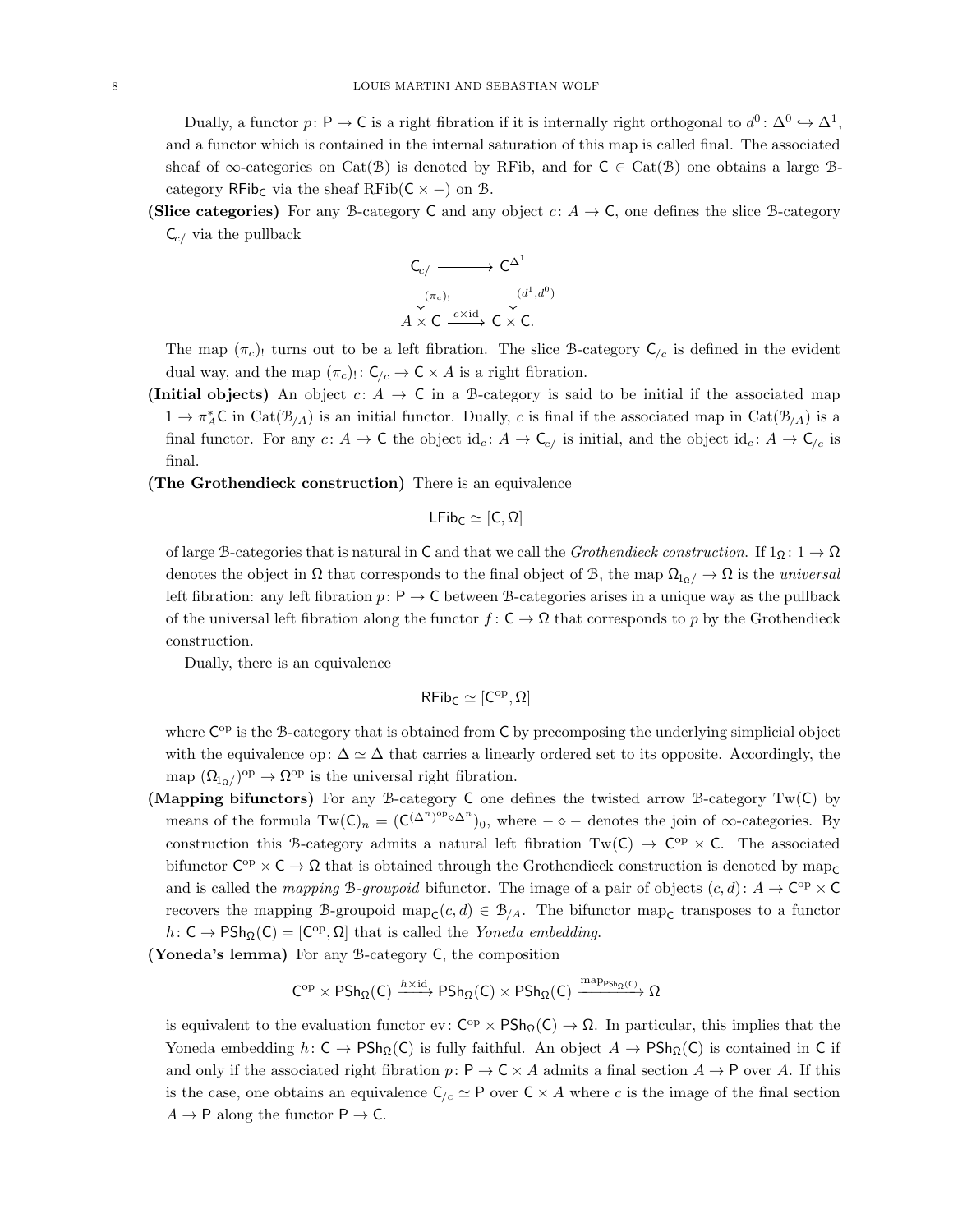Dually, a functor $p\colon \mathsf{P} \to \mathsf{C}$ is a right fibration if it is internally right orthogonal to $d^0\colon \Delta^0 \hookrightarrow \Delta^1$, and a functor which is contained in the internal saturation of this map is called final. The associated sheaf of $\infty$-categories on $\mathrm{Cat}(\mathcal{B})$ is denoted by RFib, and for $\mathsf{C} \in \mathrm{Cat}(\mathcal{B})$ one obtains a large $\mathcal{B}$-category $\mathsf{RFib}_{\mathsf{C}}$ via the sheaf $\mathrm{RFib}(\mathsf{C} \times -)$ on $\mathcal{B}$.

**(Slice categories)** For any $\mathcal{B}$-category $\mathsf{C}$ and any object $c\colon A \to \mathsf{C}$, one defines the slice $\mathcal{B}$-category $\mathsf{C}_{c/}$ via the pullback

$$\begin{array}{ccc} \mathsf{C}_{c/} & \longrightarrow & \mathsf{C}^{\Delta^1} \\ \big\downarrow{\scriptstyle (\pi_c)_!} & & \big\downarrow{\scriptstyle (d^1,d^0)} \\ A \times \mathsf{C} & \xrightarrow{c \times \mathrm{id}} & \mathsf{C} \times \mathsf{C}. \end{array}$$

The map $(\pi_c)_!$ turns out to be a left fibration. The slice $\mathcal{B}$-category $\mathsf{C}_{/c}$ is defined in the evident dual way, and the map $(\pi_c)_!\colon \mathsf{C}_{/c} \to \mathsf{C} \times A$ is a right fibration.

**(Initial objects)** An object $c\colon A \to \mathsf{C}$ in a $\mathcal{B}$-category is said to be initial if the associated map $1 \to \pi_A^* \mathsf{C}$ in $\mathrm{Cat}(\mathcal{B}_{/A})$ is an initial functor. Dually, $c$ is final if the associated map in $\mathrm{Cat}(\mathcal{B}_{/A})$ is a final functor. For any $c\colon A \to \mathsf{C}$ the object $\mathrm{id}_c\colon A \to \mathsf{C}_{c/}$ is initial, and the object $\mathrm{id}_c\colon A \to \mathsf{C}_{/c}$ is final.

**(The Grothendieck construction)** There is an equivalence

$$\mathsf{LFib}_{\mathsf{C}} \simeq [\mathsf{C}, \Omega]$$

of large $\mathcal{B}$-categories that is natural in $\mathsf{C}$ and that we call the *Grothendieck construction*. If $1_\Omega\colon 1 \to \Omega$ denotes the object in $\Omega$ that corresponds to the final object of $\mathcal{B}$, the map $\Omega_{1_\Omega/} \to \Omega$ is the *universal* left fibration: any left fibration $p\colon \mathsf{P} \to \mathsf{C}$ between $\mathcal{B}$-categories arises in a unique way as the pullback of the universal left fibration along the functor $f\colon \mathsf{C} \to \Omega$ that corresponds to $p$ by the Grothendieck construction.

Dually, there is an equivalence

$$\mathsf{RFib}_{\mathsf{C}} \simeq [\mathsf{C}^{\mathrm{op}}, \Omega]$$

where $\mathsf{C}^{\mathrm{op}}$ is the $\mathcal{B}$-category that is obtained from $\mathsf{C}$ by precomposing the underlying simplicial object with the equivalence $\mathrm{op}\colon \Delta \simeq \Delta$ that carries a linearly ordered set to its opposite. Accordingly, the map $(\Omega_{1_\Omega/})^{\mathrm{op}} \to \Omega^{\mathrm{op}}$ is the universal right fibration.

**(Mapping bifunctors)** For any $\mathcal{B}$-category $\mathsf{C}$ one defines the twisted arrow $\mathcal{B}$-category $\mathrm{Tw}(\mathsf{C})$ by means of the formula $\mathrm{Tw}(\mathsf{C})_n = (\mathsf{C}^{(\Delta^n)^{\mathrm{op}} \diamond \Delta^n})_0$, where $- \diamond -$ denotes the join of $\infty$-categories. By construction this $\mathcal{B}$-category admits a natural left fibration $\mathrm{Tw}(\mathsf{C}) \to \mathsf{C}^{\mathrm{op}} \times \mathsf{C}$. The associated bifunctor $\mathsf{C}^{\mathrm{op}} \times \mathsf{C} \to \Omega$ that is obtained through the Grothendieck construction is denoted by $\mathrm{map}_{\mathsf{C}}$ and is called the *mapping $\mathcal{B}$-groupoid* bifunctor. The image of a pair of objects $(c, d)\colon A \to \mathsf{C}^{\mathrm{op}} \times \mathsf{C}$ recovers the mapping $\mathcal{B}$-groupoid $\mathrm{map}_{\mathsf{C}}(c, d) \in \mathcal{B}_{/A}$. The bifunctor $\mathrm{map}_{\mathsf{C}}$ transposes to a functor $h\colon \mathsf{C} \to \mathsf{PSh}_\Omega(\mathsf{C}) = [\mathsf{C}^{\mathrm{op}}, \Omega]$ that is called the *Yoneda embedding*.

**(Yoneda's lemma)** For any $\mathcal{B}$-category $\mathsf{C}$, the composition

$$\mathsf{C}^{\mathrm{op}} \times \mathsf{PSh}_\Omega(\mathsf{C}) \xrightarrow{h \times \mathrm{id}} \mathsf{PSh}_\Omega(\mathsf{C}) \times \mathsf{PSh}_\Omega(\mathsf{C}) \xrightarrow{\mathrm{map}_{\mathsf{PSh}_\Omega(\mathsf{C})}} \Omega$$

is equivalent to the evaluation functor $\mathrm{ev}\colon \mathsf{C}^{\mathrm{op}} \times \mathsf{PSh}_\Omega(\mathsf{C}) \to \Omega$. In particular, this implies that the Yoneda embedding $h\colon \mathsf{C} \to \mathsf{PSh}_\Omega(\mathsf{C})$ is fully faithful. An object $A \to \mathsf{PSh}_\Omega(\mathsf{C})$ is contained in $\mathsf{C}$ if and only if the associated right fibration $p\colon \mathsf{P} \to \mathsf{C} \times A$ admits a final section $A \to \mathsf{P}$ over $A$. If this is the case, one obtains an equivalence $\mathsf{C}_{/c} \simeq \mathsf{P}$ over $\mathsf{C} \times A$ where $c$ is the image of the final section $A \to \mathsf{P}$ along the functor $\mathsf{P} \to \mathsf{C}$.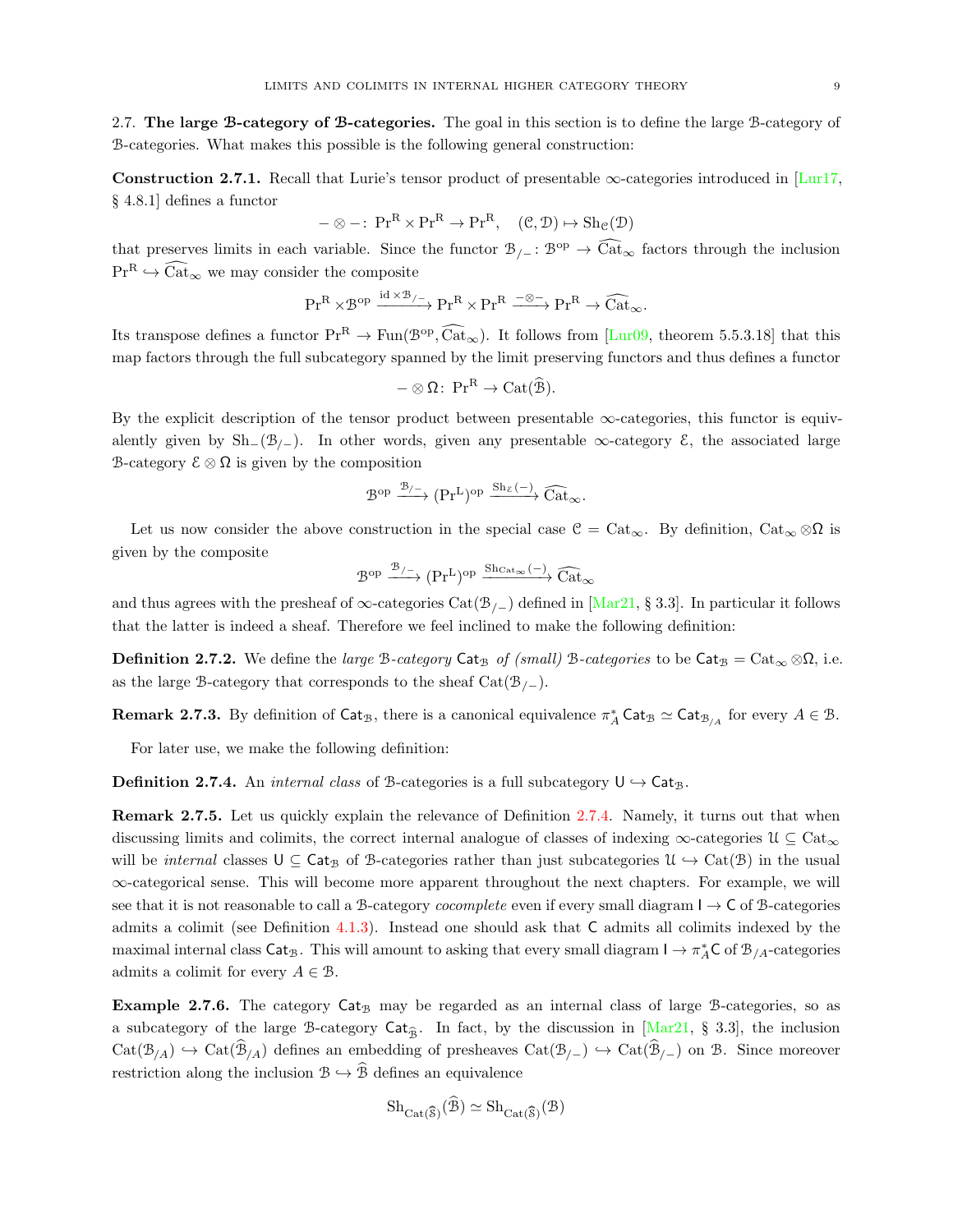**2.7. The large $\mathcal{B}$-category of $\mathcal{B}$-categories.** The goal in this section is to define the large $\mathcal{B}$-category of $\mathcal{B}$-categories. What makes this possible is the following general construction:

**Construction 2.7.1.** Recall that Lurie's tensor product of presentable $\infty$-categories introduced in [Lur17, § 4.8.1] defines a functor

$$- \otimes -\colon \mathrm{Pr}^{\mathrm{R}} \times \mathrm{Pr}^{\mathrm{R}} \to \mathrm{Pr}^{\mathrm{R}}, \quad (\mathcal{C}, \mathcal{D}) \mapsto \mathrm{Sh}_{\mathcal{C}}(\mathcal{D})$$

that preserves limits in each variable. Since the functor $\mathcal{B}_{/-}\colon \mathcal{B}^{\mathrm{op}} \to \widehat{\mathrm{Cat}}_{\infty}$ factors through the inclusion $\mathrm{Pr}^{\mathrm{R}} \hookrightarrow \widehat{\mathrm{Cat}}_{\infty}$ we may consider the composite

$$\mathrm{Pr}^{\mathrm{R}} \times \mathcal{B}^{\mathrm{op}} \xrightarrow{\mathrm{id} \times \mathcal{B}_{/-}} \mathrm{Pr}^{\mathrm{R}} \times \mathrm{Pr}^{\mathrm{R}} \xrightarrow{- \otimes -} \mathrm{Pr}^{\mathrm{R}} \to \widehat{\mathrm{Cat}}_{\infty}.$$

Its transpose defines a functor $\mathrm{Pr}^{\mathrm{R}} \to \mathrm{Fun}(\mathcal{B}^{\mathrm{op}}, \widehat{\mathrm{Cat}}_{\infty})$. It follows from [Lur09, theorem 5.5.3.18] that this map factors through the full subcategory spanned by the limit preserving functors and thus defines a functor

$$- \otimes \Omega\colon \mathrm{Pr}^{\mathrm{R}} \to \mathrm{Cat}(\widehat{\mathcal{B}}).$$

By the explicit description of the tensor product between presentable $\infty$-categories, this functor is equivalently given by $\mathrm{Sh}_{-}(\mathcal{B}_{/-})$. In other words, given any presentable $\infty$-category $\mathcal{E}$, the associated large $\mathcal{B}$-category $\mathcal{E} \otimes \Omega$ is given by the composition

$$\mathcal{B}^{\mathrm{op}} \xrightarrow{\mathcal{B}_{/-}} (\mathrm{Pr}^{\mathrm{L}})^{\mathrm{op}} \xrightarrow{\mathrm{Sh}_{\mathcal{E}}(-)} \widehat{\mathrm{Cat}}_{\infty}.$$

Let us now consider the above construction in the special case $\mathcal{C} = \mathrm{Cat}_{\infty}$. By definition, $\mathrm{Cat}_{\infty} \otimes \Omega$ is given by the composite

$$\mathcal{B}^{\mathrm{op}} \xrightarrow{\mathcal{B}_{/-}} (\mathrm{Pr}^{\mathrm{L}})^{\mathrm{op}} \xrightarrow{\mathrm{Sh}_{\mathrm{Cat}_{\infty}}(-)} \widehat{\mathrm{Cat}}_{\infty}$$

and thus agrees with the presheaf of $\infty$-categories $\mathrm{Cat}(\mathcal{B}_{/-})$ defined in [Mar21, § 3.3]. In particular it follows that the latter is indeed a sheaf. Therefore we feel inclined to make the following definition:

**Definition 2.7.2.** We define the *large $\mathcal{B}$-category* $\mathsf{Cat}_{\mathcal{B}}$ *of (small) $\mathcal{B}$-categories* to be $\mathsf{Cat}_{\mathcal{B}} = \mathrm{Cat}_{\infty} \otimes \Omega$, i.e. as the large $\mathcal{B}$-category that corresponds to the sheaf $\mathrm{Cat}(\mathcal{B}_{/-})$.

**Remark 2.7.3.** By definition of $\mathsf{Cat}_{\mathcal{B}}$, there is a canonical equivalence $\pi_A^* \mathsf{Cat}_{\mathcal{B}} \simeq \mathsf{Cat}_{\mathcal{B}_{/A}}$ for every $A \in \mathcal{B}$.

For later use, we make the following definition:

**Definition 2.7.4.** An *internal class* of $\mathcal{B}$-categories is a full subcategory $\mathsf{U} \hookrightarrow \mathsf{Cat}_{\mathcal{B}}$.

**Remark 2.7.5.** Let us quickly explain the relevance of Definition 2.7.4. Namely, it turns out that when discussing limits and colimits, the correct internal analogue of classes of indexing $\infty$-categories $\mathcal{U} \subseteq \mathrm{Cat}_{\infty}$ will be *internal* classes $\mathsf{U} \subseteq \mathsf{Cat}_{\mathcal{B}}$ of $\mathcal{B}$-categories rather than just subcategories $\mathcal{U} \hookrightarrow \mathrm{Cat}(\mathcal{B})$ in the usual $\infty$-categorical sense. This will become more apparent throughout the next chapters. For example, we will see that it is not reasonable to call a $\mathcal{B}$-category *cocomplete* even if every small diagram $\mathsf{I} \to \mathsf{C}$ of $\mathcal{B}$-categories admits a colimit (see Definition 4.1.3). Instead one should ask that $\mathsf{C}$ admits all colimits indexed by the maximal internal class $\mathsf{Cat}_{\mathcal{B}}$. This will amount to asking that every small diagram $\mathsf{I} \to \pi_A^* \mathsf{C}$ of $\mathcal{B}_{/A}$-categories admits a colimit for every $A \in \mathcal{B}$.

**Example 2.7.6.** The category $\mathsf{Cat}_{\mathcal{B}}$ may be regarded as an internal class of large $\mathcal{B}$-categories, so as a subcategory of the large $\mathcal{B}$-category $\mathsf{Cat}_{\widehat{\mathcal{B}}}$. In fact, by the discussion in [Mar21, § 3.3], the inclusion $\mathrm{Cat}(\mathcal{B}_{/A}) \hookrightarrow \mathrm{Cat}(\widehat{\mathcal{B}}_{/A})$ defines an embedding of presheaves $\mathrm{Cat}(\mathcal{B}_{/-}) \hookrightarrow \mathrm{Cat}(\widehat{\mathcal{B}}_{/-})$ on $\mathcal{B}$. Since moreover restriction along the inclusion $\mathcal{B} \hookrightarrow \widehat{\mathcal{B}}$ defines an equivalence

$$\mathrm{Sh}_{\mathrm{Cat}(\widehat{\mathcal{S}})}(\widehat{\mathcal{B}}) \simeq \mathrm{Sh}_{\mathrm{Cat}(\widehat{\mathcal{S}})}(\mathcal{B})$$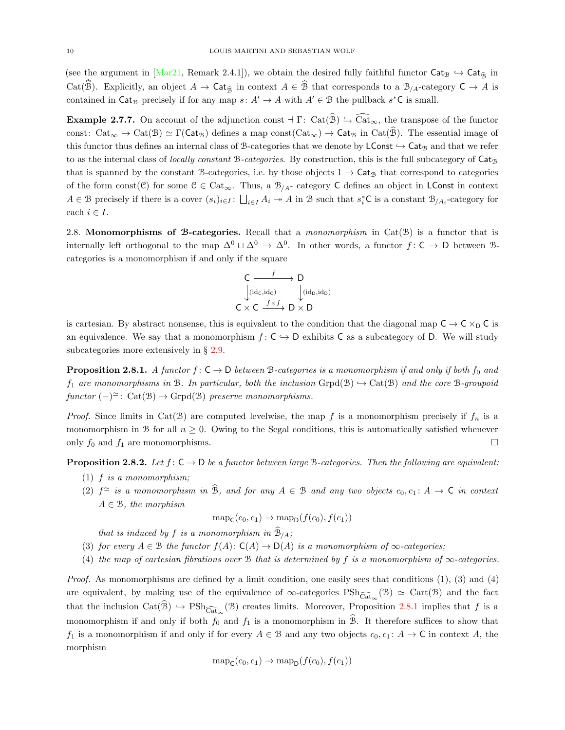(see the argument in [Mar21, Remark 2.4.1]), we obtain the desired fully faithful functor $\mathsf{Cat}_{\mathcal{B}} \hookrightarrow \mathsf{Cat}_{\widehat{\mathcal{B}}}$ in $\mathrm{Cat}(\widehat{\widehat{\mathcal{B}}})$. Explicitly, an object $A \to \mathsf{Cat}_{\widehat{\mathcal{B}}}$ in context $A \in \widehat{\mathcal{B}}$ that corresponds to a $\mathcal{B}_{/A}$-category $\mathsf{C} \to A$ is contained in $\mathsf{Cat}_{\mathcal{B}}$ precisely if for any map $s\colon A' \to A$ with $A' \in \mathcal{B}$ the pullback $s^*\mathsf{C}$ is small.

**Example 2.7.7.** On account of the adjunction $\mathrm{const} \dashv \Gamma\colon \mathrm{Cat}(\widehat{\mathcal{B}}) \leftrightarrows \widehat{\mathrm{Cat}}_\infty$, the transpose of the functor $\mathrm{const}\colon \mathrm{Cat}_\infty \to \mathrm{Cat}(\mathcal{B}) \simeq \Gamma(\mathsf{Cat}_{\mathcal{B}})$ defines a map $\mathrm{const}(\mathrm{Cat}_\infty) \to \mathsf{Cat}_{\mathcal{B}}$ in $\mathrm{Cat}(\widehat{\mathcal{B}})$. The essential image of this functor thus defines an internal class of $\mathcal{B}$-categories that we denote by $\mathsf{LConst} \hookrightarrow \mathsf{Cat}_{\mathcal{B}}$ and that we refer to as the internal class of *locally constant $\mathcal{B}$-categories*. By construction, this is the full subcategory of $\mathsf{Cat}_{\mathcal{B}}$ that is spanned by the constant $\mathcal{B}$-categories, i.e. by those objects $1 \to \mathsf{Cat}_{\mathcal{B}}$ that correspond to categories of the form $\mathrm{const}(\mathcal{C})$ for some $\mathcal{C} \in \mathrm{Cat}_\infty$. Thus, a $\mathcal{B}_{/A}$- category $\mathsf{C}$ defines an object in $\mathsf{LConst}$ in context $A \in \mathcal{B}$ precisely if there is a cover $(s_i)_{i\in I}\colon \bigsqcup_{i\in I} A_i \twoheadrightarrow A$ in $\mathcal{B}$ such that $s_i^*\mathsf{C}$ is a constant $\mathcal{B}_{/A_i}$-category for each $i \in I$.

## 2.8. Monomorphisms of $\mathcal{B}$-categories.

Recall that a *monomorphism* in $\mathrm{Cat}(\mathcal{B})$ is a functor that is internally left orthogonal to the map $\Delta^0 \sqcup \Delta^0 \to \Delta^0$. In other words, a functor $f\colon \mathsf{C} \to \mathsf{D}$ between $\mathcal{B}$-categories is a monomorphism if and only if the square

$$\begin{array}{ccc} \mathsf{C} & \xrightarrow{f} & \mathsf{D} \\ \downarrow{\scriptstyle (\mathrm{id}_{\mathsf{C}},\mathrm{id}_{\mathsf{C}})} & & \downarrow{\scriptstyle (\mathrm{id}_{\mathsf{D}},\mathrm{id}_{\mathsf{D}})} \\ \mathsf{C}\times\mathsf{C} & \xrightarrow{f\times f} & \mathsf{D}\times\mathsf{D} \end{array}$$

is cartesian. By abstract nonsense, this is equivalent to the condition that the diagonal map $\mathsf{C} \to \mathsf{C} \times_{\mathsf{D}} \mathsf{C}$ is an equivalence. We say that a monomorphism $f\colon \mathsf{C} \hookrightarrow \mathsf{D}$ exhibits $\mathsf{C}$ as a subcategory of $\mathsf{D}$. We will study subcategories more extensively in § 2.9.

**Proposition 2.8.1.** *A functor $f\colon \mathsf{C} \to \mathsf{D}$ between $\mathcal{B}$-categories is a monomorphism if and only if both $f_0$ and $f_1$ are monomorphisms in $\mathcal{B}$. In particular, both the inclusion $\mathrm{Grpd}(\mathcal{B}) \hookrightarrow \mathrm{Cat}(\mathcal{B})$ and the core $\mathcal{B}$-groupoid functor $(-)^{\simeq}\colon \mathrm{Cat}(\mathcal{B}) \to \mathrm{Grpd}(\mathcal{B})$ preserve monomorphisms.*

*Proof.* Since limits in $\mathrm{Cat}(\mathcal{B})$ are computed levelwise, the map $f$ is a monomorphism precisely if $f_n$ is a monomorphism in $\mathcal{B}$ for all $n \geq 0$. Owing to the Segal conditions, this is automatically satisfied whenever only $f_0$ and $f_1$ are monomorphisms. □

**Proposition 2.8.2.** *Let $f\colon \mathsf{C} \to \mathsf{D}$ be a functor between large $\mathcal{B}$-categories. Then the following are equivalent:*

1. *$f$ is a monomorphism;*
2. *$f^{\simeq}$ is a monomorphism in $\widehat{\mathcal{B}}$, and for any $A \in \mathcal{B}$ and any two objects $c_0, c_1\colon A \to \mathsf{C}$ in context $A \in \mathcal{B}$, the morphism*
$$\mathrm{map}_{\mathsf{C}}(c_0, c_1) \to \mathrm{map}_{\mathsf{D}}(f(c_0), f(c_1))$$
*that is induced by $f$ is a monomorphism in $\widehat{\mathcal{B}}_{/A}$;*
3. *for every $A \in \mathcal{B}$ the functor $f(A)\colon \mathsf{C}(A) \to \mathsf{D}(A)$ is a monomorphism of $\infty$-categories;*
4. *the map of cartesian fibrations over $\mathcal{B}$ that is determined by $f$ is a monomorphism of $\infty$-categories.*

*Proof.* As monomorphisms are defined by a limit condition, one easily sees that conditions (1), (3) and (4) are equivalent, by making use of the equivalence of $\infty$-categories $\mathrm{PSh}_{\widehat{\mathrm{Cat}}_\infty}(\mathcal{B}) \simeq \mathrm{Cart}(\mathcal{B})$ and the fact that the inclusion $\mathrm{Cat}(\widehat{\mathcal{B}}) \hookrightarrow \mathrm{PSh}_{\widehat{\mathrm{Cat}}_\infty}(\mathcal{B})$ creates limits. Moreover, Proposition 2.8.1 implies that $f$ is a monomorphism if and only if both $f_0$ and $f_1$ is a monomorphism in $\widehat{\mathcal{B}}$. It therefore suffices to show that $f_1$ is a monomorphism if and only if for every $A \in \mathcal{B}$ and any two objects $c_0, c_1\colon A \to \mathsf{C}$ in context $A$, the morphism

$$\mathrm{map}_{\mathsf{C}}(c_0, c_1) \to \mathrm{map}_{\mathsf{D}}(f(c_0), f(c_1))$$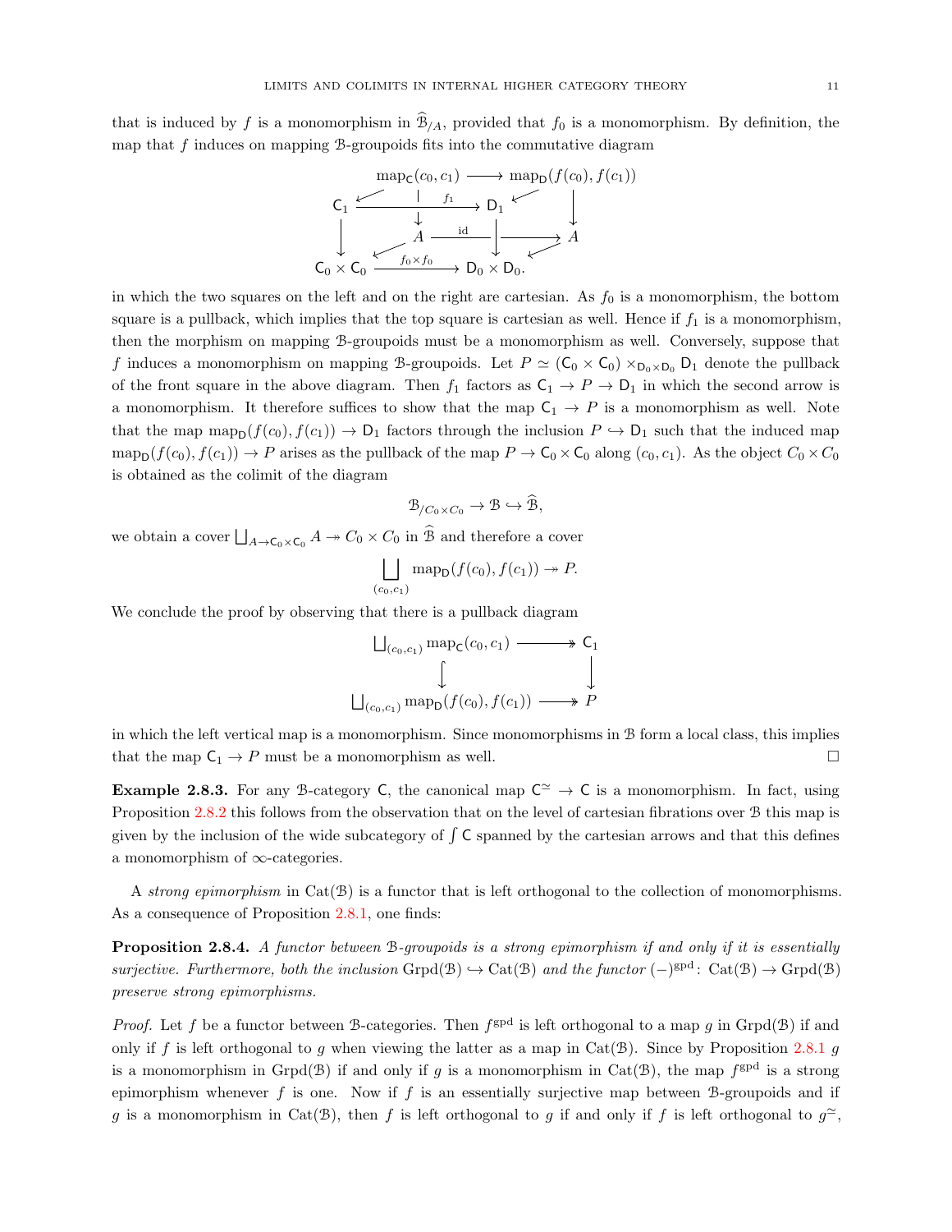that is induced by $f$ is a monomorphism in $\widehat{\mathcal{B}}_{/A}$, provided that $f_0$ is a monomorphism. By definition, the map that $f$ induces on mapping $\mathcal{B}$-groupoids fits into the commutative diagram

$$\begin{array}{ccccc}
& \mathrm{map}_{\mathsf{C}}(c_0, c_1) & \longrightarrow & \mathrm{map}_{\mathsf{D}}(f(c_0), f(c_1)) & \\
\mathsf{C}_1 & & \xrightarrow{f_1} & \mathsf{D}_1 & \\
& A & \xrightarrow{\mathrm{id}} & & A \\
\mathsf{C}_0 \times \mathsf{C}_0 & & \xrightarrow{f_0 \times f_0} & \mathsf{D}_0 \times \mathsf{D}_0. &
\end{array}$$

in which the two squares on the left and on the right are cartesian. As $f_0$ is a monomorphism, the bottom square is a pullback, which implies that the top square is cartesian as well. Hence if $f_1$ is a monomorphism, then the morphism on mapping $\mathcal{B}$-groupoids must be a monomorphism as well. Conversely, suppose that $f$ induces a monomorphism on mapping $\mathcal{B}$-groupoids. Let $P \simeq (\mathsf{C}_0 \times \mathsf{C}_0) \times_{\mathsf{D}_0 \times \mathsf{D}_0} \mathsf{D}_1$ denote the pullback of the front square in the above diagram. Then $f_1$ factors as $\mathsf{C}_1 \to P \to \mathsf{D}_1$ in which the second arrow is a monomorphism. It therefore suffices to show that the map $\mathsf{C}_1 \to P$ is a monomorphism as well. Note that the map $\mathrm{map}_{\mathsf{D}}(f(c_0), f(c_1)) \to \mathsf{D}_1$ factors through the inclusion $P \hookrightarrow \mathsf{D}_1$ such that the induced map $\mathrm{map}_{\mathsf{D}}(f(c_0), f(c_1)) \to P$ arises as the pullback of the map $P \to \mathsf{C}_0 \times \mathsf{C}_0$ along $(c_0, c_1)$. As the object $C_0 \times C_0$ is obtained as the colimit of the diagram

$$\mathcal{B}_{/C_0 \times C_0} \to \mathcal{B} \hookrightarrow \widehat{\mathcal{B}},$$

we obtain a cover $\bigsqcup_{A \to \mathsf{C}_0 \times \mathsf{C}_0} A \twoheadrightarrow C_0 \times C_0$ in $\widehat{\mathcal{B}}$ and therefore a cover

$$\bigsqcup_{(c_0, c_1)} \mathrm{map}_{\mathsf{D}}(f(c_0), f(c_1)) \twoheadrightarrow P.$$

We conclude the proof by observing that there is a pullback diagram

$$\begin{array}{ccc}
\bigsqcup_{(c_0,c_1)} \mathrm{map}_{\mathsf{C}}(c_0, c_1) & \twoheadrightarrow & \mathsf{C}_1 \\
\downarrow & & \downarrow \\
\bigsqcup_{(c_0,c_1)} \mathrm{map}_{\mathsf{D}}(f(c_0), f(c_1)) & \twoheadrightarrow & P
\end{array}$$

in which the left vertical map is a monomorphism. Since monomorphisms in $\mathcal{B}$ form a local class, this implies that the map $\mathsf{C}_1 \to P$ must be a monomorphism as well. $\square$

**Example 2.8.3.** For any $\mathcal{B}$-category $\mathsf{C}$, the canonical map $\mathsf{C}^{\simeq} \to \mathsf{C}$ is a monomorphism. In fact, using Proposition 2.8.2 this follows from the observation that on the level of cartesian fibrations over $\mathcal{B}$ this map is given by the inclusion of the wide subcategory of $\int \mathsf{C}$ spanned by the cartesian arrows and that this defines a monomorphism of $\infty$-categories.

A *strong epimorphism* in $\mathrm{Cat}(\mathcal{B})$ is a functor that is left orthogonal to the collection of monomorphisms. As a consequence of Proposition 2.8.1, one finds:

**Proposition 2.8.4.** *A functor between $\mathcal{B}$-groupoids is a strong epimorphism if and only if it is essentially surjective. Furthermore, both the inclusion $\mathrm{Grpd}(\mathcal{B}) \hookrightarrow \mathrm{Cat}(\mathcal{B})$ and the functor $(-)^{\mathrm{gpd}} \colon \mathrm{Cat}(\mathcal{B}) \to \mathrm{Grpd}(\mathcal{B})$ preserve strong epimorphisms.*

*Proof.* Let $f$ be a functor between $\mathcal{B}$-categories. Then $f^{\mathrm{gpd}}$ is left orthogonal to a map $g$ in $\mathrm{Grpd}(\mathcal{B})$ if and only if $f$ is left orthogonal to $g$ when viewing the latter as a map in $\mathrm{Cat}(\mathcal{B})$. Since by Proposition 2.8.1 $g$ is a monomorphism in $\mathrm{Grpd}(\mathcal{B})$ if and only if $g$ is a monomorphism in $\mathrm{Cat}(\mathcal{B})$, the map $f^{\mathrm{gpd}}$ is a strong epimorphism whenever $f$ is one. Now if $f$ is an essentially surjective map between $\mathcal{B}$-groupoids and if $g$ is a monomorphism in $\mathrm{Cat}(\mathcal{B})$, then $f$ is left orthogonal to $g$ if and only if $f$ is left orthogonal to $g^{\simeq}$,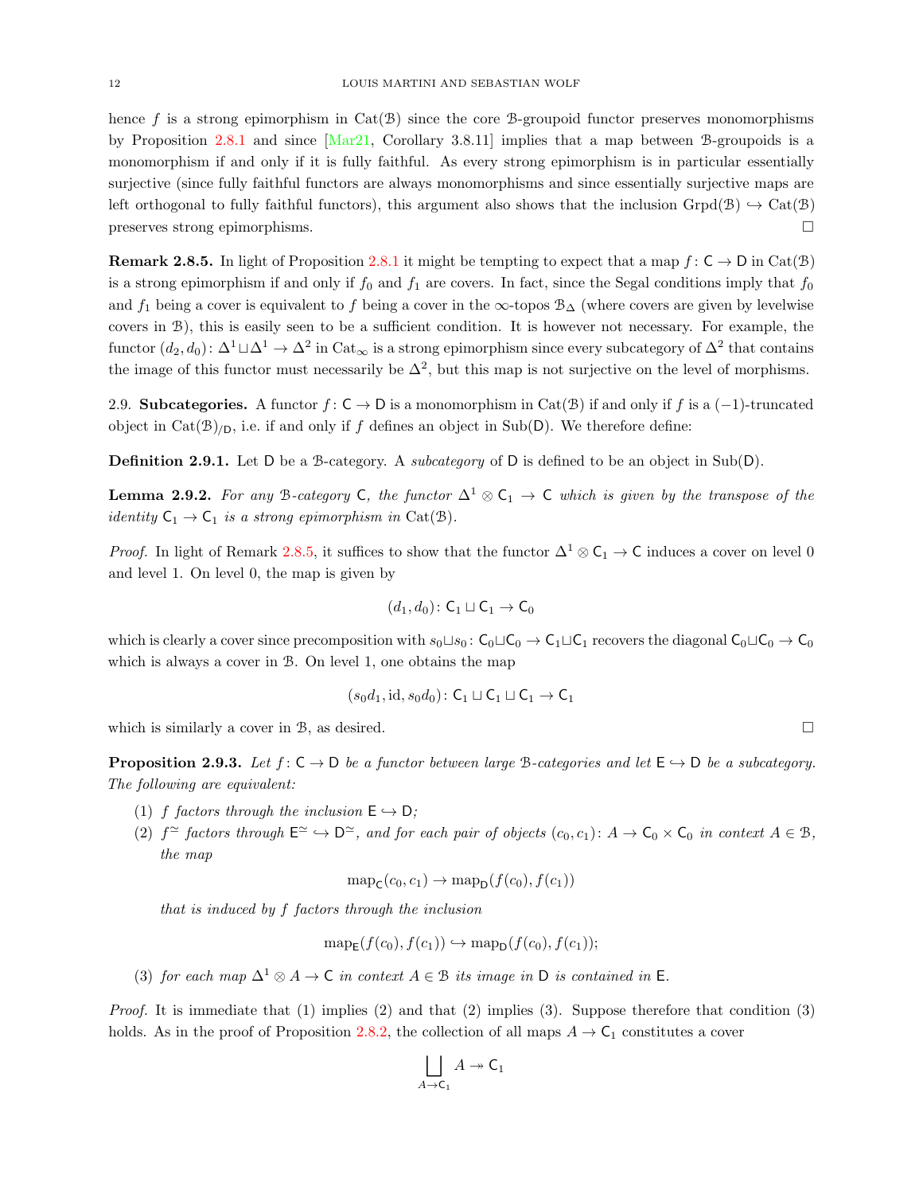hence $f$ is a strong epimorphism in $\mathrm{Cat}(\mathcal{B})$ since the core $\mathcal{B}$-groupoid functor preserves monomorphisms by Proposition 2.8.1 and since [Mar21, Corollary 3.8.11] implies that a map between $\mathcal{B}$-groupoids is a monomorphism if and only if it is fully faithful. As every strong epimorphism is in particular essentially surjective (since fully faithful functors are always monomorphisms and since essentially surjective maps are left orthogonal to fully faithful functors), this argument also shows that the inclusion $\mathrm{Grpd}(\mathcal{B}) \hookrightarrow \mathrm{Cat}(\mathcal{B})$ preserves strong epimorphisms. □

**Remark 2.8.5.** In light of Proposition 2.8.1 it might be tempting to expect that a map $f \colon \mathsf{C} \to \mathsf{D}$ in $\mathrm{Cat}(\mathcal{B})$ is a strong epimorphism if and only if $f_0$ and $f_1$ are covers. In fact, since the Segal conditions imply that $f_0$ and $f_1$ being a cover is equivalent to $f$ being a cover in the $\infty$-topos $\mathcal{B}_\Delta$ (where covers are given by levelwise covers in $\mathcal{B}$), this is easily seen to be a sufficient condition. It is however not necessary. For example, the functor $(d_2, d_0) \colon \Delta^1 \sqcup \Delta^1 \to \Delta^2$ in $\mathrm{Cat}_\infty$ is a strong epimorphism since every subcategory of $\Delta^2$ that contains the image of this functor must necessarily be $\Delta^2$, but this map is not surjective on the level of morphisms.

2.9. **Subcategories.** A functor $f \colon \mathsf{C} \to \mathsf{D}$ is a monomorphism in $\mathrm{Cat}(\mathcal{B})$ if and only if $f$ is a $(-1)$-truncated object in $\mathrm{Cat}(\mathcal{B})_{/\mathsf{D}}$, i.e. if and only if $f$ defines an object in $\mathrm{Sub}(\mathsf{D})$. We therefore define:

**Definition 2.9.1.** Let $\mathsf{D}$ be a $\mathcal{B}$-category. A *subcategory* of $\mathsf{D}$ is defined to be an object in $\mathrm{Sub}(\mathsf{D})$.

**Lemma 2.9.2.** *For any $\mathcal{B}$-category $\mathsf{C}$, the functor $\Delta^1 \otimes \mathsf{C}_1 \to \mathsf{C}$ which is given by the transpose of the identity $\mathsf{C}_1 \to \mathsf{C}_1$ is a strong epimorphism in $\mathrm{Cat}(\mathcal{B})$.*

*Proof.* In light of Remark 2.8.5, it suffices to show that the functor $\Delta^1 \otimes \mathsf{C}_1 \to \mathsf{C}$ induces a cover on level 0 and level 1. On level 0, the map is given by

$$(d_1, d_0) \colon \mathsf{C}_1 \sqcup \mathsf{C}_1 \to \mathsf{C}_0$$

which is clearly a cover since precomposition with $s_0 \sqcup s_0 \colon \mathsf{C}_0 \sqcup \mathsf{C}_0 \to \mathsf{C}_1 \sqcup \mathsf{C}_1$ recovers the diagonal $\mathsf{C}_0 \sqcup \mathsf{C}_0 \to \mathsf{C}_0$ which is always a cover in $\mathcal{B}$. On level 1, one obtains the map

$$(s_0 d_1, \mathrm{id}, s_0 d_0) \colon \mathsf{C}_1 \sqcup \mathsf{C}_1 \sqcup \mathsf{C}_1 \to \mathsf{C}_1$$

which is similarly a cover in $\mathcal{B}$, as desired. □

**Proposition 2.9.3.** *Let $f \colon \mathsf{C} \to \mathsf{D}$ be a functor between large $\mathcal{B}$-categories and let $\mathsf{E} \hookrightarrow \mathsf{D}$ be a subcategory. The following are equivalent:*

1. *$f$ factors through the inclusion $\mathsf{E} \hookrightarrow \mathsf{D}$;*
2. *$f^{\simeq}$ factors through $\mathsf{E}^{\simeq} \hookrightarrow \mathsf{D}^{\simeq}$, and for each pair of objects $(c_0, c_1) \colon A \to \mathsf{C}_0 \times \mathsf{C}_0$ in context $A \in \mathcal{B}$, the map*

   $$\mathrm{map}_{\mathsf{C}}(c_0, c_1) \to \mathrm{map}_{\mathsf{D}}(f(c_0), f(c_1))$$

   *that is induced by $f$ factors through the inclusion*

   $$\mathrm{map}_{\mathsf{E}}(f(c_0), f(c_1)) \hookrightarrow \mathrm{map}_{\mathsf{D}}(f(c_0), f(c_1));$$

3. *for each map $\Delta^1 \otimes A \to \mathsf{C}$ in context $A \in \mathcal{B}$ its image in $\mathsf{D}$ is contained in $\mathsf{E}$.*

*Proof.* It is immediate that (1) implies (2) and that (2) implies (3). Suppose therefore that condition (3) holds. As in the proof of Proposition 2.8.2, the collection of all maps $A \to \mathsf{C}_1$ constitutes a cover

$$\bigsqcup_{A \to \mathsf{C}_1} A \twoheadrightarrow \mathsf{C}_1$$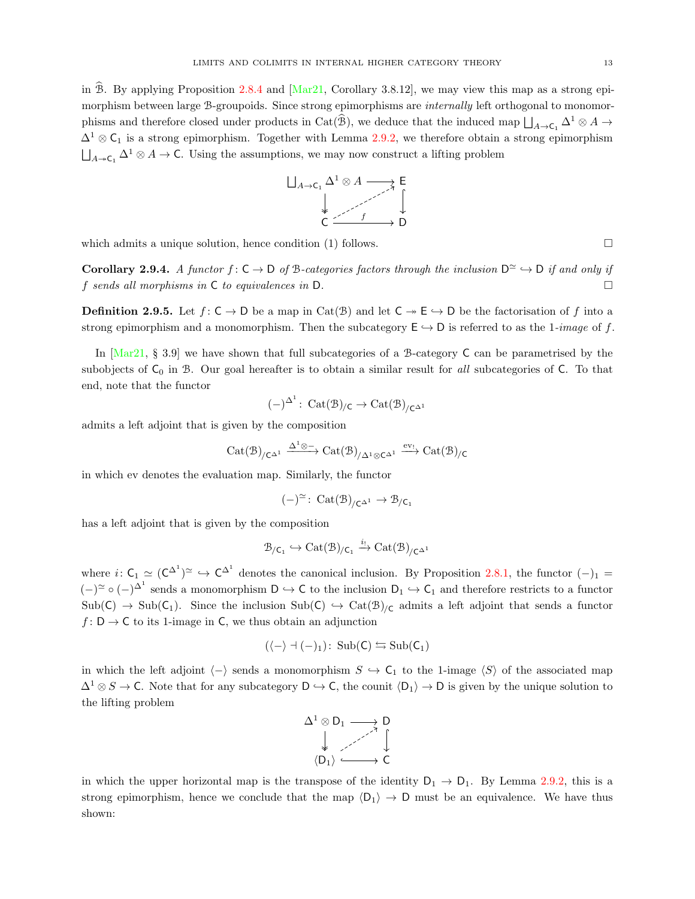in $\widehat{\mathcal{B}}$. By applying Proposition 2.8.4 and [Mar21, Corollary 3.8.12], we may view this map as a strong epimorphism between large $\mathcal{B}$-groupoids. Since strong epimorphisms are *internally* left orthogonal to monomorphisms and therefore closed under products in $\mathrm{Cat}(\widehat{\mathcal{B}})$, we deduce that the induced map $\bigsqcup_{A\to\mathsf{C}_1}\Delta^1\otimes A\to\Delta^1\otimes\mathsf{C}_1$ is a strong epimorphism. Together with Lemma 2.9.2, we therefore obtain a strong epimorphism $\bigsqcup_{A\twoheadrightarrow\mathsf{C}_1}\Delta^1\otimes A\to\mathsf{C}$. Using the assumptions, we may now construct a lifting problem

$$\begin{array}{ccc}
\bigsqcup_{A\to\mathsf{C}_1}\Delta^1\otimes A & \longrightarrow & \mathsf{E} \\
\downarrow & \nearrow & \downarrow \\
\mathsf{C} & \xrightarrow{f} & \mathsf{D}
\end{array}$$

which admits a unique solution, hence condition (1) follows. □

**Corollary 2.9.4.** *A functor $f\colon\mathsf{C}\to\mathsf{D}$ of $\mathcal{B}$-categories factors through the inclusion $\mathsf{D}^{\simeq}\hookrightarrow\mathsf{D}$ if and only if $f$ sends all morphisms in $\mathsf{C}$ to equivalences in $\mathsf{D}$.* □

**Definition 2.9.5.** Let $f\colon\mathsf{C}\to\mathsf{D}$ be a map in $\mathrm{Cat}(\mathcal{B})$ and let $\mathsf{C}\twoheadrightarrow\mathsf{E}\hookrightarrow\mathsf{D}$ be the factorisation of $f$ into a strong epimorphism and a monomorphism. Then the subcategory $\mathsf{E}\hookrightarrow\mathsf{D}$ is referred to as the $1$-*image* of $f$.

In [Mar21, § 3.9] we have shown that full subcategories of a $\mathcal{B}$-category $\mathsf{C}$ can be parametrised by the subobjects of $\mathsf{C}_0$ in $\mathcal{B}$. Our goal hereafter is to obtain a similar result for *all* subcategories of $\mathsf{C}$. To that end, note that the functor

$$(-)^{\Delta^1}\colon\ \mathrm{Cat}(\mathcal{B})_{/\mathsf{C}}\to\mathrm{Cat}(\mathcal{B})_{/\mathsf{C}^{\Delta^1}}$$

admits a left adjoint that is given by the composition

$$\mathrm{Cat}(\mathcal{B})_{/\mathsf{C}^{\Delta^1}}\xrightarrow{\Delta^1\otimes -}\mathrm{Cat}(\mathcal{B})_{/\Delta^1\otimes\mathsf{C}^{\Delta^1}}\xrightarrow{\mathrm{ev}_!}\mathrm{Cat}(\mathcal{B})_{/\mathsf{C}}$$

in which ev denotes the evaluation map. Similarly, the functor

$$(-)^{\simeq}\colon\ \mathrm{Cat}(\mathcal{B})_{/\mathsf{C}^{\Delta^1}}\to\mathcal{B}_{/\mathsf{C}_1}$$

has a left adjoint that is given by the composition

$$\mathcal{B}_{/\mathsf{C}_1}\hookrightarrow\mathrm{Cat}(\mathcal{B})_{/\mathsf{C}_1}\xrightarrow{i_!}\mathrm{Cat}(\mathcal{B})_{/\mathsf{C}^{\Delta^1}}$$

where $i\colon\mathsf{C}_1\simeq(\mathsf{C}^{\Delta^1})^{\simeq}\hookrightarrow\mathsf{C}^{\Delta^1}$ denotes the canonical inclusion. By Proposition 2.8.1, the functor $(-)_1=(-)^{\simeq}\circ(-)^{\Delta^1}$ sends a monomorphism $\mathsf{D}\hookrightarrow\mathsf{C}$ to the inclusion $\mathsf{D}_1\hookrightarrow\mathsf{C}_1$ and therefore restricts to a functor $\mathrm{Sub}(\mathsf{C})\to\mathrm{Sub}(\mathsf{C}_1)$. Since the inclusion $\mathrm{Sub}(\mathsf{C})\hookrightarrow\mathrm{Cat}(\mathcal{B})_{/\mathsf{C}}$ admits a left adjoint that sends a functor $f\colon\mathsf{D}\to\mathsf{C}$ to its 1-image in $\mathsf{C}$, we thus obtain an adjunction

$$(\langle-\rangle\dashv(-)_1)\colon\ \mathrm{Sub}(\mathsf{C})\leftrightarrows\mathrm{Sub}(\mathsf{C}_1)$$

in which the left adjoint $\langle-\rangle$ sends a monomorphism $S\hookrightarrow\mathsf{C}_1$ to the 1-image $\langle S\rangle$ of the associated map $\Delta^1\otimes S\to\mathsf{C}$. Note that for any subcategory $\mathsf{D}\hookrightarrow\mathsf{C}$, the counit $\langle\mathsf{D}_1\rangle\to\mathsf{D}$ is given by the unique solution to the lifting problem

$$\begin{array}{ccc}
\Delta^1\otimes\mathsf{D}_1 & \longrightarrow & \mathsf{D} \\
\downarrow & \nearrow & \downarrow \\
\langle\mathsf{D}_1\rangle & \longrightarrow & \mathsf{C}
\end{array}$$

in which the upper horizontal map is the transpose of the identity $\mathsf{D}_1\to\mathsf{D}_1$. By Lemma 2.9.2, this is a strong epimorphism, hence we conclude that the map $\langle\mathsf{D}_1\rangle\to\mathsf{D}$ must be an equivalence. We have thus shown: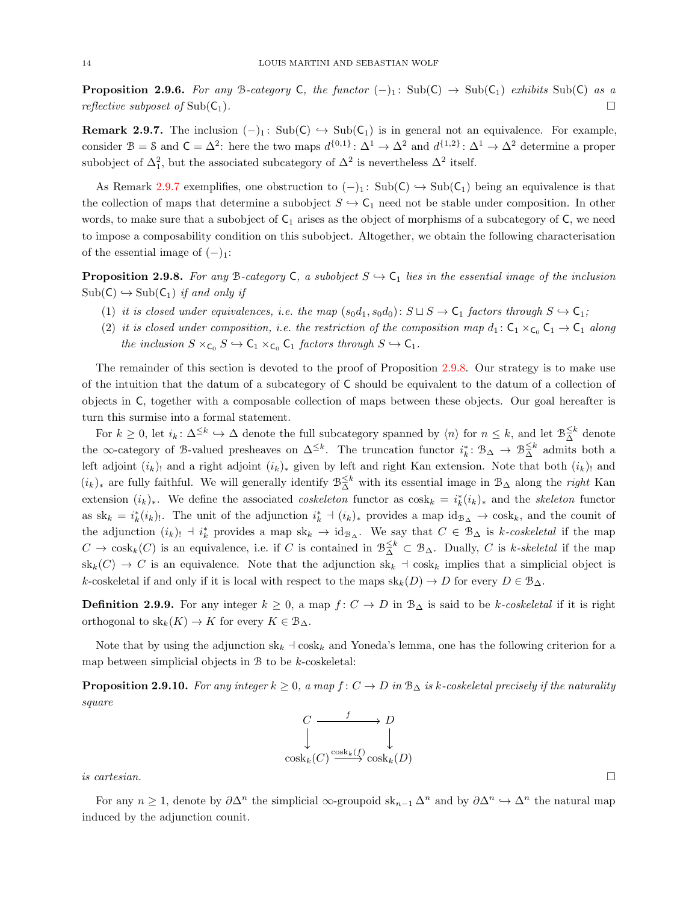**Proposition 2.9.6.** *For any $\mathcal{B}$-category $\mathsf{C}$, the functor $(-)_1\colon \operatorname{Sub}(\mathsf{C}) \to \operatorname{Sub}(\mathsf{C}_1)$ exhibits $\operatorname{Sub}(\mathsf{C})$ as a reflective subposet of $\operatorname{Sub}(\mathsf{C}_1)$.* □

**Remark 2.9.7.** The inclusion $(-)_1\colon \operatorname{Sub}(\mathsf{C}) \hookrightarrow \operatorname{Sub}(\mathsf{C}_1)$ is in general not an equivalence. For example, consider $\mathcal{B} = \mathcal{S}$ and $\mathsf{C} = \Delta^2$: here the two maps $d^{\{0,1\}}\colon \Delta^1 \to \Delta^2$ and $d^{\{1,2\}}\colon \Delta^1 \to \Delta^2$ determine a proper subobject of $\Delta^2_1$, but the associated subcategory of $\Delta^2$ is nevertheless $\Delta^2$ itself.

As Remark 2.9.7 exemplifies, one obstruction to $(-)_1\colon \operatorname{Sub}(\mathsf{C}) \hookrightarrow \operatorname{Sub}(\mathsf{C}_1)$ being an equivalence is that the collection of maps that determine a subobject $S \hookrightarrow \mathsf{C}_1$ need not be stable under composition. In other words, to make sure that a subobject of $\mathsf{C}_1$ arises as the object of morphisms of a subcategory of $\mathsf{C}$, we need to impose a composability condition on this subobject. Altogether, we obtain the following characterisation of the essential image of $(-)_1$:

**Proposition 2.9.8.** *For any $\mathcal{B}$-category $\mathsf{C}$, a subobject $S \hookrightarrow \mathsf{C}_1$ lies in the essential image of the inclusion $\operatorname{Sub}(\mathsf{C}) \hookrightarrow \operatorname{Sub}(\mathsf{C}_1)$ if and only if*

1. *it is closed under equivalences, i.e. the map $(s_0 d_1, s_0 d_0)\colon S \sqcup S \to \mathsf{C}_1$ factors through $S \hookrightarrow \mathsf{C}_1$;*
2. *it is closed under composition, i.e. the restriction of the composition map $d_1\colon \mathsf{C}_1 \times_{\mathsf{C}_0} \mathsf{C}_1 \to \mathsf{C}_1$ along the inclusion $S \times_{\mathsf{C}_0} S \hookrightarrow \mathsf{C}_1 \times_{\mathsf{C}_0} \mathsf{C}_1$ factors through $S \hookrightarrow \mathsf{C}_1$.*

The remainder of this section is devoted to the proof of Proposition 2.9.8. Our strategy is to make use of the intuition that the datum of a subcategory of $\mathsf{C}$ should be equivalent to the datum of a collection of objects in $\mathsf{C}$, together with a composable collection of maps between these objects. Our goal hereafter is turn this surmise into a formal statement.

For $k \geq 0$, let $i_k\colon \Delta^{\leq k} \hookrightarrow \Delta$ denote the full subcategory spanned by $\langle n \rangle$ for $n \leq k$, and let $\mathcal{B}_\Delta^{\leq k}$ denote the $\infty$-category of $\mathcal{B}$-valued presheaves on $\Delta^{\leq k}$. The truncation functor $i_k^*\colon \mathcal{B}_\Delta \to \mathcal{B}_\Delta^{\leq k}$ admits both a left adjoint $(i_k)_!$ and a right adjoint $(i_k)_*$ given by left and right Kan extension. Note that both $(i_k)_!$ and $(i_k)_*$ are fully faithful. We will generally identify $\mathcal{B}_\Delta^{\leq k}$ with its essential image in $\mathcal{B}_\Delta$ along the *right* Kan extension $(i_k)_*$. We define the associated *coskeleton* functor as $\operatorname{cosk}_k = i_k^*(i_k)_*$ and the *skeleton* functor as $\operatorname{sk}_k = i_k^*(i_k)_!$. The unit of the adjunction $i_k^* \dashv (i_k)_*$ provides a map $\mathrm{id}_{\mathcal{B}_\Delta} \to \operatorname{cosk}_k$, and the counit of the adjunction $(i_k)_! \dashv i_k^*$ provides a map $\operatorname{sk}_k \to \mathrm{id}_{\mathcal{B}_\Delta}$. We say that $C \in \mathcal{B}_\Delta$ is *$k$-coskeletal* if the map $C \to \operatorname{cosk}_k(C)$ is an equivalence, i.e. if $C$ is contained in $\mathcal{B}_\Delta^{\leq k} \subset \mathcal{B}_\Delta$. Dually, $C$ is *$k$-skeletal* if the map $\operatorname{sk}_k(C) \to C$ is an equivalence. Note that the adjunction $\operatorname{sk}_k \dashv \operatorname{cosk}_k$ implies that a simplicial object is $k$-coskeletal if and only if it is local with respect to the maps $\operatorname{sk}_k(D) \to D$ for every $D \in \mathcal{B}_\Delta$.

**Definition 2.9.9.** For any integer $k \geq 0$, a map $f\colon C \to D$ in $\mathcal{B}_\Delta$ is said to be *$k$-coskeletal* if it is right orthogonal to $\operatorname{sk}_k(K) \to K$ for every $K \in \mathcal{B}_\Delta$.

Note that by using the adjunction $\operatorname{sk}_k \dashv \operatorname{cosk}_k$ and Yoneda's lemma, one has the following criterion for a map between simplicial objects in $\mathcal{B}$ to be $k$-coskeletal:

**Proposition 2.9.10.** *For any integer $k \geq 0$, a map $f\colon C \to D$ in $\mathcal{B}_\Delta$ is $k$-coskeletal precisely if the naturality square*

$$
\begin{array}{ccc}
C & \xrightarrow{\;f\;} & D \\
\downarrow & & \downarrow \\
\operatorname{cosk}_k(C) & \xrightarrow{\operatorname{cosk}_k(f)} & \operatorname{cosk}_k(D)
\end{array}
$$

*is cartesian.* □

For any $n \geq 1$, denote by $\partial\Delta^n$ the simplicial $\infty$-groupoid $\operatorname{sk}_{n-1}\Delta^n$ and by $\partial\Delta^n \hookrightarrow \Delta^n$ the natural map induced by the adjunction counit.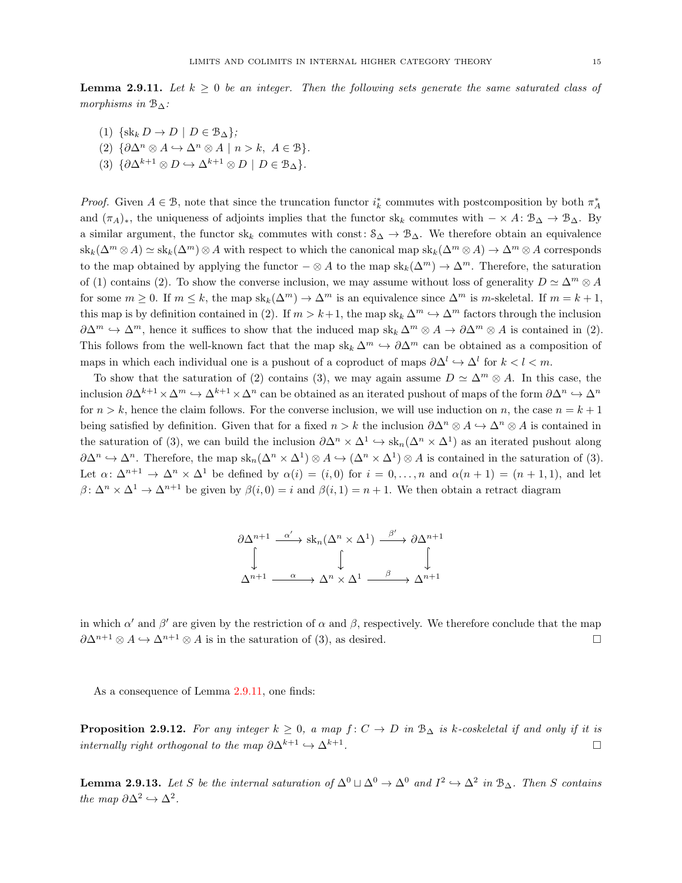**Lemma 2.9.11.** *Let $k \geq 0$ be an integer. Then the following sets generate the same saturated class of morphisms in $\mathcal{B}_\Delta$:*

1. $\{\operatorname{sk}_k D \to D \mid D \in \mathcal{B}_\Delta\}$;
2. $\{\partial\Delta^n \otimes A \hookrightarrow \Delta^n \otimes A \mid n > k,\ A \in \mathcal{B}\}$.
3. $\{\partial\Delta^{k+1} \otimes D \hookrightarrow \Delta^{k+1} \otimes D \mid D \in \mathcal{B}_\Delta\}$.

*Proof.* Given $A \in \mathcal{B}$, note that since the truncation functor $i_k^*$ commutes with postcomposition by both $\pi_A^*$ and $(\pi_A)_*$, the uniqueness of adjoints implies that the functor $\operatorname{sk}_k$ commutes with $- \times A \colon \mathcal{B}_\Delta \to \mathcal{B}_\Delta$. By a similar argument, the functor $\operatorname{sk}_k$ commutes with $\operatorname{const}\colon \mathcal{S}_\Delta \to \mathcal{B}_\Delta$. We therefore obtain an equivalence $\operatorname{sk}_k(\Delta^m \otimes A) \simeq \operatorname{sk}_k(\Delta^m) \otimes A$ with respect to which the canonical map $\operatorname{sk}_k(\Delta^m \otimes A) \to \Delta^m \otimes A$ corresponds to the map obtained by applying the functor $- \otimes A$ to the map $\operatorname{sk}_k(\Delta^m) \to \Delta^m$. Therefore, the saturation of (1) contains (2). To show the converse inclusion, we may assume without loss of generality $D \simeq \Delta^m \otimes A$ for some $m \geq 0$. If $m \leq k$, the map $\operatorname{sk}_k(\Delta^m) \to \Delta^m$ is an equivalence since $\Delta^m$ is $m$-skeletal. If $m = k+1$, this map is by definition contained in (2). If $m > k+1$, the map $\operatorname{sk}_k \Delta^m \hookrightarrow \Delta^m$ factors through the inclusion $\partial\Delta^m \hookrightarrow \Delta^m$, hence it suffices to show that the induced map $\operatorname{sk}_k \Delta^m \otimes A \to \partial\Delta^m \otimes A$ is contained in (2). This follows from the well-known fact that the map $\operatorname{sk}_k \Delta^m \hookrightarrow \partial\Delta^m$ can be obtained as a composition of maps in which each individual one is a pushout of a coproduct of maps $\partial\Delta^l \hookrightarrow \Delta^l$ for $k < l < m$.

To show that the saturation of (2) contains (3), we may again assume $D \simeq \Delta^m \otimes A$. In this case, the inclusion $\partial\Delta^{k+1} \times \Delta^m \hookrightarrow \Delta^{k+1} \times \Delta^n$ can be obtained as an iterated pushout of maps of the form $\partial\Delta^n \hookrightarrow \Delta^n$ for $n > k$, hence the claim follows. For the converse inclusion, we will use induction on $n$, the case $n = k+1$ being satisfied by definition. Given that for a fixed $n > k$ the inclusion $\partial\Delta^n \otimes A \hookrightarrow \Delta^n \otimes A$ is contained in the saturation of (3), we can build the inclusion $\partial\Delta^n \times \Delta^1 \hookrightarrow \operatorname{sk}_n(\Delta^n \times \Delta^1)$ as an iterated pushout along $\partial\Delta^n \hookrightarrow \Delta^n$. Therefore, the map $\operatorname{sk}_n(\Delta^n \times \Delta^1) \otimes A \hookrightarrow (\Delta^n \times \Delta^1) \otimes A$ is contained in the saturation of (3). Let $\alpha\colon \Delta^{n+1} \to \Delta^n \times \Delta^1$ be defined by $\alpha(i) = (i, 0)$ for $i = 0, \ldots, n$ and $\alpha(n+1) = (n+1, 1)$, and let $\beta\colon \Delta^n \times \Delta^1 \to \Delta^{n+1}$ be given by $\beta(i, 0) = i$ and $\beta(i, 1) = n+1$. We then obtain a retract diagram

$$
\begin{array}{ccccc}
\partial\Delta^{n+1} & \xrightarrow{\alpha'} & \operatorname{sk}_n(\Delta^n \times \Delta^1) & \xrightarrow{\beta'} & \partial\Delta^{n+1} \\
\big\downarrow & & \big\downarrow & & \big\downarrow \\
\Delta^{n+1} & \xrightarrow{\alpha} & \Delta^n \times \Delta^1 & \xrightarrow{\beta} & \Delta^{n+1}
\end{array}
$$

in which $\alpha'$ and $\beta'$ are given by the restriction of $\alpha$ and $\beta$, respectively. We therefore conclude that the map $\partial\Delta^{n+1} \otimes A \hookrightarrow \Delta^{n+1} \otimes A$ is in the saturation of (3), as desired. $\square$

As a consequence of Lemma 2.9.11, one finds:

**Proposition 2.9.12.** *For any integer $k \geq 0$, a map $f\colon C \to D$ in $\mathcal{B}_\Delta$ is $k$-coskeletal if and only if it is internally right orthogonal to the map $\partial\Delta^{k+1} \hookrightarrow \Delta^{k+1}$.* $\square$

**Lemma 2.9.13.** *Let $S$ be the internal saturation of $\Delta^0 \sqcup \Delta^0 \to \Delta^0$ and $I^2 \hookrightarrow \Delta^2$ in $\mathcal{B}_\Delta$. Then $S$ contains the map $\partial\Delta^2 \hookrightarrow \Delta^2$.*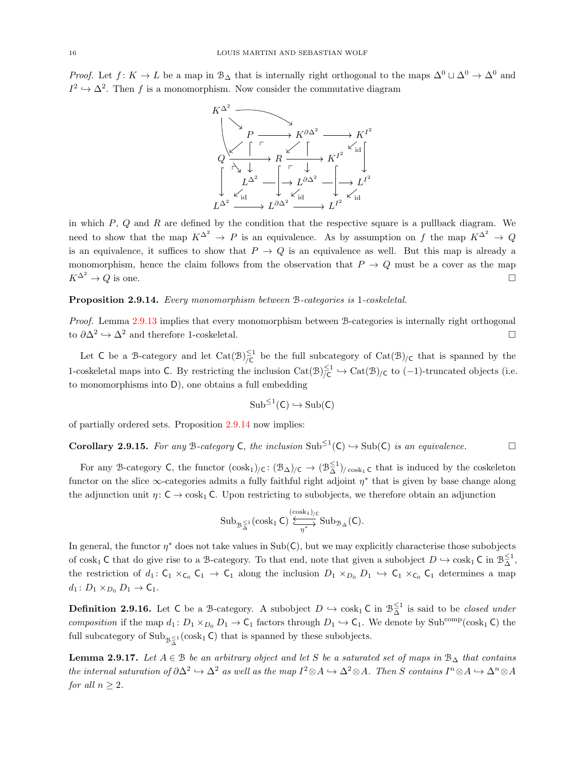*Proof.* Let $f\colon K \to L$ be a map in $\mathcal{B}_\Delta$ that is internally right orthogonal to the maps $\Delta^0 \sqcup \Delta^0 \to \Delta^0$ and $I^2 \hookrightarrow \Delta^2$. Then $f$ is a monomorphism. Now consider the commutative diagram

$$
\begin{array}{ccccccc}
K^{\Delta^2} & & & & & & \\
& P & \longrightarrow & K^{\partial\Delta^2} & \longrightarrow & K^{I^2} & \\
Q & \longrightarrow & R & \longrightarrow & K^{I^2} & & \\
& L^{\Delta^2} & \longrightarrow & L^{\partial\Delta^2} & \longrightarrow & L^{I^2} & \\
L^{\Delta^2} & \longrightarrow & L^{\partial\Delta^2} & \longrightarrow & L^{I^2} & &
\end{array}
$$

in which $P$, $Q$ and $R$ are defined by the condition that the respective square is a pullback diagram. We need to show that the map $K^{\Delta^2} \to P$ is an equivalence. As by assumption on $f$ the map $K^{\Delta^2} \to Q$ is an equivalence, it suffices to show that $P \to Q$ is an equivalence as well. But this map is already a monomorphism, hence the claim follows from the observation that $P \to Q$ must be a cover as the map $K^{\Delta^2} \to Q$ is one. $\square$

**Proposition 2.9.14.** *Every monomorphism between $\mathcal{B}$-categories is 1-coskeletal.*

*Proof.* Lemma 2.9.13 implies that every monomorphism between $\mathcal{B}$-categories is internally right orthogonal to $\partial\Delta^2 \hookrightarrow \Delta^2$ and therefore 1-coskeletal. $\square$

Let $\mathsf{C}$ be a $\mathcal{B}$-category and let $\mathrm{Cat}(\mathcal{B})^{\leq 1}_{/\mathsf{C}}$ be the full subcategory of $\mathrm{Cat}(\mathcal{B})_{/\mathsf{C}}$ that is spanned by the 1-coskeletal maps into $\mathsf{C}$. By restricting the inclusion $\mathrm{Cat}(\mathcal{B})^{\leq 1}_{/\mathsf{C}} \hookrightarrow \mathrm{Cat}(\mathcal{B})_{/\mathsf{C}}$ to $(-1)$-truncated objects (i.e. to monomorphisms into $\mathsf{D}$), one obtains a full embedding

$$\mathrm{Sub}^{\leq 1}(\mathsf{C}) \hookrightarrow \mathrm{Sub}(\mathsf{C})$$

of partially ordered sets. Proposition 2.9.14 now implies:

**Corollary 2.9.15.** *For any $\mathcal{B}$-category $\mathsf{C}$, the inclusion $\mathrm{Sub}^{\leq 1}(\mathsf{C}) \hookrightarrow \mathrm{Sub}(\mathsf{C})$ is an equivalence.* $\square$

For any $\mathcal{B}$-category $\mathsf{C}$, the functor $(\mathrm{cosk}_1)_{/\mathsf{C}}\colon (\mathcal{B}_\Delta)_{/\mathsf{C}} \to (\mathcal{B}^{\leq 1}_\Delta)_{/\mathrm{cosk}_1 \mathsf{C}}$ that is induced by the coskeleton functor on the slice $\infty$-categories admits a fully faithful right adjoint $\eta^*$ that is given by base change along the adjunction unit $\eta\colon \mathsf{C} \to \mathrm{cosk}_1 \mathsf{C}$. Upon restricting to subobjects, we therefore obtain an adjunction

$$\mathrm{Sub}_{\mathcal{B}^{\leq 1}_\Delta}(\mathrm{cosk}_1 \mathsf{C}) \underset{\eta^*}{\overset{(\mathrm{cosk}_1)_{/\mathsf{C}}}{\leftrightarrows}} \mathrm{Sub}_{\mathcal{B}_\Delta}(\mathsf{C}).$$

In general, the functor $\eta^*$ does not take values in $\mathrm{Sub}(\mathsf{C})$, but we may explicitly characterise those subobjects of $\mathrm{cosk}_1 \mathsf{C}$ that do give rise to a $\mathcal{B}$-category. To that end, note that given a subobject $D \hookrightarrow \mathrm{cosk}_1 \mathsf{C}$ in $\mathcal{B}^{\leq 1}_\Delta$, the restriction of $d_1\colon \mathsf{C}_1 \times_{\mathsf{C}_0} \mathsf{C}_1 \to \mathsf{C}_1$ along the inclusion $D_1 \times_{D_0} D_1 \hookrightarrow \mathsf{C}_1 \times_{\mathsf{C}_0} \mathsf{C}_1$ determines a map $d_1\colon D_1 \times_{D_0} D_1 \to \mathsf{C}_1$.

**Definition 2.9.16.** Let $\mathsf{C}$ be a $\mathcal{B}$-category. A subobject $D \hookrightarrow \mathrm{cosk}_1 \mathsf{C}$ in $\mathcal{B}^{\leq 1}_\Delta$ is said to be *closed under composition* if the map $d_1\colon D_1 \times_{D_0} D_1 \to \mathsf{C}_1$ factors through $D_1 \hookrightarrow \mathsf{C}_1$. We denote by $\mathrm{Sub}^{\mathrm{comp}}(\mathrm{cosk}_1 \mathsf{C})$ the full subcategory of $\mathrm{Sub}_{\mathcal{B}^{\leq 1}_\Delta}(\mathrm{cosk}_1 \mathsf{C})$ that is spanned by these subobjects.

**Lemma 2.9.17.** *Let $A \in \mathcal{B}$ be an arbitrary object and let $S$ be a saturated set of maps in $\mathcal{B}_\Delta$ that contains the internal saturation of $\partial\Delta^2 \hookrightarrow \Delta^2$ as well as the map $I^2 \otimes A \hookrightarrow \Delta^2 \otimes A$. Then $S$ contains $I^n \otimes A \hookrightarrow \Delta^n \otimes A$ for all $n \geq 2$.*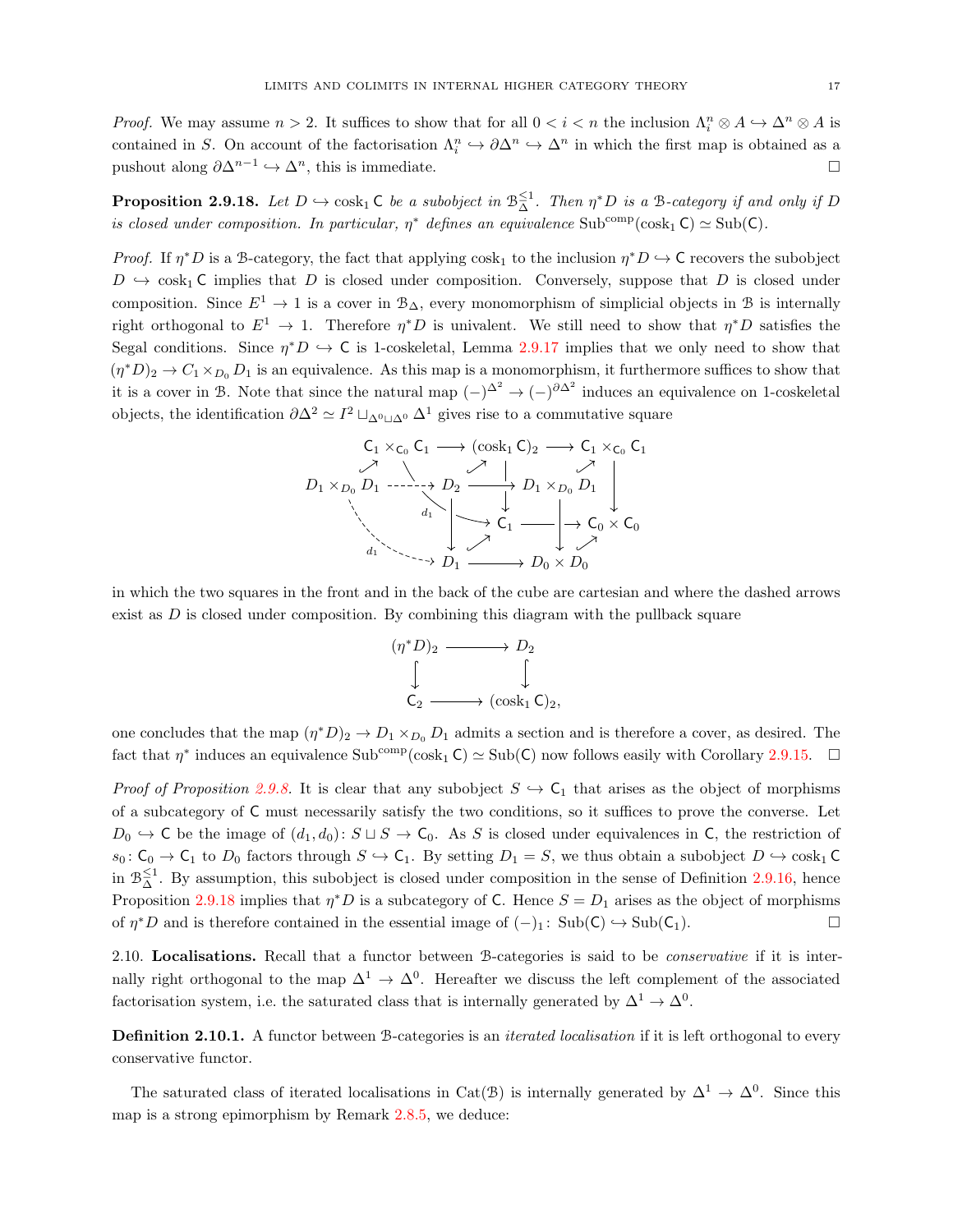*Proof.* We may assume $n > 2$. It suffices to show that for all $0 < i < n$ the inclusion $\Lambda^n_i \otimes A \hookrightarrow \Delta^n \otimes A$ is contained in $S$. On account of the factorisation $\Lambda^n_i \hookrightarrow \partial\Delta^n \hookrightarrow \Delta^n$ in which the first map is obtained as a pushout along $\partial\Delta^{n-1} \hookrightarrow \Delta^n$, this is immediate. □

**Proposition 2.9.18.** *Let $D \hookrightarrow \operatorname{cosk}_1 \mathsf{C}$ be a subobject in $\mathcal{B}^{\leq 1}_{\Delta}$. Then $\eta^* D$ is a $\mathcal{B}$-category if and only if $D$ is closed under composition. In particular, $\eta^*$ defines an equivalence $\operatorname{Sub}^{\mathrm{comp}}(\operatorname{cosk}_1 \mathsf{C}) \simeq \operatorname{Sub}(\mathsf{C})$.*

*Proof.* If $\eta^* D$ is a $\mathcal{B}$-category, the fact that applying $\operatorname{cosk}_1$ to the inclusion $\eta^* D \hookrightarrow \mathsf{C}$ recovers the subobject $D \hookrightarrow \operatorname{cosk}_1 \mathsf{C}$ implies that $D$ is closed under composition. Conversely, suppose that $D$ is closed under composition. Since $E^1 \to 1$ is a cover in $\mathcal{B}_{\Delta}$, every monomorphism of simplicial objects in $\mathcal{B}$ is internally right orthogonal to $E^1 \to 1$. Therefore $\eta^* D$ is univalent. We still need to show that $\eta^* D$ satisfies the Segal conditions. Since $\eta^* D \hookrightarrow \mathsf{C}$ is 1-coskeletal, Lemma 2.9.17 implies that we only need to show that $(\eta^* D)_2 \to C_1 \times_{D_0} D_1$ is an equivalence. As this map is a monomorphism, it furthermore suffices to show that it is a cover in $\mathcal{B}$. Note that since the natural map $(-)^{\Delta^2} \to (-)^{\partial\Delta^2}$ induces an equivalence on 1-coskeletal objects, the identification $\partial\Delta^2 \simeq I^2 \sqcup_{\Delta^0 \sqcup \Delta^0} \Delta^1$ gives rise to a commutative square

$$
\begin{array}{ccccc}
& \mathsf{C}_1 \times_{\mathsf{C}_0} \mathsf{C}_1 & \longrightarrow (\operatorname{cosk}_1 \mathsf{C})_2 & \longrightarrow & \mathsf{C}_1 \times_{\mathsf{C}_0} \mathsf{C}_1 \\
D_1 \times_{D_0} D_1 & \dashrightarrow D_2 & \longrightarrow & D_1 \times_{D_0} D_1 & \\
& \searrow^{d_1} & \mathsf{C}_1 & \longrightarrow & \mathsf{C}_0 \times \mathsf{C}_0 \\
& \overset{d_1}{\dashrightarrow} D_1 & \longrightarrow & D_0 \times D_0 &
\end{array}
$$

in which the two squares in the front and in the back of the cube are cartesian and where the dashed arrows exist as $D$ is closed under composition. By combining this diagram with the pullback square

$$
\begin{array}{ccc}
(\eta^* D)_2 & \longrightarrow & D_2 \\
\downarrow & & \downarrow \\
\mathsf{C}_2 & \longrightarrow & (\operatorname{cosk}_1 \mathsf{C})_2,
\end{array}
$$

one concludes that the map $(\eta^* D)_2 \to D_1 \times_{D_0} D_1$ admits a section and is therefore a cover, as desired. The fact that $\eta^*$ induces an equivalence $\operatorname{Sub}^{\mathrm{comp}}(\operatorname{cosk}_1 \mathsf{C}) \simeq \operatorname{Sub}(\mathsf{C})$ now follows easily with Corollary 2.9.15. □

*Proof of Proposition 2.9.8.* It is clear that any subobject $S \hookrightarrow \mathsf{C}_1$ that arises as the object of morphisms of a subcategory of $\mathsf{C}$ must necessarily satisfy the two conditions, so it suffices to prove the converse. Let $D_0 \hookrightarrow \mathsf{C}$ be the image of $(d_1, d_0)\colon S \sqcup S \to \mathsf{C}_0$. As $S$ is closed under equivalences in $\mathsf{C}$, the restriction of $s_0\colon \mathsf{C}_0 \to \mathsf{C}_1$ to $D_0$ factors through $S \hookrightarrow \mathsf{C}_1$. By setting $D_1 = S$, we thus obtain a subobject $D \hookrightarrow \operatorname{cosk}_1 \mathsf{C}$ in $\mathcal{B}^{\leq 1}_{\Delta}$. By assumption, this subobject is closed under composition in the sense of Definition 2.9.16, hence Proposition 2.9.18 implies that $\eta^* D$ is a subcategory of $\mathsf{C}$. Hence $S = D_1$ arises as the object of morphisms of $\eta^* D$ and is therefore contained in the essential image of $(-)_1\colon \operatorname{Sub}(\mathsf{C}) \hookrightarrow \operatorname{Sub}(\mathsf{C}_1)$. □

## 2.10. Localisations.

Recall that a functor between $\mathcal{B}$-categories is said to be *conservative* if it is internally right orthogonal to the map $\Delta^1 \to \Delta^0$. Hereafter we discuss the left complement of the associated factorisation system, i.e. the saturated class that is internally generated by $\Delta^1 \to \Delta^0$.

**Definition 2.10.1.** A functor between $\mathcal{B}$-categories is an *iterated localisation* if it is left orthogonal to every conservative functor.

The saturated class of iterated localisations in $\operatorname{Cat}(\mathcal{B})$ is internally generated by $\Delta^1 \to \Delta^0$. Since this map is a strong epimorphism by Remark 2.8.5, we deduce: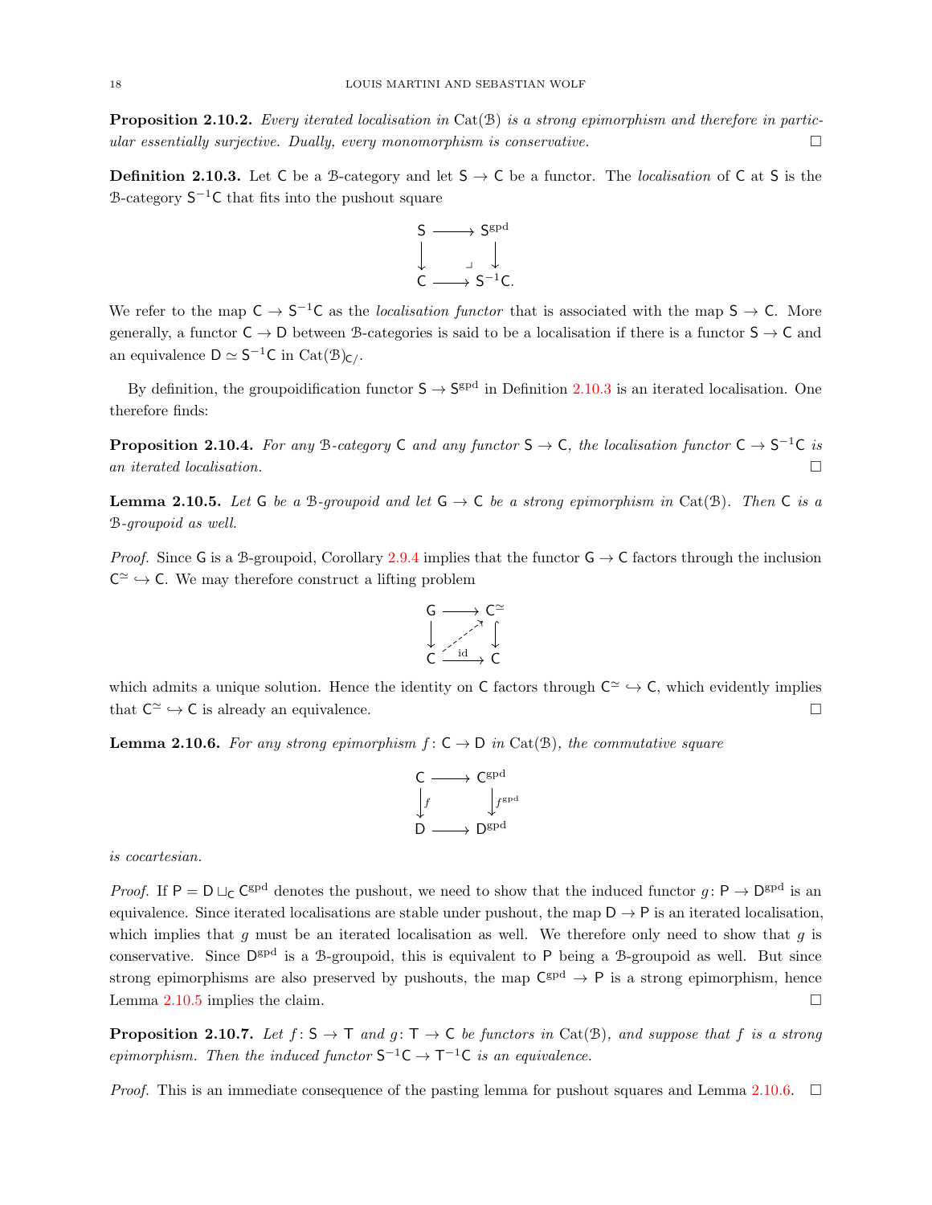**Proposition 2.10.2.** *Every iterated localisation in* $\mathrm{Cat}(\mathcal{B})$ *is a strong epimorphism and therefore in particular essentially surjective. Dually, every monomorphism is conservative.* □

**Definition 2.10.3.** Let $\mathsf{C}$ be a $\mathcal{B}$-category and let $\mathsf{S} \to \mathsf{C}$ be a functor. The *localisation* of $\mathsf{C}$ at $\mathsf{S}$ is the $\mathcal{B}$-category $\mathsf{S}^{-1}\mathsf{C}$ that fits into the pushout square

$$\begin{array}{ccc} \mathsf{S} & \longrightarrow & \mathsf{S}^{\mathrm{gpd}} \\ \downarrow & \lrcorner & \downarrow \\ \mathsf{C} & \longrightarrow & \mathsf{S}^{-1}\mathsf{C}. \end{array}$$

We refer to the map $\mathsf{C} \to \mathsf{S}^{-1}\mathsf{C}$ as the *localisation functor* that is associated with the map $\mathsf{S} \to \mathsf{C}$. More generally, a functor $\mathsf{C} \to \mathsf{D}$ between $\mathcal{B}$-categories is said to be a localisation if there is a functor $\mathsf{S} \to \mathsf{C}$ and an equivalence $\mathsf{D} \simeq \mathsf{S}^{-1}\mathsf{C}$ in $\mathrm{Cat}(\mathcal{B})_{\mathsf{C}/}$.

By definition, the groupoidification functor $\mathsf{S} \to \mathsf{S}^{\mathrm{gpd}}$ in Definition 2.10.3 is an iterated localisation. One therefore finds:

**Proposition 2.10.4.** *For any* $\mathcal{B}$*-category* $\mathsf{C}$ *and any functor* $\mathsf{S} \to \mathsf{C}$*, the localisation functor* $\mathsf{C} \to \mathsf{S}^{-1}\mathsf{C}$ *is an iterated localisation.* □

**Lemma 2.10.5.** *Let* $\mathsf{G}$ *be a* $\mathcal{B}$*-groupoid and let* $\mathsf{G} \to \mathsf{C}$ *be a strong epimorphism in* $\mathrm{Cat}(\mathcal{B})$*. Then* $\mathsf{C}$ *is a* $\mathcal{B}$*-groupoid as well.*

*Proof.* Since $\mathsf{G}$ is a $\mathcal{B}$-groupoid, Corollary 2.9.4 implies that the functor $\mathsf{G} \to \mathsf{C}$ factors through the inclusion $\mathsf{C}^{\simeq} \hookrightarrow \mathsf{C}$. We may therefore construct a lifting problem

$$\begin{array}{ccc} \mathsf{G} & \longrightarrow & \mathsf{C}^{\simeq} \\ \downarrow & \nearrow & \downarrow \\ \mathsf{C} & \xrightarrow{\mathrm{id}} & \mathsf{C} \end{array}$$

which admits a unique solution. Hence the identity on $\mathsf{C}$ factors through $\mathsf{C}^{\simeq} \hookrightarrow \mathsf{C}$, which evidently implies that $\mathsf{C}^{\simeq} \hookrightarrow \mathsf{C}$ is already an equivalence. □

**Lemma 2.10.6.** *For any strong epimorphism* $f\colon \mathsf{C} \to \mathsf{D}$ *in* $\mathrm{Cat}(\mathcal{B})$*, the commutative square*

$$\begin{array}{ccc} \mathsf{C} & \longrightarrow & \mathsf{C}^{\mathrm{gpd}} \\ \downarrow f & & \downarrow f^{\mathrm{gpd}} \\ \mathsf{D} & \longrightarrow & \mathsf{D}^{\mathrm{gpd}} \end{array}$$

*is cocartesian.*

*Proof.* If $\mathsf{P} = \mathsf{D} \sqcup_{\mathsf{C}} \mathsf{C}^{\mathrm{gpd}}$ denotes the pushout, we need to show that the induced functor $g\colon \mathsf{P} \to \mathsf{D}^{\mathrm{gpd}}$ is an equivalence. Since iterated localisations are stable under pushout, the map $\mathsf{D} \to \mathsf{P}$ is an iterated localisation, which implies that $g$ must be an iterated localisation as well. We therefore only need to show that $g$ is conservative. Since $\mathsf{D}^{\mathrm{gpd}}$ is a $\mathcal{B}$-groupoid, this is equivalent to $\mathsf{P}$ being a $\mathcal{B}$-groupoid as well. But since strong epimorphisms are also preserved by pushouts, the map $\mathsf{C}^{\mathrm{gpd}} \to \mathsf{P}$ is a strong epimorphism, hence Lemma 2.10.5 implies the claim. □

**Proposition 2.10.7.** *Let* $f\colon \mathsf{S} \to \mathsf{T}$ *and* $g\colon \mathsf{T} \to \mathsf{C}$ *be functors in* $\mathrm{Cat}(\mathcal{B})$*, and suppose that* $f$ *is a strong epimorphism. Then the induced functor* $\mathsf{S}^{-1}\mathsf{C} \to \mathsf{T}^{-1}\mathsf{C}$ *is an equivalence.*

*Proof.* This is an immediate consequence of the pasting lemma for pushout squares and Lemma 2.10.6. □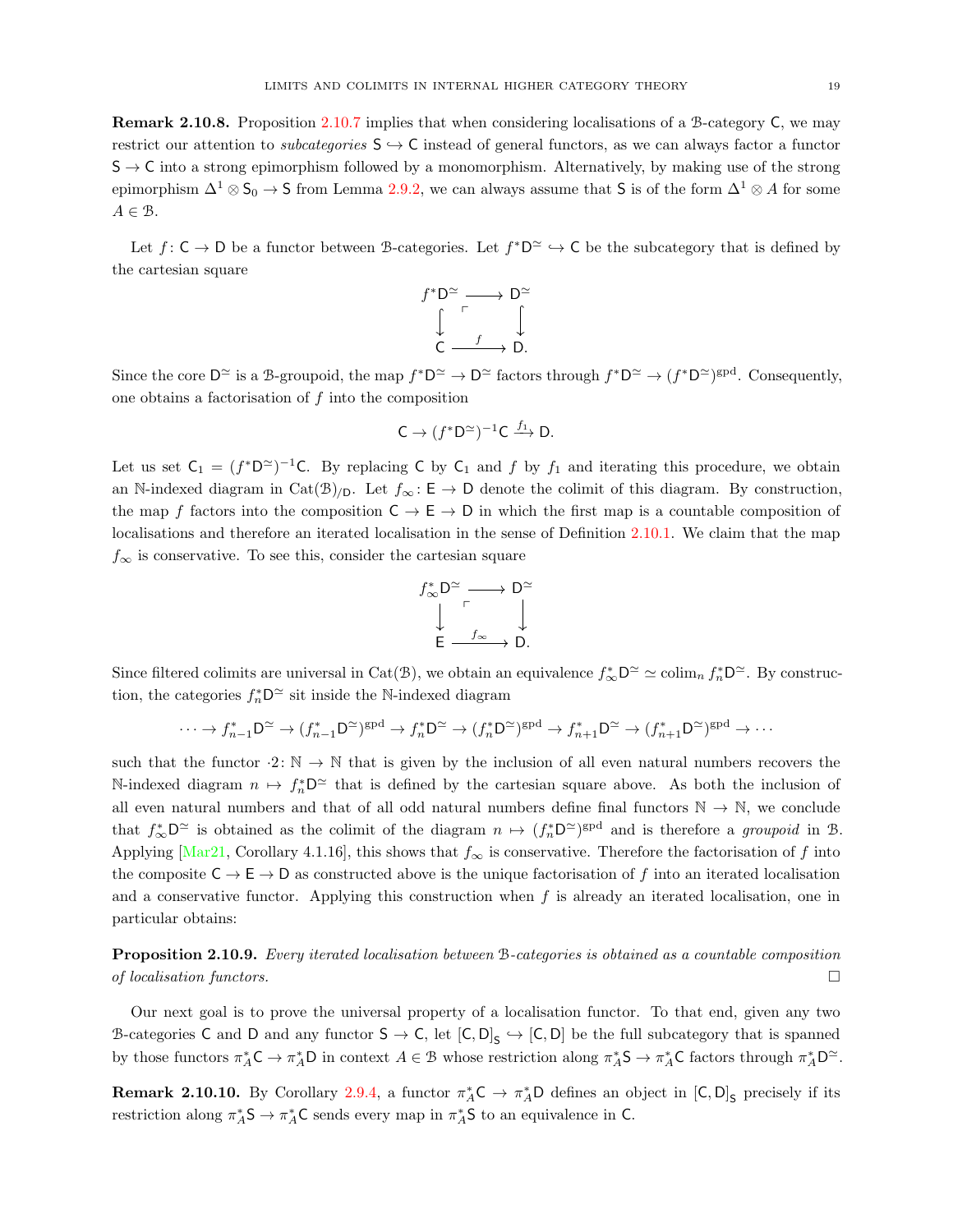**Remark 2.10.8.** Proposition 2.10.7 implies that when considering localisations of a $\mathcal{B}$-category $\mathsf{C}$, we may restrict our attention to *subcategories* $\mathsf{S} \hookrightarrow \mathsf{C}$ instead of general functors, as we can always factor a functor $\mathsf{S} \to \mathsf{C}$ into a strong epimorphism followed by a monomorphism. Alternatively, by making use of the strong epimorphism $\Delta^1 \otimes \mathsf{S}_0 \to \mathsf{S}$ from Lemma 2.9.2, we can always assume that $\mathsf{S}$ is of the form $\Delta^1 \otimes A$ for some $A \in \mathcal{B}$.

Let $f \colon \mathsf{C} \to \mathsf{D}$ be a functor between $\mathcal{B}$-categories. Let $f^*\mathsf{D}^{\simeq} \hookrightarrow \mathsf{C}$ be the subcategory that is defined by the cartesian square

$$\begin{array}{ccc} f^*\mathsf{D}^{\simeq} & \longrightarrow & \mathsf{D}^{\simeq} \\ \big\downarrow & \lrcorner & \big\downarrow \\ \mathsf{C} & \xrightarrow{f} & \mathsf{D}. \end{array}$$

Since the core $\mathsf{D}^{\simeq}$ is a $\mathcal{B}$-groupoid, the map $f^*\mathsf{D}^{\simeq} \to \mathsf{D}^{\simeq}$ factors through $f^*\mathsf{D}^{\simeq} \to (f^*\mathsf{D}^{\simeq})^{\mathrm{gpd}}$. Consequently, one obtains a factorisation of $f$ into the composition

$$\mathsf{C} \to (f^*\mathsf{D}^{\simeq})^{-1}\mathsf{C} \xrightarrow{f_1} \mathsf{D}.$$

Let us set $\mathsf{C}_1 = (f^*\mathsf{D}^{\simeq})^{-1}\mathsf{C}$. By replacing $\mathsf{C}$ by $\mathsf{C}_1$ and $f$ by $f_1$ and iterating this procedure, we obtain an $\mathbb{N}$-indexed diagram in $\mathrm{Cat}(\mathcal{B})_{/\mathsf{D}}$. Let $f_\infty \colon \mathsf{E} \to \mathsf{D}$ denote the colimit of this diagram. By construction, the map $f$ factors into the composition $\mathsf{C} \to \mathsf{E} \to \mathsf{D}$ in which the first map is a countable composition of localisations and therefore an iterated localisation in the sense of Definition 2.10.1. We claim that the map $f_\infty$ is conservative. To see this, consider the cartesian square

$$\begin{array}{ccc} f_\infty^*\mathsf{D}^{\simeq} & \longrightarrow & \mathsf{D}^{\simeq} \\ \big\downarrow & \lrcorner & \big\downarrow \\ \mathsf{E} & \xrightarrow{f_\infty} & \mathsf{D}. \end{array}$$

Since filtered colimits are universal in $\mathrm{Cat}(\mathcal{B})$, we obtain an equivalence $f_\infty^*\mathsf{D}^{\simeq} \simeq \operatorname{colim}_n f_n^*\mathsf{D}^{\simeq}$. By construction, the categories $f_n^*\mathsf{D}^{\simeq}$ sit inside the $\mathbb{N}$-indexed diagram

$$\cdots \to f_{n-1}^*\mathsf{D}^{\simeq} \to (f_{n-1}^*\mathsf{D}^{\simeq})^{\mathrm{gpd}} \to f_n^*\mathsf{D}^{\simeq} \to (f_n^*\mathsf{D}^{\simeq})^{\mathrm{gpd}} \to f_{n+1}^*\mathsf{D}^{\simeq} \to (f_{n+1}^*\mathsf{D}^{\simeq})^{\mathrm{gpd}} \to \cdots$$

such that the functor $\cdot 2 \colon \mathbb{N} \to \mathbb{N}$ that is given by the inclusion of all even natural numbers recovers the $\mathbb{N}$-indexed diagram $n \mapsto f_n^*\mathsf{D}^{\simeq}$ that is defined by the cartesian square above. As both the inclusion of all even natural numbers and that of all odd natural numbers define final functors $\mathbb{N} \to \mathbb{N}$, we conclude that $f_\infty^*\mathsf{D}^{\simeq}$ is obtained as the colimit of the diagram $n \mapsto (f_n^*\mathsf{D}^{\simeq})^{\mathrm{gpd}}$ and is therefore a *groupoid* in $\mathcal{B}$. Applying [Mar21, Corollary 4.1.16], this shows that $f_\infty$ is conservative. Therefore the factorisation of $f$ into the composite $\mathsf{C} \to \mathsf{E} \to \mathsf{D}$ as constructed above is the unique factorisation of $f$ into an iterated localisation and a conservative functor. Applying this construction when $f$ is already an iterated localisation, one in particular obtains:

**Proposition 2.10.9.** *Every iterated localisation between $\mathcal{B}$-categories is obtained as a countable composition of localisation functors.* □

Our next goal is to prove the universal property of a localisation functor. To that end, given any two $\mathcal{B}$-categories $\mathsf{C}$ and $\mathsf{D}$ and any functor $\mathsf{S} \to \mathsf{C}$, let $[\mathsf{C}, \mathsf{D}]_{\mathsf{S}} \hookrightarrow [\mathsf{C}, \mathsf{D}]$ be the full subcategory that is spanned by those functors $\pi_A^*\mathsf{C} \to \pi_A^*\mathsf{D}$ in context $A \in \mathcal{B}$ whose restriction along $\pi_A^*\mathsf{S} \to \pi_A^*\mathsf{C}$ factors through $\pi_A^*\mathsf{D}^{\simeq}$.

**Remark 2.10.10.** By Corollary 2.9.4, a functor $\pi_A^*\mathsf{C} \to \pi_A^*\mathsf{D}$ defines an object in $[\mathsf{C}, \mathsf{D}]_{\mathsf{S}}$ precisely if its restriction along $\pi_A^*\mathsf{S} \to \pi_A^*\mathsf{C}$ sends every map in $\pi_A^*\mathsf{S}$ to an equivalence in $\mathsf{C}$.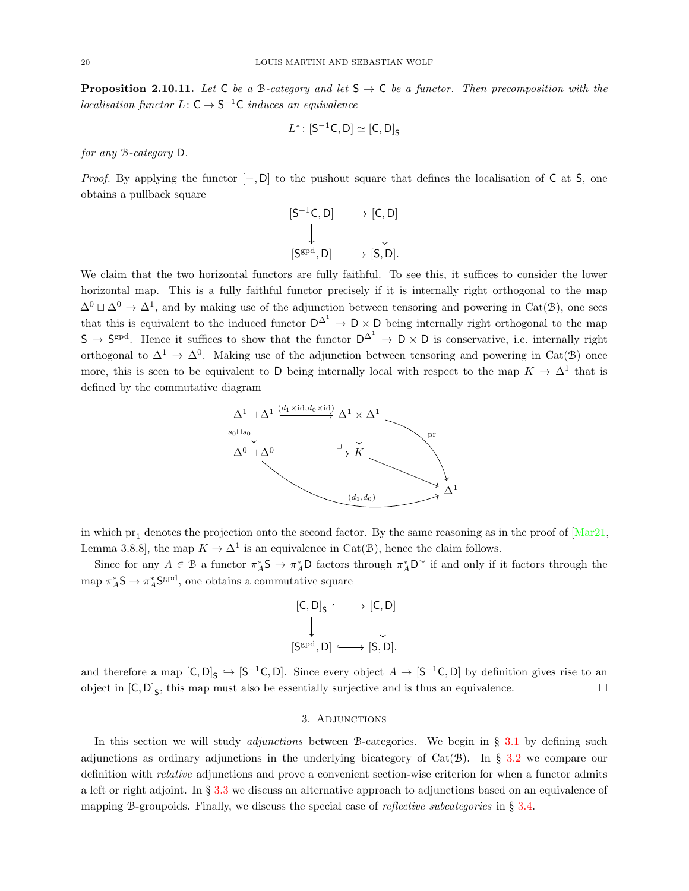**Proposition 2.10.11.** *Let* $\mathsf{C}$ *be a* $\mathcal{B}$*-category and let* $\mathsf{S} \to \mathsf{C}$ *be a functor. Then precomposition with the localisation functor* $L\colon \mathsf{C} \to \mathsf{S}^{-1}\mathsf{C}$ *induces an equivalence*

$$L^*\colon [\mathsf{S}^{-1}\mathsf{C}, \mathsf{D}] \simeq [\mathsf{C}, \mathsf{D}]_{\mathsf{S}}$$

*for any* $\mathcal{B}$*-category* $\mathsf{D}$*.*

*Proof.* By applying the functor $[-, \mathsf{D}]$ to the pushout square that defines the localisation of $\mathsf{C}$ at $\mathsf{S}$, one obtains a pullback square

$$\begin{array}{ccc} [\mathsf{S}^{-1}\mathsf{C}, \mathsf{D}] & \longrightarrow & [\mathsf{C}, \mathsf{D}] \\ \downarrow & & \downarrow \\ [\mathsf{S}^{\mathrm{gpd}}, \mathsf{D}] & \longrightarrow & [\mathsf{S}, \mathsf{D}]. \end{array}$$

We claim that the two horizontal functors are fully faithful. To see this, it suffices to consider the lower horizontal map. This is a fully faithful functor precisely if it is internally right orthogonal to the map $\Delta^0 \sqcup \Delta^0 \to \Delta^1$, and by making use of the adjunction between tensoring and powering in $\mathrm{Cat}(\mathcal{B})$, one sees that this is equivalent to the induced functor $\mathsf{D}^{\Delta^1} \to \mathsf{D} \times \mathsf{D}$ being internally right orthogonal to the map $\mathsf{S} \to \mathsf{S}^{\mathrm{gpd}}$. Hence it suffices to show that the functor $\mathsf{D}^{\Delta^1} \to \mathsf{D} \times \mathsf{D}$ is conservative, i.e. internally right orthogonal to $\Delta^1 \to \Delta^0$. Making use of the adjunction between tensoring and powering in $\mathrm{Cat}(\mathcal{B})$ once more, this is seen to be equivalent to $\mathsf{D}$ being internally local with respect to the map $K \to \Delta^1$ that is defined by the commutative diagram

$$\begin{array}{ccccc} \Delta^1 \sqcup \Delta^1 & \xrightarrow{(d_1 \times \mathrm{id}, d_0 \times \mathrm{id})} & \Delta^1 \times \Delta^1 & & \\ \downarrow{\scriptstyle s_0 \sqcup s_0} & & \downarrow & \searrow{\scriptstyle \mathrm{pr}_1} & \\ \Delta^0 \sqcup \Delta^0 & \longrightarrow & K & \longrightarrow & \Delta^1 \end{array}$$

(with the bottom composite $\Delta^0 \sqcup \Delta^0 \to \Delta^1$ given by $(d_1, d_0)$ and the square a pushout) in which $\mathrm{pr}_1$ denotes the projection onto the second factor. By the same reasoning as in the proof of [Mar21, Lemma 3.8.8], the map $K \to \Delta^1$ is an equivalence in $\mathrm{Cat}(\mathcal{B})$, hence the claim follows.

Since for any $A \in \mathcal{B}$ a functor $\pi_A^* \mathsf{S} \to \pi_A^* \mathsf{D}$ factors through $\pi_A^* \mathsf{D}^{\simeq}$ if and only if it factors through the map $\pi_A^* \mathsf{S} \to \pi_A^* \mathsf{S}^{\mathrm{gpd}}$, one obtains a commutative square

$$\begin{array}{ccc} [\mathsf{C}, \mathsf{D}]_{\mathsf{S}} & \hookrightarrow & [\mathsf{C}, \mathsf{D}] \\ \downarrow & & \downarrow \\ [\mathsf{S}^{\mathrm{gpd}}, \mathsf{D}] & \hookrightarrow & [\mathsf{S}, \mathsf{D}]. \end{array}$$

and therefore a map $[\mathsf{C}, \mathsf{D}]_{\mathsf{S}} \hookrightarrow [\mathsf{S}^{-1}\mathsf{C}, \mathsf{D}]$. Since every object $A \to [\mathsf{S}^{-1}\mathsf{C}, \mathsf{D}]$ by definition gives rise to an object in $[\mathsf{C}, \mathsf{D}]_{\mathsf{S}}$, this map must also be essentially surjective and is thus an equivalence. $\square$

## 3. Adjunctions

In this section we will study *adjunctions* between $\mathcal{B}$-categories. We begin in § 3.1 by defining such adjunctions as ordinary adjunctions in the underlying bicategory of $\mathrm{Cat}(\mathcal{B})$. In § 3.2 we compare our definition with *relative* adjunctions and prove a convenient section-wise criterion for when a functor admits a left or right adjoint. In § 3.3 we discuss an alternative approach to adjunctions based on an equivalence of mapping $\mathcal{B}$-groupoids. Finally, we discuss the special case of *reflective subcategories* in § 3.4.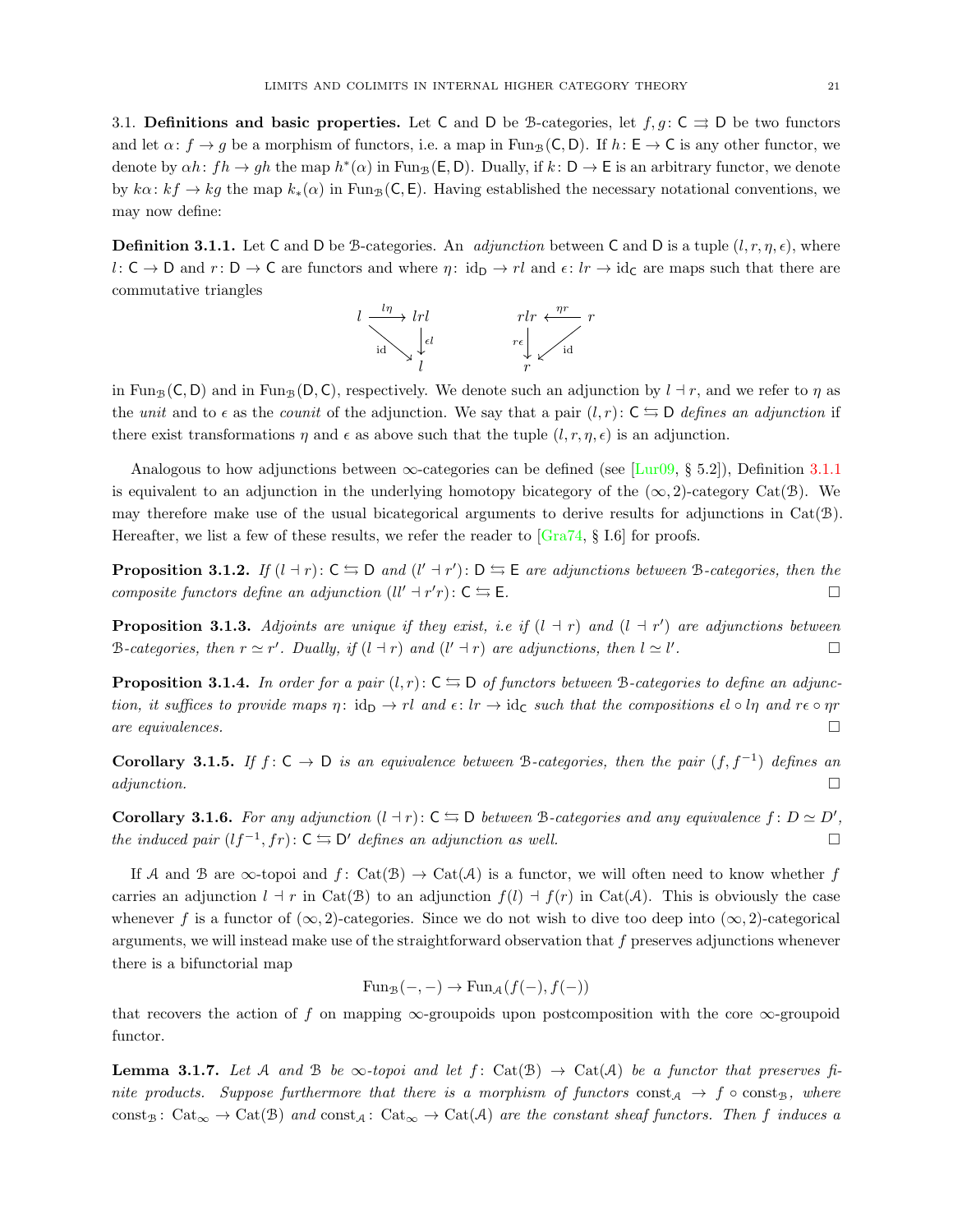3.1. **Definitions and basic properties.** Let $\mathsf{C}$ and $\mathsf{D}$ be $\mathcal{B}$-categories, let $f, g\colon \mathsf{C} \rightrightarrows \mathsf{D}$ be two functors and let $\alpha\colon f \to g$ be a morphism of functors, i.e. a map in $\mathrm{Fun}_{\mathcal{B}}(\mathsf{C}, \mathsf{D})$. If $h\colon \mathsf{E} \to \mathsf{C}$ is any other functor, we denote by $\alpha h\colon fh \to gh$ the map $h^*(\alpha)$ in $\mathrm{Fun}_{\mathcal{B}}(\mathsf{E}, \mathsf{D})$. Dually, if $k\colon \mathsf{D} \to \mathsf{E}$ is an arbitrary functor, we denote by $k\alpha\colon kf \to kg$ the map $k_*(\alpha)$ in $\mathrm{Fun}_{\mathcal{B}}(\mathsf{C}, \mathsf{E})$. Having established the necessary notational conventions, we may now define:

**Definition 3.1.1.** Let $\mathsf{C}$ and $\mathsf{D}$ be $\mathcal{B}$-categories. An *adjunction* between $\mathsf{C}$ and $\mathsf{D}$ is a tuple $(l, r, \eta, \epsilon)$, where $l\colon \mathsf{C} \to \mathsf{D}$ and $r\colon \mathsf{D} \to \mathsf{C}$ are functors and where $\eta\colon \mathrm{id}_{\mathsf{D}} \to rl$ and $\epsilon\colon lr \to \mathrm{id}_{\mathsf{C}}$ are maps such that there are commutative triangles

$$\begin{array}{ccc} l & \xrightarrow{l\eta} & lrl \\ & \searrow^{\mathrm{id}} & \downarrow{\scriptstyle \epsilon l} \\ & & l \end{array} \qquad\qquad \begin{array}{ccc} rlr & \xleftarrow{\eta r} & r \\ {\scriptstyle r\epsilon}\downarrow & \swarrow_{\mathrm{id}} & \\ r & & \end{array}$$

in $\mathrm{Fun}_{\mathcal{B}}(\mathsf{C}, \mathsf{D})$ and in $\mathrm{Fun}_{\mathcal{B}}(\mathsf{D}, \mathsf{C})$, respectively. We denote such an adjunction by $l \dashv r$, and we refer to $\eta$ as the *unit* and to $\epsilon$ as the *counit* of the adjunction. We say that a pair $(l, r)\colon \mathsf{C} \leftrightarrows \mathsf{D}$ *defines an adjunction* if there exist transformations $\eta$ and $\epsilon$ as above such that the tuple $(l, r, \eta, \epsilon)$ is an adjunction.

Analogous to how adjunctions between $\infty$-categories can be defined (see [Lur09, § 5.2]), Definition 3.1.1 is equivalent to an adjunction in the underlying homotopy bicategory of the $(\infty, 2)$-category $\mathrm{Cat}(\mathcal{B})$. We may therefore make use of the usual bicategorical arguments to derive results for adjunctions in $\mathrm{Cat}(\mathcal{B})$. Hereafter, we list a few of these results, we refer the reader to [Gra74, § I.6] for proofs.

**Proposition 3.1.2.** *If $(l \dashv r)\colon \mathsf{C} \leftrightarrows \mathsf{D}$ and $(l' \dashv r')\colon \mathsf{D} \leftrightarrows \mathsf{E}$ are adjunctions between $\mathcal{B}$-categories, then the composite functors define an adjunction $(ll' \dashv r'r)\colon \mathsf{C} \leftrightarrows \mathsf{E}$.* □

**Proposition 3.1.3.** *Adjoints are unique if they exist, i.e if $(l \dashv r)$ and $(l \dashv r')$ are adjunctions between $\mathcal{B}$-categories, then $r \simeq r'$. Dually, if $(l \dashv r)$ and $(l' \dashv r)$ are adjunctions, then $l \simeq l'$.* □

**Proposition 3.1.4.** *In order for a pair $(l, r)\colon \mathsf{C} \leftrightarrows \mathsf{D}$ of functors between $\mathcal{B}$-categories to define an adjunction, it suffices to provide maps $\eta\colon \mathrm{id}_{\mathsf{D}} \to rl$ and $\epsilon\colon lr \to \mathrm{id}_{\mathsf{C}}$ such that the compositions $\epsilon l \circ l\eta$ and $r\epsilon \circ \eta r$ are equivalences.* □

**Corollary 3.1.5.** *If $f\colon \mathsf{C} \to \mathsf{D}$ is an equivalence between $\mathcal{B}$-categories, then the pair $(f, f^{-1})$ defines an adjunction.* □

**Corollary 3.1.6.** *For any adjunction $(l \dashv r)\colon \mathsf{C} \leftrightarrows \mathsf{D}$ between $\mathcal{B}$-categories and any equivalence $f\colon D \simeq D'$, the induced pair $(lf^{-1}, fr)\colon \mathsf{C} \leftrightarrows \mathsf{D}'$ defines an adjunction as well.* □

If $\mathcal{A}$ and $\mathcal{B}$ are $\infty$-topoi and $f\colon \mathrm{Cat}(\mathcal{B}) \to \mathrm{Cat}(\mathcal{A})$ is a functor, we will often need to know whether $f$ carries an adjunction $l \dashv r$ in $\mathrm{Cat}(\mathcal{B})$ to an adjunction $f(l) \dashv f(r)$ in $\mathrm{Cat}(\mathcal{A})$. This is obviously the case whenever $f$ is a functor of $(\infty, 2)$-categories. Since we do not wish to dive too deep into $(\infty, 2)$-categorical arguments, we will instead make use of the straightforward observation that $f$ preserves adjunctions whenever there is a bifunctorial map

$$\mathrm{Fun}_{\mathcal{B}}(-, -) \to \mathrm{Fun}_{\mathcal{A}}(f(-), f(-))$$

that recovers the action of $f$ on mapping $\infty$-groupoids upon postcomposition with the core $\infty$-groupoid functor.

**Lemma 3.1.7.** *Let $\mathcal{A}$ and $\mathcal{B}$ be $\infty$-topoi and let $f\colon \mathrm{Cat}(\mathcal{B}) \to \mathrm{Cat}(\mathcal{A})$ be a functor that preserves finite products. Suppose furthermore that there is a morphism of functors $\mathrm{const}_{\mathcal{A}} \to f \circ \mathrm{const}_{\mathcal{B}}$, where $\mathrm{const}_{\mathcal{B}}\colon \mathrm{Cat}_{\infty} \to \mathrm{Cat}(\mathcal{B})$ and $\mathrm{const}_{\mathcal{A}}\colon \mathrm{Cat}_{\infty} \to \mathrm{Cat}(\mathcal{A})$ are the constant sheaf functors. Then $f$ induces a*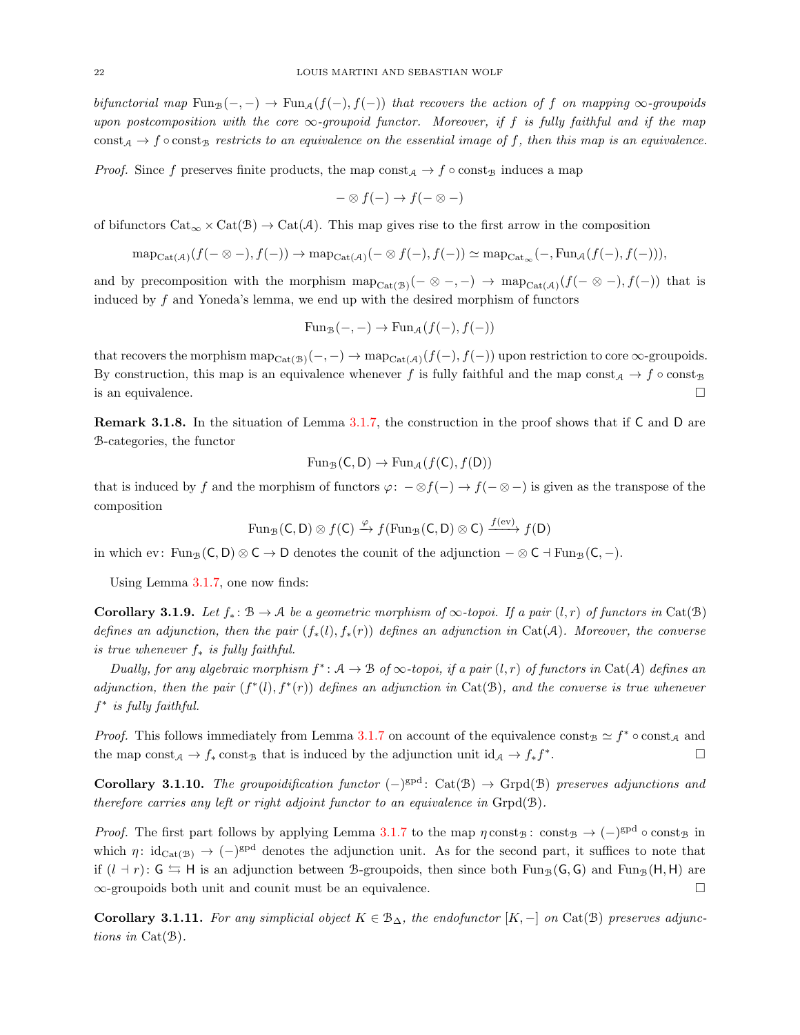*bifunctorial map* $\operatorname{Fun}_{\mathcal{B}}(-,-) \to \operatorname{Fun}_{\mathcal{A}}(f(-), f(-))$ *that recovers the action of* $f$ *on mapping* $\infty$*-groupoids upon postcomposition with the core* $\infty$*-groupoid functor. Moreover, if* $f$ *is fully faithful and if the map* $\operatorname{const}_{\mathcal{A}} \to f \circ \operatorname{const}_{\mathcal{B}}$ *restricts to an equivalence on the essential image of* $f$*, then this map is an equivalence.*

*Proof.* Since $f$ preserves finite products, the map $\operatorname{const}_{\mathcal{A}} \to f \circ \operatorname{const}_{\mathcal{B}}$ induces a map

$$- \otimes f(-) \to f(- \otimes -)$$

of bifunctors $\mathrm{Cat}_\infty \times \mathrm{Cat}(\mathcal{B}) \to \mathrm{Cat}(\mathcal{A})$. This map gives rise to the first arrow in the composition

$$\operatorname{map}_{\mathrm{Cat}(\mathcal{A})}(f(- \otimes -), f(-)) \to \operatorname{map}_{\mathrm{Cat}(\mathcal{A})}(- \otimes f(-), f(-)) \simeq \operatorname{map}_{\mathrm{Cat}_\infty}(-, \operatorname{Fun}_{\mathcal{A}}(f(-), f(-))),$$

and by precomposition with the morphism $\operatorname{map}_{\mathrm{Cat}(\mathcal{B})}(- \otimes -, -) \to \operatorname{map}_{\mathrm{Cat}(\mathcal{A})}(f(- \otimes -), f(-))$ that is induced by $f$ and Yoneda's lemma, we end up with the desired morphism of functors

$$\operatorname{Fun}_{\mathcal{B}}(-,-) \to \operatorname{Fun}_{\mathcal{A}}(f(-), f(-))$$

that recovers the morphism $\operatorname{map}_{\mathrm{Cat}(\mathcal{B})}(-,-) \to \operatorname{map}_{\mathrm{Cat}(\mathcal{A})}(f(-), f(-))$ upon restriction to core $\infty$-groupoids. By construction, this map is an equivalence whenever $f$ is fully faithful and the map $\operatorname{const}_{\mathcal{A}} \to f \circ \operatorname{const}_{\mathcal{B}}$ is an equivalence. □

**Remark 3.1.8.** In the situation of Lemma 3.1.7, the construction in the proof shows that if $\mathsf{C}$ and $\mathsf{D}$ are $\mathcal{B}$-categories, the functor

$$\operatorname{Fun}_{\mathcal{B}}(\mathsf{C}, \mathsf{D}) \to \operatorname{Fun}_{\mathcal{A}}(f(\mathsf{C}), f(\mathsf{D}))$$

that is induced by $f$ and the morphism of functors $\varphi\colon - \otimes f(-) \to f(- \otimes -)$ is given as the transpose of the composition

$$\operatorname{Fun}_{\mathcal{B}}(\mathsf{C}, \mathsf{D}) \otimes f(\mathsf{C}) \xrightarrow{\varphi} f(\operatorname{Fun}_{\mathcal{B}}(\mathsf{C}, \mathsf{D}) \otimes \mathsf{C}) \xrightarrow{f(\mathrm{ev})} f(\mathsf{D})$$

in which $\mathrm{ev}\colon \operatorname{Fun}_{\mathcal{B}}(\mathsf{C}, \mathsf{D}) \otimes \mathsf{C} \to \mathsf{D}$ denotes the counit of the adjunction $- \otimes \mathsf{C} \dashv \operatorname{Fun}_{\mathcal{B}}(\mathsf{C}, -)$.

Using Lemma 3.1.7, one now finds:

**Corollary 3.1.9.** *Let* $f_*\colon \mathcal{B} \to \mathcal{A}$ *be a geometric morphism of* $\infty$*-topoi. If a pair* $(l, r)$ *of functors in* $\mathrm{Cat}(\mathcal{B})$ *defines an adjunction, then the pair* $(f_*(l), f_*(r))$ *defines an adjunction in* $\mathrm{Cat}(\mathcal{A})$*. Moreover, the converse is true whenever* $f_*$ *is fully faithful.*

*Dually, for any algebraic morphism* $f^*\colon \mathcal{A} \to \mathcal{B}$ *of* $\infty$*-topoi, if a pair* $(l, r)$ *of functors in* $\mathrm{Cat}(A)$ *defines an adjunction, then the pair* $(f^*(l), f^*(r))$ *defines an adjunction in* $\mathrm{Cat}(\mathcal{B})$*, and the converse is true whenever* $f^*$ *is fully faithful.*

*Proof.* This follows immediately from Lemma 3.1.7 on account of the equivalence $\operatorname{const}_{\mathcal{B}} \simeq f^* \circ \operatorname{const}_{\mathcal{A}}$ and the map $\operatorname{const}_{\mathcal{A}} \to f_* \operatorname{const}_{\mathcal{B}}$ that is induced by the adjunction unit $\mathrm{id}_{\mathcal{A}} \to f_* f^*$. □

**Corollary 3.1.10.** *The groupoidification functor* $(-)^{\mathrm{gpd}}\colon \mathrm{Cat}(\mathcal{B}) \to \mathrm{Grpd}(\mathcal{B})$ *preserves adjunctions and therefore carries any left or right adjoint functor to an equivalence in* $\mathrm{Grpd}(\mathcal{B})$*.*

*Proof.* The first part follows by applying Lemma 3.1.7 to the map $\eta \operatorname{const}_{\mathcal{B}}\colon \operatorname{const}_{\mathcal{B}} \to (-)^{\mathrm{gpd}} \circ \operatorname{const}_{\mathcal{B}}$ in which $\eta\colon \mathrm{id}_{\mathrm{Cat}(\mathcal{B})} \to (-)^{\mathrm{gpd}}$ denotes the adjunction unit. As for the second part, it suffices to note that if $(l \dashv r)\colon \mathsf{G} \leftrightarrows \mathsf{H}$ is an adjunction between $\mathcal{B}$-groupoids, then since both $\operatorname{Fun}_{\mathcal{B}}(\mathsf{G}, \mathsf{G})$ and $\operatorname{Fun}_{\mathcal{B}}(\mathsf{H}, \mathsf{H})$ are $\infty$-groupoids both unit and counit must be an equivalence. □

**Corollary 3.1.11.** *For any simplicial object* $K \in \mathcal{B}_\Delta$*, the endofunctor* $[K, -]$ *on* $\mathrm{Cat}(\mathcal{B})$ *preserves adjunctions in* $\mathrm{Cat}(\mathcal{B})$*.*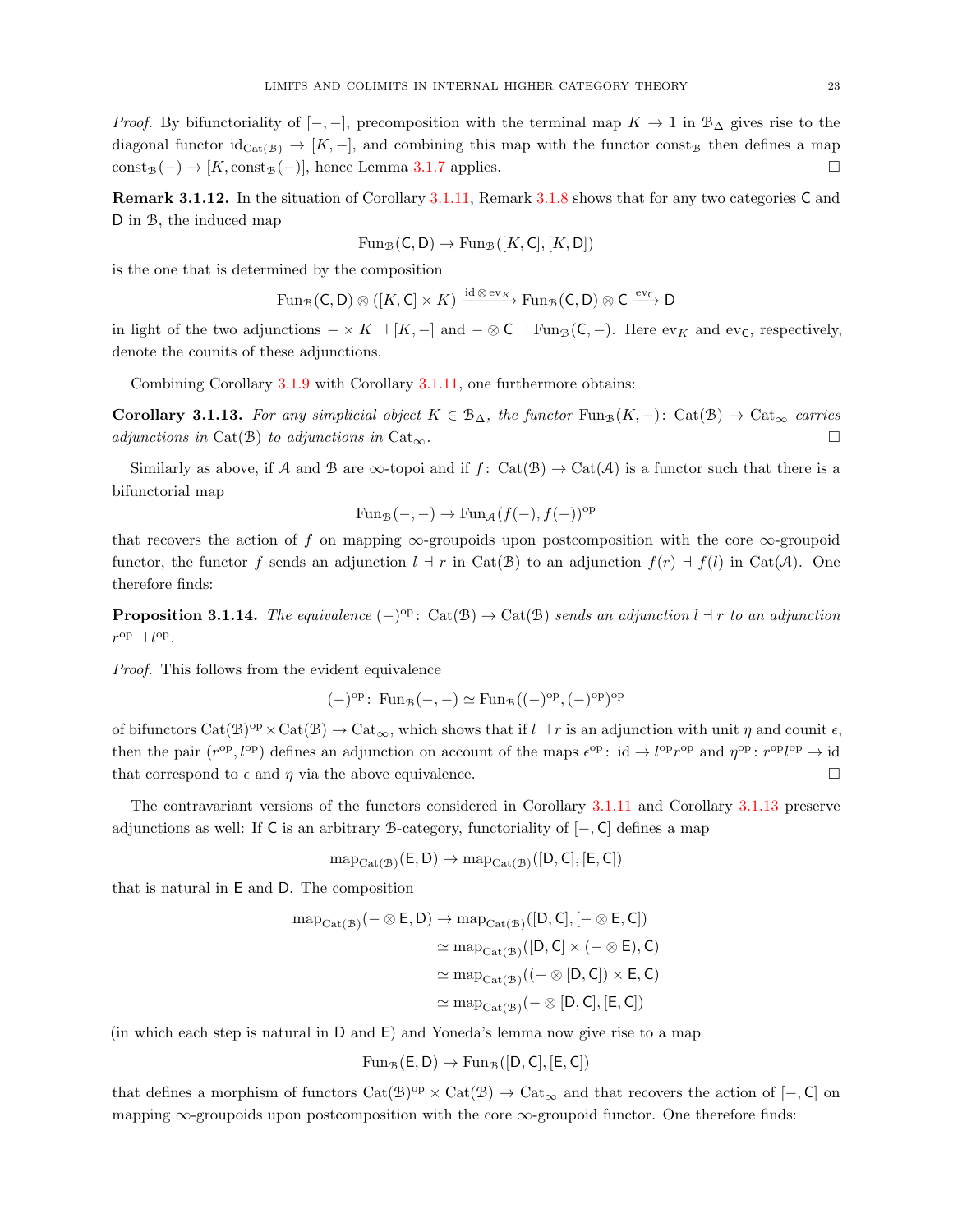*Proof.* By bifunctoriality of $[-,-]$, precomposition with the terminal map $K \to 1$ in $\mathcal{B}_\Delta$ gives rise to the diagonal functor $\mathrm{id}_{\mathrm{Cat}(\mathcal{B})} \to [K,-]$, and combining this map with the functor $\mathrm{const}_{\mathcal{B}}$ then defines a map $\mathrm{const}_{\mathcal{B}}(-) \to [K, \mathrm{const}_{\mathcal{B}}(-)]$, hence Lemma 3.1.7 applies. □

**Remark 3.1.12.** In the situation of Corollary 3.1.11, Remark 3.1.8 shows that for any two categories $\mathsf{C}$ and $\mathsf{D}$ in $\mathcal{B}$, the induced map

$$\mathrm{Fun}_{\mathcal{B}}(\mathsf{C},\mathsf{D}) \to \mathrm{Fun}_{\mathcal{B}}([K,\mathsf{C}],[K,\mathsf{D}])$$

is the one that is determined by the composition

$$\mathrm{Fun}_{\mathcal{B}}(\mathsf{C},\mathsf{D}) \otimes ([K,\mathsf{C}] \times K) \xrightarrow{\mathrm{id} \otimes \mathrm{ev}_K} \mathrm{Fun}_{\mathcal{B}}(\mathsf{C},\mathsf{D}) \otimes \mathsf{C} \xrightarrow{\mathrm{ev}_{\mathsf{C}}} \mathsf{D}$$

in light of the two adjunctions $- \times K \dashv [K,-]$ and $- \otimes \mathsf{C} \dashv \mathrm{Fun}_{\mathcal{B}}(\mathsf{C},-)$. Here $\mathrm{ev}_K$ and $\mathrm{ev}_{\mathsf{C}}$, respectively, denote the counits of these adjunctions.

Combining Corollary 3.1.9 with Corollary 3.1.11, one furthermore obtains:

**Corollary 3.1.13.** *For any simplicial object $K \in \mathcal{B}_\Delta$, the functor $\mathrm{Fun}_{\mathcal{B}}(K,-) \colon \mathrm{Cat}(\mathcal{B}) \to \mathrm{Cat}_\infty$ carries adjunctions in $\mathrm{Cat}(\mathcal{B})$ to adjunctions in $\mathrm{Cat}_\infty$.* □

Similarly as above, if $\mathcal{A}$ and $\mathcal{B}$ are $\infty$-topoi and if $f \colon \mathrm{Cat}(\mathcal{B}) \to \mathrm{Cat}(\mathcal{A})$ is a functor such that there is a bifunctorial map

$$\mathrm{Fun}_{\mathcal{B}}(-,-) \to \mathrm{Fun}_{\mathcal{A}}(f(-), f(-))^{\mathrm{op}}$$

that recovers the action of $f$ on mapping $\infty$-groupoids upon postcomposition with the core $\infty$-groupoid functor, the functor $f$ sends an adjunction $l \dashv r$ in $\mathrm{Cat}(\mathcal{B})$ to an adjunction $f(r) \dashv f(l)$ in $\mathrm{Cat}(\mathcal{A})$. One therefore finds:

**Proposition 3.1.14.** *The equivalence $(-)^{\mathrm{op}} \colon \mathrm{Cat}(\mathcal{B}) \to \mathrm{Cat}(\mathcal{B})$ sends an adjunction $l \dashv r$ to an adjunction $r^{\mathrm{op}} \dashv l^{\mathrm{op}}$.*

*Proof.* This follows from the evident equivalence

$$(-)^{\mathrm{op}} \colon \mathrm{Fun}_{\mathcal{B}}(-,-) \simeq \mathrm{Fun}_{\mathcal{B}}((-)^{\mathrm{op}}, (-)^{\mathrm{op}})^{\mathrm{op}}$$

of bifunctors $\mathrm{Cat}(\mathcal{B})^{\mathrm{op}} \times \mathrm{Cat}(\mathcal{B}) \to \mathrm{Cat}_\infty$, which shows that if $l \dashv r$ is an adjunction with unit $\eta$ and counit $\epsilon$, then the pair $(r^{\mathrm{op}}, l^{\mathrm{op}})$ defines an adjunction on account of the maps $\epsilon^{\mathrm{op}} \colon \mathrm{id} \to l^{\mathrm{op}} r^{\mathrm{op}}$ and $\eta^{\mathrm{op}} \colon r^{\mathrm{op}} l^{\mathrm{op}} \to \mathrm{id}$ that correspond to $\epsilon$ and $\eta$ via the above equivalence. □

The contravariant versions of the functors considered in Corollary 3.1.11 and Corollary 3.1.13 preserve adjunctions as well: If $\mathsf{C}$ is an arbitrary $\mathcal{B}$-category, functoriality of $[-,\mathsf{C}]$ defines a map

$$\mathrm{map}_{\mathrm{Cat}(\mathcal{B})}(\mathsf{E},\mathsf{D}) \to \mathrm{map}_{\mathrm{Cat}(\mathcal{B})}([\mathsf{D},\mathsf{C}],[\mathsf{E},\mathsf{C}])$$

that is natural in $\mathsf{E}$ and $\mathsf{D}$. The composition

$$\begin{aligned}
\mathrm{map}_{\mathrm{Cat}(\mathcal{B})}(- \otimes \mathsf{E}, \mathsf{D}) &\to \mathrm{map}_{\mathrm{Cat}(\mathcal{B})}([\mathsf{D},\mathsf{C}],[- \otimes \mathsf{E},\mathsf{C}]) \\
&\simeq \mathrm{map}_{\mathrm{Cat}(\mathcal{B})}([\mathsf{D},\mathsf{C}] \times (- \otimes \mathsf{E}), \mathsf{C}) \\
&\simeq \mathrm{map}_{\mathrm{Cat}(\mathcal{B})}((- \otimes [\mathsf{D},\mathsf{C}]) \times \mathsf{E}, \mathsf{C}) \\
&\simeq \mathrm{map}_{\mathrm{Cat}(\mathcal{B})}(- \otimes [\mathsf{D},\mathsf{C}], [\mathsf{E},\mathsf{C}])
\end{aligned}$$

(in which each step is natural in $\mathsf{D}$ and $\mathsf{E}$) and Yoneda's lemma now give rise to a map

$$\mathrm{Fun}_{\mathcal{B}}(\mathsf{E},\mathsf{D}) \to \mathrm{Fun}_{\mathcal{B}}([\mathsf{D},\mathsf{C}],[\mathsf{E},\mathsf{C}])$$

that defines a morphism of functors $\mathrm{Cat}(\mathcal{B})^{\mathrm{op}} \times \mathrm{Cat}(\mathcal{B}) \to \mathrm{Cat}_\infty$ and that recovers the action of $[-,\mathsf{C}]$ on mapping $\infty$-groupoids upon postcomposition with the core $\infty$-groupoid functor. One therefore finds: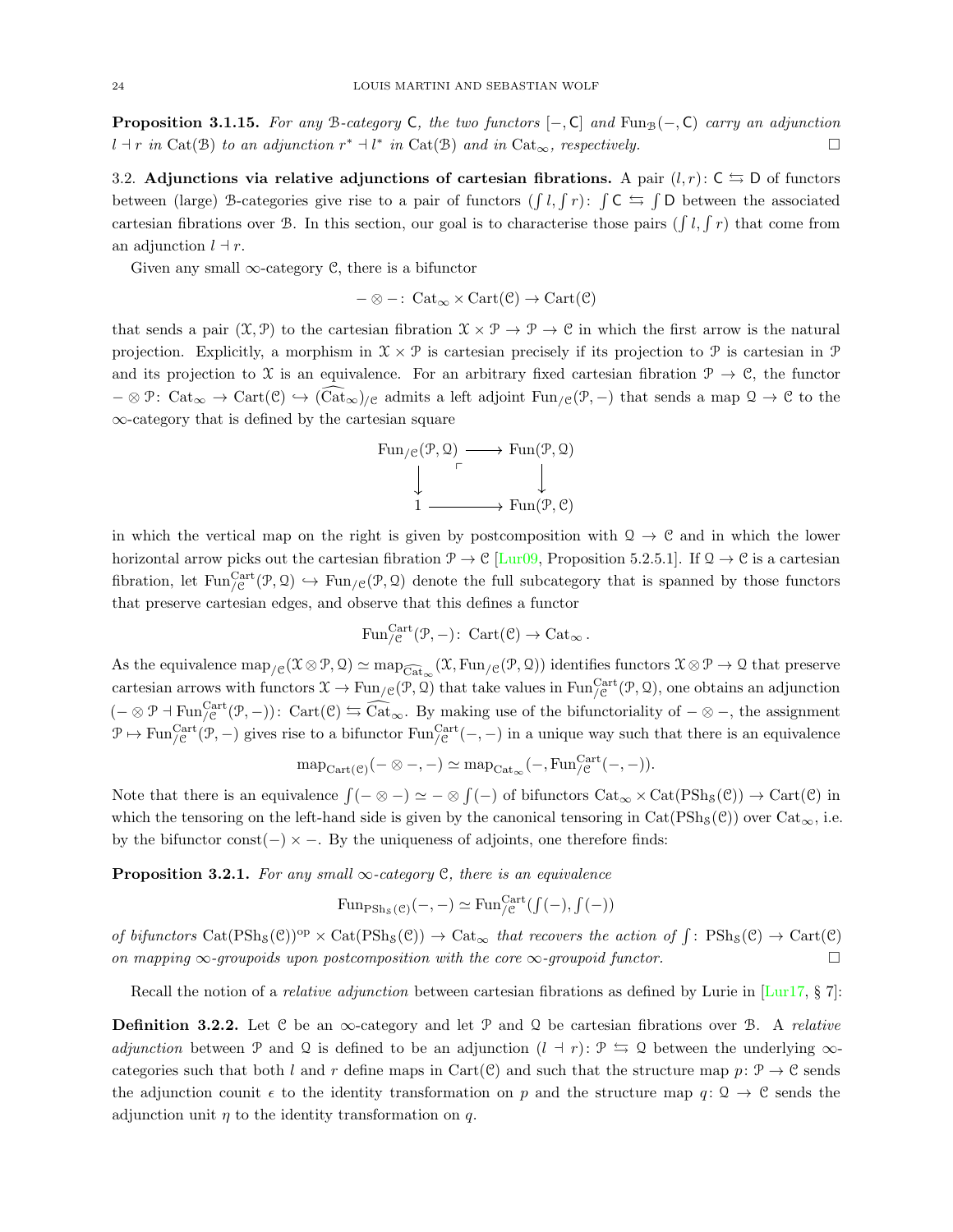**Proposition 3.1.15.** *For any $\mathcal{B}$-category $\mathsf{C}$, the two functors $[-,\mathsf{C}]$ and $\mathrm{Fun}_{\mathcal{B}}(-,\mathsf{C})$ carry an adjunction $l \dashv r$ in $\mathrm{Cat}(\mathcal{B})$ to an adjunction $r^* \dashv l^*$ in $\mathrm{Cat}(\mathcal{B})$ and in $\mathrm{Cat}_\infty$, respectively.* □

## 3.2. Adjunctions via relative adjunctions of cartesian fibrations.

A pair $(l,r)\colon \mathsf{C} \leftrightarrows \mathsf{D}$ of functors between (large) $\mathcal{B}$-categories give rise to a pair of functors $(\int l, \int r)\colon \int \mathsf{C} \leftrightarrows \int \mathsf{D}$ between the associated cartesian fibrations over $\mathcal{B}$. In this section, our goal is to characterise those pairs $(\int l, \int r)$ that come from an adjunction $l \dashv r$.

Given any small $\infty$-category $\mathcal{C}$, there is a bifunctor

$$- \otimes -\colon \mathrm{Cat}_\infty \times \mathrm{Cart}(\mathcal{C}) \to \mathrm{Cart}(\mathcal{C})$$

that sends a pair $(\mathcal{X},\mathcal{P})$ to the cartesian fibration $\mathcal{X}\times\mathcal{P} \to \mathcal{P} \to \mathcal{C}$ in which the first arrow is the natural projection. Explicitly, a morphism in $\mathcal{X}\times\mathcal{P}$ is cartesian precisely if its projection to $\mathcal{P}$ is cartesian in $\mathcal{P}$ and its projection to $\mathcal{X}$ is an equivalence. For an arbitrary fixed cartesian fibration $\mathcal{P}\to\mathcal{C}$, the functor $-\otimes\mathcal{P}\colon \mathrm{Cat}_\infty \to \mathrm{Cart}(\mathcal{C}) \hookrightarrow (\widehat{\mathrm{Cat}}_\infty)_{/\mathcal{C}}$ admits a left adjoint $\mathrm{Fun}_{/\mathcal{C}}(\mathcal{P},-)$ that sends a map $\mathcal{Q}\to\mathcal{C}$ to the $\infty$-category that is defined by the cartesian square

$$\begin{array}{ccc} \mathrm{Fun}_{/\mathcal{C}}(\mathcal{P},\mathcal{Q}) & \longrightarrow & \mathrm{Fun}(\mathcal{P},\mathcal{Q}) \\ \downarrow & \lrcorner & \downarrow \\ 1 & \longrightarrow & \mathrm{Fun}(\mathcal{P},\mathcal{C}) \end{array}$$

in which the vertical map on the right is given by postcomposition with $\mathcal{Q}\to\mathcal{C}$ and in which the lower horizontal arrow picks out the cartesian fibration $\mathcal{P}\to\mathcal{C}$ [Lur09, Proposition 5.2.5.1]. If $\mathcal{Q}\to\mathcal{C}$ is a cartesian fibration, let $\mathrm{Fun}^{\mathrm{Cart}}_{/\mathcal{C}}(\mathcal{P},\mathcal{Q}) \hookrightarrow \mathrm{Fun}_{/\mathcal{C}}(\mathcal{P},\mathcal{Q})$ denote the full subcategory that is spanned by those functors that preserve cartesian edges, and observe that this defines a functor

$$\mathrm{Fun}^{\mathrm{Cart}}_{/\mathcal{C}}(\mathcal{P},-)\colon \mathrm{Cart}(\mathcal{C}) \to \mathrm{Cat}_\infty\,.$$

As the equivalence $\mathrm{map}_{/\mathcal{C}}(\mathcal{X}\otimes\mathcal{P},\mathcal{Q}) \simeq \mathrm{map}_{\widehat{\mathrm{Cat}}_\infty}(\mathcal{X},\mathrm{Fun}_{/\mathcal{C}}(\mathcal{P},\mathcal{Q}))$ identifies functors $\mathcal{X}\otimes\mathcal{P}\to\mathcal{Q}$ that preserve cartesian arrows with functors $\mathcal{X}\to\mathrm{Fun}_{/\mathcal{C}}(\mathcal{P},\mathcal{Q})$ that take values in $\mathrm{Fun}^{\mathrm{Cart}}_{/\mathcal{C}}(\mathcal{P},\mathcal{Q})$, one obtains an adjunction $(-\otimes\mathcal{P} \dashv \mathrm{Fun}^{\mathrm{Cart}}_{/\mathcal{C}}(\mathcal{P},-))\colon \mathrm{Cart}(\mathcal{C}) \leftrightarrows \widehat{\mathrm{Cat}}_\infty$. By making use of the bifunctoriality of $-\otimes-$, the assignment $\mathcal{P}\mapsto \mathrm{Fun}^{\mathrm{Cart}}_{/\mathcal{C}}(\mathcal{P},-)$ gives rise to a bifunctor $\mathrm{Fun}^{\mathrm{Cart}}_{/\mathcal{C}}(-,-)$ in a unique way such that there is an equivalence

$$\mathrm{map}_{\mathrm{Cart}(\mathcal{C})}(-\otimes-,-) \simeq \mathrm{map}_{\mathrm{Cat}_\infty}(-,\mathrm{Fun}^{\mathrm{Cart}}_{/\mathcal{C}}(-,-)).$$

Note that there is an equivalence $\int(-\otimes-) \simeq -\otimes\int(-)$ of bifunctors $\mathrm{Cat}_\infty \times \mathrm{Cat}(\mathrm{PSh}_{\mathcal{S}}(\mathcal{C})) \to \mathrm{Cart}(\mathcal{C})$ in which the tensoring on the left-hand side is given by the canonical tensoring in $\mathrm{Cat}(\mathrm{PSh}_{\mathcal{S}}(\mathcal{C}))$ over $\mathrm{Cat}_\infty$, i.e. by the bifunctor $\mathrm{const}(-)\times -$. By the uniqueness of adjoints, one therefore finds:

**Proposition 3.2.1.** *For any small $\infty$-category $\mathcal{C}$, there is an equivalence*

$$\mathrm{Fun}_{\mathrm{PSh}_{\mathcal{S}}(\mathcal{C})}(-,-) \simeq \mathrm{Fun}^{\mathrm{Cart}}_{/\mathcal{C}}(\textstyle\int(-),\int(-))$$

*of bifunctors $\mathrm{Cat}(\mathrm{PSh}_{\mathcal{S}}(\mathcal{C}))^{\mathrm{op}} \times \mathrm{Cat}(\mathrm{PSh}_{\mathcal{S}}(\mathcal{C})) \to \mathrm{Cat}_\infty$ that recovers the action of $\int\colon \mathrm{PSh}_{\mathcal{S}}(\mathcal{C}) \to \mathrm{Cart}(\mathcal{C})$ on mapping $\infty$-groupoids upon postcomposition with the core $\infty$-groupoid functor.* □

Recall the notion of a *relative adjunction* between cartesian fibrations as defined by Lurie in [Lur17, § 7]:

**Definition 3.2.2.** Let $\mathcal{C}$ be an $\infty$-category and let $\mathcal{P}$ and $\mathcal{Q}$ be cartesian fibrations over $\mathcal{B}$. A *relative adjunction* between $\mathcal{P}$ and $\mathcal{Q}$ is defined to be an adjunction $(l \dashv r)\colon \mathcal{P} \leftrightarrows \mathcal{Q}$ between the underlying $\infty$-categories such that both $l$ and $r$ define maps in $\mathrm{Cart}(\mathcal{C})$ and such that the structure map $p\colon \mathcal{P}\to\mathcal{C}$ sends the adjunction counit $\epsilon$ to the identity transformation on $p$ and the structure map $q\colon \mathcal{Q}\to\mathcal{C}$ sends the adjunction unit $\eta$ to the identity transformation on $q$.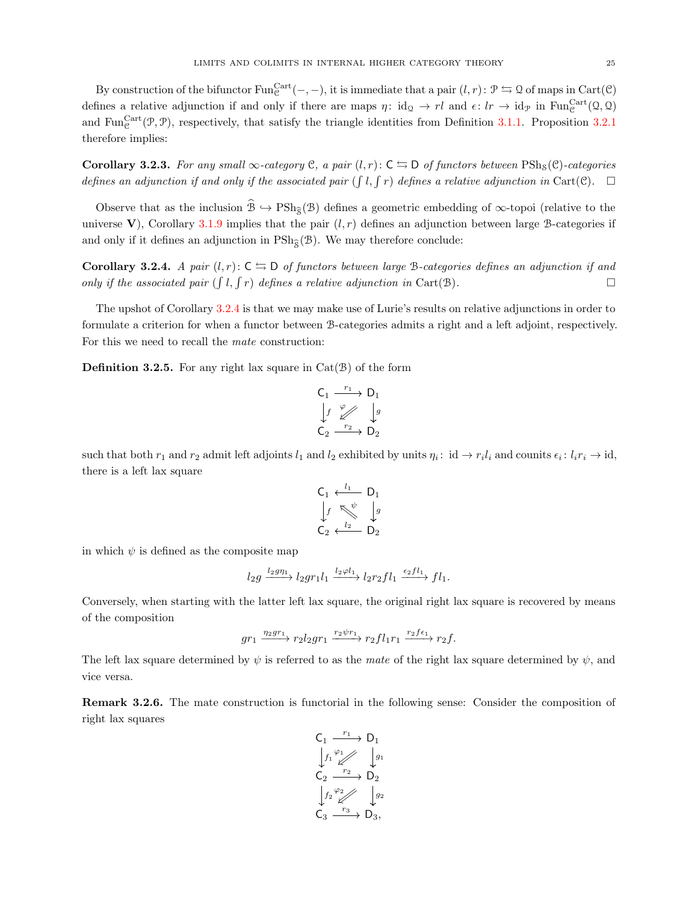By construction of the bifunctor $\mathrm{Fun}^{\mathrm{Cart}}_{\mathcal{C}}(-,-)$, it is immediate that a pair $(l,r)\colon \mathcal{P} \leftrightarrows \mathcal{Q}$ of maps in $\mathrm{Cart}(\mathcal{C})$ defines a relative adjunction if and only if there are maps $\eta\colon \mathrm{id}_{\mathcal{Q}} \to rl$ and $\epsilon\colon lr \to \mathrm{id}_{\mathcal{P}}$ in $\mathrm{Fun}^{\mathrm{Cart}}_{\mathcal{C}}(\mathcal{Q},\mathcal{Q})$ and $\mathrm{Fun}^{\mathrm{Cart}}_{\mathcal{C}}(\mathcal{P},\mathcal{P})$, respectively, that satisfy the triangle identities from Definition 3.1.1. Proposition 3.2.1 therefore implies:

**Corollary 3.2.3.** *For any small $\infty$-category $\mathcal{C}$, a pair $(l,r)\colon \mathsf{C} \leftrightarrows \mathsf{D}$ of functors between $\mathrm{PSh}_{\mathcal{S}}(\mathcal{C})$-categories defines an adjunction if and only if the associated pair $(\int l, \int r)$ defines a relative adjunction in $\mathrm{Cart}(\mathcal{C})$.* □

Observe that as the inclusion $\widehat{\mathcal{B}} \hookrightarrow \mathrm{PSh}_{\widehat{\mathcal{S}}}(\mathcal{B})$ defines a geometric embedding of $\infty$-topoi (relative to the universe $\mathbf{V}$), Corollary 3.1.9 implies that the pair $(l,r)$ defines an adjunction between large $\mathcal{B}$-categories if and only if it defines an adjunction in $\mathrm{PSh}_{\widehat{\mathcal{S}}}(\mathcal{B})$. We may therefore conclude:

**Corollary 3.2.4.** *A pair $(l,r)\colon \mathsf{C} \leftrightarrows \mathsf{D}$ of functors between large $\mathcal{B}$-categories defines an adjunction if and only if the associated pair $(\int l, \int r)$ defines a relative adjunction in $\mathrm{Cart}(\mathcal{B})$.* □

The upshot of Corollary 3.2.4 is that we may make use of Lurie's results on relative adjunctions in order to formulate a criterion for when a functor between $\mathcal{B}$-categories admits a right and a left adjoint, respectively. For this we need to recall the *mate* construction:

**Definition 3.2.5.** For any right lax square in $\mathrm{Cat}(\mathcal{B})$ of the form

$$\begin{array}{ccc} \mathsf{C}_1 & \xrightarrow{r_1} & \mathsf{D}_1 \\ \downarrow{\scriptstyle f} & \overset{\varphi}{\swarrow} & \downarrow{\scriptstyle g} \\ \mathsf{C}_2 & \xrightarrow{r_2} & \mathsf{D}_2 \end{array}$$

such that both $r_1$ and $r_2$ admit left adjoints $l_1$ and $l_2$ exhibited by units $\eta_i\colon \mathrm{id} \to r_i l_i$ and counits $\epsilon_i\colon l_i r_i \to \mathrm{id}$, there is a left lax square

$$\begin{array}{ccc} \mathsf{C}_1 & \xleftarrow{l_1} & \mathsf{D}_1 \\ \downarrow{\scriptstyle f} & \overset{\psi}{\nwarrow} & \downarrow{\scriptstyle g} \\ \mathsf{C}_2 & \xleftarrow{l_2} & \mathsf{D}_2 \end{array}$$

in which $\psi$ is defined as the composite map

$$l_2 g \xrightarrow{l_2 g \eta_1} l_2 g r_1 l_1 \xrightarrow{l_2 \varphi l_1} l_2 r_2 f l_1 \xrightarrow{\epsilon_2 f l_1} f l_1.$$

Conversely, when starting with the latter left lax square, the original right lax square is recovered by means of the composition

$$g r_1 \xrightarrow{\eta_2 g r_1} r_2 l_2 g r_1 \xrightarrow{r_2 \psi r_1} r_2 f l_1 r_1 \xrightarrow{r_2 f \epsilon_1} r_2 f.$$

The left lax square determined by $\psi$ is referred to as the *mate* of the right lax square determined by $\psi$, and vice versa.

**Remark 3.2.6.** The mate construction is functorial in the following sense: Consider the composition of right lax squares

$$\begin{array}{ccc} \mathsf{C}_1 & \xrightarrow{r_1} & \mathsf{D}_1 \\ \downarrow{\scriptstyle f_1} & \overset{\varphi_1}{\swarrow} & \downarrow{\scriptstyle g_1} \\ \mathsf{C}_2 & \xrightarrow{r_2} & \mathsf{D}_2 \\ \downarrow{\scriptstyle f_2} & \overset{\varphi_2}{\swarrow} & \downarrow{\scriptstyle g_2} \\ \mathsf{C}_3 & \xrightarrow{r_3} & \mathsf{D}_3, \end{array}$$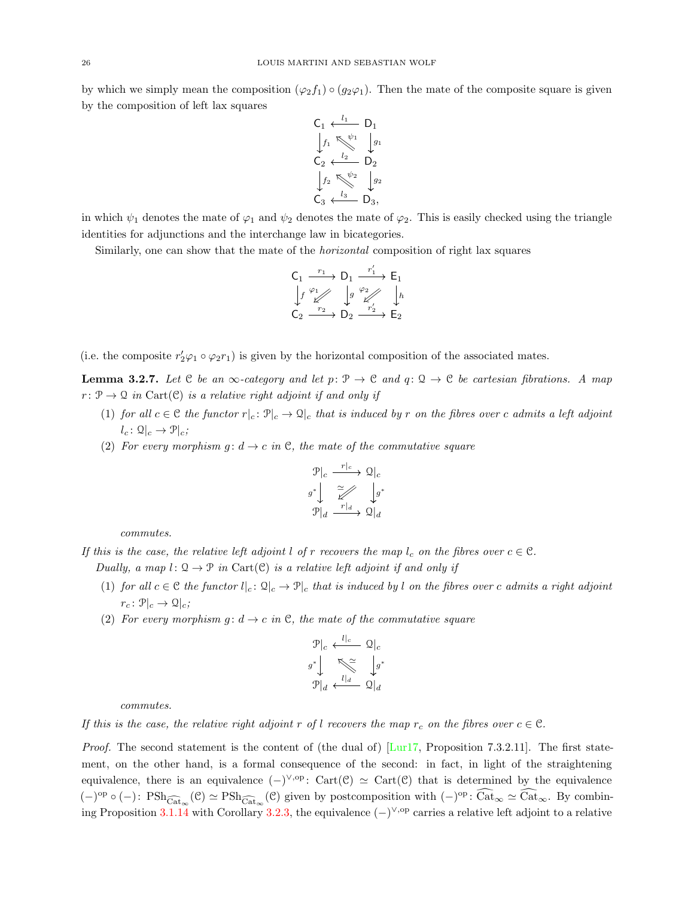by which we simply mean the composition $(\varphi_2 f_1) \circ (g_2 \varphi_1)$. Then the mate of the composite square is given by the composition of left lax squares

$$\begin{array}{ccc} \mathsf{C}_1 & \xleftarrow{l_1} & \mathsf{D}_1 \\ \downarrow{\scriptstyle f_1} & \nwarrow{\scriptstyle \psi_1} & \downarrow{\scriptstyle g_1} \\ \mathsf{C}_2 & \xleftarrow{l_2} & \mathsf{D}_2 \\ \downarrow{\scriptstyle f_2} & \nwarrow{\scriptstyle \psi_2} & \downarrow{\scriptstyle g_2} \\ \mathsf{C}_3 & \xleftarrow{l_3} & \mathsf{D}_3, \end{array}$$

in which $\psi_1$ denotes the mate of $\varphi_1$ and $\psi_2$ denotes the mate of $\varphi_2$. This is easily checked using the triangle identities for adjunctions and the interchange law in bicategories.

Similarly, one can show that the mate of the *horizontal* composition of right lax squares

$$\begin{array}{ccccc} \mathsf{C}_1 & \xrightarrow{r_1} & \mathsf{D}_1 & \xrightarrow{r_1'} & \mathsf{E}_1 \\ \downarrow{\scriptstyle f} & \swarrow{\scriptstyle \varphi_1} & \downarrow{\scriptstyle g} & \swarrow{\scriptstyle \varphi_2} & \downarrow{\scriptstyle h} \\ \mathsf{C}_2 & \xrightarrow{r_2} & \mathsf{D}_2 & \xrightarrow{r_2'} & \mathsf{E}_2 \end{array}$$

(i.e. the composite $r_2'\varphi_1 \circ \varphi_2 r_1$) is given by the horizontal composition of the associated mates.

**Lemma 3.2.7.** *Let $\mathcal{C}$ be an $\infty$-category and let $p\colon \mathcal{P} \to \mathcal{C}$ and $q\colon \mathcal{Q} \to \mathcal{C}$ be cartesian fibrations. A map $r\colon \mathcal{P} \to \mathcal{Q}$ in $\mathrm{Cart}(\mathcal{C})$ is a relative right adjoint if and only if*

1. *for all $c \in \mathcal{C}$ the functor $r|_c\colon \mathcal{P}|_c \to \mathcal{Q}|_c$ that is induced by $r$ on the fibres over $c$ admits a left adjoint $l_c\colon \mathcal{Q}|_c \to \mathcal{P}|_c$;*
2. *For every morphism $g\colon d \to c$ in $\mathcal{C}$, the mate of the commutative square*

$$\begin{array}{ccc} \mathcal{P}|_c & \xrightarrow{r|_c} & \mathcal{Q}|_c \\ {\scriptstyle g^*}\downarrow & \swarrow{\scriptstyle \simeq} & \downarrow{\scriptstyle g^*} \\ \mathcal{P}|_d & \xrightarrow{r|_d} & \mathcal{Q}|_d \end{array}$$

*commutes.*

*If this is the case, the relative left adjoint $l$ of $r$ recovers the map $l_c$ on the fibres over $c \in \mathcal{C}$.*

*Dually, a map $l\colon \mathcal{Q} \to \mathcal{P}$ in $\mathrm{Cart}(\mathcal{C})$ is a relative left adjoint if and only if*

1. *for all $c \in \mathcal{C}$ the functor $l|_c\colon \mathcal{Q}|_c \to \mathcal{P}|_c$ that is induced by $l$ on the fibres over $c$ admits a right adjoint $r_c\colon \mathcal{P}|_c \to \mathcal{Q}|_c$;*
2. *For every morphism $g\colon d \to c$ in $\mathcal{C}$, the mate of the commutative square*

$$\begin{array}{ccc} \mathcal{P}|_c & \xleftarrow{l|_c} & \mathcal{Q}|_c \\ {\scriptstyle g^*}\downarrow & \nwarrow{\scriptstyle \simeq} & \downarrow{\scriptstyle g^*} \\ \mathcal{P}|_d & \xleftarrow{l|_d} & \mathcal{Q}|_d \end{array}$$

*commutes.*

*If this is the case, the relative right adjoint $r$ of $l$ recovers the map $r_c$ on the fibres over $c \in \mathcal{C}$.*

*Proof.* The second statement is the content of (the dual of) [Lur17, Proposition 7.3.2.11]. The first statement, on the other hand, is a formal consequence of the second: in fact, in light of the straightening equivalence, there is an equivalence $(-)^{\vee,\mathrm{op}}\colon \mathrm{Cart}(\mathcal{C}) \simeq \mathrm{Cart}(\mathcal{C})$ that is determined by the equivalence $(-)^{\mathrm{op}} \circ (-)\colon \mathrm{PSh}_{\widehat{\mathrm{Cat}}_\infty}(\mathcal{C}) \simeq \mathrm{PSh}_{\widehat{\mathrm{Cat}}_\infty}(\mathcal{C})$ given by postcomposition with $(-)^{\mathrm{op}}\colon \widehat{\mathrm{Cat}}_\infty \simeq \widehat{\mathrm{Cat}}_\infty$. By combining Proposition 3.1.14 with Corollary 3.2.3, the equivalence $(-)^{\vee,\mathrm{op}}$ carries a relative left adjoint to a relative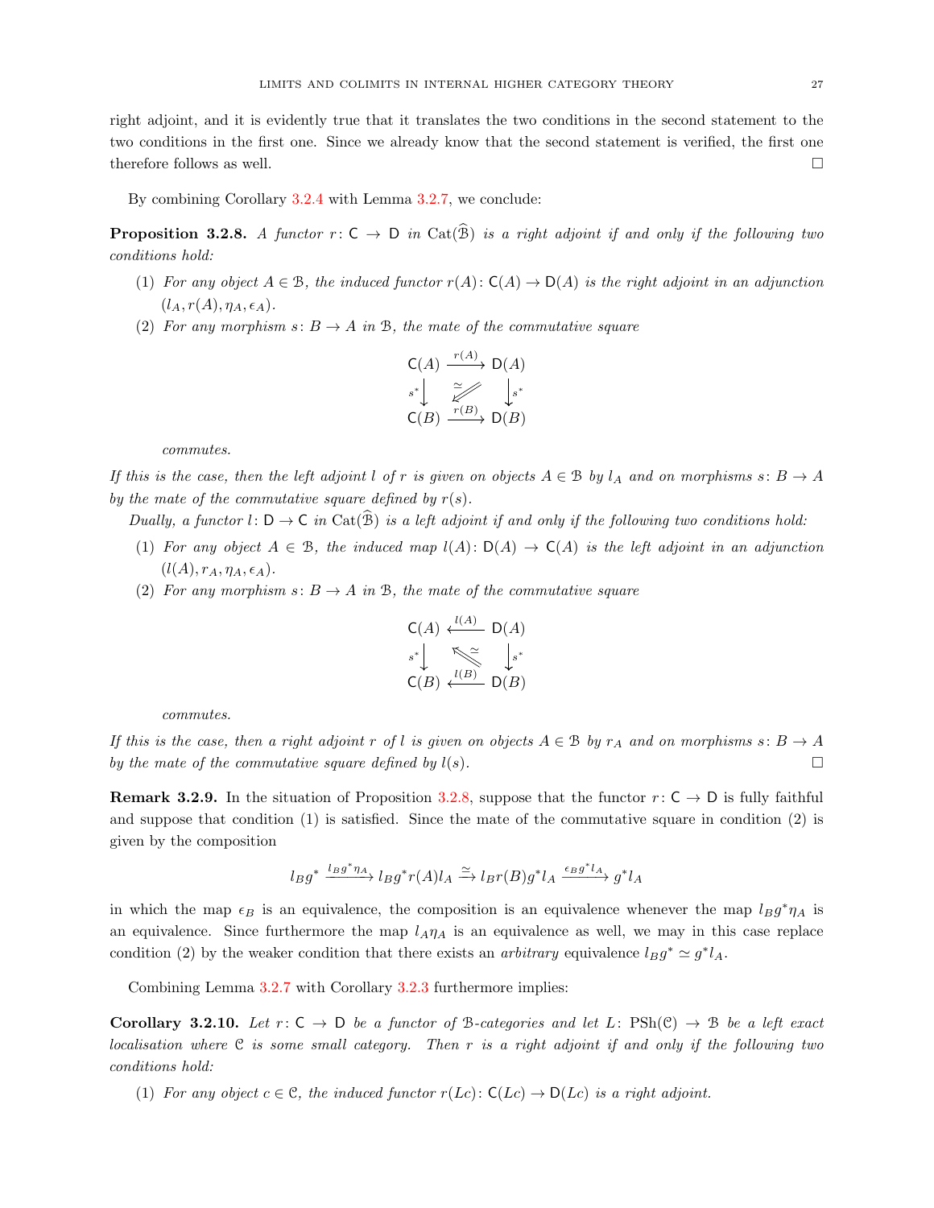right adjoint, and it is evidently true that it translates the two conditions in the second statement to the two conditions in the first one. Since we already know that the second statement is verified, the first one therefore follows as well. □

By combining Corollary 3.2.4 with Lemma 3.2.7, we conclude:

**Proposition 3.2.8.** *A functor $r\colon \mathsf{C} \to \mathsf{D}$ in $\mathrm{Cat}(\widehat{\mathcal{B}})$ is a right adjoint if and only if the following two conditions hold:*

1. *For any object $A \in \mathcal{B}$, the induced functor $r(A)\colon \mathsf{C}(A) \to \mathsf{D}(A)$ is the right adjoint in an adjunction $(l_A, r(A), \eta_A, \epsilon_A)$.*
2. *For any morphism $s\colon B \to A$ in $\mathcal{B}$, the mate of the commutative square*

$$\begin{array}{ccc} \mathsf{C}(A) & \xrightarrow{r(A)} & \mathsf{D}(A) \\ {\scriptstyle s^*}\downarrow & \overset{\simeq}{\swarrow} & \downarrow{\scriptstyle s^*} \\ \mathsf{C}(B) & \xrightarrow{r(B)} & \mathsf{D}(B) \end{array}$$

*commutes.*

*If this is the case, then the left adjoint $l$ of $r$ is given on objects $A \in \mathcal{B}$ by $l_A$ and on morphisms $s\colon B \to A$ by the mate of the commutative square defined by $r(s)$.*

*Dually, a functor $l\colon \mathsf{D} \to \mathsf{C}$ in $\mathrm{Cat}(\widehat{\mathcal{B}})$ is a left adjoint if and only if the following two conditions hold:*

1. *For any object $A \in \mathcal{B}$, the induced map $l(A)\colon \mathsf{D}(A) \to \mathsf{C}(A)$ is the left adjoint in an adjunction $(l(A), r_A, \eta_A, \epsilon_A)$.*
2. *For any morphism $s\colon B \to A$ in $\mathcal{B}$, the mate of the commutative square*

$$\begin{array}{ccc} \mathsf{C}(A) & \xleftarrow{l(A)} & \mathsf{D}(A) \\ {\scriptstyle s^*}\downarrow & \overset{\simeq}{\nwarrow} & \downarrow{\scriptstyle s^*} \\ \mathsf{C}(B) & \xleftarrow{l(B)} & \mathsf{D}(B) \end{array}$$

*commutes.*

*If this is the case, then a right adjoint $r$ of $l$ is given on objects $A \in \mathcal{B}$ by $r_A$ and on morphisms $s\colon B \to A$ by the mate of the commutative square defined by $l(s)$.* □

**Remark 3.2.9.** In the situation of Proposition 3.2.8, suppose that the functor $r\colon \mathsf{C} \to \mathsf{D}$ is fully faithful and suppose that condition (1) is satisfied. Since the mate of the commutative square in condition (2) is given by the composition

$$l_B g^* \xrightarrow{l_B g^* \eta_A} l_B g^* r(A) l_A \xrightarrow{\simeq} l_B r(B) g^* l_A \xrightarrow{\epsilon_B g^* l_A} g^* l_A$$

in which the map $\epsilon_B$ is an equivalence, the composition is an equivalence whenever the map $l_B g^* \eta_A$ is an equivalence. Since furthermore the map $l_A \eta_A$ is an equivalence as well, we may in this case replace condition (2) by the weaker condition that there exists an *arbitrary* equivalence $l_B g^* \simeq g^* l_A$.

Combining Lemma 3.2.7 with Corollary 3.2.3 furthermore implies:

**Corollary 3.2.10.** *Let $r\colon \mathsf{C} \to \mathsf{D}$ be a functor of $\mathcal{B}$-categories and let $L\colon \mathrm{PSh}(\mathcal{C}) \to \mathcal{B}$ be a left exact localisation where $\mathcal{C}$ is some small category. Then $r$ is a right adjoint if and only if the following two conditions hold:*

1. *For any object $c \in \mathcal{C}$, the induced functor $r(Lc)\colon \mathsf{C}(Lc) \to \mathsf{D}(Lc)$ is a right adjoint.*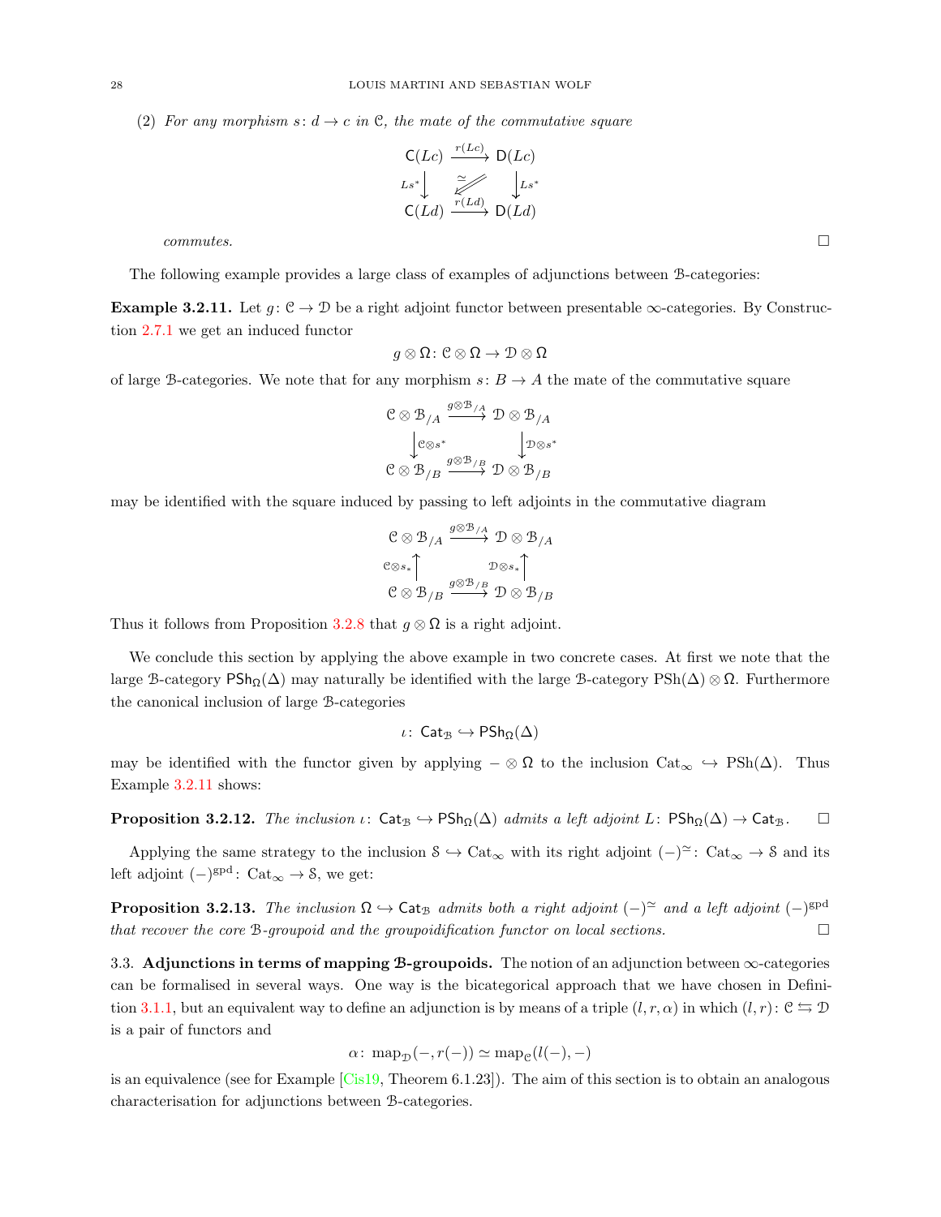(2) *For any morphism $s\colon d \to c$ in $\mathcal{C}$, the mate of the commutative square*

$$\begin{array}{ccc} \mathsf{C}(Lc) & \xrightarrow{r(Lc)} & \mathsf{D}(Lc) \\ {\scriptstyle Ls^*}\downarrow & \swarrow\!\!\!\!\simeq & \downarrow{\scriptstyle Ls^*} \\ \mathsf{C}(Ld) & \xrightarrow{r(Ld)} & \mathsf{D}(Ld) \end{array}$$

*commutes.* □

The following example provides a large class of examples of adjunctions between $\mathcal{B}$-categories:

**Example 3.2.11.** Let $g\colon \mathcal{C} \to \mathcal{D}$ be a right adjoint functor between presentable $\infty$-categories. By Construction 2.7.1 we get an induced functor

$$g \otimes \Omega\colon \mathcal{C} \otimes \Omega \to \mathcal{D} \otimes \Omega$$

of large $\mathcal{B}$-categories. We note that for any morphism $s\colon B \to A$ the mate of the commutative square

$$\begin{array}{ccc} \mathcal{C} \otimes \mathcal{B}_{/A} & \xrightarrow{g \otimes \mathcal{B}_{/A}} & \mathcal{D} \otimes \mathcal{B}_{/A} \\ \downarrow{\scriptstyle \mathcal{C} \otimes s^*} & & \downarrow{\scriptstyle \mathcal{D} \otimes s^*} \\ \mathcal{C} \otimes \mathcal{B}_{/B} & \xrightarrow{g \otimes \mathcal{B}_{/B}} & \mathcal{D} \otimes \mathcal{B}_{/B} \end{array}$$

may be identified with the square induced by passing to left adjoints in the commutative diagram

$$\begin{array}{ccc} \mathcal{C} \otimes \mathcal{B}_{/A} & \xrightarrow{g \otimes \mathcal{B}_{/A}} & \mathcal{D} \otimes \mathcal{B}_{/A} \\ {\scriptstyle \mathcal{C} \otimes s_*}\uparrow & & \uparrow{\scriptstyle \mathcal{D} \otimes s_*} \\ \mathcal{C} \otimes \mathcal{B}_{/B} & \xrightarrow{g \otimes \mathcal{B}_{/B}} & \mathcal{D} \otimes \mathcal{B}_{/B} \end{array}$$

Thus it follows from Proposition 3.2.8 that $g \otimes \Omega$ is a right adjoint.

We conclude this section by applying the above example in two concrete cases. At first we note that the large $\mathcal{B}$-category $\mathsf{PSh}_\Omega(\Delta)$ may naturally be identified with the large $\mathcal{B}$-category $\mathrm{PSh}(\Delta) \otimes \Omega$. Furthermore the canonical inclusion of large $\mathcal{B}$-categories

$$\iota\colon \mathsf{Cat}_{\mathcal{B}} \hookrightarrow \mathsf{PSh}_\Omega(\Delta)$$

may be identified with the functor given by applying $- \otimes \Omega$ to the inclusion $\mathrm{Cat}_\infty \hookrightarrow \mathrm{PSh}(\Delta)$. Thus Example 3.2.11 shows:

**Proposition 3.2.12.** *The inclusion $\iota\colon \mathsf{Cat}_{\mathcal{B}} \hookrightarrow \mathsf{PSh}_\Omega(\Delta)$ admits a left adjoint $L\colon \mathsf{PSh}_\Omega(\Delta) \to \mathsf{Cat}_{\mathcal{B}}$.* □

Applying the same strategy to the inclusion $\mathcal{S} \hookrightarrow \mathrm{Cat}_\infty$ with its right adjoint $(-)^{\simeq}\colon \mathrm{Cat}_\infty \to \mathcal{S}$ and its left adjoint $(-)^{\mathrm{gpd}}\colon \mathrm{Cat}_\infty \to \mathcal{S}$, we get:

**Proposition 3.2.13.** *The inclusion $\Omega \hookrightarrow \mathsf{Cat}_{\mathcal{B}}$ admits both a right adjoint $(-)^{\simeq}$ and a left adjoint $(-)^{\mathrm{gpd}}$ that recover the core $\mathcal{B}$-groupoid and the groupoidification functor on local sections.* □

3.3. **Adjunctions in terms of mapping $\mathcal{B}$-groupoids.** The notion of an adjunction between $\infty$-categories can be formalised in several ways. One way is the bicategorical approach that we have chosen in Definition 3.1.1, but an equivalent way to define an adjunction is by means of a triple $(l, r, \alpha)$ in which $(l, r)\colon \mathcal{C} \leftrightarrows \mathcal{D}$ is a pair of functors and

$$\alpha\colon \mathrm{map}_{\mathcal{D}}(-, r(-)) \simeq \mathrm{map}_{\mathcal{C}}(l(-), -)$$

is an equivalence (see for Example [Cis19, Theorem 6.1.23]). The aim of this section is to obtain an analogous characterisation for adjunctions between $\mathcal{B}$-categories.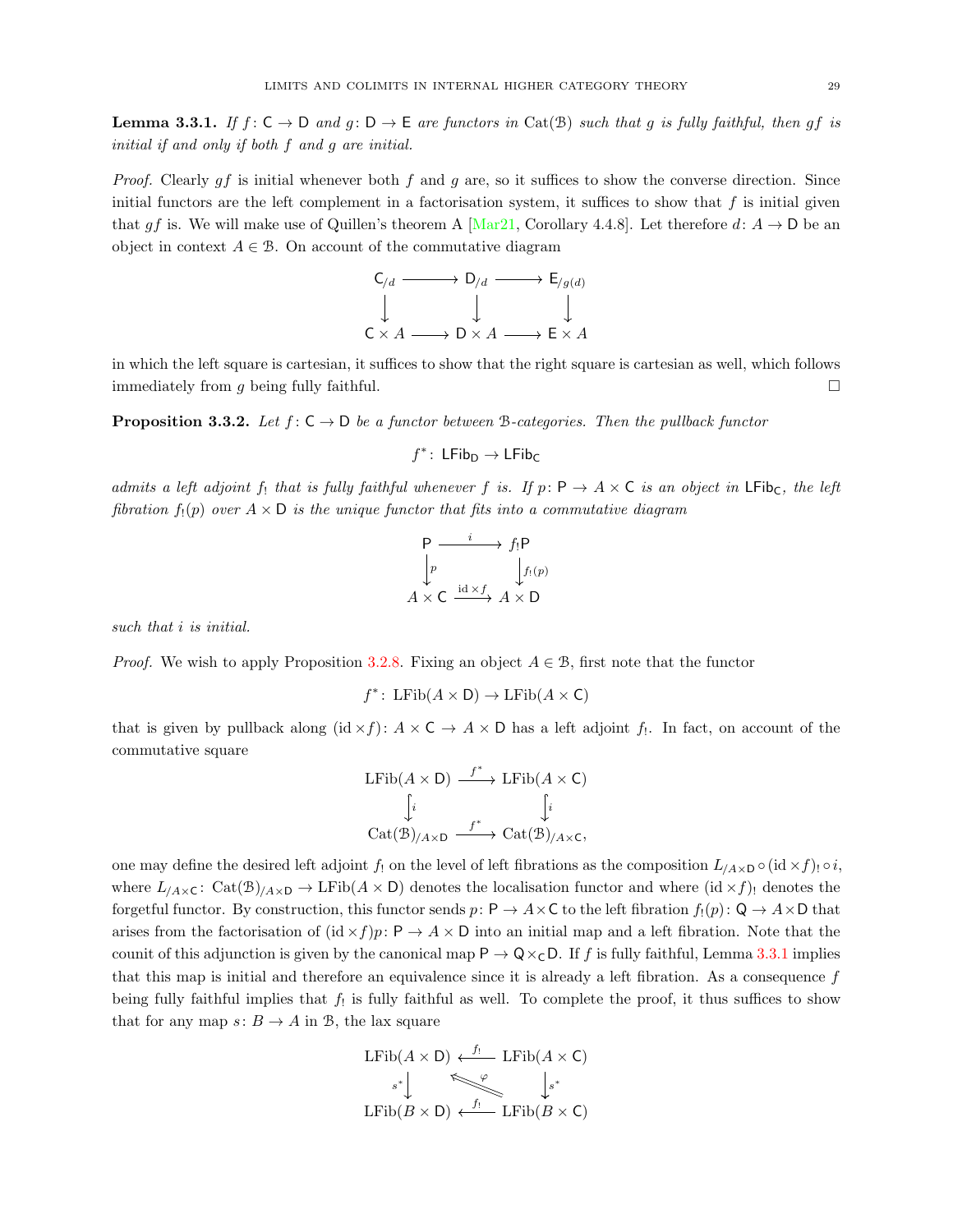**Lemma 3.3.1.** *If $f\colon \mathsf{C} \to \mathsf{D}$ and $g\colon \mathsf{D} \to \mathsf{E}$ are functors in $\mathrm{Cat}(\mathcal{B})$ such that $g$ is fully faithful, then $gf$ is initial if and only if both $f$ and $g$ are initial.*

*Proof.* Clearly $gf$ is initial whenever both $f$ and $g$ are, so it suffices to show the converse direction. Since initial functors are the left complement in a factorisation system, it suffices to show that $f$ is initial given that $gf$ is. We will make use of Quillen's theorem A [Mar21, Corollary 4.4.8]. Let therefore $d\colon A \to \mathsf{D}$ be an object in context $A \in \mathcal{B}$. On account of the commutative diagram

$$\begin{array}{ccccc} \mathsf{C}_{/d} & \longrightarrow & \mathsf{D}_{/d} & \longrightarrow & \mathsf{E}_{/g(d)} \\ \downarrow & & \downarrow & & \downarrow \\ \mathsf{C} \times A & \longrightarrow & \mathsf{D} \times A & \longrightarrow & \mathsf{E} \times A \end{array}$$

in which the left square is cartesian, it suffices to show that the right square is cartesian as well, which follows immediately from $g$ being fully faithful. □

**Proposition 3.3.2.** *Let $f\colon \mathsf{C} \to \mathsf{D}$ be a functor between $\mathcal{B}$-categories. Then the pullback functor*

$$f^*\colon \mathsf{LFib}_{\mathsf{D}} \to \mathsf{LFib}_{\mathsf{C}}$$

*admits a left adjoint $f_!$ that is fully faithful whenever $f$ is. If $p\colon \mathsf{P} \to A \times \mathsf{C}$ is an object in $\mathsf{LFib}_{\mathsf{C}}$, the left fibration $f_!(p)$ over $A \times \mathsf{D}$ is the unique functor that fits into a commutative diagram*

$$\begin{array}{ccc} \mathsf{P} & \xrightarrow{\ i\ } & f_!\mathsf{P} \\ \downarrow{\scriptstyle p} & & \downarrow{\scriptstyle f_!(p)} \\ A \times \mathsf{C} & \xrightarrow{\mathrm{id} \times f} & A \times \mathsf{D} \end{array}$$

*such that $i$ is initial.*

*Proof.* We wish to apply Proposition 3.2.8. Fixing an object $A \in \mathcal{B}$, first note that the functor

$$f^*\colon \mathrm{LFib}(A \times \mathsf{D}) \to \mathrm{LFib}(A \times \mathsf{C})$$

that is given by pullback along $(\mathrm{id} \times f)\colon A \times \mathsf{C} \to A \times \mathsf{D}$ has a left adjoint $f_!$. In fact, on account of the commutative square

$$\begin{array}{ccc} \mathrm{LFib}(A \times \mathsf{D}) & \xrightarrow{f^*} & \mathrm{LFib}(A \times \mathsf{C}) \\ \big\downarrow{\scriptstyle i} & & \big\downarrow{\scriptstyle i} \\ \mathrm{Cat}(\mathcal{B})_{/A \times \mathsf{D}} & \xrightarrow{f^*} & \mathrm{Cat}(\mathcal{B})_{/A \times \mathsf{C}}, \end{array}$$

one may define the desired left adjoint $f_!$ on the level of left fibrations as the composition $L_{/A \times \mathsf{D}} \circ (\mathrm{id} \times f)_! \circ i$, where $L_{/A \times \mathsf{C}}\colon \mathrm{Cat}(\mathcal{B})_{/A \times \mathsf{D}} \to \mathrm{LFib}(A \times \mathsf{D})$ denotes the localisation functor and where $(\mathrm{id} \times f)_!$ denotes the forgetful functor. By construction, this functor sends $p\colon \mathsf{P} \to A \times \mathsf{C}$ to the left fibration $f_!(p)\colon \mathsf{Q} \to A \times \mathsf{D}$ that arises from the factorisation of $(\mathrm{id} \times f)p\colon \mathsf{P} \to A \times \mathsf{D}$ into an initial map and a left fibration. Note that the counit of this adjunction is given by the canonical map $\mathsf{P} \to \mathsf{Q} \times_{\mathsf{C}} \mathsf{D}$. If $f$ is fully faithful, Lemma 3.3.1 implies that this map is initial and therefore an equivalence since it is already a left fibration. As a consequence $f$ being fully faithful implies that $f_!$ is fully faithful as well. To complete the proof, it thus suffices to show that for any map $s\colon B \to A$ in $\mathcal{B}$, the lax square

$$\begin{array}{ccc} \mathrm{LFib}(A \times \mathsf{D}) & \xleftarrow{f_!} & \mathrm{LFib}(A \times \mathsf{C}) \\ {\scriptstyle s^*}\downarrow & \overset{\varphi}{\Longleftarrow} & \downarrow{\scriptstyle s^*} \\ \mathrm{LFib}(B \times \mathsf{D}) & \xleftarrow{f_!} & \mathrm{LFib}(B \times \mathsf{C}) \end{array}$$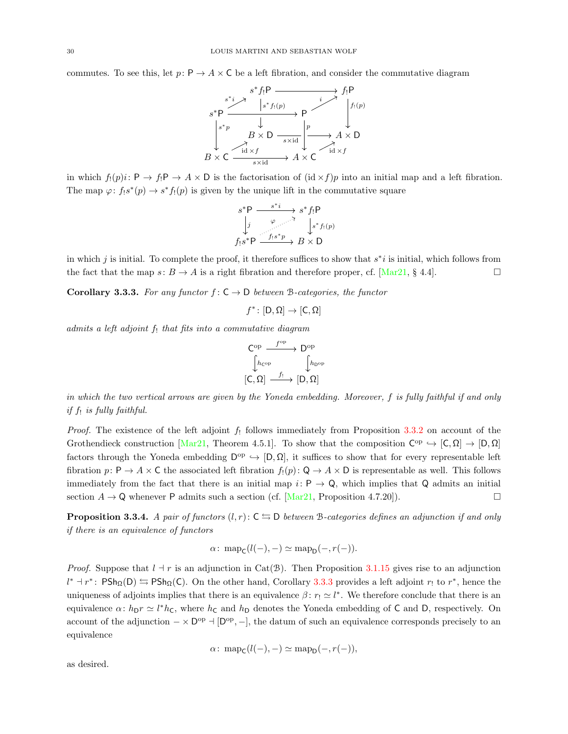commutes. To see this, let $p\colon \mathsf{P} \to A \times \mathsf{C}$ be a left fibration, and consider the commutative diagram

$$\begin{array}{ccccc}
 & s^* f_! \mathsf{P} & \longrightarrow & f_! \mathsf{P} & \\
s^*\mathsf{P} \xrightarrow{s^* i} & \downarrow s^* f_!(p) & \mathsf{P} \xrightarrow{i} & \downarrow f_!(p) & \\
\downarrow s^* p & B \times \mathsf{D} & \xrightarrow{s \times \mathrm{id}} \downarrow p & A \times \mathsf{D} & \\
B \times \mathsf{C} \xrightarrow{\mathrm{id} \times f} & & A \times \mathsf{C} \xrightarrow{\mathrm{id}\times f} & &
\end{array}$$

(with bottom arrow $s \times \mathrm{id}\colon B \times \mathsf{C} \to A \times \mathsf{C}$ and top arrow $s^*\mathsf{P} \to \mathsf{P}$) in which $f_!(p) i\colon \mathsf{P} \to f_!\mathsf{P} \to A \times \mathsf{D}$ is the factorisation of $(\mathrm{id} \times f)p$ into an initial map and a left fibration. The map $\varphi\colon f_! s^*(p) \to s^* f_!(p)$ is given by the unique lift in the commutative square

$$\begin{array}{ccc}
s^*\mathsf{P} & \xrightarrow{s^* i} & s^* f_! \mathsf{P} \\
\downarrow j & \overset{\varphi}{\nearrow} & \downarrow s^* f_!(p) \\
f_! s^* \mathsf{P} & \xrightarrow{f_! s^* p} & B \times \mathsf{D}
\end{array}$$

in which $j$ is initial. To complete the proof, it therefore suffices to show that $s^* i$ is initial, which follows from the fact that the map $s\colon B \to A$ is a right fibration and therefore proper, cf. [Mar21, § 4.4]. □

**Corollary 3.3.3.** *For any functor $f\colon \mathsf{C} \to \mathsf{D}$ between $\mathcal{B}$-categories, the functor*

$$f^*\colon [\mathsf{D}, \Omega] \to [\mathsf{C}, \Omega]$$

*admits a left adjoint $f_!$ that fits into a commutative diagram*

$$\begin{array}{ccc}
\mathsf{C}^{\mathrm{op}} & \xrightarrow{f^{\mathrm{op}}} & \mathsf{D}^{\mathrm{op}} \\
\downarrow h_{\mathsf{C}^{\mathrm{op}}} & & \downarrow h_{\mathsf{D}^{\mathrm{op}}} \\
[\mathsf{C}, \Omega] & \xrightarrow{f_!} & [\mathsf{D}, \Omega]
\end{array}$$

*in which the two vertical arrows are given by the Yoneda embedding. Moreover, $f$ is fully faithful if and only if $f_!$ is fully faithful.*

*Proof.* The existence of the left adjoint $f_!$ follows immediately from Proposition 3.3.2 on account of the Grothendieck construction [Mar21, Theorem 4.5.1]. To show that the composition $\mathsf{C}^{\mathrm{op}} \hookrightarrow [\mathsf{C}, \Omega] \to [\mathsf{D}, \Omega]$ factors through the Yoneda embedding $\mathsf{D}^{\mathrm{op}} \hookrightarrow [\mathsf{D}, \Omega]$, it suffices to show that for every representable left fibration $p\colon \mathsf{P} \to A \times \mathsf{C}$ the associated left fibration $f_!(p)\colon \mathsf{Q} \to A \times \mathsf{D}$ is representable as well. This follows immediately from the fact that there is an initial map $i\colon \mathsf{P} \to \mathsf{Q}$, which implies that $\mathsf{Q}$ admits an initial section $A \to \mathsf{Q}$ whenever $\mathsf{P}$ admits such a section (cf. [Mar21, Proposition 4.7.20]). □

**Proposition 3.3.4.** *A pair of functors $(l, r)\colon \mathsf{C} \leftrightarrows \mathsf{D}$ between $\mathcal{B}$-categories defines an adjunction if and only if there is an equivalence of functors*

$$\alpha\colon \operatorname{map}_{\mathsf{C}}(l(-), -) \simeq \operatorname{map}_{\mathsf{D}}(-, r(-)).$$

*Proof.* Suppose that $l \dashv r$ is an adjunction in $\mathrm{Cat}(\mathcal{B})$. Then Proposition 3.1.15 gives rise to an adjunction $l^* \dashv r^*\colon \mathsf{PSh}_\Omega(\mathsf{D}) \leftrightarrows \mathsf{PSh}_\Omega(\mathsf{C})$. On the other hand, Corollary 3.3.3 provides a left adjoint $r_!$ to $r^*$, hence the uniqueness of adjoints implies that there is an equivalence $\beta\colon r_! \simeq l^*$. We therefore conclude that there is an equivalence $\alpha\colon h_{\mathsf{D}} r \simeq l^* h_{\mathsf{C}}$, where $h_{\mathsf{C}}$ and $h_{\mathsf{D}}$ denotes the Yoneda embedding of $\mathsf{C}$ and $\mathsf{D}$, respectively. On account of the adjunction $- \times \mathsf{D}^{\mathrm{op}} \dashv [\mathsf{D}^{\mathrm{op}}, -]$, the datum of such an equivalence corresponds precisely to an equivalence

$$\alpha\colon \operatorname{map}_{\mathsf{C}}(l(-), -) \simeq \operatorname{map}_{\mathsf{D}}(-, r(-)),$$

as desired.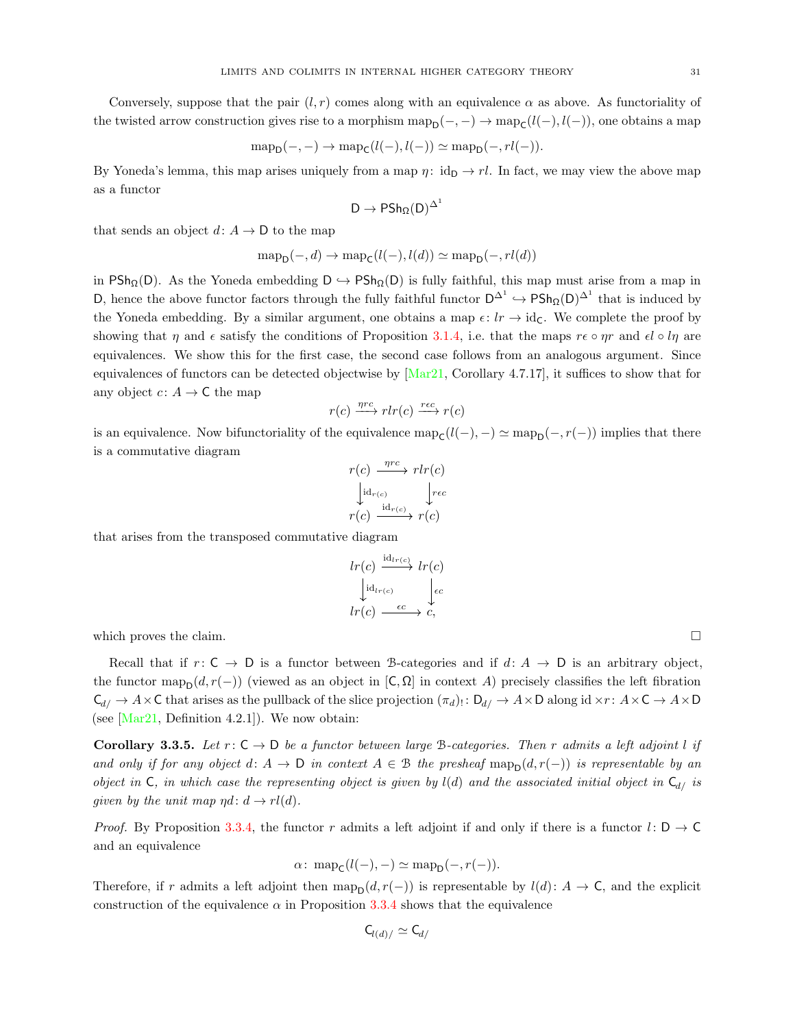Conversely, suppose that the pair $(l, r)$ comes along with an equivalence $\alpha$ as above. As functoriality of the twisted arrow construction gives rise to a morphism $\mathrm{map}_{\mathsf{D}}(-,-) \to \mathrm{map}_{\mathsf{C}}(l(-), l(-))$, one obtains a map

$$\mathrm{map}_{\mathsf{D}}(-,-) \to \mathrm{map}_{\mathsf{C}}(l(-), l(-)) \simeq \mathrm{map}_{\mathsf{D}}(-, rl(-)).$$

By Yoneda's lemma, this map arises uniquely from a map $\eta\colon \mathrm{id}_{\mathsf{D}} \to rl$. In fact, we may view the above map as a functor

$$\mathsf{D} \to \mathsf{PSh}_{\Omega}(\mathsf{D})^{\Delta^1}$$

that sends an object $d\colon A \to \mathsf{D}$ to the map

$$\mathrm{map}_{\mathsf{D}}(-, d) \to \mathrm{map}_{\mathsf{C}}(l(-), l(d)) \simeq \mathrm{map}_{\mathsf{D}}(-, rl(d))$$

in $\mathsf{PSh}_{\Omega}(\mathsf{D})$. As the Yoneda embedding $\mathsf{D} \hookrightarrow \mathsf{PSh}_{\Omega}(\mathsf{D})$ is fully faithful, this map must arise from a map in $\mathsf{D}$, hence the above functor factors through the fully faithful functor $\mathsf{D}^{\Delta^1} \hookrightarrow \mathsf{PSh}_{\Omega}(\mathsf{D})^{\Delta^1}$ that is induced by the Yoneda embedding. By a similar argument, one obtains a map $\epsilon\colon lr \to \mathrm{id}_{\mathsf{C}}$. We complete the proof by showing that $\eta$ and $\epsilon$ satisfy the conditions of Proposition 3.1.4, i.e. that the maps $r\epsilon \circ \eta r$ and $\epsilon l \circ l\eta$ are equivalences. We show this for the first case, the second case follows from an analogous argument. Since equivalences of functors can be detected objectwise by [Mar21, Corollary 4.7.17], it suffices to show that for any object $c\colon A \to \mathsf{C}$ the map

$$r(c) \xrightarrow{\eta r c} rlr(c) \xrightarrow{r\epsilon c} r(c)$$

is an equivalence. Now bifunctoriality of the equivalence $\mathrm{map}_{\mathsf{C}}(l(-), -) \simeq \mathrm{map}_{\mathsf{D}}(-, r(-))$ implies that there is a commutative diagram

$$\begin{array}{ccc} r(c) & \xrightarrow{\eta r c} & rlr(c) \\ \downarrow{\scriptstyle \mathrm{id}_{r(c)}} & & \downarrow{\scriptstyle r\epsilon c} \\ r(c) & \xrightarrow{\mathrm{id}_{r(c)}} & r(c) \end{array}$$

that arises from the transposed commutative diagram

$$\begin{array}{ccc} lr(c) & \xrightarrow{\mathrm{id}_{lr(c)}} & lr(c) \\ \downarrow{\scriptstyle \mathrm{id}_{lr(c)}} & & \downarrow{\scriptstyle \epsilon c} \\ lr(c) & \xrightarrow{\epsilon c} & c, \end{array}$$

which proves the claim. □

Recall that if $r\colon \mathsf{C} \to \mathsf{D}$ is a functor between $\mathcal{B}$-categories and if $d\colon A \to \mathsf{D}$ is an arbitrary object, the functor $\mathrm{map}_{\mathsf{D}}(d, r(-))$ (viewed as an object in $[\mathsf{C}, \Omega]$ in context $A$) precisely classifies the left fibration $\mathsf{C}_{d/} \to A \times \mathsf{C}$ that arises as the pullback of the slice projection $(\pi_d)_!\colon \mathsf{D}_{d/} \to A \times \mathsf{D}$ along $\mathrm{id} \times r\colon A \times \mathsf{C} \to A \times \mathsf{D}$ (see [Mar21, Definition 4.2.1]). We now obtain:

**Corollary 3.3.5.** *Let $r\colon \mathsf{C} \to \mathsf{D}$ be a functor between large $\mathcal{B}$-categories. Then $r$ admits a left adjoint $l$ if and only if for any object $d\colon A \to \mathsf{D}$ in context $A \in \mathcal{B}$ the presheaf $\mathrm{map}_{\mathsf{D}}(d, r(-))$ is representable by an object in $\mathsf{C}$, in which case the representing object is given by $l(d)$ and the associated initial object in $\mathsf{C}_{d/}$ is given by the unit map $\eta d\colon d \to rl(d)$.*

*Proof.* By Proposition 3.3.4, the functor $r$ admits a left adjoint if and only if there is a functor $l\colon \mathsf{D} \to \mathsf{C}$ and an equivalence

$$\alpha\colon \mathrm{map}_{\mathsf{C}}(l(-), -) \simeq \mathrm{map}_{\mathsf{D}}(-, r(-)).$$

Therefore, if $r$ admits a left adjoint then $\mathrm{map}_{\mathsf{D}}(d, r(-))$ is representable by $l(d)\colon A \to \mathsf{C}$, and the explicit construction of the equivalence $\alpha$ in Proposition 3.3.4 shows that the equivalence

$$\mathsf{C}_{l(d)/} \simeq \mathsf{C}_{d/}$$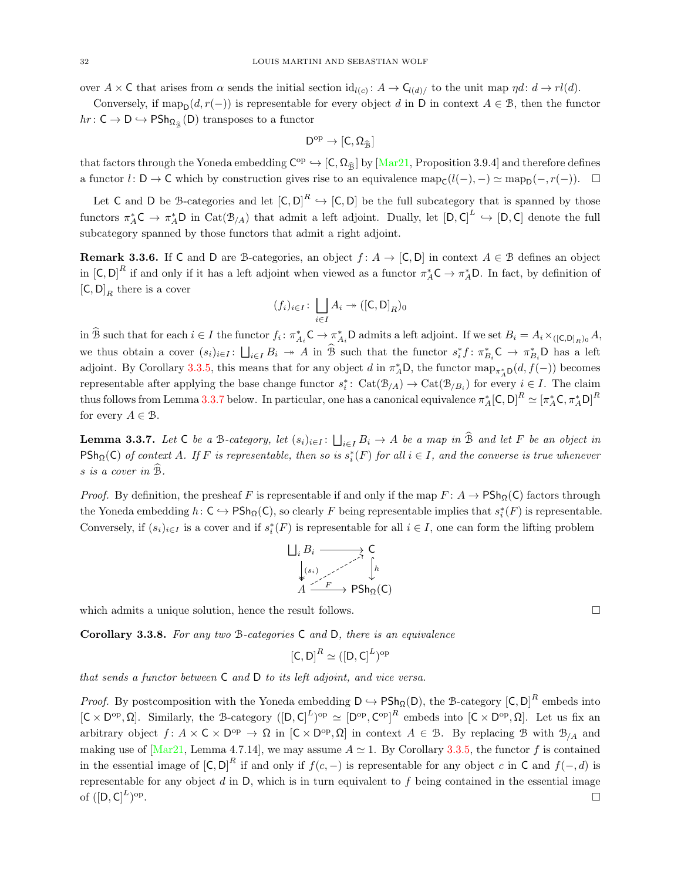over $A \times \mathsf{C}$ that arises from $\alpha$ sends the initial section $\mathrm{id}_{l(c)} \colon A \to \mathsf{C}_{l(d)/}$ to the unit map $\eta d \colon d \to rl(d)$.

Conversely, if $\mathrm{map}_{\mathsf{D}}(d, r(-))$ is representable for every object $d$ in $\mathsf{D}$ in context $A \in \mathcal{B}$, then the functor $hr \colon \mathsf{C} \to \mathsf{D} \hookrightarrow \mathsf{PSh}_{\Omega_{\widehat{\mathcal{B}}}}(\mathsf{D})$ transposes to a functor

$$\mathsf{D}^{\mathrm{op}} \to [\mathsf{C}, \Omega_{\widehat{\mathcal{B}}}]$$

that factors through the Yoneda embedding $\mathsf{C}^{\mathrm{op}} \hookrightarrow [\mathsf{C}, \Omega_{\widehat{\mathcal{B}}}]$ by [Mar21, Proposition 3.9.4] and therefore defines a functor $l \colon \mathsf{D} \to \mathsf{C}$ which by construction gives rise to an equivalence $\mathrm{map}_{\mathsf{C}}(l(-), -) \simeq \mathrm{map}_{\mathsf{D}}(-, r(-))$. □

Let $\mathsf{C}$ and $\mathsf{D}$ be $\mathcal{B}$-categories and let $[\mathsf{C}, \mathsf{D}]^R \hookrightarrow [\mathsf{C}, \mathsf{D}]$ be the full subcategory that is spanned by those functors $\pi_A^* \mathsf{C} \to \pi_A^* \mathsf{D}$ in $\mathrm{Cat}(\mathcal{B}_{/A})$ that admit a left adjoint. Dually, let $[\mathsf{D}, \mathsf{C}]^L \hookrightarrow [\mathsf{D}, \mathsf{C}]$ denote the full subcategory spanned by those functors that admit a right adjoint.

**Remark 3.3.6.** If $\mathsf{C}$ and $\mathsf{D}$ are $\mathcal{B}$-categories, an object $f \colon A \to [\mathsf{C}, \mathsf{D}]$ in context $A \in \mathcal{B}$ defines an object in $[\mathsf{C}, \mathsf{D}]^R$ if and only if it has a left adjoint when viewed as a functor $\pi_A^* \mathsf{C} \to \pi_A^* \mathsf{D}$. In fact, by definition of $[\mathsf{C}, \mathsf{D}]_R$ there is a cover

$$(f_i)_{i \in I} \colon \bigsqcup_{i \in I} A_i \twoheadrightarrow ([\mathsf{C}, \mathsf{D}]_R)_0$$

in $\widehat{\mathcal{B}}$ such that for each $i \in I$ the functor $f_i \colon \pi_{A_i}^* \mathsf{C} \to \pi_{A_i}^* \mathsf{D}$ admits a left adjoint. If we set $B_i = A_i \times_{([\mathsf{C},\mathsf{D}]_R)_0} A$, we thus obtain a cover $(s_i)_{i \in I} \colon \bigsqcup_{i \in I} B_i \twoheadrightarrow A$ in $\widehat{\mathcal{B}}$ such that the functor $s_i^* f \colon \pi_{B_i}^* \mathsf{C} \to \pi_{B_i}^* \mathsf{D}$ has a left adjoint. By Corollary 3.3.5, this means that for any object $d$ in $\pi_A^* \mathsf{D}$, the functor $\mathrm{map}_{\pi_A^* \mathsf{D}}(d, f(-))$ becomes representable after applying the base change functor $s_i^* \colon \mathrm{Cat}(\mathcal{B}_{/A}) \to \mathrm{Cat}(\mathcal{B}_{/B_i})$ for every $i \in I$. The claim thus follows from Lemma 3.3.7 below. In particular, one has a canonical equivalence $\pi_A^* [\mathsf{C}, \mathsf{D}]^R \simeq [\pi_A^* \mathsf{C}, \pi_A^* \mathsf{D}]^R$ for every $A \in \mathcal{B}$.

**Lemma 3.3.7.** *Let $\mathsf{C}$ be a $\mathcal{B}$-category, let $(s_i)_{i \in I} \colon \bigsqcup_{i \in I} B_i \to A$ be a map in $\widehat{\mathcal{B}}$ and let $F$ be an object in $\mathsf{PSh}_{\Omega}(\mathsf{C})$ of context $A$. If $F$ is representable, then so is $s_i^*(F)$ for all $i \in I$, and the converse is true whenever $s$ is a cover in $\widehat{\mathcal{B}}$.*

*Proof.* By definition, the presheaf $F$ is representable if and only if the map $F \colon A \to \mathsf{PSh}_{\Omega}(\mathsf{C})$ factors through the Yoneda embedding $h \colon \mathsf{C} \hookrightarrow \mathsf{PSh}_{\Omega}(\mathsf{C})$, so clearly $F$ being representable implies that $s_i^*(F)$ is representable. Conversely, if $(s_i)_{i \in I}$ is a cover and if $s_i^*(F)$ is representable for all $i \in I$, one can form the lifting problem

$$\begin{array}{ccc} \bigsqcup_i B_i & \longrightarrow & \mathsf{C} \\ \big\downarrow{\scriptstyle (s_i)} & \nearrow & \big\downarrow{\scriptstyle h} \\ A & \xrightarrow{\;F\;} & \mathsf{PSh}_{\Omega}(\mathsf{C}) \end{array}$$

which admits a unique solution, hence the result follows. □

**Corollary 3.3.8.** *For any two $\mathcal{B}$-categories $\mathsf{C}$ and $\mathsf{D}$, there is an equivalence*

$$[\mathsf{C}, \mathsf{D}]^R \simeq ([\mathsf{D}, \mathsf{C}]^L)^{\mathrm{op}}$$

*that sends a functor between $\mathsf{C}$ and $\mathsf{D}$ to its left adjoint, and vice versa.*

*Proof.* By postcomposition with the Yoneda embedding $\mathsf{D} \hookrightarrow \mathsf{PSh}_{\Omega}(\mathsf{D})$, the $\mathcal{B}$-category $[\mathsf{C}, \mathsf{D}]^R$ embeds into $[\mathsf{C} \times \mathsf{D}^{\mathrm{op}}, \Omega]$. Similarly, the $\mathcal{B}$-category $([\mathsf{D}, \mathsf{C}]^L)^{\mathrm{op}} \simeq [\mathsf{D}^{\mathrm{op}}, \mathsf{C}^{\mathrm{op}}]^R$ embeds into $[\mathsf{C} \times \mathsf{D}^{\mathrm{op}}, \Omega]$. Let us fix an arbitrary object $f \colon A \times \mathsf{C} \times \mathsf{D}^{\mathrm{op}} \to \Omega$ in $[\mathsf{C} \times \mathsf{D}^{\mathrm{op}}, \Omega]$ in context $A \in \mathcal{B}$. By replacing $\mathcal{B}$ with $\mathcal{B}_{/A}$ and making use of [Mar21, Lemma 4.7.14], we may assume $A \simeq 1$. By Corollary 3.3.5, the functor $f$ is contained in the essential image of $[\mathsf{C}, \mathsf{D}]^R$ if and only if $f(c, -)$ is representable for any object $c$ in $\mathsf{C}$ and $f(-, d)$ is representable for any object $d$ in $\mathsf{D}$, which is in turn equivalent to $f$ being contained in the essential image of $([\mathsf{D}, \mathsf{C}]^L)^{\mathrm{op}}$. □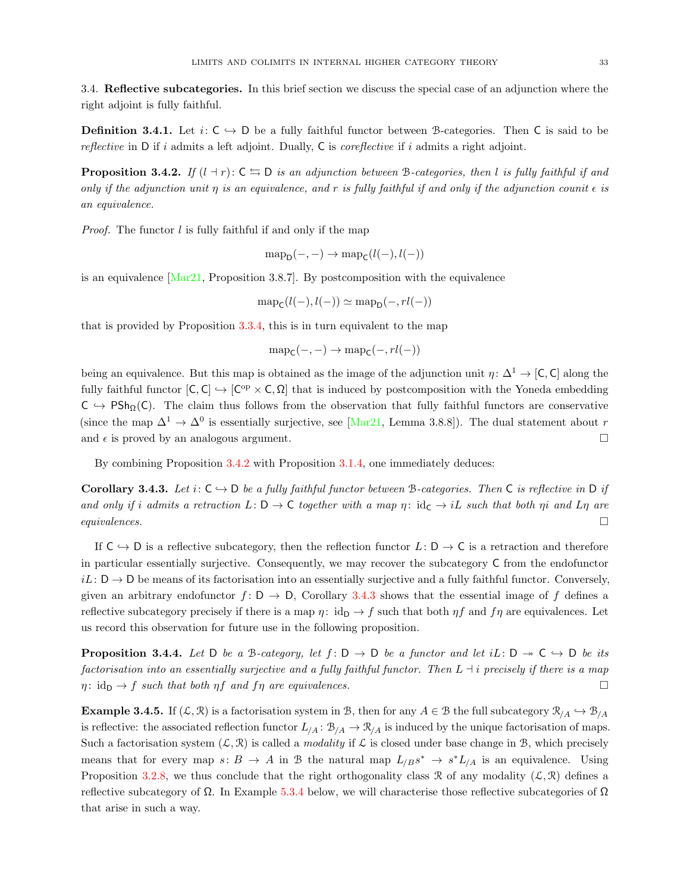### 3.4. Reflective subcategories.

In this brief section we discuss the special case of an adjunction where the right adjoint is fully faithful.

**Definition 3.4.1.** Let $i\colon \mathsf{C} \hookrightarrow \mathsf{D}$ be a fully faithful functor between $\mathcal{B}$-categories. Then $\mathsf{C}$ is said to be *reflective* in $\mathsf{D}$ if $i$ admits a left adjoint. Dually, $\mathsf{C}$ is *coreflective* if $i$ admits a right adjoint.

**Proposition 3.4.2.** *If $(l \dashv r)\colon \mathsf{C} \leftrightarrows \mathsf{D}$ is an adjunction between $\mathcal{B}$-categories, then $l$ is fully faithful if and only if the adjunction unit $\eta$ is an equivalence, and $r$ is fully faithful if and only if the adjunction counit $\epsilon$ is an equivalence.*

*Proof.* The functor $l$ is fully faithful if and only if the map

$$\operatorname{map}_{\mathsf{D}}(-,-) \to \operatorname{map}_{\mathsf{C}}(l(-), l(-))$$

is an equivalence [Mar21, Proposition 3.8.7]. By postcomposition with the equivalence

$$\operatorname{map}_{\mathsf{C}}(l(-), l(-)) \simeq \operatorname{map}_{\mathsf{D}}(-, rl(-))$$

that is provided by Proposition 3.3.4, this is in turn equivalent to the map

$$\operatorname{map}_{\mathsf{C}}(-,-) \to \operatorname{map}_{\mathsf{C}}(-, rl(-))$$

being an equivalence. But this map is obtained as the image of the adjunction unit $\eta\colon \Delta^1 \to [\mathsf{C}, \mathsf{C}]$ along the fully faithful functor $[\mathsf{C}, \mathsf{C}] \hookrightarrow [\mathsf{C}^{\mathrm{op}} \times \mathsf{C}, \Omega]$ that is induced by postcomposition with the Yoneda embedding $\mathsf{C} \hookrightarrow \mathsf{PSh}_{\Omega}(\mathsf{C})$. The claim thus follows from the observation that fully faithful functors are conservative (since the map $\Delta^1 \to \Delta^0$ is essentially surjective, see [Mar21, Lemma 3.8.8]). The dual statement about $r$ and $\epsilon$ is proved by an analogous argument. □

By combining Proposition 3.4.2 with Proposition 3.1.4, one immediately deduces:

**Corollary 3.4.3.** *Let $i\colon \mathsf{C} \hookrightarrow \mathsf{D}$ be a fully faithful functor between $\mathcal{B}$-categories. Then $\mathsf{C}$ is reflective in $\mathsf{D}$ if and only if $i$ admits a retraction $L\colon \mathsf{D} \to \mathsf{C}$ together with a map $\eta\colon \mathrm{id}_{\mathsf{C}} \to iL$ such that both $\eta i$ and $L\eta$ are equivalences.* □

If $\mathsf{C} \hookrightarrow \mathsf{D}$ is a reflective subcategory, then the reflection functor $L\colon \mathsf{D} \to \mathsf{C}$ is a retraction and therefore in particular essentially surjective. Consequently, we may recover the subcategory $\mathsf{C}$ from the endofunctor $iL\colon \mathsf{D} \to \mathsf{D}$ be means of its factorisation into an essentially surjective and a fully faithful functor. Conversely, given an arbitrary endofunctor $f\colon \mathsf{D} \to \mathsf{D}$, Corollary 3.4.3 shows that the essential image of $f$ defines a reflective subcategory precisely if there is a map $\eta\colon \mathrm{id}_{\mathsf{D}} \to f$ such that both $\eta f$ and $f\eta$ are equivalences. Let us record this observation for future use in the following proposition.

**Proposition 3.4.4.** *Let $\mathsf{D}$ be a $\mathcal{B}$-category, let $f\colon \mathsf{D} \to \mathsf{D}$ be a functor and let $iL\colon \mathsf{D} \twoheadrightarrow \mathsf{C} \hookrightarrow \mathsf{D}$ be its factorisation into an essentially surjective and a fully faithful functor. Then $L \dashv i$ precisely if there is a map $\eta\colon \mathrm{id}_{\mathsf{D}} \to f$ such that both $\eta f$ and $f\eta$ are equivalences.* □

**Example 3.4.5.** If $(\mathcal{L}, \mathcal{R})$ is a factorisation system in $\mathcal{B}$, then for any $A \in \mathcal{B}$ the full subcategory $\mathcal{R}_{/A} \hookrightarrow \mathcal{B}_{/A}$ is reflective: the associated reflection functor $L_{/A}\colon \mathcal{B}_{/A} \to \mathcal{R}_{/A}$ is induced by the unique factorisation of maps. Such a factorisation system $(\mathcal{L}, \mathcal{R})$ is called a *modality* if $\mathcal{L}$ is closed under base change in $\mathcal{B}$, which precisely means that for every map $s\colon B \to A$ in $\mathcal{B}$ the natural map $L_{/B} s^* \to s^* L_{/A}$ is an equivalence. Using Proposition 3.2.8, we thus conclude that the right orthogonality class $\mathcal{R}$ of any modality $(\mathcal{L}, \mathcal{R})$ defines a reflective subcategory of $\Omega$. In Example 5.3.4 below, we will characterise those reflective subcategories of $\Omega$ that arise in such a way.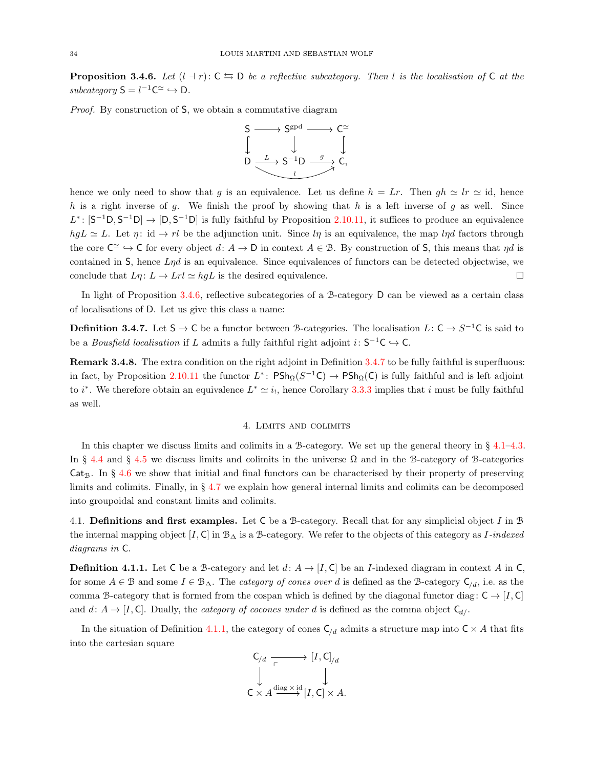**Proposition 3.4.6.** *Let $(l \dashv r)\colon \mathsf{C} \leftrightarrows \mathsf{D}$ be a reflective subcategory. Then $l$ is the localisation of $\mathsf{C}$ at the subcategory $\mathsf{S} = l^{-1}\mathsf{C}^{\simeq} \hookrightarrow \mathsf{D}$.*

*Proof.* By construction of $\mathsf{S}$, we obtain a commutative diagram

$$\begin{array}{ccccc} \mathsf{S} & \longrightarrow & \mathsf{S}^{\mathrm{gpd}} & \longrightarrow & \mathsf{C}^{\simeq} \\ \downarrow & & \downarrow & & \downarrow \\ \mathsf{D} & \xrightarrow{L} & \mathsf{S}^{-1}\mathsf{D} & \xrightarrow{g} & \mathsf{C}, \end{array}$$

(where the bottom composite $\mathsf{D} \to \mathsf{C}$ is $l$), hence we only need to show that $g$ is an equivalence. Let us define $h = Lr$. Then $gh \simeq lr \simeq \mathrm{id}$, hence $h$ is a right inverse of $g$. We finish the proof by showing that $h$ is a left inverse of $g$ as well. Since $L^*\colon [\mathsf{S}^{-1}\mathsf{D}, \mathsf{S}^{-1}\mathsf{D}] \to [\mathsf{D}, \mathsf{S}^{-1}\mathsf{D}]$ is fully faithful by Proposition 2.10.11, it suffices to produce an equivalence $hgL \simeq L$. Let $\eta\colon \mathrm{id} \to rl$ be the adjunction unit. Since $l\eta$ is an equivalence, the map $l\eta d$ factors through the core $\mathsf{C}^{\simeq} \hookrightarrow \mathsf{C}$ for every object $d\colon A \to \mathsf{D}$ in context $A \in \mathcal{B}$. By construction of $\mathsf{S}$, this means that $\eta d$ is contained in $\mathsf{S}$, hence $L\eta d$ is an equivalence. Since equivalences of functors can be detected objectwise, we conclude that $L\eta\colon L \to Lrl \simeq hgL$ is the desired equivalence. $\square$

In light of Proposition 3.4.6, reflective subcategories of a $\mathcal{B}$-category $\mathsf{D}$ can be viewed as a certain class of localisations of $\mathsf{D}$. Let us give this class a name:

**Definition 3.4.7.** Let $\mathsf{S} \to \mathsf{C}$ be a functor between $\mathcal{B}$-categories. The localisation $L\colon \mathsf{C} \to S^{-1}\mathsf{C}$ is said to be a *Bousfield localisation* if $L$ admits a fully faithful right adjoint $i\colon \mathsf{S}^{-1}\mathsf{C} \hookrightarrow \mathsf{C}$.

**Remark 3.4.8.** The extra condition on the right adjoint in Definition 3.4.7 to be fully faithful is superfluous: in fact, by Proposition 2.10.11 the functor $L^*\colon \mathsf{PSh}_{\Omega}(S^{-1}\mathsf{C}) \to \mathsf{PSh}_{\Omega}(\mathsf{C})$ is fully faithful and is left adjoint to $i^*$. We therefore obtain an equivalence $L^* \simeq i_!$, hence Corollary 3.3.3 implies that $i$ must be fully faithful as well.

# 4. Limits and colimits

In this chapter we discuss limits and colimits in a $\mathcal{B}$-category. We set up the general theory in § 4.1–4.3. In § 4.4 and § 4.5 we discuss limits and colimits in the universe $\Omega$ and in the $\mathcal{B}$-category of $\mathcal{B}$-categories $\mathsf{Cat}_{\mathcal{B}}$. In § 4.6 we show that initial and final functors can be characterised by their property of preserving limits and colimits. Finally, in § 4.7 we explain how general internal limits and colimits can be decomposed into groupoidal and constant limits and colimits.

## 4.1. Definitions and first examples.

Let $\mathsf{C}$ be a $\mathcal{B}$-category. Recall that for any simplicial object $I$ in $\mathcal{B}$ the internal mapping object $[I, \mathsf{C}]$ in $\mathcal{B}_{\Delta}$ is a $\mathcal{B}$-category. We refer to the objects of this category as *$I$-indexed diagrams in $\mathsf{C}$*.

**Definition 4.1.1.** Let $\mathsf{C}$ be a $\mathcal{B}$-category and let $d\colon A \to [I, \mathsf{C}]$ be an $I$-indexed diagram in context $A$ in $\mathsf{C}$, for some $A \in \mathcal{B}$ and some $I \in \mathcal{B}_{\Delta}$. The *category of cones over $d$* is defined as the $\mathcal{B}$-category $\mathsf{C}_{/d}$, i.e. as the comma $\mathcal{B}$-category that is formed from the cospan which is defined by the diagonal functor $\mathrm{diag}\colon \mathsf{C} \to [I, \mathsf{C}]$ and $d\colon A \to [I, \mathsf{C}]$. Dually, the *category of cocones under $d$* is defined as the comma object $\mathsf{C}_{d/}$.

In the situation of Definition 4.1.1, the category of cones $\mathsf{C}_{/d}$ admits a structure map into $\mathsf{C} \times A$ that fits into the cartesian square

$$\begin{array}{ccc} \mathsf{C}_{/d} & \longrightarrow & [I, \mathsf{C}]_{/d} \\ \downarrow & \lrcorner & \downarrow \\ \mathsf{C} \times A & \xrightarrow{\mathrm{diag} \times \mathrm{id}} & [I, \mathsf{C}] \times A. \end{array}$$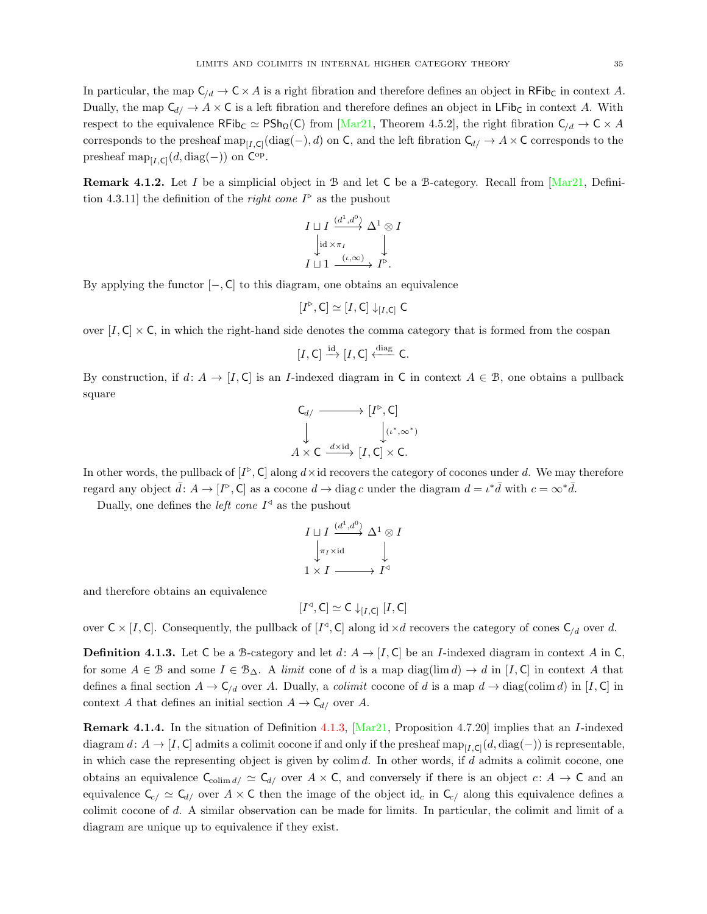In particular, the map $\mathsf{C}_{/d} \to \mathsf{C} \times A$ is a right fibration and therefore defines an object in $\mathsf{RFib}_{\mathsf{C}}$ in context $A$. Dually, the map $\mathsf{C}_{d/} \to A \times \mathsf{C}$ is a left fibration and therefore defines an object in $\mathsf{LFib}_{\mathsf{C}}$ in context $A$. With respect to the equivalence $\mathsf{RFib}_{\mathsf{C}} \simeq \mathsf{PSh}_{\Omega}(\mathsf{C})$ from [Mar21, Theorem 4.5.2], the right fibration $\mathsf{C}_{/d} \to \mathsf{C} \times A$ corresponds to the presheaf $\operatorname{map}_{[I,\mathsf{C}]}(\operatorname{diag}(-), d)$ on $\mathsf{C}$, and the left fibration $\mathsf{C}_{d/} \to A \times \mathsf{C}$ corresponds to the presheaf $\operatorname{map}_{[I,\mathsf{C}]}(d, \operatorname{diag}(-))$ on $\mathsf{C}^{\mathrm{op}}$.

**Remark 4.1.2.** Let $I$ be a simplicial object in $\mathcal{B}$ and let $\mathsf{C}$ be a $\mathcal{B}$-category. Recall from [Mar21, Definition 4.3.11] the definition of the *right cone* $I^{\triangleright}$ as the pushout

$$\begin{array}{ccc} I \sqcup I & \xrightarrow{(d^1, d^0)} & \Delta^1 \otimes I \\ \downarrow{\scriptstyle \mathrm{id} \times \pi_I} & & \downarrow \\ I \sqcup 1 & \xrightarrow{(\iota, \infty)} & I^{\triangleright}. \end{array}$$

By applying the functor $[-, \mathsf{C}]$ to this diagram, one obtains an equivalence

$$[I^{\triangleright}, \mathsf{C}] \simeq [I, \mathsf{C}] \downarrow_{[I,\mathsf{C}]} \mathsf{C}$$

over $[I, \mathsf{C}] \times \mathsf{C}$, in which the right-hand side denotes the comma category that is formed from the cospan

$$[I, \mathsf{C}] \xrightarrow{\mathrm{id}} [I, \mathsf{C}] \xleftarrow{\mathrm{diag}} \mathsf{C}.$$

By construction, if $d \colon A \to [I, \mathsf{C}]$ is an $I$-indexed diagram in $\mathsf{C}$ in context $A \in \mathcal{B}$, one obtains a pullback square

$$\begin{array}{ccc} \mathsf{C}_{d/} & \longrightarrow & [I^{\triangleright}, \mathsf{C}] \\ \downarrow & & \downarrow{\scriptstyle (\iota^*, \infty^*)} \\ A \times \mathsf{C} & \xrightarrow{d \times \mathrm{id}} & [I, \mathsf{C}] \times \mathsf{C}. \end{array}$$

In other words, the pullback of $[I^{\triangleright}, \mathsf{C}]$ along $d \times \mathrm{id}$ recovers the category of cocones under $d$. We may therefore regard any object $\bar{d} \colon A \to [I^{\triangleright}, \mathsf{C}]$ as a cocone $d \to \operatorname{diag} c$ under the diagram $d = \iota^* \bar{d}$ with $c = \infty^* \bar{d}$.

Dually, one defines the *left cone* $I^{\triangleleft}$ as the pushout

$$\begin{array}{ccc} I \sqcup I & \xrightarrow{(d^1, d^0)} & \Delta^1 \otimes I \\ \downarrow{\scriptstyle \pi_I \times \mathrm{id}} & & \downarrow \\ 1 \times I & \longrightarrow & I^{\triangleleft} \end{array}$$

and therefore obtains an equivalence

$$[I^{\triangleleft}, \mathsf{C}] \simeq \mathsf{C} \downarrow_{[I,\mathsf{C}]} [I, \mathsf{C}]$$

over $\mathsf{C} \times [I, \mathsf{C}]$. Consequently, the pullback of $[I^{\triangleleft}, \mathsf{C}]$ along $\mathrm{id} \times d$ recovers the category of cones $\mathsf{C}_{/d}$ over $d$.

**Definition 4.1.3.** Let $\mathsf{C}$ be a $\mathcal{B}$-category and let $d \colon A \to [I, \mathsf{C}]$ be an $I$-indexed diagram in context $A$ in $\mathsf{C}$, for some $A \in \mathcal{B}$ and some $I \in \mathcal{B}_{\Delta}$. A *limit* cone of $d$ is a map $\operatorname{diag}(\lim d) \to d$ in $[I, \mathsf{C}]$ in context $A$ that defines a final section $A \to \mathsf{C}_{/d}$ over $A$. Dually, a *colimit* cocone of $d$ is a map $d \to \operatorname{diag}(\operatorname{colim} d)$ in $[I, \mathsf{C}]$ in context $A$ that defines an initial section $A \to \mathsf{C}_{d/}$ over $A$.

**Remark 4.1.4.** In the situation of Definition 4.1.3, [Mar21, Proposition 4.7.20] implies that an $I$-indexed diagram $d \colon A \to [I, \mathsf{C}]$ admits a colimit cocone if and only if the presheaf $\operatorname{map}_{[I,\mathsf{C}]}(d, \operatorname{diag}(-))$ is representable, in which case the representing object is given by $\operatorname{colim} d$. In other words, if $d$ admits a colimit cocone, one obtains an equivalence $\mathsf{C}_{\operatorname{colim} d/} \simeq \mathsf{C}_{d/}$ over $A \times \mathsf{C}$, and conversely if there is an object $c \colon A \to \mathsf{C}$ and an equivalence $\mathsf{C}_{c/} \simeq \mathsf{C}_{d/}$ over $A \times \mathsf{C}$ then the image of the object $\mathrm{id}_c$ in $\mathsf{C}_{c/}$ along this equivalence defines a colimit cocone of $d$. A similar observation can be made for limits. In particular, the colimit and limit of a diagram are unique up to equivalence if they exist.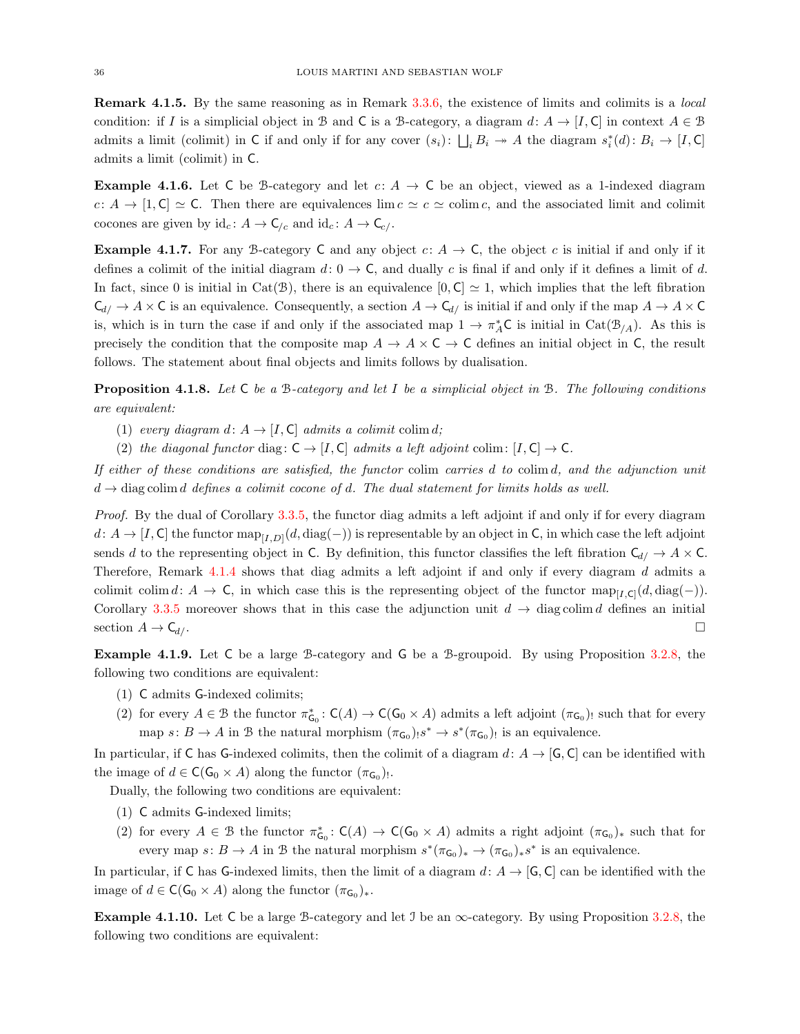**Remark 4.1.5.** By the same reasoning as in Remark 3.3.6, the existence of limits and colimits is a *local* condition: if $I$ is a simplicial object in $\mathcal{B}$ and $\mathsf{C}$ is a $\mathcal{B}$-category, a diagram $d\colon A \to [I, \mathsf{C}]$ in context $A \in \mathcal{B}$ admits a limit (colimit) in $\mathsf{C}$ if and only if for any cover $(s_i)\colon \bigsqcup_i B_i \twoheadrightarrow A$ the diagram $s_i^*(d)\colon B_i \to [I, \mathsf{C}]$ admits a limit (colimit) in $\mathsf{C}$.

**Example 4.1.6.** Let $\mathsf{C}$ be $\mathcal{B}$-category and let $c\colon A \to \mathsf{C}$ be an object, viewed as a 1-indexed diagram $c\colon A \to [1, \mathsf{C}] \simeq \mathsf{C}$. Then there are equivalences $\lim c \simeq c \simeq \operatorname{colim} c$, and the associated limit and colimit cocones are given by $\mathrm{id}_c\colon A \to \mathsf{C}_{/c}$ and $\mathrm{id}_c\colon A \to \mathsf{C}_{c/}$.

**Example 4.1.7.** For any $\mathcal{B}$-category $\mathsf{C}$ and any object $c\colon A \to \mathsf{C}$, the object $c$ is initial if and only if it defines a colimit of the initial diagram $d\colon 0 \to \mathsf{C}$, and dually $c$ is final if and only if it defines a limit of $d$. In fact, since $0$ is initial in $\mathrm{Cat}(\mathcal{B})$, there is an equivalence $[0, \mathsf{C}] \simeq 1$, which implies that the left fibration $\mathsf{C}_{d/} \to A \times \mathsf{C}$ is an equivalence. Consequently, a section $A \to \mathsf{C}_{d/}$ is initial if and only if the map $A \to A \times \mathsf{C}$ is, which is in turn the case if and only if the associated map $1 \to \pi_A^* \mathsf{C}$ is initial in $\mathrm{Cat}(\mathcal{B}_{/A})$. As this is precisely the condition that the composite map $A \to A \times \mathsf{C} \to \mathsf{C}$ defines an initial object in $\mathsf{C}$, the result follows. The statement about final objects and limits follows by dualisation.

**Proposition 4.1.8.** *Let $\mathsf{C}$ be a $\mathcal{B}$-category and let $I$ be a simplicial object in $\mathcal{B}$. The following conditions are equivalent:*

1. *every diagram $d\colon A \to [I, \mathsf{C}]$ admits a colimit $\operatorname{colim} d$;*
2. *the diagonal functor $\operatorname{diag}\colon \mathsf{C} \to [I, \mathsf{C}]$ admits a left adjoint $\operatorname{colim}\colon [I, \mathsf{C}] \to \mathsf{C}$.*

*If either of these conditions are satisfied, the functor $\operatorname{colim}$ carries $d$ to $\operatorname{colim} d$, and the adjunction unit $d \to \operatorname{diag} \operatorname{colim} d$ defines a colimit cocone of $d$. The dual statement for limits holds as well.*

*Proof.* By the dual of Corollary 3.3.5, the functor diag admits a left adjoint if and only if for every diagram $d\colon A \to [I, \mathsf{C}]$ the functor $\mathrm{map}_{[I,D]}(d, \operatorname{diag}(-))$ is representable by an object in $\mathsf{C}$, in which case the left adjoint sends $d$ to the representing object in $\mathsf{C}$. By definition, this functor classifies the left fibration $\mathsf{C}_{d/} \to A \times \mathsf{C}$. Therefore, Remark 4.1.4 shows that diag admits a left adjoint if and only if every diagram $d$ admits a colimit $\operatorname{colim} d\colon A \to \mathsf{C}$, in which case this is the representing object of the functor $\mathrm{map}_{[I,\mathsf{C}]}(d, \operatorname{diag}(-))$. Corollary 3.3.5 moreover shows that in this case the adjunction unit $d \to \operatorname{diag} \operatorname{colim} d$ defines an initial section $A \to \mathsf{C}_{d/}$. $\square$

**Example 4.1.9.** Let $\mathsf{C}$ be a large $\mathcal{B}$-category and $\mathsf{G}$ be a $\mathcal{B}$-groupoid. By using Proposition 3.2.8, the following two conditions are equivalent:

1. $\mathsf{C}$ admits $\mathsf{G}$-indexed colimits;
2. for every $A \in \mathcal{B}$ the functor $\pi_{\mathsf{G}_0}^*\colon \mathsf{C}(A) \to \mathsf{C}(\mathsf{G}_0 \times A)$ admits a left adjoint $(\pi_{\mathsf{G}_0})_!$ such that for every map $s\colon B \to A$ in $\mathcal{B}$ the natural morphism $(\pi_{\mathsf{G}_0})_! s^* \to s^*(\pi_{\mathsf{G}_0})_!$ is an equivalence.

In particular, if $\mathsf{C}$ has $\mathsf{G}$-indexed colimits, then the colimit of a diagram $d\colon A \to [\mathsf{G}, \mathsf{C}]$ can be identified with the image of $d \in \mathsf{C}(\mathsf{G}_0 \times A)$ along the functor $(\pi_{\mathsf{G}_0})_!$.

Dually, the following two conditions are equivalent:

1. $\mathsf{C}$ admits $\mathsf{G}$-indexed limits;
2. for every $A \in \mathcal{B}$ the functor $\pi_{\mathsf{G}_0}^*\colon \mathsf{C}(A) \to \mathsf{C}(\mathsf{G}_0 \times A)$ admits a right adjoint $(\pi_{\mathsf{G}_0})_*$ such that for every map $s\colon B \to A$ in $\mathcal{B}$ the natural morphism $s^*(\pi_{\mathsf{G}_0})_* \to (\pi_{\mathsf{G}_0})_* s^*$ is an equivalence.

In particular, if $\mathsf{C}$ has $\mathsf{G}$-indexed limits, then the limit of a diagram $d\colon A \to [\mathsf{G}, \mathsf{C}]$ can be identified with the image of $d \in \mathsf{C}(\mathsf{G}_0 \times A)$ along the functor $(\pi_{\mathsf{G}_0})_*$.

**Example 4.1.10.** Let $\mathsf{C}$ be a large $\mathcal{B}$-category and let $\mathcal{I}$ be an $\infty$-category. By using Proposition 3.2.8, the following two conditions are equivalent: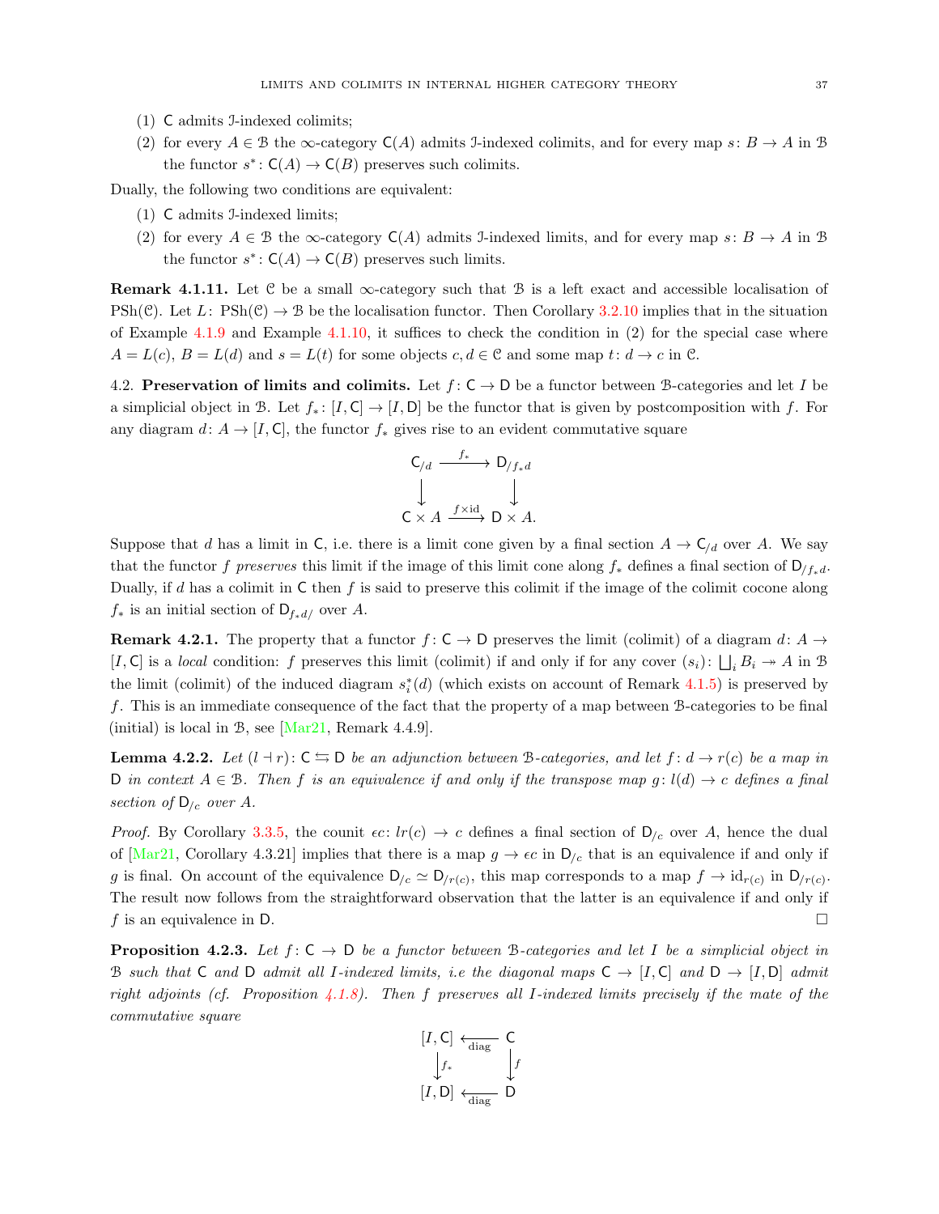(1) $\mathsf{C}$ admits $\mathcal{I}$-indexed colimits;
(2) for every $A \in \mathcal{B}$ the $\infty$-category $\mathsf{C}(A)$ admits $\mathcal{I}$-indexed colimits, and for every map $s\colon B \to A$ in $\mathcal{B}$ the functor $s^*\colon \mathsf{C}(A) \to \mathsf{C}(B)$ preserves such colimits.

Dually, the following two conditions are equivalent:

(1) $\mathsf{C}$ admits $\mathcal{I}$-indexed limits;
(2) for every $A \in \mathcal{B}$ the $\infty$-category $\mathsf{C}(A)$ admits $\mathcal{I}$-indexed limits, and for every map $s\colon B \to A$ in $\mathcal{B}$ the functor $s^*\colon \mathsf{C}(A) \to \mathsf{C}(B)$ preserves such limits.

**Remark 4.1.11.** Let $\mathcal{C}$ be a small $\infty$-category such that $\mathcal{B}$ is a left exact and accessible localisation of $\mathrm{PSh}(\mathcal{C})$. Let $L\colon \mathrm{PSh}(\mathcal{C}) \to \mathcal{B}$ be the localisation functor. Then Corollary 3.2.10 implies that in the situation of Example 4.1.9 and Example 4.1.10, it suffices to check the condition in (2) for the special case where $A = L(c)$, $B = L(d)$ and $s = L(t)$ for some objects $c, d \in \mathcal{C}$ and some map $t\colon d \to c$ in $\mathcal{C}$.

4.2. **Preservation of limits and colimits.** Let $f\colon \mathsf{C} \to \mathsf{D}$ be a functor between $\mathcal{B}$-categories and let $I$ be a simplicial object in $\mathcal{B}$. Let $f_*\colon [I, \mathsf{C}] \to [I, \mathsf{D}]$ be the functor that is given by postcomposition with $f$. For any diagram $d\colon A \to [I, \mathsf{C}]$, the functor $f_*$ gives rise to an evident commutative square

$$\begin{array}{ccc} \mathsf{C}_{/d} & \xrightarrow{f_*} & \mathsf{D}_{/f_* d} \\ \downarrow & & \downarrow \\ \mathsf{C} \times A & \xrightarrow{f \times \mathrm{id}} & \mathsf{D} \times A. \end{array}$$

Suppose that $d$ has a limit in $\mathsf{C}$, i.e. there is a limit cone given by a final section $A \to \mathsf{C}_{/d}$ over $A$. We say that the functor $f$ *preserves* this limit if the image of this limit cone along $f_*$ defines a final section of $\mathsf{D}_{/f_* d}$. Dually, if $d$ has a colimit in $\mathsf{C}$ then $f$ is said to preserve this colimit if the image of the colimit cocone along $f_*$ is an initial section of $\mathsf{D}_{f_* d/}$ over $A$.

**Remark 4.2.1.** The property that a functor $f\colon \mathsf{C} \to \mathsf{D}$ preserves the limit (colimit) of a diagram $d\colon A \to [I, \mathsf{C}]$ is a *local* condition: $f$ preserves this limit (colimit) if and only if for any cover $(s_i)\colon \bigsqcup_i B_i \twoheadrightarrow A$ in $\mathcal{B}$ the limit (colimit) of the induced diagram $s_i^*(d)$ (which exists on account of Remark 4.1.5) is preserved by $f$. This is an immediate consequence of the fact that the property of a map between $\mathcal{B}$-categories to be final (initial) is local in $\mathcal{B}$, see [Mar21, Remark 4.4.9].

**Lemma 4.2.2.** *Let $(l \dashv r)\colon \mathsf{C} \leftrightarrows \mathsf{D}$ be an adjunction between $\mathcal{B}$-categories, and let $f\colon d \to r(c)$ be a map in $\mathsf{D}$ in context $A \in \mathcal{B}$. Then $f$ is an equivalence if and only if the transpose map $g\colon l(d) \to c$ defines a final section of $\mathsf{D}_{/c}$ over $A$.*

*Proof.* By Corollary 3.3.5, the counit $\epsilon c\colon lr(c) \to c$ defines a final section of $\mathsf{D}_{/c}$ over $A$, hence the dual of [Mar21, Corollary 4.3.21] implies that there is a map $g \to \epsilon c$ in $\mathsf{D}_{/c}$ that is an equivalence if and only if $g$ is final. On account of the equivalence $\mathsf{D}_{/c} \simeq \mathsf{D}_{/r(c)}$, this map corresponds to a map $f \to \mathrm{id}_{r(c)}$ in $\mathsf{D}_{/r(c)}$. The result now follows from the straightforward observation that the latter is an equivalence if and only if $f$ is an equivalence in $\mathsf{D}$. $\square$

**Proposition 4.2.3.** *Let $f\colon \mathsf{C} \to \mathsf{D}$ be a functor between $\mathcal{B}$-categories and let $I$ be a simplicial object in $\mathcal{B}$ such that $\mathsf{C}$ and $\mathsf{D}$ admit all $I$-indexed limits, i.e the diagonal maps $\mathsf{C} \to [I, \mathsf{C}]$ and $\mathsf{D} \to [I, \mathsf{D}]$ admit right adjoints (cf. Proposition 4.1.8). Then $f$ preserves all $I$-indexed limits precisely if the mate of the commutative square*

$$\begin{array}{ccc} [I, \mathsf{C}] & \xleftarrow{\mathrm{diag}} & \mathsf{C} \\ \downarrow{\scriptstyle f_*} & & \downarrow{\scriptstyle f} \\ [I, \mathsf{D}] & \xleftarrow{\mathrm{diag}} & \mathsf{D} \end{array}$$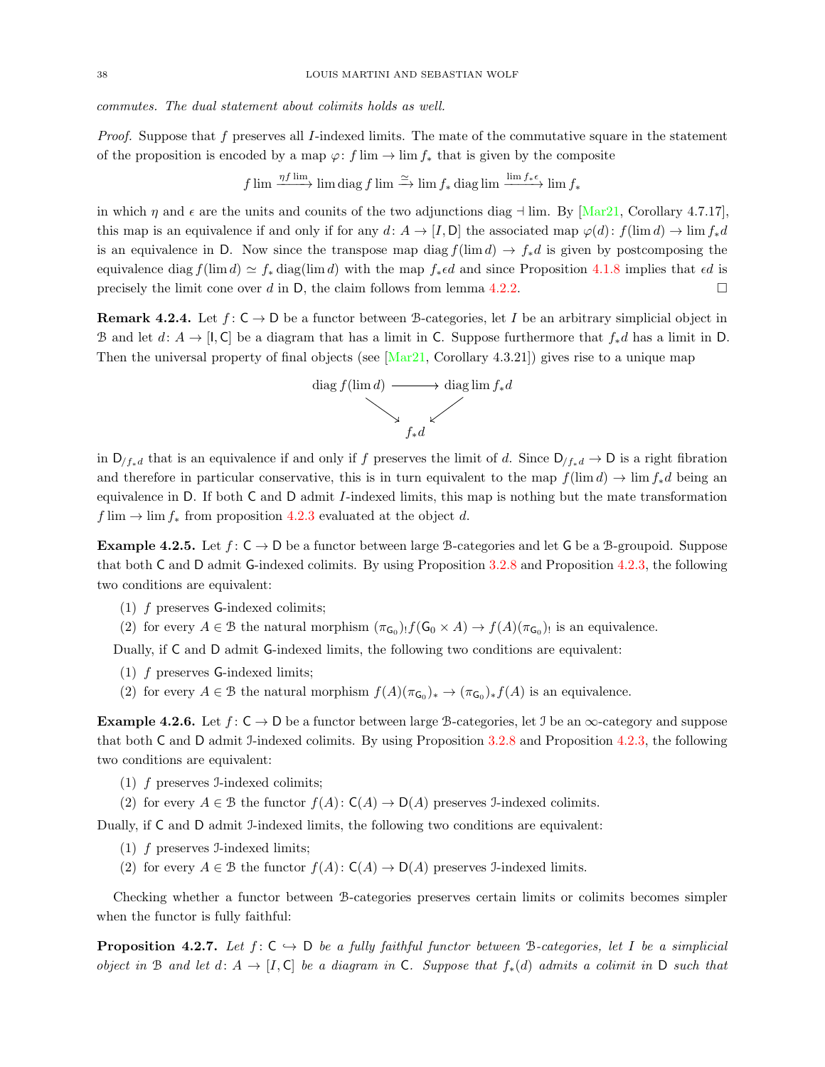*commutes. The dual statement about colimits holds as well.*

*Proof.* Suppose that $f$ preserves all $I$-indexed limits. The mate of the commutative square in the statement of the proposition is encoded by a map $\varphi\colon f\lim \to \lim f_*$ that is given by the composite

$$f\lim \xrightarrow{\eta f \lim} \lim \operatorname{diag} f \lim \xrightarrow{\simeq} \lim f_* \operatorname{diag} \lim \xrightarrow{\lim f_* \epsilon} \lim f_*$$

in which $\eta$ and $\epsilon$ are the units and counits of the two adjunctions $\operatorname{diag} \dashv \lim$. By [Mar21, Corollary 4.7.17], this map is an equivalence if and only if for any $d\colon A \to [I, \mathsf{D}]$ the associated map $\varphi(d)\colon f(\lim d) \to \lim f_* d$ is an equivalence in $\mathsf{D}$. Now since the transpose map $\operatorname{diag} f(\lim d) \to f_* d$ is given by postcomposing the equivalence $\operatorname{diag} f(\lim d) \simeq f_* \operatorname{diag}(\lim d)$ with the map $f_* \epsilon d$ and since Proposition 4.1.8 implies that $\epsilon d$ is precisely the limit cone over $d$ in $\mathsf{D}$, the claim follows from lemma 4.2.2. $\square$

**Remark 4.2.4.** Let $f\colon \mathsf{C} \to \mathsf{D}$ be a functor between $\mathcal{B}$-categories, let $I$ be an arbitrary simplicial object in $\mathcal{B}$ and let $d\colon A \to [\mathsf{I}, \mathsf{C}]$ be a diagram that has a limit in $\mathsf{C}$. Suppose furthermore that $f_* d$ has a limit in $\mathsf{D}$. Then the universal property of final objects (see [Mar21, Corollary 4.3.21]) gives rise to a unique map

$$\begin{array}{ccc} \operatorname{diag} f(\lim d) & \longrightarrow & \operatorname{diag} \lim f_* d \\ & \searrow \quad \swarrow & \\ & f_* d & \end{array}$$

in $\mathsf{D}_{/f_* d}$ that is an equivalence if and only if $f$ preserves the limit of $d$. Since $\mathsf{D}_{/f_* d} \to \mathsf{D}$ is a right fibration and therefore in particular conservative, this is in turn equivalent to the map $f(\lim d) \to \lim f_* d$ being an equivalence in $\mathsf{D}$. If both $\mathsf{C}$ and $\mathsf{D}$ admit $I$-indexed limits, this map is nothing but the mate transformation $f\lim \to \lim f_*$ from proposition 4.2.3 evaluated at the object $d$.

**Example 4.2.5.** Let $f\colon \mathsf{C} \to \mathsf{D}$ be a functor between large $\mathcal{B}$-categories and let $\mathsf{G}$ be a $\mathcal{B}$-groupoid. Suppose that both $\mathsf{C}$ and $\mathsf{D}$ admit $\mathsf{G}$-indexed colimits. By using Proposition 3.2.8 and Proposition 4.2.3, the following two conditions are equivalent:

1. $f$ preserves $\mathsf{G}$-indexed colimits;
2. for every $A \in \mathcal{B}$ the natural morphism $(\pi_{\mathsf{G}_0})_! f(\mathsf{G}_0 \times A) \to f(A)(\pi_{\mathsf{G}_0})_!$ is an equivalence.

Dually, if $\mathsf{C}$ and $\mathsf{D}$ admit $\mathsf{G}$-indexed limits, the following two conditions are equivalent:

1. $f$ preserves $\mathsf{G}$-indexed limits;
2. for every $A \in \mathcal{B}$ the natural morphism $f(A)(\pi_{\mathsf{G}_0})_* \to (\pi_{\mathsf{G}_0})_* f(A)$ is an equivalence.

**Example 4.2.6.** Let $f\colon \mathsf{C} \to \mathsf{D}$ be a functor between large $\mathcal{B}$-categories, let $\mathcal{I}$ be an $\infty$-category and suppose that both $\mathsf{C}$ and $\mathsf{D}$ admit $\mathcal{I}$-indexed colimits. By using Proposition 3.2.8 and Proposition 4.2.3, the following two conditions are equivalent:

1. $f$ preserves $\mathcal{I}$-indexed colimits;
2. for every $A \in \mathcal{B}$ the functor $f(A)\colon \mathsf{C}(A) \to \mathsf{D}(A)$ preserves $\mathcal{I}$-indexed colimits.

Dually, if $\mathsf{C}$ and $\mathsf{D}$ admit $\mathcal{I}$-indexed limits, the following two conditions are equivalent:

1. $f$ preserves $\mathcal{I}$-indexed limits;
2. for every $A \in \mathcal{B}$ the functor $f(A)\colon \mathsf{C}(A) \to \mathsf{D}(A)$ preserves $\mathcal{I}$-indexed limits.

Checking whether a functor between $\mathcal{B}$-categories preserves certain limits or colimits becomes simpler when the functor is fully faithful:

**Proposition 4.2.7.** *Let $f\colon \mathsf{C} \hookrightarrow \mathsf{D}$ be a fully faithful functor between $\mathcal{B}$-categories, let $I$ be a simplicial object in $\mathcal{B}$ and let $d\colon A \to [I, \mathsf{C}]$ be a diagram in $\mathsf{C}$. Suppose that $f_*(d)$ admits a colimit in $\mathsf{D}$ such that*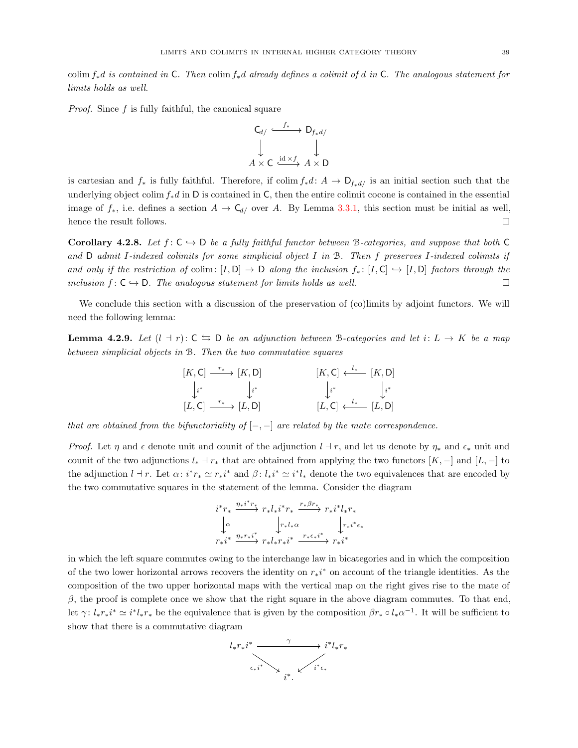*$\operatorname{colim} f_* d$ is contained in $\mathsf{C}$. Then $\operatorname{colim} f_* d$ already defines a colimit of $d$ in $\mathsf{C}$. The analogous statement for limits holds as well.*

*Proof.* Since $f$ is fully faithful, the canonical square

$$
\begin{array}{ccc}
\mathsf{C}_{d/} & \overset{f_*}{\hookrightarrow} & \mathsf{D}_{f_* d/} \\
\downarrow & & \downarrow \\
A \times \mathsf{C} & \overset{\mathrm{id} \times f}{\hookrightarrow} & A \times \mathsf{D}
\end{array}
$$

is cartesian and $f_*$ is fully faithful. Therefore, if $\operatorname{colim} f_* d \colon A \to \mathsf{D}_{f_* d/}$ is an initial section such that the underlying object $\operatorname{colim} f_* d$ in $\mathsf{D}$ is contained in $\mathsf{C}$, then the entire colimit cocone is contained in the essential image of $f_*$, i.e. defines a section $A \to \mathsf{C}_{d/}$ over $A$. By Lemma 3.3.1, this section must be initial as well, hence the result follows. $\square$

**Corollary 4.2.8.** *Let $f \colon \mathsf{C} \hookrightarrow \mathsf{D}$ be a fully faithful functor between $\mathcal{B}$-categories, and suppose that both $\mathsf{C}$ and $\mathsf{D}$ admit $I$-indexed colimits for some simplicial object $I$ in $\mathcal{B}$. Then $f$ preserves $I$-indexed colimits if and only if the restriction of $\operatorname{colim} \colon [I, \mathsf{D}] \to \mathsf{D}$ along the inclusion $f_* \colon [I, \mathsf{C}] \hookrightarrow [I, \mathsf{D}]$ factors through the inclusion $f \colon \mathsf{C} \hookrightarrow \mathsf{D}$. The analogous statement for limits holds as well.* $\square$

We conclude this section with a discussion of the preservation of (co)limits by adjoint functors. We will need the following lemma:

**Lemma 4.2.9.** *Let $(l \dashv r) \colon \mathsf{C} \leftrightarrows \mathsf{D}$ be an adjunction between $\mathcal{B}$-categories and let $i \colon L \to K$ be a map between simplicial objects in $\mathcal{B}$. Then the two commutative squares*

$$
\begin{array}{ccc}
[K, \mathsf{C}] & \xrightarrow{r_*} & [K, \mathsf{D}] \\
\downarrow{\scriptstyle i^*} & & \downarrow{\scriptstyle i^*} \\
[L, \mathsf{C}] & \xrightarrow{r_*} & [L, \mathsf{D}]
\end{array}
\qquad\qquad
\begin{array}{ccc}
[K, \mathsf{C}] & \xleftarrow{l_*} & [K, \mathsf{D}] \\
\downarrow{\scriptstyle i^*} & & \downarrow{\scriptstyle i^*} \\
[L, \mathsf{C}] & \xleftarrow{l_*} & [L, \mathsf{D}]
\end{array}
$$

*that are obtained from the bifunctoriality of $[-,-]$ are related by the mate correspondence.*

*Proof.* Let $\eta$ and $\epsilon$ denote unit and counit of the adjunction $l \dashv r$, and let us denote by $\eta_*$ and $\epsilon_*$ unit and counit of the two adjunctions $l_* \dashv r_*$ that are obtained from applying the two functors $[K, -]$ and $[L, -]$ to the adjunction $l \dashv r$. Let $\alpha \colon i^* r_* \simeq r_* i^*$ and $\beta \colon l_* i^* \simeq i^* l_*$ denote the two equivalences that are encoded by the two commutative squares in the statement of the lemma. Consider the diagram

$$
\begin{array}{ccccc}
i^* r_* & \xrightarrow{\eta_* i^* r_*} & r_* l_* i^* r_* & \xrightarrow{r_* \beta r_*} & r_* i^* l_* r_* \\
\downarrow{\scriptstyle \alpha} & & \downarrow{\scriptstyle r_* l_* \alpha} & & \downarrow{\scriptstyle r_* i^* \epsilon_*} \\
r_* i^* & \xrightarrow{\eta_* r_* i^*} & r_* l_* r_* i^* & \xrightarrow{r_* \epsilon_* i^*} & r_* i^*
\end{array}
$$

in which the left square commutes owing to the interchange law in bicategories and in which the composition of the two lower horizontal arrows recovers the identity on $r_* i^*$ on account of the triangle identities. As the composition of the two upper horizontal maps with the vertical map on the right gives rise to the mate of $\beta$, the proof is complete once we show that the right square in the above diagram commutes. To that end, let $\gamma \colon l_* r_* i^* \simeq i^* l_* r_*$ be the equivalence that is given by the composition $\beta r_* \circ l_* \alpha^{-1}$. It will be sufficient to show that there is a commutative diagram

$$
\begin{array}{ccc}
l_* r_* i^* & \xrightarrow{\gamma} & i^* l_* r_* \\
& {\scriptstyle \epsilon_* i^*} \searrow \quad \swarrow {\scriptstyle i^* \epsilon_*} & \\
& i^*. &
\end{array}
$$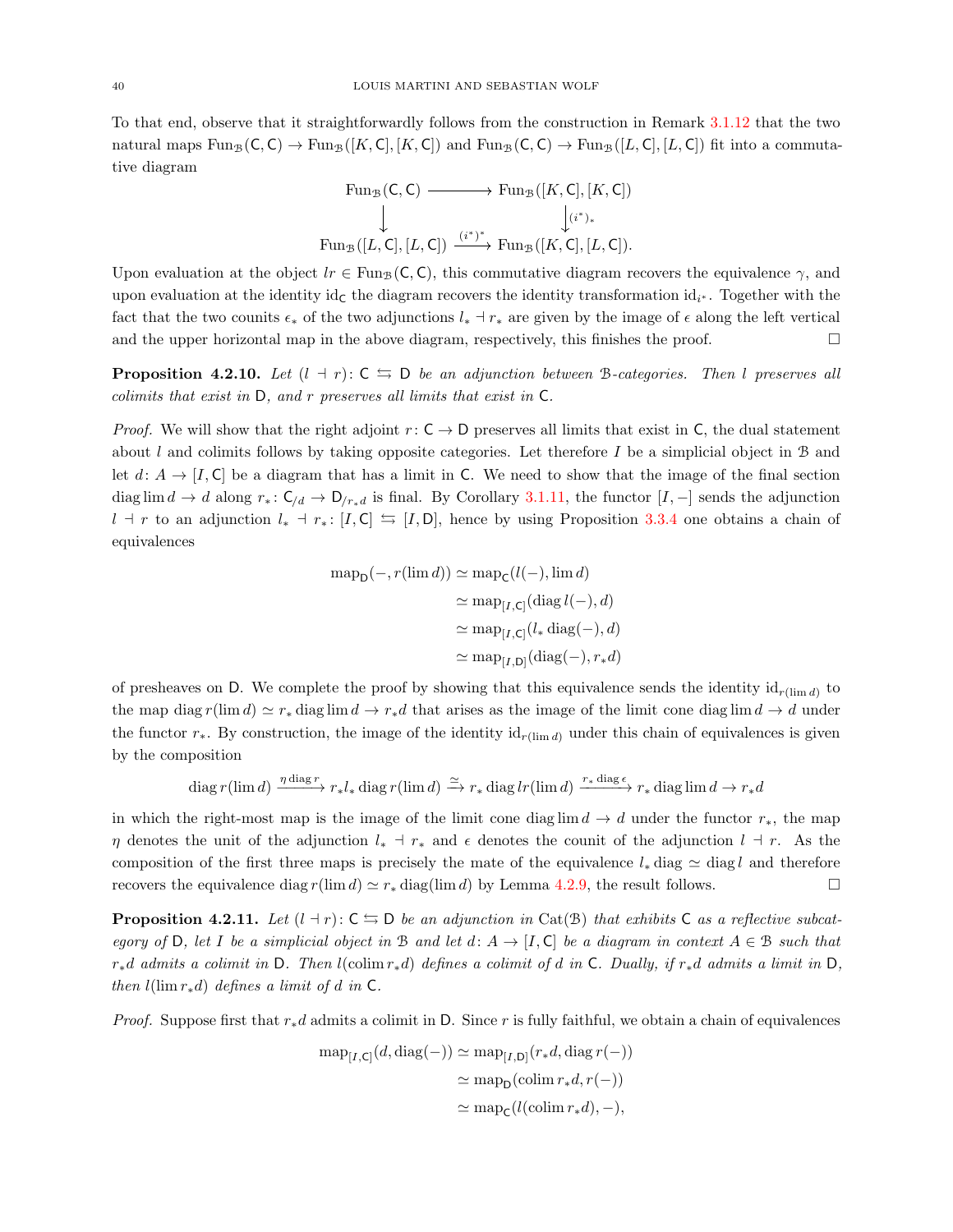To that end, observe that it straightforwardly follows from the construction in Remark 3.1.12 that the two natural maps $\mathrm{Fun}_{\mathcal{B}}(\mathsf{C},\mathsf{C}) \to \mathrm{Fun}_{\mathcal{B}}([K,\mathsf{C}],[K,\mathsf{C}])$ and $\mathrm{Fun}_{\mathcal{B}}(\mathsf{C},\mathsf{C}) \to \mathrm{Fun}_{\mathcal{B}}([L,\mathsf{C}],[L,\mathsf{C}])$ fit into a commutative diagram

$$\begin{array}{ccc}
\mathrm{Fun}_{\mathcal{B}}(\mathsf{C},\mathsf{C}) & \longrightarrow & \mathrm{Fun}_{\mathcal{B}}([K,\mathsf{C}],[K,\mathsf{C}]) \\
\downarrow & & \downarrow{\scriptstyle (i^*)_*} \\
\mathrm{Fun}_{\mathcal{B}}([L,\mathsf{C}],[L,\mathsf{C}]) & \xrightarrow{(i^*)^*} & \mathrm{Fun}_{\mathcal{B}}([K,\mathsf{C}],[L,\mathsf{C}]).
\end{array}$$

Upon evaluation at the object $lr \in \mathrm{Fun}_{\mathcal{B}}(\mathsf{C},\mathsf{C})$, this commutative diagram recovers the equivalence $\gamma$, and upon evaluation at the identity $\mathrm{id}_{\mathsf{C}}$ the diagram recovers the identity transformation $\mathrm{id}_{i^*}$. Together with the fact that the two counits $\epsilon_*$ of the two adjunctions $l_* \dashv r_*$ are given by the image of $\epsilon$ along the left vertical and the upper horizontal map in the above diagram, respectively, this finishes the proof. □

**Proposition 4.2.10.** *Let $(l \dashv r)\colon \mathsf{C} \leftrightarrows \mathsf{D}$ be an adjunction between $\mathcal{B}$-categories. Then $l$ preserves all colimits that exist in $\mathsf{D}$, and $r$ preserves all limits that exist in $\mathsf{C}$.*

*Proof.* We will show that the right adjoint $r\colon \mathsf{C} \to \mathsf{D}$ preserves all limits that exist in $\mathsf{C}$, the dual statement about $l$ and colimits follows by taking opposite categories. Let therefore $I$ be a simplicial object in $\mathcal{B}$ and let $d\colon A \to [I,\mathsf{C}]$ be a diagram that has a limit in $\mathsf{C}$. We need to show that the image of the final section $\mathrm{diag}\lim d \to d$ along $r_*\colon \mathsf{C}_{/d} \to \mathsf{D}_{/r_*d}$ is final. By Corollary 3.1.11, the functor $[I,-]$ sends the adjunction $l \dashv r$ to an adjunction $l_* \dashv r_*\colon [I,\mathsf{C}] \leftrightarrows [I,\mathsf{D}]$, hence by using Proposition 3.3.4 one obtains a chain of equivalences

$$\begin{aligned}
\mathrm{map}_{\mathsf{D}}(-, r(\lim d)) &\simeq \mathrm{map}_{\mathsf{C}}(l(-), \lim d) \\
&\simeq \mathrm{map}_{[I,\mathsf{C}]}(\mathrm{diag}\, l(-), d) \\
&\simeq \mathrm{map}_{[I,\mathsf{C}]}(l_*\,\mathrm{diag}(-), d) \\
&\simeq \mathrm{map}_{[I,\mathsf{D}]}(\mathrm{diag}(-), r_* d)
\end{aligned}$$

of presheaves on $\mathsf{D}$. We complete the proof by showing that this equivalence sends the identity $\mathrm{id}_{r(\lim d)}$ to the map $\mathrm{diag}\, r(\lim d) \simeq r_*\,\mathrm{diag}\lim d \to r_* d$ that arises as the image of the limit cone $\mathrm{diag}\lim d \to d$ under the functor $r_*$. By construction, the image of the identity $\mathrm{id}_{r(\lim d)}$ under this chain of equivalences is given by the composition

$$\mathrm{diag}\, r(\lim d) \xrightarrow{\eta\,\mathrm{diag}\, r} r_* l_*\,\mathrm{diag}\, r(\lim d) \xrightarrow{\simeq} r_*\,\mathrm{diag}\, lr(\lim d) \xrightarrow{r_*\,\mathrm{diag}\,\epsilon} r_*\,\mathrm{diag}\lim d \to r_* d$$

in which the right-most map is the image of the limit cone $\mathrm{diag}\lim d \to d$ under the functor $r_*$, the map $\eta$ denotes the unit of the adjunction $l_* \dashv r_*$ and $\epsilon$ denotes the counit of the adjunction $l \dashv r$. As the composition of the first three maps is precisely the mate of the equivalence $l_*\,\mathrm{diag} \simeq \mathrm{diag}\, l$ and therefore recovers the equivalence $\mathrm{diag}\, r(\lim d) \simeq r_*\,\mathrm{diag}(\lim d)$ by Lemma 4.2.9, the result follows. □

**Proposition 4.2.11.** *Let $(l \dashv r)\colon \mathsf{C} \leftrightarrows \mathsf{D}$ be an adjunction in $\mathrm{Cat}(\mathcal{B})$ that exhibits $\mathsf{C}$ as a reflective subcategory of $\mathsf{D}$, let $I$ be a simplicial object in $\mathcal{B}$ and let $d\colon A \to [I,\mathsf{C}]$ be a diagram in context $A \in \mathcal{B}$ such that $r_* d$ admits a colimit in $\mathsf{D}$. Then $l(\mathrm{colim}\, r_* d)$ defines a colimit of $d$ in $\mathsf{C}$. Dually, if $r_* d$ admits a limit in $\mathsf{D}$, then $l(\lim r_* d)$ defines a limit of $d$ in $\mathsf{C}$.*

*Proof.* Suppose first that $r_* d$ admits a colimit in $\mathsf{D}$. Since $r$ is fully faithful, we obtain a chain of equivalences

$$\begin{aligned}
\mathrm{map}_{[I,\mathsf{C}]}(d, \mathrm{diag}(-)) &\simeq \mathrm{map}_{[I,\mathsf{D}]}(r_* d, \mathrm{diag}\, r(-)) \\
&\simeq \mathrm{map}_{\mathsf{D}}(\mathrm{colim}\, r_* d, r(-)) \\
&\simeq \mathrm{map}_{\mathsf{C}}(l(\mathrm{colim}\, r_* d), -),
\end{aligned}$$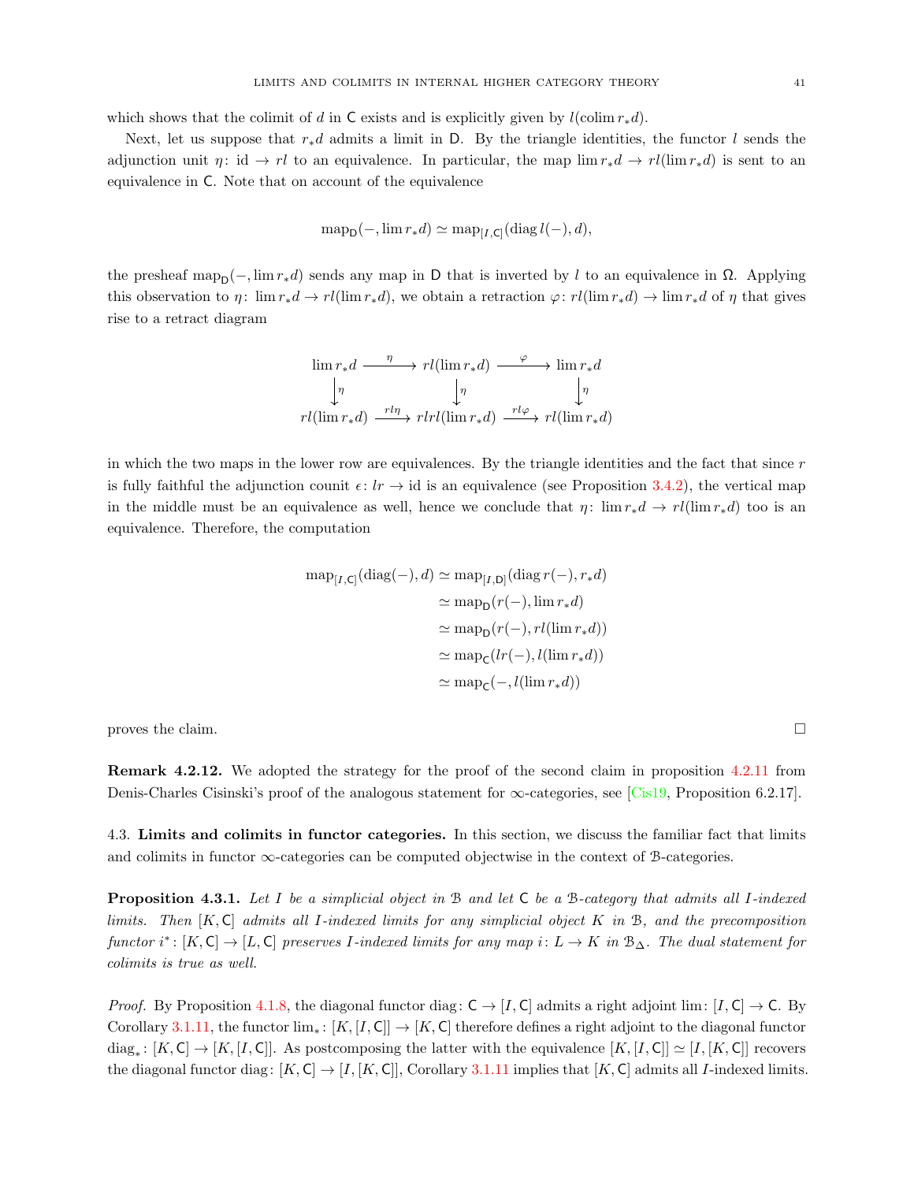which shows that the colimit of $d$ in $\mathsf{C}$ exists and is explicitly given by $l(\operatorname{colim} r_* d)$.

Next, let us suppose that $r_* d$ admits a limit in $\mathsf{D}$. By the triangle identities, the functor $l$ sends the adjunction unit $\eta\colon \mathrm{id} \to rl$ to an equivalence. In particular, the map $\lim r_* d \to rl(\lim r_* d)$ is sent to an equivalence in $\mathsf{C}$. Note that on account of the equivalence

$$\operatorname{map}_{\mathsf{D}}(-, \lim r_* d) \simeq \operatorname{map}_{[I,\mathsf{C}]}(\operatorname{diag} l(-), d),$$

the presheaf $\operatorname{map}_{\mathsf{D}}(-, \lim r_* d)$ sends any map in $\mathsf{D}$ that is inverted by $l$ to an equivalence in $\Omega$. Applying this observation to $\eta\colon \lim r_* d \to rl(\lim r_* d)$, we obtain a retraction $\varphi\colon rl(\lim r_* d) \to \lim r_* d$ of $\eta$ that gives rise to a retract diagram

$$\begin{array}{ccccc}
\lim r_* d & \xrightarrow{\eta} & rl(\lim r_* d) & \xrightarrow{\varphi} & \lim r_* d \\
\downarrow{\scriptstyle \eta} & & \downarrow{\scriptstyle \eta} & & \downarrow{\scriptstyle \eta} \\
rl(\lim r_* d) & \xrightarrow{rl\eta} & rlrl(\lim r_* d) & \xrightarrow{rl\varphi} & rl(\lim r_* d)
\end{array}$$

in which the two maps in the lower row are equivalences. By the triangle identities and the fact that since $r$ is fully faithful the adjunction counit $\epsilon\colon lr \to \mathrm{id}$ is an equivalence (see Proposition 3.4.2), the vertical map in the middle must be an equivalence as well, hence we conclude that $\eta\colon \lim r_* d \to rl(\lim r_* d)$ too is an equivalence. Therefore, the computation

$$\begin{aligned}
\operatorname{map}_{[I,\mathsf{C}]}(\operatorname{diag}(-), d) &\simeq \operatorname{map}_{[I,\mathsf{D}]}(\operatorname{diag} r(-), r_* d) \\
&\simeq \operatorname{map}_{\mathsf{D}}(r(-), \lim r_* d) \\
&\simeq \operatorname{map}_{\mathsf{D}}(r(-), rl(\lim r_* d)) \\
&\simeq \operatorname{map}_{\mathsf{C}}(lr(-), l(\lim r_* d)) \\
&\simeq \operatorname{map}_{\mathsf{C}}(-, l(\lim r_* d))
\end{aligned}$$

proves the claim. ☐

**Remark 4.2.12.** We adopted the strategy for the proof of the second claim in proposition 4.2.11 from Denis-Charles Cisinski's proof of the analogous statement for $\infty$-categories, see [Cis19, Proposition 6.2.17].

## 4.3. Limits and colimits in functor categories.

In this section, we discuss the familiar fact that limits and colimits in functor $\infty$-categories can be computed objectwise in the context of $\mathcal{B}$-categories.

**Proposition 4.3.1.** *Let $I$ be a simplicial object in $\mathcal{B}$ and let $\mathsf{C}$ be a $\mathcal{B}$-category that admits all $I$-indexed limits. Then $[K,\mathsf{C}]$ admits all $I$-indexed limits for any simplicial object $K$ in $\mathcal{B}$, and the precomposition functor $i^*\colon [K,\mathsf{C}] \to [L,\mathsf{C}]$ preserves $I$-indexed limits for any map $i\colon L \to K$ in $\mathcal{B}_\Delta$. The dual statement for colimits is true as well.*

*Proof.* By Proposition 4.1.8, the diagonal functor $\operatorname{diag}\colon \mathsf{C} \to [I,\mathsf{C}]$ admits a right adjoint $\lim\colon [I,\mathsf{C}] \to \mathsf{C}$. By Corollary 3.1.11, the functor $\lim_*\colon [K,[I,\mathsf{C}]] \to [K,\mathsf{C}]$ therefore defines a right adjoint to the diagonal functor $\operatorname{diag}_*\colon [K,\mathsf{C}] \to [K,[I,\mathsf{C}]]$. As postcomposing the latter with the equivalence $[K,[I,\mathsf{C}]] \simeq [I,[K,\mathsf{C}]]$ recovers the diagonal functor $\operatorname{diag}\colon [K,\mathsf{C}] \to [I,[K,\mathsf{C}]]$, Corollary 3.1.11 implies that $[K,\mathsf{C}]$ admits all $I$-indexed limits.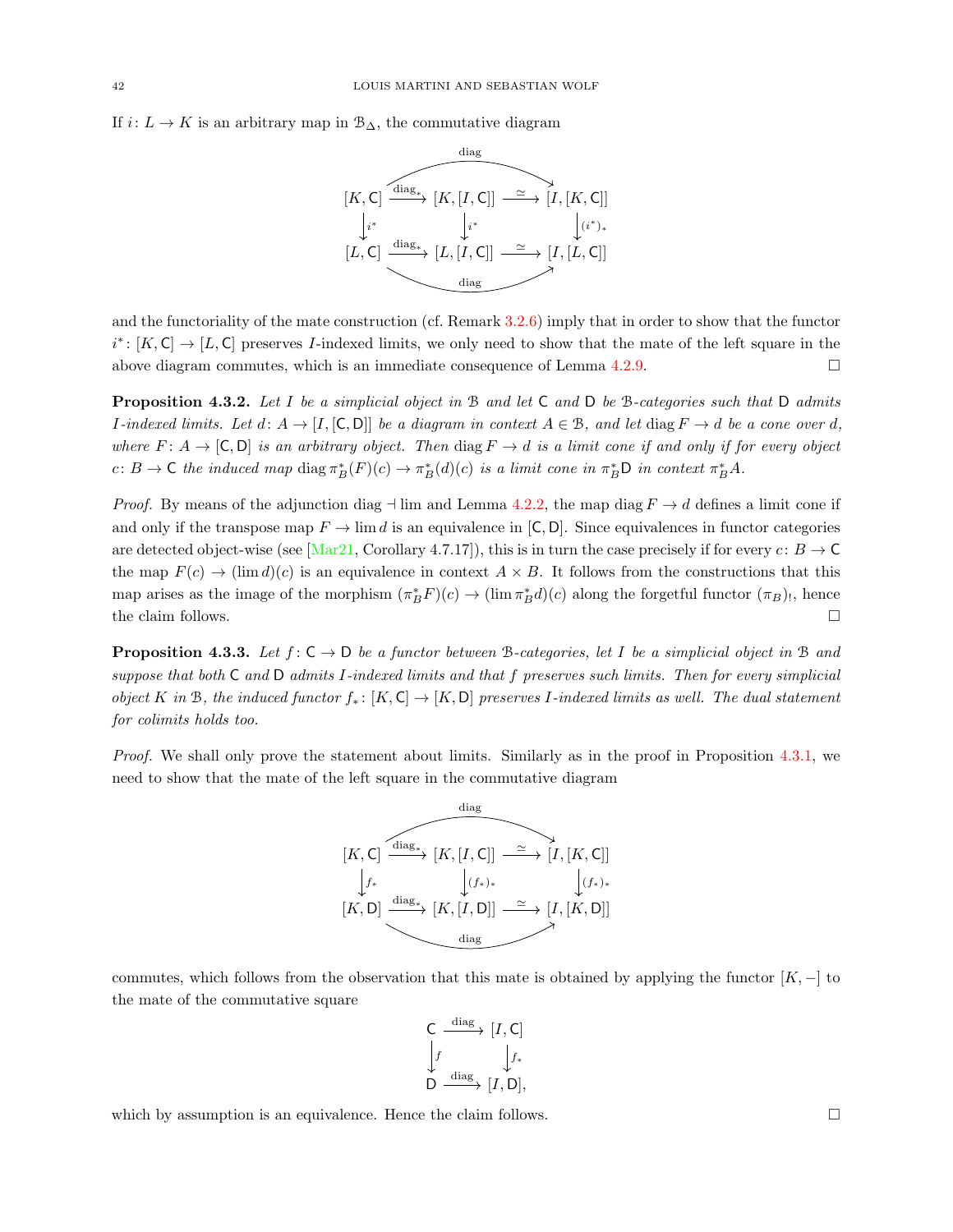If $i\colon L \to K$ is an arbitrary map in $\mathcal{B}_\Delta$, the commutative diagram

$$\begin{array}{ccccc} [K, \mathsf{C}] & \xrightarrow{\operatorname{diag}_*} & [K, [I, \mathsf{C}]] & \xrightarrow{\simeq} & [I, [K, \mathsf{C}]] \\ \downarrow{\scriptstyle i^*} & & \downarrow{\scriptstyle i^*} & & \downarrow{\scriptstyle (i^*)_*} \\ [L, \mathsf{C}] & \xrightarrow{\operatorname{diag}_*} & [L, [I, \mathsf{C}]] & \xrightarrow{\simeq} & [I, [L, \mathsf{C}]] \end{array}$$

(where the composites of the horizontal rows are $\operatorname{diag}$) and the functoriality of the mate construction (cf. Remark 3.2.6) imply that in order to show that the functor $i^*\colon [K, \mathsf{C}] \to [L, \mathsf{C}]$ preserves $I$-indexed limits, we only need to show that the mate of the left square in the above diagram commutes, which is an immediate consequence of Lemma 4.2.9. □

**Proposition 4.3.2.** *Let $I$ be a simplicial object in $\mathcal{B}$ and let $\mathsf{C}$ and $\mathsf{D}$ be $\mathcal{B}$-categories such that $\mathsf{D}$ admits $I$-indexed limits. Let $d\colon A \to [I, [\mathsf{C}, \mathsf{D}]]$ be a diagram in context $A \in \mathcal{B}$, and let $\operatorname{diag} F \to d$ be a cone over $d$, where $F\colon A \to [\mathsf{C}, \mathsf{D}]$ is an arbitrary object. Then $\operatorname{diag} F \to d$ is a limit cone if and only if for every object $c\colon B \to \mathsf{C}$ the induced map $\operatorname{diag} \pi_B^*(F)(c) \to \pi_B^*(d)(c)$ is a limit cone in $\pi_B^* \mathsf{D}$ in context $\pi_B^* A$.*

*Proof.* By means of the adjunction $\operatorname{diag} \dashv \lim$ and Lemma 4.2.2, the map $\operatorname{diag} F \to d$ defines a limit cone if and only if the transpose map $F \to \lim d$ is an equivalence in $[\mathsf{C}, \mathsf{D}]$. Since equivalences in functor categories are detected object-wise (see [Mar21, Corollary 4.7.17]), this is in turn the case precisely if for every $c\colon B \to \mathsf{C}$ the map $F(c) \to (\lim d)(c)$ is an equivalence in context $A \times B$. It follows from the constructions that this map arises as the image of the morphism $(\pi_B^* F)(c) \to (\lim \pi_B^* d)(c)$ along the forgetful functor $(\pi_B)_!$, hence the claim follows. □

**Proposition 4.3.3.** *Let $f\colon \mathsf{C} \to \mathsf{D}$ be a functor between $\mathcal{B}$-categories, let $I$ be a simplicial object in $\mathcal{B}$ and suppose that both $\mathsf{C}$ and $\mathsf{D}$ admits $I$-indexed limits and that $f$ preserves such limits. Then for every simplicial object $K$ in $\mathcal{B}$, the induced functor $f_*\colon [K, \mathsf{C}] \to [K, \mathsf{D}]$ preserves $I$-indexed limits as well. The dual statement for colimits holds too.*

*Proof.* We shall only prove the statement about limits. Similarly as in the proof in Proposition 4.3.1, we need to show that the mate of the left square in the commutative diagram

$$\begin{array}{ccccc} [K, \mathsf{C}] & \xrightarrow{\operatorname{diag}_*} & [K, [I, \mathsf{C}]] & \xrightarrow{\simeq} & [I, [K, \mathsf{C}]] \\ \downarrow{\scriptstyle f_*} & & \downarrow{\scriptstyle (f_*)_*} & & \downarrow{\scriptstyle (f_*)_*} \\ [K, \mathsf{D}] & \xrightarrow{\operatorname{diag}_*} & [K, [I, \mathsf{D}]] & \xrightarrow{\simeq} & [I, [K, \mathsf{D}]] \end{array}$$

(where the composites of the horizontal rows are $\operatorname{diag}$) commutes, which follows from the observation that this mate is obtained by applying the functor $[K, -]$ to the mate of the commutative square

$$\begin{array}{ccc} \mathsf{C} & \xrightarrow{\operatorname{diag}} & [I, \mathsf{C}] \\ \downarrow{\scriptstyle f} & & \downarrow{\scriptstyle f_*} \\ \mathsf{D} & \xrightarrow{\operatorname{diag}} & [I, \mathsf{D}], \end{array}$$

which by assumption is an equivalence. Hence the claim follows. □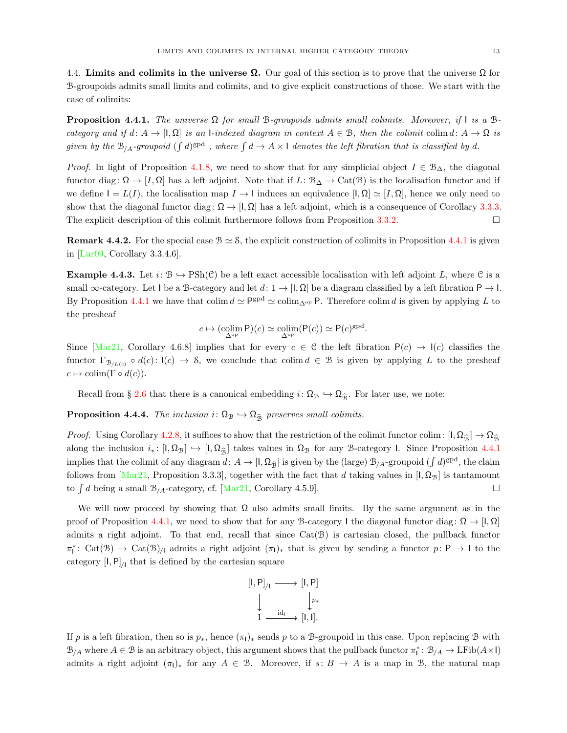### 4.4. Limits and colimits in the universe $\Omega$.

Our goal of this section is to prove that the universe $\Omega$ for $\mathcal{B}$-groupoids admits small limits and colimits, and to give explicit constructions of those. We start with the case of colimits:

**Proposition 4.4.1.** *The universe $\Omega$ for small $\mathcal{B}$-groupoids admits small colimits. Moreover, if $\mathsf{I}$ is a $\mathcal{B}$-category and if $d\colon A \to [\mathsf{I}, \Omega]$ is an $\mathsf{I}$-indexed diagram in context $A \in \mathcal{B}$, then the colimit $\operatorname{colim} d\colon A \to \Omega$ is given by the $\mathcal{B}_{/A}$-groupoid $(\int d)^{\mathrm{gpd}}$, where $\int d \to A \times \mathsf{I}$ denotes the left fibration that is classified by $d$.*

*Proof.* In light of Proposition 4.1.8, we need to show that for any simplicial object $I \in \mathcal{B}_\Delta$, the diagonal functor $\operatorname{diag}\colon \Omega \to [I, \Omega]$ has a left adjoint. Note that if $L\colon \mathcal{B}_\Delta \to \mathrm{Cat}(\mathcal{B})$ is the localisation functor and if we define $\mathsf{I} = L(I)$, the localisation map $I \to \mathsf{I}$ induces an equivalence $[\mathsf{I}, \Omega] \simeq [I, \Omega]$, hence we only need to show that the diagonal functor $\operatorname{diag}\colon \Omega \to [\mathsf{I}, \Omega]$ has a left adjoint, which is a consequence of Corollary 3.3.3. The explicit description of this colimit furthermore follows from Proposition 3.3.2. □

**Remark 4.4.2.** For the special case $\mathcal{B} \simeq \mathcal{S}$, the explicit construction of colimits in Proposition 4.4.1 is given in [Lur09, Corollary 3.3.4.6].

**Example 4.4.3.** Let $i\colon \mathcal{B} \hookrightarrow \mathrm{PSh}(\mathcal{C})$ be a left exact accessible localisation with left adjoint $L$, where $\mathcal{C}$ is a small $\infty$-category. Let $\mathsf{I}$ be a $\mathcal{B}$-category and let $d\colon 1 \to [\mathsf{I}, \Omega]$ be a diagram classified by a left fibration $\mathsf{P} \to \mathsf{I}$. By Proposition 4.4.1 we have that $\operatorname{colim} d \simeq \mathsf{P}^{\mathrm{gpd}} \simeq \operatorname{colim}_{\Delta^{\mathrm{op}}} \mathsf{P}$. Therefore $\operatorname{colim} d$ is given by applying $L$ to the presheaf

$$c \mapsto (\operatorname*{colim}_{\Delta^{\mathrm{op}}} \mathsf{P})(c) \simeq \operatorname*{colim}_{\Delta^{\mathrm{op}}}(\mathsf{P}(c)) \simeq \mathsf{P}(c)^{\mathrm{gpd}}.$$

Since [Mar21, Corollary 4.6.8] implies that for every $c \in \mathcal{C}$ the left fibration $\mathsf{P}(c) \to \mathsf{I}(c)$ classifies the functor $\Gamma_{\mathcal{B}_{/L(c)}} \circ d(c)\colon \mathsf{I}(c) \to \mathcal{S}$, we conclude that $\operatorname{colim} d \in \mathcal{B}$ is given by applying $L$ to the presheaf $c \mapsto \operatorname{colim}(\Gamma \circ d(c))$.

Recall from § 2.6 that there is a canonical embedding $i\colon \Omega_{\mathcal{B}} \hookrightarrow \Omega_{\widehat{\mathcal{B}}}$. For later use, we note:

**Proposition 4.4.4.** *The inclusion $i\colon \Omega_{\mathcal{B}} \hookrightarrow \Omega_{\widehat{\mathcal{B}}}$ preserves small colimits.*

*Proof.* Using Corollary 4.2.8, it suffices to show that the restriction of the colimit functor $\operatorname{colim}\colon [\mathsf{I}, \Omega_{\widehat{\mathcal{B}}}] \to \Omega_{\widehat{\mathcal{B}}}$ along the inclusion $i_*\colon [\mathsf{I}, \Omega_{\mathcal{B}}] \hookrightarrow [\mathsf{I}, \Omega_{\widehat{\mathcal{B}}}]$ takes values in $\Omega_{\mathcal{B}}$ for any $\mathcal{B}$-category $\mathsf{I}$. Since Proposition 4.4.1 implies that the colimit of any diagram $d\colon A \to [\mathsf{I}, \Omega_{\widehat{\mathcal{B}}}]$ is given by the (large) $\mathcal{B}_{/A}$-groupoid $(\int d)^{\mathrm{gpd}}$, the claim follows from [Mar21, Proposition 3.3.3], together with the fact that $d$ taking values in $[\mathsf{I}, \Omega_{\mathcal{B}}]$ is tantamount to $\int d$ being a small $\mathcal{B}_{/A}$-category, cf. [Mar21, Corollary 4.5.9]. □

We will now proceed by showing that $\Omega$ also admits small limits. By the same argument as in the proof of Proposition 4.4.1, we need to show that for any $\mathcal{B}$-category $\mathsf{I}$ the diagonal functor $\operatorname{diag}\colon \Omega \to [\mathsf{I}, \Omega]$ admits a right adjoint. To that end, recall that since $\mathrm{Cat}(\mathcal{B})$ is cartesian closed, the pullback functor $\pi_{\mathsf{I}}^*\colon \mathrm{Cat}(\mathcal{B}) \to \mathrm{Cat}(\mathcal{B})_{/\mathsf{I}}$ admits a right adjoint $(\pi_{\mathsf{I}})_*$ that is given by sending a functor $p\colon \mathsf{P} \to \mathsf{I}$ to the category $[\mathsf{I}, \mathsf{P}]_{/\mathsf{I}}$ that is defined by the cartesian square

$$\begin{array}{ccc} [\mathsf{I}, \mathsf{P}]_{/\mathsf{I}} & \longrightarrow & [\mathsf{I}, \mathsf{P}] \\ \downarrow & & \downarrow{\scriptstyle p_*} \\ 1 & \xrightarrow{\mathrm{id}_{\mathsf{I}}} & [\mathsf{I}, \mathsf{I}]. \end{array}$$

If $p$ is a left fibration, then so is $p_*$, hence $(\pi_{\mathsf{I}})_*$ sends $p$ to a $\mathcal{B}$-groupoid in this case. Upon replacing $\mathcal{B}$ with $\mathcal{B}_{/A}$ where $A \in \mathcal{B}$ is an arbitrary object, this argument shows that the pullback functor $\pi_{\mathsf{I}}^*\colon \mathcal{B}_{/A} \to \mathrm{LFib}(A \times \mathsf{I})$ admits a right adjoint $(\pi_{\mathsf{I}})_*$ for any $A \in \mathcal{B}$. Moreover, if $s\colon B \to A$ is a map in $\mathcal{B}$, the natural map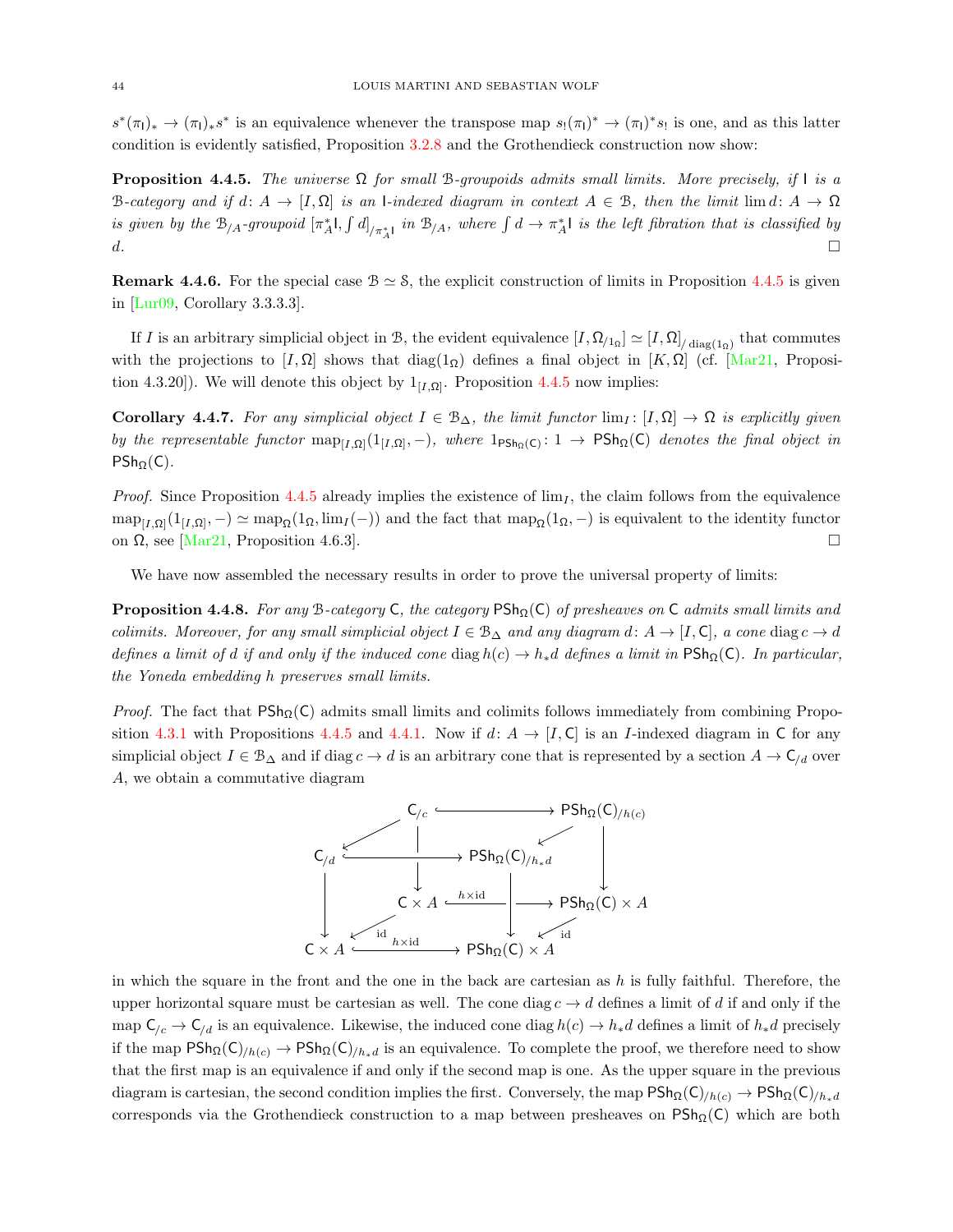$s^*(\pi_{\mathsf{I}})_* \to (\pi_{\mathsf{I}})_* s^*$ is an equivalence whenever the transpose map $s_!(\pi_{\mathsf{I}})^* \to (\pi_{\mathsf{I}})^* s_!$ is one, and as this latter condition is evidently satisfied, Proposition 3.2.8 and the Grothendieck construction now show:

**Proposition 4.4.5.** *The universe $\Omega$ for small $\mathcal{B}$-groupoids admits small limits. More precisely, if $\mathsf{I}$ is a $\mathcal{B}$-category and if $d\colon A \to [I, \Omega]$ is an $\mathsf{I}$-indexed diagram in context $A \in \mathcal{B}$, then the limit $\lim d\colon A \to \Omega$ is given by the $\mathcal{B}_{/A}$-groupoid $[\pi_A^* \mathsf{I}, \int d]_{/\pi_A^* \mathsf{I}}$ in $\mathcal{B}_{/A}$, where $\int d \to \pi_A^* \mathsf{I}$ is the left fibration that is classified by $d$.* $\square$

**Remark 4.4.6.** For the special case $\mathcal{B} \simeq \mathcal{S}$, the explicit construction of limits in Proposition 4.4.5 is given in [Lur09, Corollary 3.3.3.3].

If $I$ is an arbitrary simplicial object in $\mathcal{B}$, the evident equivalence $[I, \Omega_{/1_\Omega}] \simeq [I, \Omega]_{/\operatorname{diag}(1_\Omega)}$ that commutes with the projections to $[I, \Omega]$ shows that $\operatorname{diag}(1_\Omega)$ defines a final object in $[K, \Omega]$ (cf. [Mar21, Proposition 4.3.20]). We will denote this object by $1_{[I,\Omega]}$. Proposition 4.4.5 now implies:

**Corollary 4.4.7.** *For any simplicial object $I \in \mathcal{B}_\Delta$, the limit functor $\lim_I\colon [I, \Omega] \to \Omega$ is explicitly given by the representable functor $\operatorname{map}_{[I,\Omega]}(1_{[I,\Omega]}, -)$, where $1_{\mathsf{PSh}_\Omega(\mathsf{C})}\colon 1 \to \mathsf{PSh}_\Omega(\mathsf{C})$ denotes the final object in $\mathsf{PSh}_\Omega(\mathsf{C})$.*

*Proof.* Since Proposition 4.4.5 already implies the existence of $\lim_I$, the claim follows from the equivalence $\operatorname{map}_{[I,\Omega]}(1_{[I,\Omega]}, -) \simeq \operatorname{map}_\Omega(1_\Omega, \lim_I(-))$ and the fact that $\operatorname{map}_\Omega(1_\Omega, -)$ is equivalent to the identity functor on $\Omega$, see [Mar21, Proposition 4.6.3]. $\square$

We have now assembled the necessary results in order to prove the universal property of limits:

**Proposition 4.4.8.** *For any $\mathcal{B}$-category $\mathsf{C}$, the category $\mathsf{PSh}_\Omega(\mathsf{C})$ of presheaves on $\mathsf{C}$ admits small limits and colimits. Moreover, for any small simplicial object $I \in \mathcal{B}_\Delta$ and any diagram $d\colon A \to [I, \mathsf{C}]$, a cone $\operatorname{diag} c \to d$ defines a limit of $d$ if and only if the induced cone $\operatorname{diag} h(c) \to h_* d$ defines a limit in $\mathsf{PSh}_\Omega(\mathsf{C})$. In particular, the Yoneda embedding $h$ preserves small limits.*

*Proof.* The fact that $\mathsf{PSh}_\Omega(\mathsf{C})$ admits small limits and colimits follows immediately from combining Proposition 4.3.1 with Propositions 4.4.5 and 4.4.1. Now if $d\colon A \to [I, \mathsf{C}]$ is an $I$-indexed diagram in $\mathsf{C}$ for any simplicial object $I \in \mathcal{B}_\Delta$ and if $\operatorname{diag} c \to d$ is an arbitrary cone that is represented by a section $A \to \mathsf{C}_{/d}$ over $A$, we obtain a commutative diagram

$$
\begin{array}{ccccc}
 & \mathsf{C}_{/c} & \hookrightarrow & \mathsf{PSh}_\Omega(\mathsf{C})_{/h(c)} & \\
\mathsf{C}_{/d} & \hookrightarrow & \mathsf{PSh}_\Omega(\mathsf{C})_{/h_* d} & & \\
 & \mathsf{C} \times A & \xrightarrow{h \times \mathrm{id}} & \mathsf{PSh}_\Omega(\mathsf{C}) \times A & \\
\mathsf{C} \times A & \xrightarrow{h \times \mathrm{id}} & \mathsf{PSh}_\Omega(\mathsf{C}) \times A & &
\end{array}
$$

in which the square in the front and the one in the back are cartesian as $h$ is fully faithful. Therefore, the upper horizontal square must be cartesian as well. The cone $\operatorname{diag} c \to d$ defines a limit of $d$ if and only if the map $\mathsf{C}_{/c} \to \mathsf{C}_{/d}$ is an equivalence. Likewise, the induced cone $\operatorname{diag} h(c) \to h_* d$ defines a limit of $h_* d$ precisely if the map $\mathsf{PSh}_\Omega(\mathsf{C})_{/h(c)} \to \mathsf{PSh}_\Omega(\mathsf{C})_{/h_* d}$ is an equivalence. To complete the proof, we therefore need to show that the first map is an equivalence if and only if the second map is one. As the upper square in the previous diagram is cartesian, the second condition implies the first. Conversely, the map $\mathsf{PSh}_\Omega(\mathsf{C})_{/h(c)} \to \mathsf{PSh}_\Omega(\mathsf{C})_{/h_* d}$ corresponds via the Grothendieck construction to a map between presheaves on $\mathsf{PSh}_\Omega(\mathsf{C})$ which are both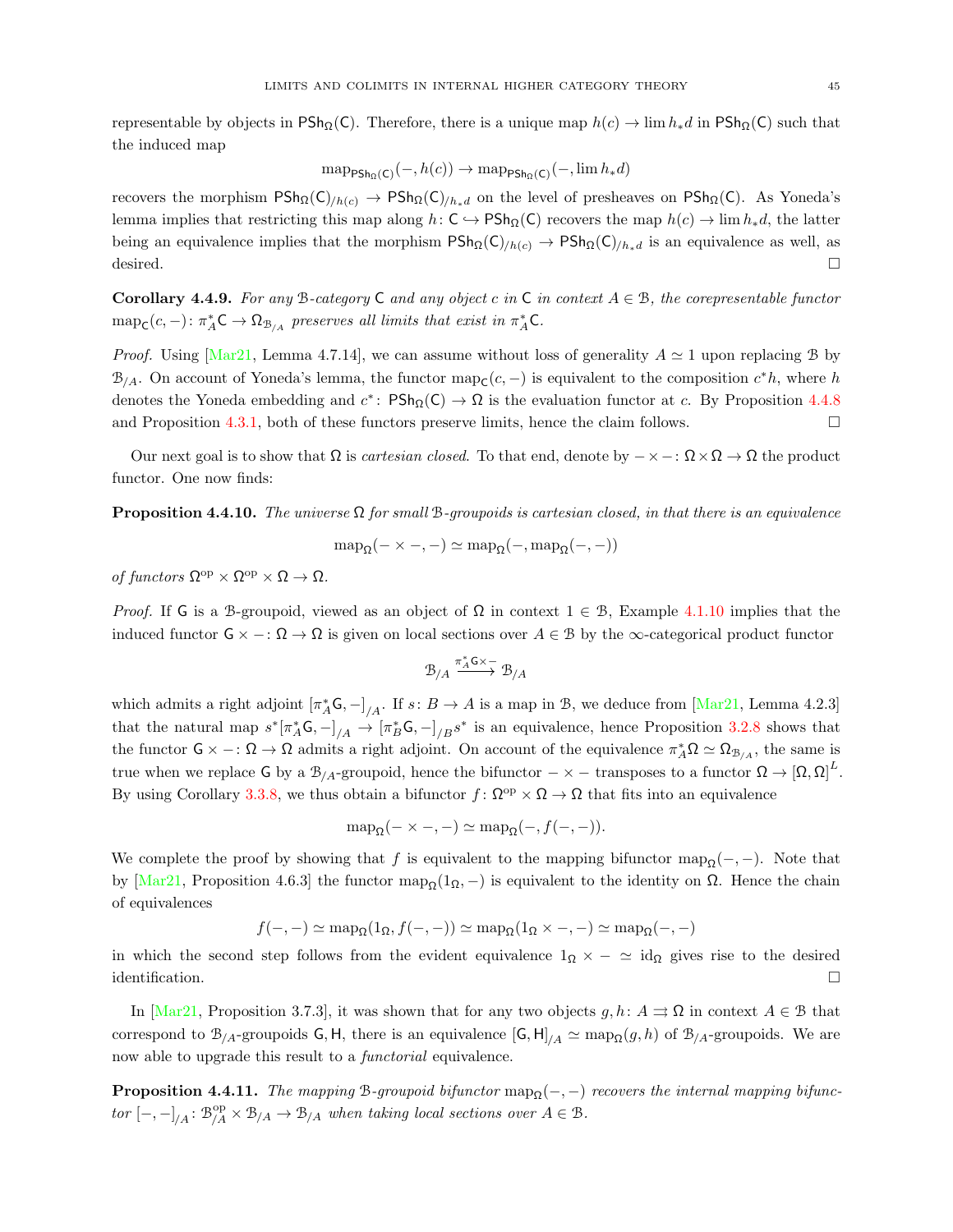representable by objects in $\mathsf{PSh}_\Omega(\mathsf{C})$. Therefore, there is a unique map $h(c) \to \lim h_* d$ in $\mathsf{PSh}_\Omega(\mathsf{C})$ such that the induced map

$$\mathrm{map}_{\mathsf{PSh}_\Omega(\mathsf{C})}(-, h(c)) \to \mathrm{map}_{\mathsf{PSh}_\Omega(\mathsf{C})}(-, \lim h_* d)$$

recovers the morphism $\mathsf{PSh}_\Omega(\mathsf{C})_{/h(c)} \to \mathsf{PSh}_\Omega(\mathsf{C})_{/h_* d}$ on the level of presheaves on $\mathsf{PSh}_\Omega(\mathsf{C})$. As Yoneda's lemma implies that restricting this map along $h \colon \mathsf{C} \hookrightarrow \mathsf{PSh}_\Omega(\mathsf{C})$ recovers the map $h(c) \to \lim h_* d$, the latter being an equivalence implies that the morphism $\mathsf{PSh}_\Omega(\mathsf{C})_{/h(c)} \to \mathsf{PSh}_\Omega(\mathsf{C})_{/h_* d}$ is an equivalence as well, as desired. ☐

**Corollary 4.4.9.** *For any $\mathcal{B}$-category $\mathsf{C}$ and any object $c$ in $\mathsf{C}$ in context $A \in \mathcal{B}$, the corepresentable functor $\mathrm{map}_{\mathsf{C}}(c, -) \colon \pi_A^* \mathsf{C} \to \Omega_{\mathcal{B}_{/A}}$ preserves all limits that exist in $\pi_A^* \mathsf{C}$.*

*Proof.* Using [Mar21, Lemma 4.7.14], we can assume without loss of generality $A \simeq 1$ upon replacing $\mathcal{B}$ by $\mathcal{B}_{/A}$. On account of Yoneda's lemma, the functor $\mathrm{map}_{\mathsf{C}}(c, -)$ is equivalent to the composition $c^* h$, where $h$ denotes the Yoneda embedding and $c^* \colon \mathsf{PSh}_\Omega(\mathsf{C}) \to \Omega$ is the evaluation functor at $c$. By Proposition 4.4.8 and Proposition 4.3.1, both of these functors preserve limits, hence the claim follows. ☐

Our next goal is to show that $\Omega$ is *cartesian closed*. To that end, denote by $- \times - \colon \Omega \times \Omega \to \Omega$ the product functor. One now finds:

**Proposition 4.4.10.** *The universe $\Omega$ for small $\mathcal{B}$-groupoids is cartesian closed, in that there is an equivalence*

$$\mathrm{map}_\Omega(- \times -, -) \simeq \mathrm{map}_\Omega(-, \mathrm{map}_\Omega(-, -))$$

*of functors $\Omega^{\mathrm{op}} \times \Omega^{\mathrm{op}} \times \Omega \to \Omega$.*

*Proof.* If $\mathsf{G}$ is a $\mathcal{B}$-groupoid, viewed as an object of $\Omega$ in context $1 \in \mathcal{B}$, Example 4.1.10 implies that the induced functor $\mathsf{G} \times - \colon \Omega \to \Omega$ is given on local sections over $A \in \mathcal{B}$ by the $\infty$-categorical product functor

$$\mathcal{B}_{/A} \xrightarrow{\pi_A^* \mathsf{G} \times -} \mathcal{B}_{/A}$$

which admits a right adjoint $[\pi_A^* \mathsf{G}, -]_{/A}$. If $s \colon B \to A$ is a map in $\mathcal{B}$, we deduce from [Mar21, Lemma 4.2.3] that the natural map $s^* [\pi_A^* \mathsf{G}, -]_{/A} \to [\pi_B^* \mathsf{G}, -]_{/B} s^*$ is an equivalence, hence Proposition 3.2.8 shows that the functor $\mathsf{G} \times - \colon \Omega \to \Omega$ admits a right adjoint. On account of the equivalence $\pi_A^* \Omega \simeq \Omega_{\mathcal{B}_{/A}}$, the same is true when we replace $\mathsf{G}$ by a $\mathcal{B}_{/A}$-groupoid, hence the bifunctor $- \times -$ transposes to a functor $\Omega \to [\Omega, \Omega]^L$. By using Corollary 3.3.8, we thus obtain a bifunctor $f \colon \Omega^{\mathrm{op}} \times \Omega \to \Omega$ that fits into an equivalence

$$\mathrm{map}_\Omega(- \times -, -) \simeq \mathrm{map}_\Omega(-, f(-, -)).$$

We complete the proof by showing that $f$ is equivalent to the mapping bifunctor $\mathrm{map}_\Omega(-, -)$. Note that by [Mar21, Proposition 4.6.3] the functor $\mathrm{map}_\Omega(1_\Omega, -)$ is equivalent to the identity on $\Omega$. Hence the chain of equivalences

$$f(-, -) \simeq \mathrm{map}_\Omega(1_\Omega, f(-, -)) \simeq \mathrm{map}_\Omega(1_\Omega \times -, -) \simeq \mathrm{map}_\Omega(-, -)$$

in which the second step follows from the evident equivalence $1_\Omega \times - \simeq \mathrm{id}_\Omega$ gives rise to the desired identification. ☐

In [Mar21, Proposition 3.7.3], it was shown that for any two objects $g, h \colon A \rightrightarrows \Omega$ in context $A \in \mathcal{B}$ that correspond to $\mathcal{B}_{/A}$-groupoids $\mathsf{G}, \mathsf{H}$, there is an equivalence $[\mathsf{G}, \mathsf{H}]_{/A} \simeq \mathrm{map}_\Omega(g, h)$ of $\mathcal{B}_{/A}$-groupoids. We are now able to upgrade this result to a *functorial* equivalence.

**Proposition 4.4.11.** *The mapping $\mathcal{B}$-groupoid bifunctor $\mathrm{map}_\Omega(-, -)$ recovers the internal mapping bifunctor $[-, -]_{/A} \colon \mathcal{B}_{/A}^{\mathrm{op}} \times \mathcal{B}_{/A} \to \mathcal{B}_{/A}$ when taking local sections over $A \in \mathcal{B}$.*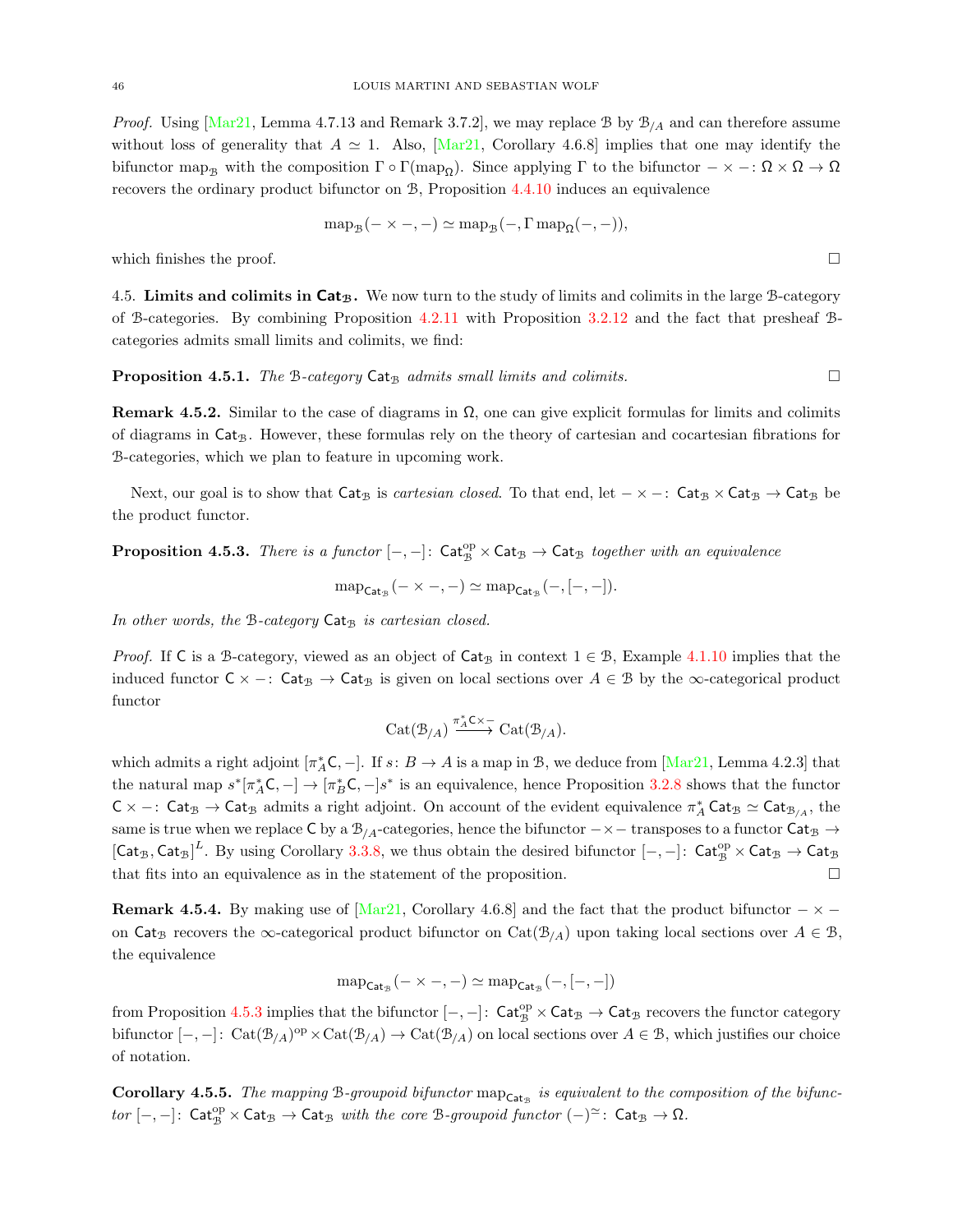*Proof.* Using [Mar21, Lemma 4.7.13 and Remark 3.7.2], we may replace $\mathcal{B}$ by $\mathcal{B}_{/A}$ and can therefore assume without loss of generality that $A \simeq 1$. Also, [Mar21, Corollary 4.6.8] implies that one may identify the bifunctor $\mathrm{map}_{\mathcal{B}}$ with the composition $\Gamma \circ \Gamma(\mathrm{map}_{\Omega})$. Since applying $\Gamma$ to the bifunctor $- \times - \colon \Omega \times \Omega \to \Omega$ recovers the ordinary product bifunctor on $\mathcal{B}$, Proposition 4.4.10 induces an equivalence

$$\mathrm{map}_{\mathcal{B}}(- \times -, -) \simeq \mathrm{map}_{\mathcal{B}}(-, \Gamma\, \mathrm{map}_{\Omega}(-, -)),$$

which finishes the proof. □

## 4.5. Limits and colimits in $\mathsf{Cat}_{\mathcal{B}}$.

We now turn to the study of limits and colimits in the large $\mathcal{B}$-category of $\mathcal{B}$-categories. By combining Proposition 4.2.11 with Proposition 3.2.12 and the fact that presheaf $\mathcal{B}$-categories admits small limits and colimits, we find:

**Proposition 4.5.1.** *The $\mathcal{B}$-category $\mathsf{Cat}_{\mathcal{B}}$ admits small limits and colimits.* □

**Remark 4.5.2.** Similar to the case of diagrams in $\Omega$, one can give explicit formulas for limits and colimits of diagrams in $\mathsf{Cat}_{\mathcal{B}}$. However, these formulas rely on the theory of cartesian and cocartesian fibrations for $\mathcal{B}$-categories, which we plan to feature in upcoming work.

Next, our goal is to show that $\mathsf{Cat}_{\mathcal{B}}$ is *cartesian closed*. To that end, let $- \times - \colon \mathsf{Cat}_{\mathcal{B}} \times \mathsf{Cat}_{\mathcal{B}} \to \mathsf{Cat}_{\mathcal{B}}$ be the product functor.

**Proposition 4.5.3.** *There is a functor $[-,-] \colon \mathsf{Cat}_{\mathcal{B}}^{\mathrm{op}} \times \mathsf{Cat}_{\mathcal{B}} \to \mathsf{Cat}_{\mathcal{B}}$ together with an equivalence*

$$\mathrm{map}_{\mathsf{Cat}_{\mathcal{B}}}(- \times -, -) \simeq \mathrm{map}_{\mathsf{Cat}_{\mathcal{B}}}(-, [-,-]).$$

*In other words, the $\mathcal{B}$-category $\mathsf{Cat}_{\mathcal{B}}$ is cartesian closed.*

*Proof.* If $\mathsf{C}$ is a $\mathcal{B}$-category, viewed as an object of $\mathsf{Cat}_{\mathcal{B}}$ in context $1 \in \mathcal{B}$, Example 4.1.10 implies that the induced functor $\mathsf{C} \times - \colon \mathsf{Cat}_{\mathcal{B}} \to \mathsf{Cat}_{\mathcal{B}}$ is given on local sections over $A \in \mathcal{B}$ by the $\infty$-categorical product functor

$$\mathrm{Cat}(\mathcal{B}_{/A}) \xrightarrow{\pi_A^* \mathsf{C} \times -} \mathrm{Cat}(\mathcal{B}_{/A}).$$

which admits a right adjoint $[\pi_A^* \mathsf{C}, -]$. If $s \colon B \to A$ is a map in $\mathcal{B}$, we deduce from [Mar21, Lemma 4.2.3] that the natural map $s^*[\pi_A^* \mathsf{C}, -] \to [\pi_B^* \mathsf{C}, -]s^*$ is an equivalence, hence Proposition 3.2.8 shows that the functor $\mathsf{C} \times - \colon \mathsf{Cat}_{\mathcal{B}} \to \mathsf{Cat}_{\mathcal{B}}$ admits a right adjoint. On account of the evident equivalence $\pi_A^* \mathsf{Cat}_{\mathcal{B}} \simeq \mathsf{Cat}_{\mathcal{B}_{/A}}$, the same is true when we replace $\mathsf{C}$ by a $\mathcal{B}_{/A}$-categories, hence the bifunctor $- \times -$ transposes to a functor $\mathsf{Cat}_{\mathcal{B}} \to [\mathsf{Cat}_{\mathcal{B}}, \mathsf{Cat}_{\mathcal{B}}]^L$. By using Corollary 3.3.8, we thus obtain the desired bifunctor $[-,-] \colon \mathsf{Cat}_{\mathcal{B}}^{\mathrm{op}} \times \mathsf{Cat}_{\mathcal{B}} \to \mathsf{Cat}_{\mathcal{B}}$ that fits into an equivalence as in the statement of the proposition. □

**Remark 4.5.4.** By making use of [Mar21, Corollary 4.6.8] and the fact that the product bifunctor $- \times -$ on $\mathsf{Cat}_{\mathcal{B}}$ recovers the $\infty$-categorical product bifunctor on $\mathrm{Cat}(\mathcal{B}_{/A})$ upon taking local sections over $A \in \mathcal{B}$, the equivalence

$$\mathrm{map}_{\mathsf{Cat}_{\mathcal{B}}}(- \times -, -) \simeq \mathrm{map}_{\mathsf{Cat}_{\mathcal{B}}}(-, [-,-])$$

from Proposition 4.5.3 implies that the bifunctor $[-,-] \colon \mathsf{Cat}_{\mathcal{B}}^{\mathrm{op}} \times \mathsf{Cat}_{\mathcal{B}} \to \mathsf{Cat}_{\mathcal{B}}$ recovers the functor category bifunctor $[-,-] \colon \mathrm{Cat}(\mathcal{B}_{/A})^{\mathrm{op}} \times \mathrm{Cat}(\mathcal{B}_{/A}) \to \mathrm{Cat}(\mathcal{B}_{/A})$ on local sections over $A \in \mathcal{B}$, which justifies our choice of notation.

**Corollary 4.5.5.** *The mapping $\mathcal{B}$-groupoid bifunctor $\mathrm{map}_{\mathsf{Cat}_{\mathcal{B}}}$ is equivalent to the composition of the bifunctor $[-,-] \colon \mathsf{Cat}_{\mathcal{B}}^{\mathrm{op}} \times \mathsf{Cat}_{\mathcal{B}} \to \mathsf{Cat}_{\mathcal{B}}$ with the core $\mathcal{B}$-groupoid functor $(-)^{\simeq} \colon \mathsf{Cat}_{\mathcal{B}} \to \Omega$.*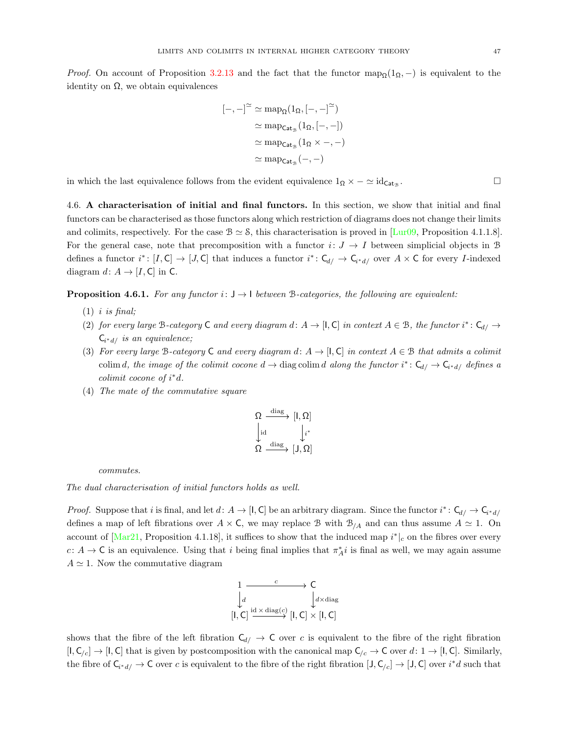*Proof.* On account of Proposition 3.2.13 and the fact that the functor $\mathrm{map}_{\Omega}(1_{\Omega}, -)$ is equivalent to the identity on $\Omega$, we obtain equivalences

$$
\begin{aligned}
[-,-]^{\simeq} &\simeq \mathrm{map}_{\Omega}(1_{\Omega}, [-,-]^{\simeq}) \\
&\simeq \mathrm{map}_{\mathsf{Cat}_{\mathcal{B}}}(1_{\Omega}, [-,-]) \\
&\simeq \mathrm{map}_{\mathsf{Cat}_{\mathcal{B}}}(1_{\Omega} \times -, -) \\
&\simeq \mathrm{map}_{\mathsf{Cat}_{\mathcal{B}}}(-,-)
\end{aligned}
$$

in which the last equivalence follows from the evident equivalence $1_{\Omega} \times - \simeq \mathrm{id}_{\mathsf{Cat}_{\mathcal{B}}}$. □

4.6. **A characterisation of initial and final functors.** In this section, we show that initial and final functors can be characterised as those functors along which restriction of diagrams does not change their limits and colimits, respectively. For the case $\mathcal{B} \simeq \mathcal{S}$, this characterisation is proved in [Lur09, Proposition 4.1.1.8]. For the general case, note that precomposition with a functor $i \colon J \to I$ between simplicial objects in $\mathcal{B}$ defines a functor $i^* \colon [I, \mathsf{C}] \to [J, \mathsf{C}]$ that induces a functor $i^* \colon \mathsf{C}_{d/} \to \mathsf{C}_{i^* d/}$ over $A \times \mathsf{C}$ for every $I$-indexed diagram $d \colon A \to [I, \mathsf{C}]$ in $\mathsf{C}$.

**Proposition 4.6.1.** *For any functor $i \colon \mathsf{J} \to \mathsf{I}$ between $\mathcal{B}$-categories, the following are equivalent:*

1. *$i$ is final;*
2. *for every large $\mathcal{B}$-category $\mathsf{C}$ and every diagram $d \colon A \to [\mathsf{I}, \mathsf{C}]$ in context $A \in \mathcal{B}$, the functor $i^* \colon \mathsf{C}_{d/} \to \mathsf{C}_{i^* d/}$ is an equivalence;*
3. *For every large $\mathcal{B}$-category $\mathsf{C}$ and every diagram $d \colon A \to [\mathsf{I}, \mathsf{C}]$ in context $A \in \mathcal{B}$ that admits a colimit $\operatorname{colim} d$, the image of the colimit cocone $d \to \operatorname{diag} \operatorname{colim} d$ along the functor $i^* \colon \mathsf{C}_{d/} \to \mathsf{C}_{i^* d/}$ defines a colimit cocone of $i^* d$.*
4. *The mate of the commutative square*

$$
\begin{array}{ccc}
\Omega & \xrightarrow{\operatorname{diag}} & [\mathsf{I}, \Omega] \\
\downarrow{\scriptstyle \mathrm{id}} & & \downarrow{\scriptstyle i^*} \\
\Omega & \xrightarrow{\operatorname{diag}} & [\mathsf{J}, \Omega]
\end{array}
$$

*commutes.*

*The dual characterisation of initial functors holds as well.*

*Proof.* Suppose that $i$ is final, and let $d \colon A \to [\mathsf{I}, \mathsf{C}]$ be an arbitrary diagram. Since the functor $i^* \colon \mathsf{C}_{d/} \to \mathsf{C}_{i^* d/}$ defines a map of left fibrations over $A \times \mathsf{C}$, we may replace $\mathcal{B}$ with $\mathcal{B}_{/A}$ and can thus assume $A \simeq 1$. On account of [Mar21, Proposition 4.1.18], it suffices to show that the induced map $i^*|_c$ on the fibres over every $c \colon A \to \mathsf{C}$ is an equivalence. Using that $i$ being final implies that $\pi_A^* i$ is final as well, we may again assume $A \simeq 1$. Now the commutative diagram

$$
\begin{array}{ccc}
1 & \xrightarrow{c} & \mathsf{C} \\
\downarrow{\scriptstyle d} & & \downarrow{\scriptstyle d \times \operatorname{diag}} \\
[\mathsf{I}, \mathsf{C}] & \xrightarrow{\mathrm{id} \times \operatorname{diag}(c)} & [\mathsf{I}, \mathsf{C}] \times [\mathsf{I}, \mathsf{C}]
\end{array}
$$

shows that the fibre of the left fibration $\mathsf{C}_{d/} \to \mathsf{C}$ over $c$ is equivalent to the fibre of the right fibration $[\mathsf{I}, \mathsf{C}_{/c}] \to [\mathsf{I}, \mathsf{C}]$ that is given by postcomposition with the canonical map $\mathsf{C}_{/c} \to \mathsf{C}$ over $d \colon 1 \to [\mathsf{I}, \mathsf{C}]$. Similarly, the fibre of $\mathsf{C}_{i^* d/} \to \mathsf{C}$ over $c$ is equivalent to the fibre of the right fibration $[\mathsf{J}, \mathsf{C}_{/c}] \to [\mathsf{J}, \mathsf{C}]$ over $i^* d$ such that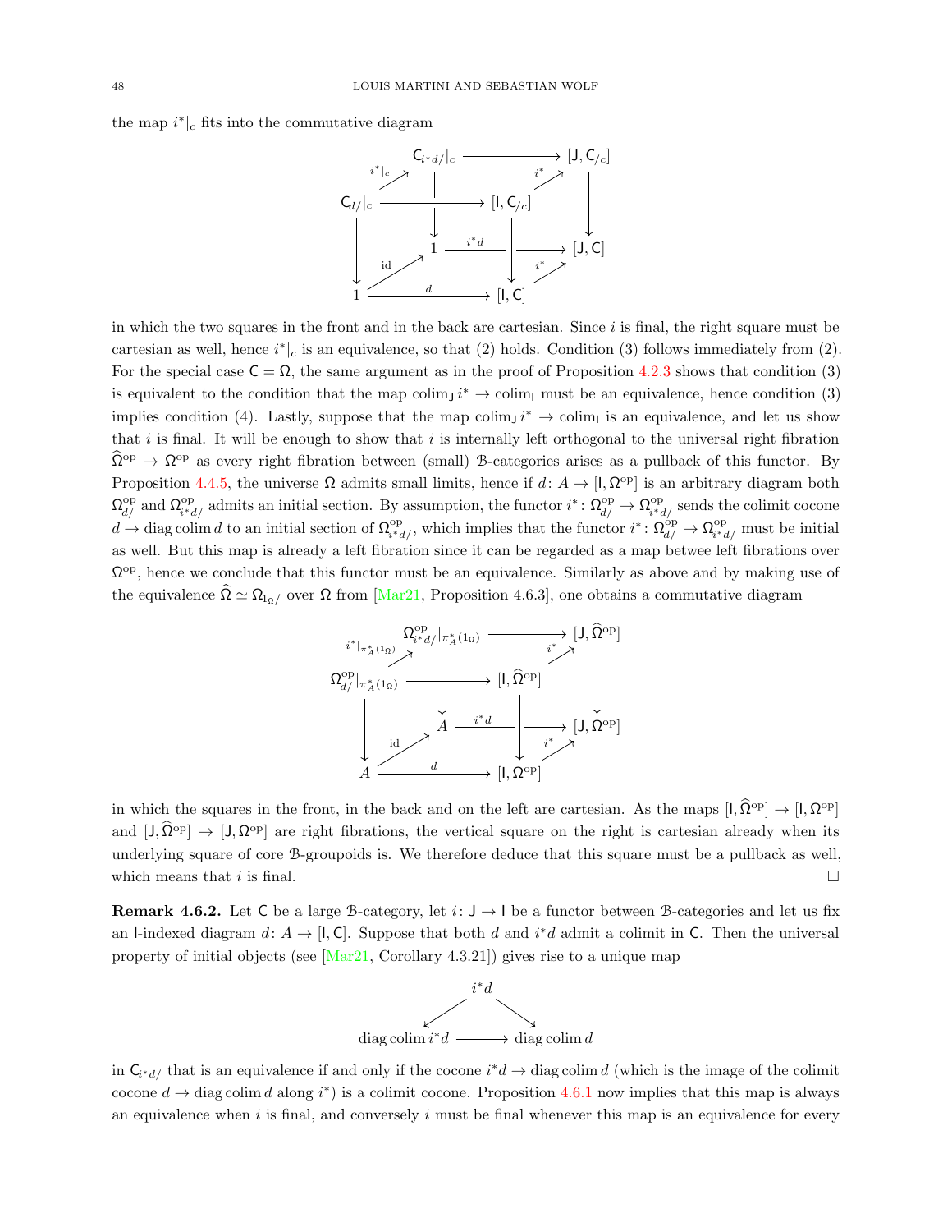the map $i^*|_c$ fits into the commutative diagram

$$
\begin{array}{ccccccc}
 & & \mathsf{C}_{i^*d/}|_c & \longrightarrow & & & [\mathsf{J}, \mathsf{C}_{/c}] \\
 & \overset{i^*|_c}{\nearrow} & & & & \overset{i^*}{\nearrow} & \\
\mathsf{C}_{d/}|_c & & \longrightarrow & & [\mathsf{I}, \mathsf{C}_{/c}] & & \downarrow \\
\downarrow & & 1 & \xrightarrow{i^*d} & & & [\mathsf{J}, \mathsf{C}] \\
 & \overset{\mathrm{id}}{\nearrow} & & & & \overset{i^*}{\nearrow} & \\
1 & & \xrightarrow{d} & & [\mathsf{I}, \mathsf{C}] & &
\end{array}
$$

in which the two squares in the front and in the back are cartesian. Since $i$ is final, the right square must be cartesian as well, hence $i^*|_c$ is an equivalence, so that (2) holds. Condition (3) follows immediately from (2). For the special case $\mathsf{C} = \Omega$, the same argument as in the proof of Proposition 4.2.3 shows that condition (3) is equivalent to the condition that the map $\operatorname{colim}_{\mathsf{J}} i^* \to \operatorname{colim}_{\mathsf{I}}$ must be an equivalence, hence condition (3) implies condition (4). Lastly, suppose that the map $\operatorname{colim}_{\mathsf{J}} i^* \to \operatorname{colim}_{\mathsf{I}}$ is an equivalence, and let us show that $i$ is final. It will be enough to show that $i$ is internally left orthogonal to the universal right fibration $\widehat{\Omega}^{\mathrm{op}} \to \Omega^{\mathrm{op}}$ as every right fibration between (small) $\mathcal{B}$-categories arises as a pullback of this functor. By Proposition 4.4.5, the universe $\Omega$ admits small limits, hence if $d\colon A \to [\mathsf{I}, \Omega^{\mathrm{op}}]$ is an arbitrary diagram both $\Omega^{\mathrm{op}}_{d/}$ and $\Omega^{\mathrm{op}}_{i^*d/}$ admits an initial section. By assumption, the functor $i^*\colon \Omega^{\mathrm{op}}_{d/} \to \Omega^{\mathrm{op}}_{i^*d/}$ sends the colimit cocone $d \to \operatorname{diag}\operatorname{colim} d$ to an initial section of $\Omega^{\mathrm{op}}_{i^*d/}$, which implies that the functor $i^*\colon \Omega^{\mathrm{op}}_{d/} \to \Omega^{\mathrm{op}}_{i^*d/}$ must be initial as well. But this map is already a left fibration since it can be regarded as a map betwee left fibrations over $\Omega^{\mathrm{op}}$, hence we conclude that this functor must be an equivalence. Similarly as above and by making use of the equivalence $\widehat{\Omega} \simeq \Omega_{1_\Omega/}$ over $\Omega$ from [Mar21, Proposition 4.6.3], one obtains a commutative diagram

$$
\begin{array}{ccccccc}
 & & \Omega^{\mathrm{op}}_{i^*d/}|_{\pi_A^*(1_\Omega)} & \longrightarrow & & & [\mathsf{J}, \widehat{\Omega}^{\mathrm{op}}] \\
 & \overset{i^*|_{\pi_A^*(1_\Omega)}}{\nearrow} & & & & \overset{i^*}{\nearrow} & \\
\Omega^{\mathrm{op}}_{d/}|_{\pi_A^*(1_\Omega)} & & \longrightarrow & & [\mathsf{I}, \widehat{\Omega}^{\mathrm{op}}] & & \downarrow \\
\downarrow & & A & \xrightarrow{i^*d} & & & [\mathsf{J}, \Omega^{\mathrm{op}}] \\
 & \overset{\mathrm{id}}{\nearrow} & & & & \overset{i^*}{\nearrow} & \\
A & & \xrightarrow{d} & & [\mathsf{I}, \Omega^{\mathrm{op}}] & &
\end{array}
$$

in which the squares in the front, in the back and on the left are cartesian. As the maps $[\mathsf{I}, \widehat{\Omega}^{\mathrm{op}}] \to [\mathsf{I}, \Omega^{\mathrm{op}}]$ and $[\mathsf{J}, \widehat{\Omega}^{\mathrm{op}}] \to [\mathsf{J}, \Omega^{\mathrm{op}}]$ are right fibrations, the vertical square on the right is cartesian already when its underlying square of core $\mathcal{B}$-groupoids is. We therefore deduce that this square must be a pullback as well, which means that $i$ is final. $\square$

**Remark 4.6.2.** Let $\mathsf{C}$ be a large $\mathcal{B}$-category, let $i\colon \mathsf{J} \to \mathsf{I}$ be a functor between $\mathcal{B}$-categories and let us fix an $\mathsf{I}$-indexed diagram $d\colon A \to [\mathsf{I}, \mathsf{C}]$. Suppose that both $d$ and $i^*d$ admit a colimit in $\mathsf{C}$. Then the universal property of initial objects (see [Mar21, Corollary 4.3.21]) gives rise to a unique map

$$
\begin{array}{ccc}
 & i^*d & \\
\swarrow & & \searrow \\
\operatorname{diag}\operatorname{colim} i^*d & \longrightarrow & \operatorname{diag}\operatorname{colim} d
\end{array}
$$

in $\mathsf{C}_{i^*d/}$ that is an equivalence if and only if the cocone $i^*d \to \operatorname{diag}\operatorname{colim} d$ (which is the image of the colimit cocone $d \to \operatorname{diag}\operatorname{colim} d$ along $i^*$) is a colimit cocone. Proposition 4.6.1 now implies that this map is always an equivalence when $i$ is final, and conversely $i$ must be final whenever this map is an equivalence for every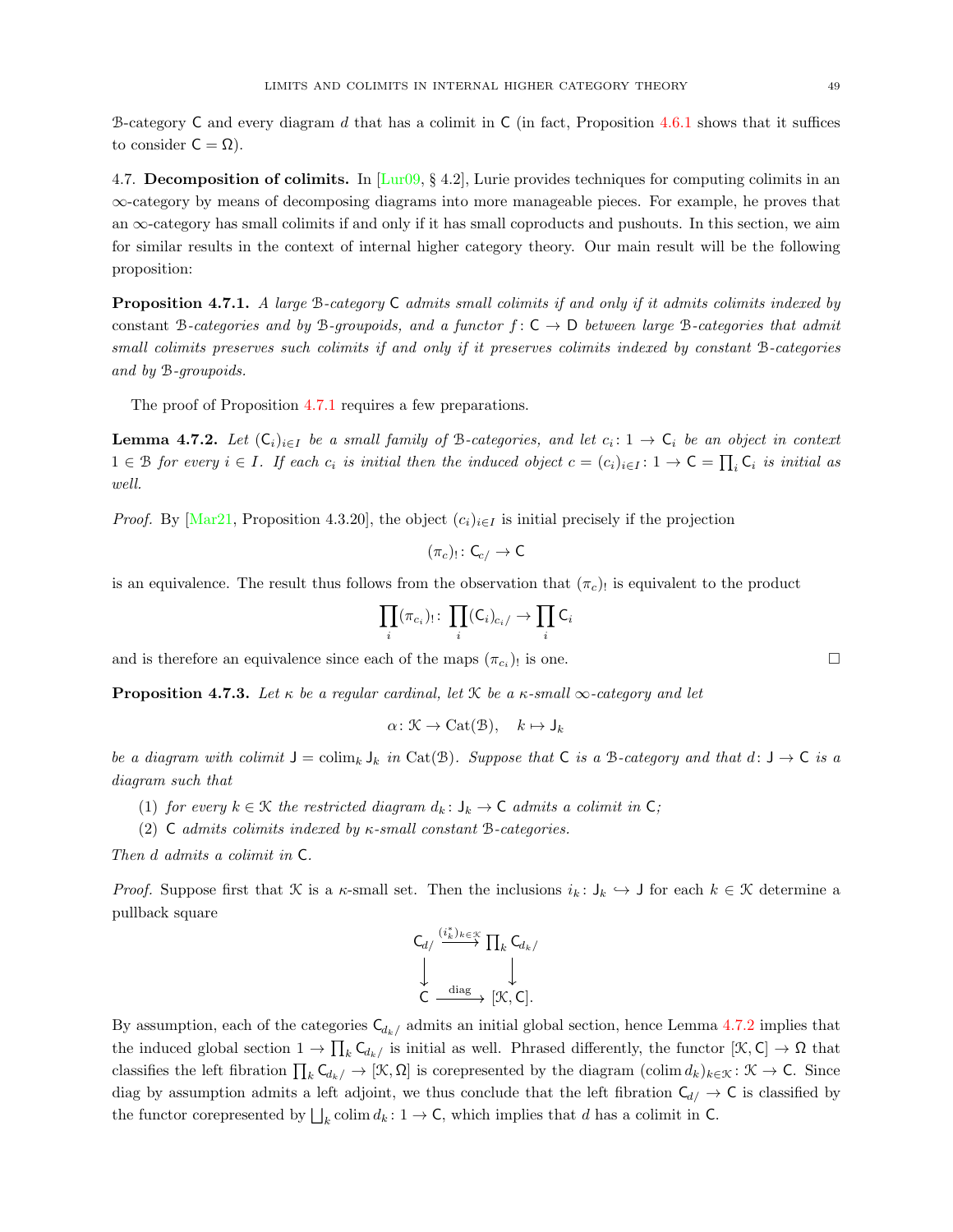$\mathcal{B}$-category $\mathsf{C}$ and every diagram $d$ that has a colimit in $\mathsf{C}$ (in fact, Proposition 4.6.1 shows that it suffices to consider $\mathsf{C} = \Omega$).

## 4.7. Decomposition of colimits.

In [Lur09, § 4.2], Lurie provides techniques for computing colimits in an $\infty$-category by means of decomposing diagrams into more manageable pieces. For example, he proves that an $\infty$-category has small colimits if and only if it has small coproducts and pushouts. In this section, we aim for similar results in the context of internal higher category theory. Our main result will be the following proposition:

**Proposition 4.7.1.** *A large $\mathcal{B}$-category $\mathsf{C}$ admits small colimits if and only if it admits colimits indexed by* constant *$\mathcal{B}$-categories and by $\mathcal{B}$-groupoids, and a functor $f\colon \mathsf{C} \to \mathsf{D}$ between large $\mathcal{B}$-categories that admit small colimits preserves such colimits if and only if it preserves colimits indexed by constant $\mathcal{B}$-categories and by $\mathcal{B}$-groupoids.*

The proof of Proposition 4.7.1 requires a few preparations.

**Lemma 4.7.2.** *Let $(\mathsf{C}_i)_{i\in I}$ be a small family of $\mathcal{B}$-categories, and let $c_i\colon 1 \to \mathsf{C}_i$ be an object in context $1 \in \mathcal{B}$ for every $i \in I$. If each $c_i$ is initial then the induced object $c = (c_i)_{i\in I}\colon 1 \to \mathsf{C} = \prod_i \mathsf{C}_i$ is initial as well.*

*Proof.* By [Mar21, Proposition 4.3.20], the object $(c_i)_{i\in I}$ is initial precisely if the projection

$$(\pi_c)_!\colon \mathsf{C}_{c/} \to \mathsf{C}$$

is an equivalence. The result thus follows from the observation that $(\pi_c)_!$ is equivalent to the product

$$\prod_i (\pi_{c_i})_!\colon \prod_i (\mathsf{C}_i)_{c_i/} \to \prod_i \mathsf{C}_i$$

and is therefore an equivalence since each of the maps $(\pi_{c_i})_!$ is one. $\square$

**Proposition 4.7.3.** *Let $\kappa$ be a regular cardinal, let $\mathcal{K}$ be a $\kappa$-small $\infty$-category and let*

$$\alpha\colon \mathcal{K} \to \mathrm{Cat}(\mathcal{B}), \quad k \mapsto \mathsf{J}_k$$

*be a diagram with colimit $\mathsf{J} = \mathrm{colim}_k \mathsf{J}_k$ in $\mathrm{Cat}(\mathcal{B})$. Suppose that $\mathsf{C}$ is a $\mathcal{B}$-category and that $d\colon \mathsf{J} \to \mathsf{C}$ is a diagram such that*

1. *for every $k \in \mathcal{K}$ the restricted diagram $d_k\colon \mathsf{J}_k \to \mathsf{C}$ admits a colimit in $\mathsf{C}$;*
2. *$\mathsf{C}$ admits colimits indexed by $\kappa$-small constant $\mathcal{B}$-categories.*

*Then $d$ admits a colimit in $\mathsf{C}$.*

*Proof.* Suppose first that $\mathcal{K}$ is a $\kappa$-small set. Then the inclusions $i_k\colon \mathsf{J}_k \hookrightarrow \mathsf{J}$ for each $k \in \mathcal{K}$ determine a pullback square

$$\begin{array}{ccc} \mathsf{C}_{d/} & \xrightarrow{(i_k^*)_{k\in\mathcal{K}}} & \prod_k \mathsf{C}_{d_k/} \\ \downarrow & & \downarrow \\ \mathsf{C} & \xrightarrow{\mathrm{diag}} & [\mathcal{K}, \mathsf{C}]. \end{array}$$

By assumption, each of the categories $\mathsf{C}_{d_k/}$ admits an initial global section, hence Lemma 4.7.2 implies that the induced global section $1 \to \prod_k \mathsf{C}_{d_k/}$ is initial as well. Phrased differently, the functor $[\mathcal{K}, \mathsf{C}] \to \Omega$ that classifies the left fibration $\prod_k \mathsf{C}_{d_k/} \to [\mathcal{K}, \Omega]$ is corepresented by the diagram $(\mathrm{colim}\, d_k)_{k\in\mathcal{K}}\colon \mathcal{K} \to \mathsf{C}$. Since diag by assumption admits a left adjoint, we thus conclude that the left fibration $\mathsf{C}_{d/} \to \mathsf{C}$ is classified by the functor corepresented by $\bigsqcup_k \mathrm{colim}\, d_k\colon 1 \to \mathsf{C}$, which implies that $d$ has a colimit in $\mathsf{C}$.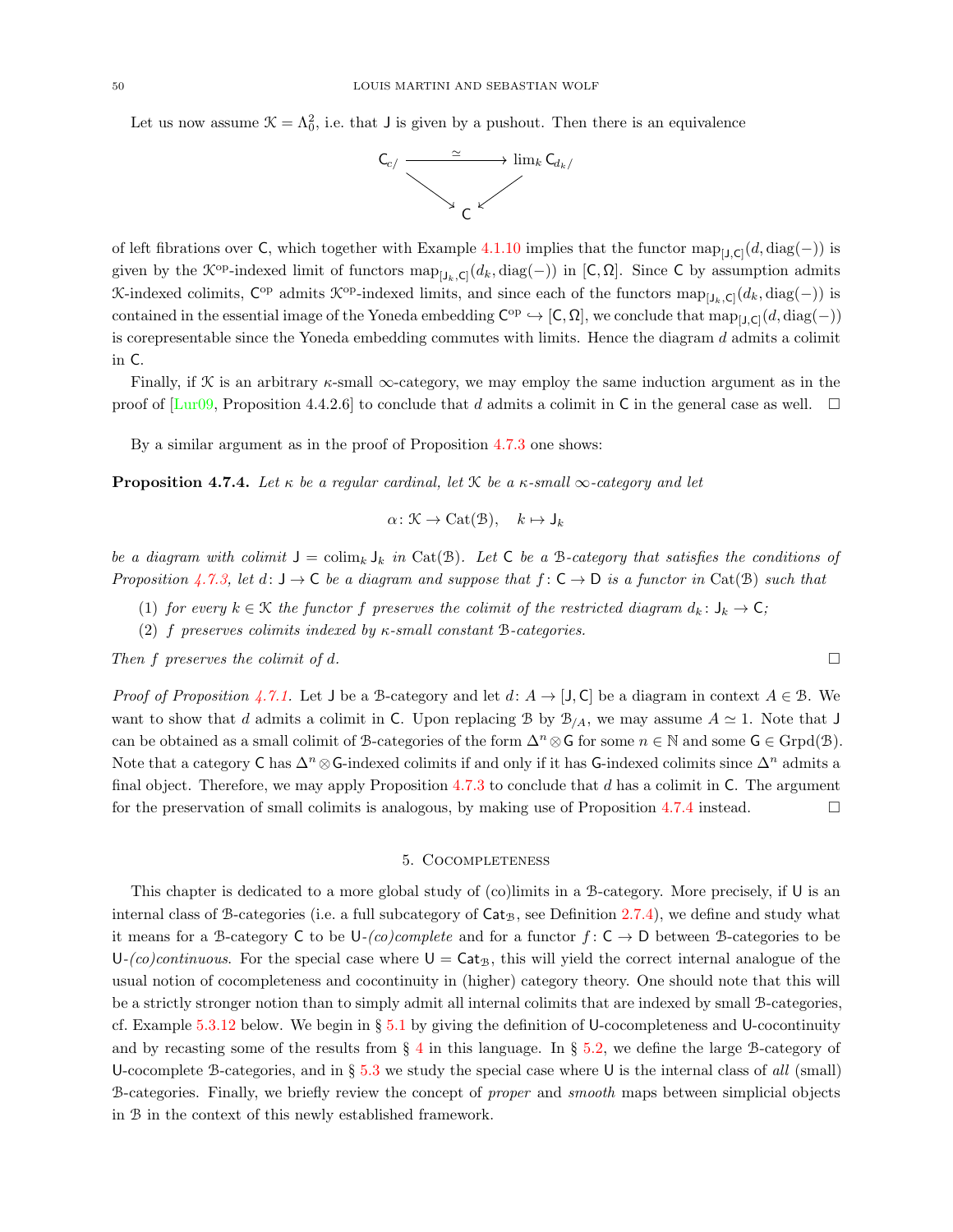Let us now assume $\mathcal{K} = \Lambda^2_0$, i.e. that $\mathsf{J}$ is given by a pushout. Then there is an equivalence

$$\begin{array}{ccc} \mathsf{C}_{c/} & \xrightarrow{\simeq} & \lim_k \mathsf{C}_{d_k/} \\ & \searrow \quad \swarrow & \\ & \mathsf{C} & \end{array}$$

of left fibrations over $\mathsf{C}$, which together with Example 4.1.10 implies that the functor $\mathrm{map}_{[\mathsf{J},\mathsf{C}]}(d, \mathrm{diag}(-))$ is given by the $\mathcal{K}^{\mathrm{op}}$-indexed limit of functors $\mathrm{map}_{[\mathsf{J}_k,\mathsf{C}]}(d_k, \mathrm{diag}(-))$ in $[\mathsf{C}, \Omega]$. Since $\mathsf{C}$ by assumption admits $\mathcal{K}$-indexed colimits, $\mathsf{C}^{\mathrm{op}}$ admits $\mathcal{K}^{\mathrm{op}}$-indexed limits, and since each of the functors $\mathrm{map}_{[\mathsf{J}_k,\mathsf{C}]}(d_k, \mathrm{diag}(-))$ is contained in the essential image of the Yoneda embedding $\mathsf{C}^{\mathrm{op}} \hookrightarrow [\mathsf{C}, \Omega]$, we conclude that $\mathrm{map}_{[\mathsf{J},\mathsf{C}]}(d, \mathrm{diag}(-))$ is corepresentable since the Yoneda embedding commutes with limits. Hence the diagram $d$ admits a colimit in $\mathsf{C}$.

Finally, if $\mathcal{K}$ is an arbitrary $\kappa$-small $\infty$-category, we may employ the same induction argument as in the proof of [Lur09, Proposition 4.4.2.6] to conclude that $d$ admits a colimit in $\mathsf{C}$ in the general case as well. $\square$

By a similar argument as in the proof of Proposition 4.7.3 one shows:

**Proposition 4.7.4.** *Let $\kappa$ be a regular cardinal, let $\mathcal{K}$ be a $\kappa$-small $\infty$-category and let*

$$\alpha \colon \mathcal{K} \to \mathrm{Cat}(\mathcal{B}), \quad k \mapsto \mathsf{J}_k$$

*be a diagram with colimit $\mathsf{J} = \mathrm{colim}_k \mathsf{J}_k$ in $\mathrm{Cat}(\mathcal{B})$. Let $\mathsf{C}$ be a $\mathcal{B}$-category that satisfies the conditions of Proposition 4.7.3, let $d \colon \mathsf{J} \to \mathsf{C}$ be a diagram and suppose that $f \colon \mathsf{C} \to \mathsf{D}$ is a functor in $\mathrm{Cat}(\mathcal{B})$ such that*

(1) *for every $k \in \mathcal{K}$ the functor $f$ preserves the colimit of the restricted diagram $d_k \colon \mathsf{J}_k \to \mathsf{C}$;*
(2) *$f$ preserves colimits indexed by $\kappa$-small constant $\mathcal{B}$-categories.*

*Then $f$ preserves the colimit of $d$.* $\square$

*Proof of Proposition 4.7.1.* Let $\mathsf{J}$ be a $\mathcal{B}$-category and let $d \colon A \to [\mathsf{J}, \mathsf{C}]$ be a diagram in context $A \in \mathcal{B}$. We want to show that $d$ admits a colimit in $\mathsf{C}$. Upon replacing $\mathcal{B}$ by $\mathcal{B}_{/A}$, we may assume $A \simeq 1$. Note that $\mathsf{J}$ can be obtained as a small colimit of $\mathcal{B}$-categories of the form $\Delta^n \otimes \mathsf{G}$ for some $n \in \mathbb{N}$ and some $\mathsf{G} \in \mathrm{Grpd}(\mathcal{B})$. Note that a category $\mathsf{C}$ has $\Delta^n \otimes \mathsf{G}$-indexed colimits if and only if it has $\mathsf{G}$-indexed colimits since $\Delta^n$ admits a final object. Therefore, we may apply Proposition 4.7.3 to conclude that $d$ has a colimit in $\mathsf{C}$. The argument for the preservation of small colimits is analogous, by making use of Proposition 4.7.4 instead. $\square$

## 5. Cocompleteness

This chapter is dedicated to a more global study of (co)limits in a $\mathcal{B}$-category. More precisely, if $\mathsf{U}$ is an internal class of $\mathcal{B}$-categories (i.e. a full subcategory of $\mathsf{Cat}_{\mathcal{B}}$, see Definition 2.7.4), we define and study what it means for a $\mathcal{B}$-category $\mathsf{C}$ to be $\mathsf{U}$-*(co)complete* and for a functor $f \colon \mathsf{C} \to \mathsf{D}$ between $\mathcal{B}$-categories to be $\mathsf{U}$-*(co)continuous*. For the special case where $\mathsf{U} = \mathsf{Cat}_{\mathcal{B}}$, this will yield the correct internal analogue of the usual notion of cocompleteness and cocontinuity in (higher) category theory. One should note that this will be a strictly stronger notion than to simply admit all internal colimits that are indexed by small $\mathcal{B}$-categories, cf. Example 5.3.12 below. We begin in § 5.1 by giving the definition of $\mathsf{U}$-cocompleteness and $\mathsf{U}$-cocontinuity and by recasting some of the results from § 4 in this language. In § 5.2, we define the large $\mathcal{B}$-category of $\mathsf{U}$-cocomplete $\mathcal{B}$-categories, and in § 5.3 we study the special case where $\mathsf{U}$ is the internal class of *all* (small) $\mathcal{B}$-categories. Finally, we briefly review the concept of *proper* and *smooth* maps between simplicial objects in $\mathcal{B}$ in the context of this newly established framework.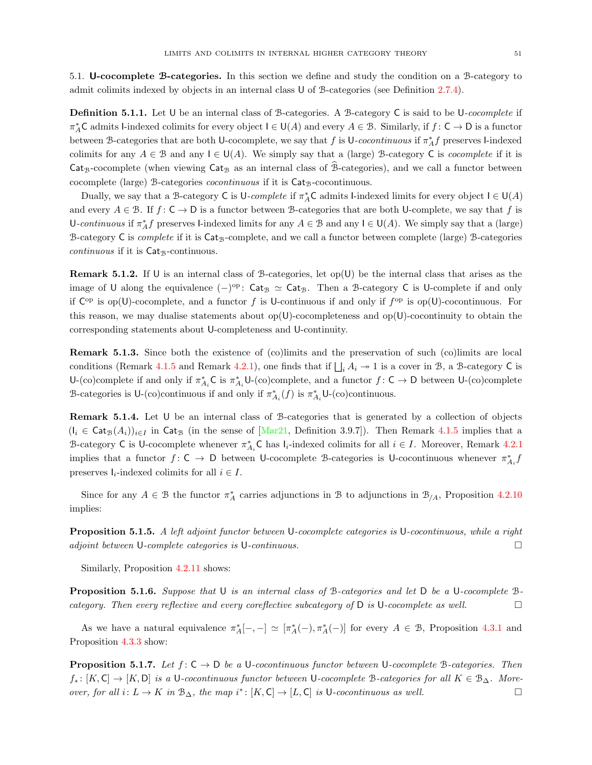### 5.1. U-cocomplete $\mathcal{B}$-categories.

In this section we define and study the condition on a $\mathcal{B}$-category to admit colimits indexed by objects in an internal class $\mathsf{U}$ of $\mathcal{B}$-categories (see Definition 2.7.4).

**Definition 5.1.1.** Let $\mathsf{U}$ be an internal class of $\mathcal{B}$-categories. A $\mathcal{B}$-category $\mathsf{C}$ is said to be $\mathsf{U}$-*cocomplete* if $\pi_A^*\mathsf{C}$ admits $\mathsf{I}$-indexed colimits for every object $\mathsf{I} \in \mathsf{U}(A)$ and every $A \in \mathcal{B}$. Similarly, if $f\colon \mathsf{C} \to \mathsf{D}$ is a functor between $\mathcal{B}$-categories that are both $\mathsf{U}$-cocomplete, we say that $f$ is $\mathsf{U}$-*cocontinuous* if $\pi_A^* f$ preserves $\mathsf{I}$-indexed colimits for any $A \in \mathcal{B}$ and any $\mathsf{I} \in \mathsf{U}(A)$. We simply say that a (large) $\mathcal{B}$-category $\mathsf{C}$ is *cocomplete* if it is $\mathsf{Cat}_{\mathcal{B}}$-cocomplete (when viewing $\mathsf{Cat}_{\mathcal{B}}$ as an internal class of $\widehat{\mathcal{B}}$-categories), and we call a functor between cocomplete (large) $\mathcal{B}$-categories *cocontinuous* if it is $\mathsf{Cat}_{\mathcal{B}}$-cocontinuous.

Dually, we say that a $\mathcal{B}$-category $\mathsf{C}$ is $\mathsf{U}$-*complete* if $\pi_A^*\mathsf{C}$ admits $\mathsf{I}$-indexed limits for every object $\mathsf{I} \in \mathsf{U}(A)$ and every $A \in \mathcal{B}$. If $f\colon \mathsf{C} \to \mathsf{D}$ is a functor between $\mathcal{B}$-categories that are both $\mathsf{U}$-complete, we say that $f$ is $\mathsf{U}$-*continuous* if $\pi_A^* f$ preserves $\mathsf{I}$-indexed limits for any $A \in \mathcal{B}$ and any $\mathsf{I} \in \mathsf{U}(A)$. We simply say that a (large) $\mathcal{B}$-category $\mathsf{C}$ is *complete* if it is $\mathsf{Cat}_{\mathcal{B}}$-complete, and we call a functor between complete (large) $\mathcal{B}$-categories *continuous* if it is $\mathsf{Cat}_{\mathcal{B}}$-continuous.

**Remark 5.1.2.** If $\mathsf{U}$ is an internal class of $\mathcal{B}$-categories, let $\mathrm{op}(\mathsf{U})$ be the internal class that arises as the image of $\mathsf{U}$ along the equivalence $(-)^{\mathrm{op}}\colon \mathsf{Cat}_{\mathcal{B}} \simeq \mathsf{Cat}_{\mathcal{B}}$. Then a $\mathcal{B}$-category $\mathsf{C}$ is $\mathsf{U}$-complete if and only if $\mathsf{C}^{\mathrm{op}}$ is $\mathrm{op}(\mathsf{U})$-cocomplete, and a functor $f$ is $\mathsf{U}$-continuous if and only if $f^{\mathrm{op}}$ is $\mathrm{op}(\mathsf{U})$-cocontinuous. For this reason, we may dualise statements about $\mathrm{op}(\mathsf{U})$-cocompleteness and $\mathrm{op}(\mathsf{U})$-cocontinuity to obtain the corresponding statements about $\mathsf{U}$-completeness and $\mathsf{U}$-continuity.

**Remark 5.1.3.** Since both the existence of (co)limits and the preservation of such (co)limits are local conditions (Remark 4.1.5 and Remark 4.2.1), one finds that if $\bigsqcup_i A_i \twoheadrightarrow 1$ is a cover in $\mathcal{B}$, a $\mathcal{B}$-category $\mathsf{C}$ is $\mathsf{U}$-(co)complete if and only if $\pi_{A_i}^*\mathsf{C}$ is $\pi_{A_i}^*\mathsf{U}$-(co)complete, and a functor $f\colon \mathsf{C} \to \mathsf{D}$ between $\mathsf{U}$-(co)complete $\mathcal{B}$-categories is $\mathsf{U}$-(co)continuous if and only if $\pi_{A_i}^*(f)$ is $\pi_{A_i}^*\mathsf{U}$-(co)continuous.

**Remark 5.1.4.** Let $\mathsf{U}$ be an internal class of $\mathcal{B}$-categories that is generated by a collection of objects $(\mathsf{I}_i \in \mathsf{Cat}_{\mathcal{B}}(A_i))_{i \in I}$ in $\mathsf{Cat}_{\mathcal{B}}$ (in the sense of [Mar21, Definition 3.9.7]). Then Remark 4.1.5 implies that a $\mathcal{B}$-category $\mathsf{C}$ is $\mathsf{U}$-cocomplete whenever $\pi_{A_i}^*\mathsf{C}$ has $\mathsf{I}_i$-indexed colimits for all $i \in I$. Moreover, Remark 4.2.1 implies that a functor $f\colon \mathsf{C} \to \mathsf{D}$ between $\mathsf{U}$-cocomplete $\mathcal{B}$-categories is $\mathsf{U}$-cocontinuous whenever $\pi_{A_i}^* f$ preserves $\mathsf{I}_i$-indexed colimits for all $i \in I$.

Since for any $A \in \mathcal{B}$ the functor $\pi_A^*$ carries adjunctions in $\mathcal{B}$ to adjunctions in $\mathcal{B}_{/A}$, Proposition 4.2.10 implies:

**Proposition 5.1.5.** *A left adjoint functor between $\mathsf{U}$-cocomplete categories is $\mathsf{U}$-cocontinuous, while a right adjoint between $\mathsf{U}$-complete categories is $\mathsf{U}$-continuous.* □

Similarly, Proposition 4.2.11 shows:

**Proposition 5.1.6.** *Suppose that $\mathsf{U}$ is an internal class of $\mathcal{B}$-categories and let $\mathsf{D}$ be a $\mathsf{U}$-cocomplete $\mathcal{B}$-category. Then every reflective and every coreflective subcategory of $\mathsf{D}$ is $\mathsf{U}$-cocomplete as well.* □

As we have a natural equivalence $\pi_A^*[-,-] \simeq [\pi_A^*(-), \pi_A^*(-)]$ for every $A \in \mathcal{B}$, Proposition 4.3.1 and Proposition 4.3.3 show:

**Proposition 5.1.7.** *Let $f\colon \mathsf{C} \to \mathsf{D}$ be a $\mathsf{U}$-cocontinuous functor between $\mathsf{U}$-cocomplete $\mathcal{B}$-categories. Then $f_*\colon [K, \mathsf{C}] \to [K, \mathsf{D}]$ is a $\mathsf{U}$-cocontinuous functor between $\mathsf{U}$-cocomplete $\mathcal{B}$-categories for all $K \in \mathcal{B}_\Delta$. Moreover, for all $i\colon L \to K$ in $\mathcal{B}_\Delta$, the map $i^*\colon [K, \mathsf{C}] \to [L, \mathsf{C}]$ is $\mathsf{U}$-cocontinuous as well.* □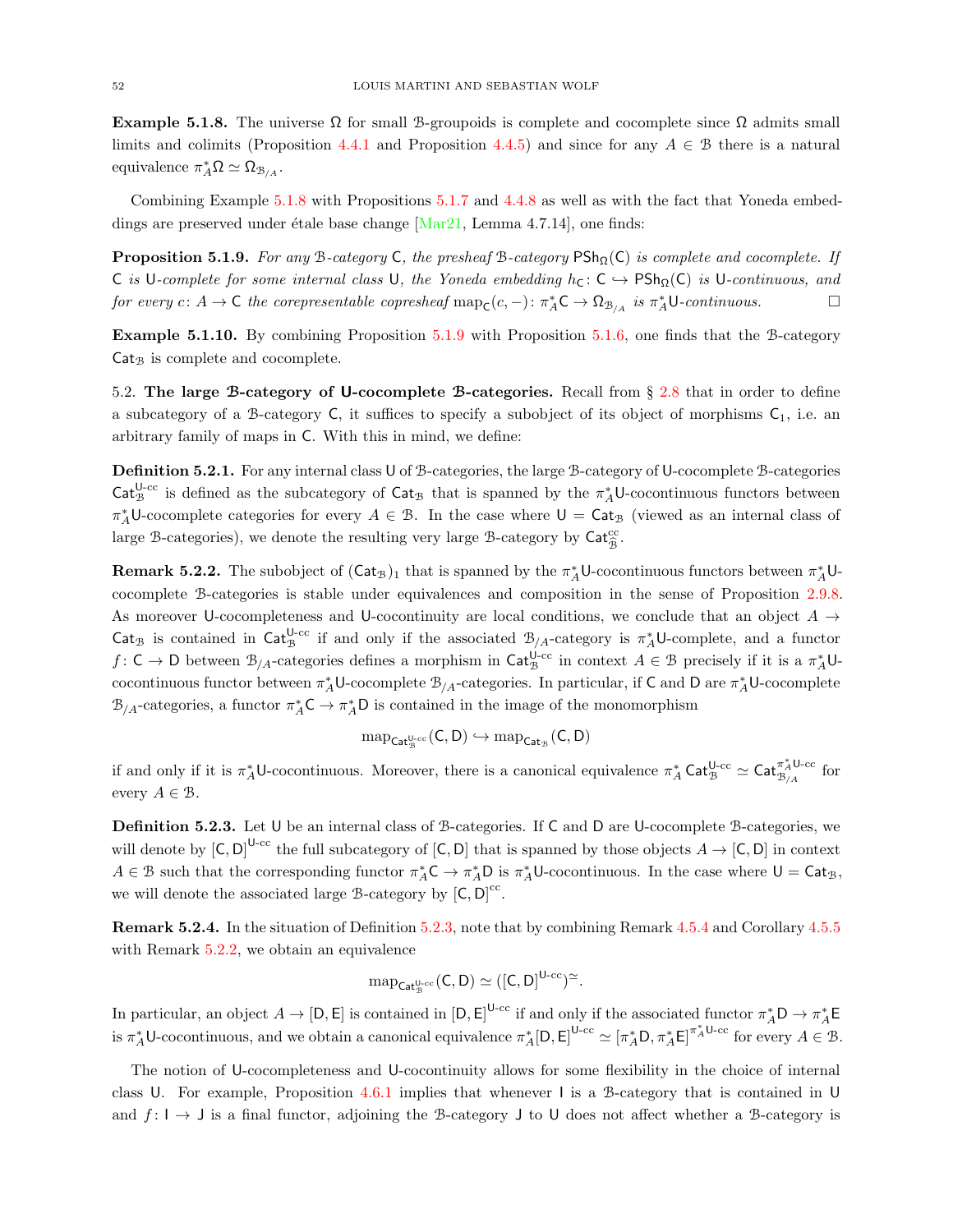**Example 5.1.8.** The universe $\Omega$ for small $\mathcal{B}$-groupoids is complete and cocomplete since $\Omega$ admits small limits and colimits (Proposition 4.4.1 and Proposition 4.4.5) and since for any $A \in \mathcal{B}$ there is a natural equivalence $\pi_A^* \Omega \simeq \Omega_{\mathcal{B}_{/A}}$.

Combining Example 5.1.8 with Propositions 5.1.7 and 4.4.8 as well as with the fact that Yoneda embeddings are preserved under étale base change [Mar21, Lemma 4.7.14], one finds:

**Proposition 5.1.9.** *For any $\mathcal{B}$-category $\mathsf{C}$, the presheaf $\mathcal{B}$-category $\mathsf{PSh}_\Omega(\mathsf{C})$ is complete and cocomplete. If $\mathsf{C}$ is $\mathsf{U}$-complete for some internal class $\mathsf{U}$, the Yoneda embedding $h_{\mathsf{C}} \colon \mathsf{C} \hookrightarrow \mathsf{PSh}_\Omega(\mathsf{C})$ is $\mathsf{U}$-continuous, and for every $c \colon A \to \mathsf{C}$ the corepresentable copresheaf $\operatorname{map}_{\mathsf{C}}(c, -) \colon \pi_A^* \mathsf{C} \to \Omega_{\mathcal{B}_{/A}}$ is $\pi_A^* \mathsf{U}$-continuous.* $\square$

**Example 5.1.10.** By combining Proposition 5.1.9 with Proposition 5.1.6, one finds that the $\mathcal{B}$-category $\mathsf{Cat}_{\mathcal{B}}$ is complete and cocomplete.

5.2. **The large $\mathcal{B}$-category of $\mathsf{U}$-cocomplete $\mathcal{B}$-categories.** Recall from § 2.8 that in order to define a subcategory of a $\mathcal{B}$-category $\mathsf{C}$, it suffices to specify a subobject of its object of morphisms $\mathsf{C}_1$, i.e. an arbitrary family of maps in $\mathsf{C}$. With this in mind, we define:

**Definition 5.2.1.** For any internal class $\mathsf{U}$ of $\mathcal{B}$-categories, the large $\mathcal{B}$-category of $\mathsf{U}$-cocomplete $\mathcal{B}$-categories $\mathsf{Cat}_{\mathcal{B}}^{\mathsf{U}\text{-cc}}$ is defined as the subcategory of $\mathsf{Cat}_{\mathcal{B}}$ that is spanned by the $\pi_A^* \mathsf{U}$-cocontinuous functors between $\pi_A^* \mathsf{U}$-cocomplete categories for every $A \in \mathcal{B}$. In the case where $\mathsf{U} = \mathsf{Cat}_{\mathcal{B}}$ (viewed as an internal class of large $\mathcal{B}$-categories), we denote the resulting very large $\mathcal{B}$-category by $\mathsf{Cat}_{\widehat{\mathcal{B}}}^{\mathrm{cc}}$.

**Remark 5.2.2.** The subobject of $(\mathsf{Cat}_{\mathcal{B}})_1$ that is spanned by the $\pi_A^* \mathsf{U}$-cocontinuous functors between $\pi_A^* \mathsf{U}$-cocomplete $\mathcal{B}$-categories is stable under equivalences and composition in the sense of Proposition 2.9.8. As moreover $\mathsf{U}$-cocompleteness and $\mathsf{U}$-cocontinuity are local conditions, we conclude that an object $A \to \mathsf{Cat}_{\mathcal{B}}$ is contained in $\mathsf{Cat}_{\mathcal{B}}^{\mathsf{U}\text{-cc}}$ if and only if the associated $\mathcal{B}_{/A}$-category is $\pi_A^* \mathsf{U}$-complete, and a functor $f \colon \mathsf{C} \to \mathsf{D}$ between $\mathcal{B}_{/A}$-categories defines a morphism in $\mathsf{Cat}_{\mathcal{B}}^{\mathsf{U}\text{-cc}}$ in context $A \in \mathcal{B}$ precisely if it is a $\pi_A^* \mathsf{U}$-cocontinuous functor between $\pi_A^* \mathsf{U}$-cocomplete $\mathcal{B}_{/A}$-categories. In particular, if $\mathsf{C}$ and $\mathsf{D}$ are $\pi_A^* \mathsf{U}$-cocomplete $\mathcal{B}_{/A}$-categories, a functor $\pi_A^* \mathsf{C} \to \pi_A^* \mathsf{D}$ is contained in the image of the monomorphism

$$\operatorname{map}_{\mathsf{Cat}_{\mathcal{B}}^{\mathsf{U}\text{-cc}}}(\mathsf{C}, \mathsf{D}) \hookrightarrow \operatorname{map}_{\mathsf{Cat}_{\mathcal{B}}}(\mathsf{C}, \mathsf{D})$$

if and only if it is $\pi_A^* \mathsf{U}$-cocontinuous. Moreover, there is a canonical equivalence $\pi_A^* \mathsf{Cat}_{\mathcal{B}}^{\mathsf{U}\text{-cc}} \simeq \mathsf{Cat}_{\mathcal{B}_{/A}}^{\pi_A^* \mathsf{U}\text{-cc}}$ for every $A \in \mathcal{B}$.

**Definition 5.2.3.** Let $\mathsf{U}$ be an internal class of $\mathcal{B}$-categories. If $\mathsf{C}$ and $\mathsf{D}$ are $\mathsf{U}$-cocomplete $\mathcal{B}$-categories, we will denote by $[\mathsf{C}, \mathsf{D}]^{\mathsf{U}\text{-cc}}$ the full subcategory of $[\mathsf{C}, \mathsf{D}]$ that is spanned by those objects $A \to [\mathsf{C}, \mathsf{D}]$ in context $A \in \mathcal{B}$ such that the corresponding functor $\pi_A^* \mathsf{C} \to \pi_A^* \mathsf{D}$ is $\pi_A^* \mathsf{U}$-cocontinuous. In the case where $\mathsf{U} = \mathsf{Cat}_{\mathcal{B}}$, we will denote the associated large $\mathcal{B}$-category by $[\mathsf{C}, \mathsf{D}]^{\mathrm{cc}}$.

**Remark 5.2.4.** In the situation of Definition 5.2.3, note that by combining Remark 4.5.4 and Corollary 4.5.5 with Remark 5.2.2, we obtain an equivalence

$$\operatorname{map}_{\mathsf{Cat}_{\mathcal{B}}^{\mathsf{U}\text{-cc}}}(\mathsf{C}, \mathsf{D}) \simeq ([\mathsf{C}, \mathsf{D}]^{\mathsf{U}\text{-cc}})^{\simeq}.$$

In particular, an object $A \to [\mathsf{D}, \mathsf{E}]$ is contained in $[\mathsf{D}, \mathsf{E}]^{\mathsf{U}\text{-cc}}$ if and only if the associated functor $\pi_A^* \mathsf{D} \to \pi_A^* \mathsf{E}$ is $\pi_A^* \mathsf{U}$-cocontinuous, and we obtain a canonical equivalence $\pi_A^* [\mathsf{D}, \mathsf{E}]^{\mathsf{U}\text{-cc}} \simeq [\pi_A^* \mathsf{D}, \pi_A^* \mathsf{E}]^{\pi_A^* \mathsf{U}\text{-cc}}$ for every $A \in \mathcal{B}$.

The notion of $\mathsf{U}$-cocompleteness and $\mathsf{U}$-cocontinuity allows for some flexibility in the choice of internal class $\mathsf{U}$. For example, Proposition 4.6.1 implies that whenever $\mathsf{I}$ is a $\mathcal{B}$-category that is contained in $\mathsf{U}$ and $f \colon \mathsf{I} \to \mathsf{J}$ is a final functor, adjoining the $\mathcal{B}$-category $\mathsf{J}$ to $\mathsf{U}$ does not affect whether a $\mathcal{B}$-category is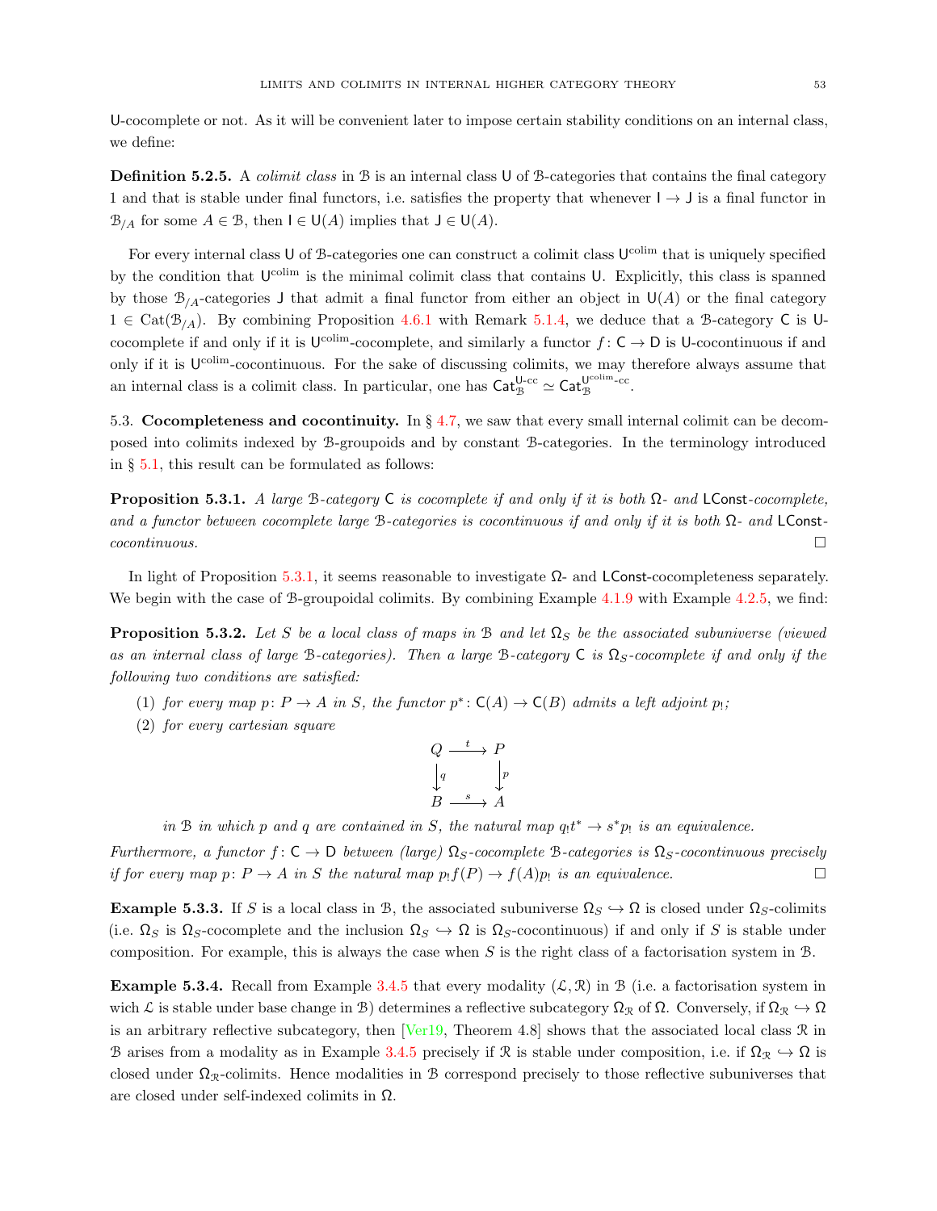$\mathsf{U}$-cocomplete or not. As it will be convenient later to impose certain stability conditions on an internal class, we define:

**Definition 5.2.5.** A *colimit class* in $\mathcal{B}$ is an internal class $\mathsf{U}$ of $\mathcal{B}$-categories that contains the final category $1$ and that is stable under final functors, i.e. satisfies the property that whenever $\mathsf{I} \to \mathsf{J}$ is a final functor in $\mathcal{B}_{/A}$ for some $A \in \mathcal{B}$, then $\mathsf{I} \in \mathsf{U}(A)$ implies that $\mathsf{J} \in \mathsf{U}(A)$.

For every internal class $\mathsf{U}$ of $\mathcal{B}$-categories one can construct a colimit class $\mathsf{U}^{\mathrm{colim}}$ that is uniquely specified by the condition that $\mathsf{U}^{\mathrm{colim}}$ is the minimal colimit class that contains $\mathsf{U}$. Explicitly, this class is spanned by those $\mathcal{B}_{/A}$-categories $\mathsf{J}$ that admit a final functor from either an object in $\mathsf{U}(A)$ or the final category $1 \in \mathrm{Cat}(\mathcal{B}_{/A})$. By combining Proposition 4.6.1 with Remark 5.1.4, we deduce that a $\mathcal{B}$-category $\mathsf{C}$ is $\mathsf{U}$-cocomplete if and only if it is $\mathsf{U}^{\mathrm{colim}}$-cocomplete, and similarly a functor $f\colon \mathsf{C} \to \mathsf{D}$ is $\mathsf{U}$-cocontinuous if and only if it is $\mathsf{U}^{\mathrm{colim}}$-cocontinuous. For the sake of discussing colimits, we may therefore always assume that an internal class is a colimit class. In particular, one has $\mathsf{Cat}_{\mathcal{B}}^{\mathsf{U}\text{-cc}} \simeq \mathsf{Cat}_{\mathcal{B}}^{\mathsf{U}^{\mathrm{colim}}\text{-cc}}$.

## 5.3. Cocompleteness and cocontinuity.

In § 4.7, we saw that every small internal colimit can be decomposed into colimits indexed by $\mathcal{B}$-groupoids and by constant $\mathcal{B}$-categories. In the terminology introduced in § 5.1, this result can be formulated as follows:

**Proposition 5.3.1.** *A large $\mathcal{B}$-category $\mathsf{C}$ is cocomplete if and only if it is both $\Omega$- and $\mathsf{LConst}$-cocomplete, and a functor between cocomplete large $\mathcal{B}$-categories is cocontinuous if and only if it is both $\Omega$- and $\mathsf{LConst}$-cocontinuous.* □

In light of Proposition 5.3.1, it seems reasonable to investigate $\Omega$- and $\mathsf{LConst}$-cocompleteness separately. We begin with the case of $\mathcal{B}$-groupoidal colimits. By combining Example 4.1.9 with Example 4.2.5, we find:

**Proposition 5.3.2.** *Let $S$ be a local class of maps in $\mathcal{B}$ and let $\Omega_S$ be the associated subuniverse (viewed as an internal class of large $\mathcal{B}$-categories). Then a large $\mathcal{B}$-category $\mathsf{C}$ is $\Omega_S$-cocomplete if and only if the following two conditions are satisfied:*

1. *for every map $p\colon P \to A$ in $S$, the functor $p^*\colon \mathsf{C}(A) \to \mathsf{C}(B)$ admits a left adjoint $p_!$;*
2. *for every cartesian square*
$$\begin{array}{ccc} Q & \xrightarrow{t} & P \\ \downarrow{\scriptstyle q} & & \downarrow{\scriptstyle p} \\ B & \xrightarrow{s} & A \end{array}$$
*in $\mathcal{B}$ in which $p$ and $q$ are contained in $S$, the natural map $q_! t^* \to s^* p_!$ is an equivalence.*

*Furthermore, a functor $f\colon \mathsf{C} \to \mathsf{D}$ between (large) $\Omega_S$-cocomplete $\mathcal{B}$-categories is $\Omega_S$-cocontinuous precisely if for every map $p\colon P \to A$ in $S$ the natural map $p_! f(P) \to f(A) p_!$ is an equivalence.* □

**Example 5.3.3.** If $S$ is a local class in $\mathcal{B}$, the associated subuniverse $\Omega_S \hookrightarrow \Omega$ is closed under $\Omega_S$-colimits (i.e. $\Omega_S$ is $\Omega_S$-cocomplete and the inclusion $\Omega_S \hookrightarrow \Omega$ is $\Omega_S$-cocontinuous) if and only if $S$ is stable under composition. For example, this is always the case when $S$ is the right class of a factorisation system in $\mathcal{B}$.

**Example 5.3.4.** Recall from Example 3.4.5 that every modality $(\mathcal{L}, \mathcal{R})$ in $\mathcal{B}$ (i.e. a factorisation system in wich $\mathcal{L}$ is stable under base change in $\mathcal{B}$) determines a reflective subcategory $\Omega_{\mathcal{R}}$ of $\Omega$. Conversely, if $\Omega_{\mathcal{R}} \hookrightarrow \Omega$ is an arbitrary reflective subcategory, then [Ver19, Theorem 4.8] shows that the associated local class $\mathcal{R}$ in $\mathcal{B}$ arises from a modality as in Example 3.4.5 precisely if $\mathcal{R}$ is stable under composition, i.e. if $\Omega_{\mathcal{R}} \hookrightarrow \Omega$ is closed under $\Omega_{\mathcal{R}}$-colimits. Hence modalities in $\mathcal{B}$ correspond precisely to those reflective subuniverses that are closed under self-indexed colimits in $\Omega$.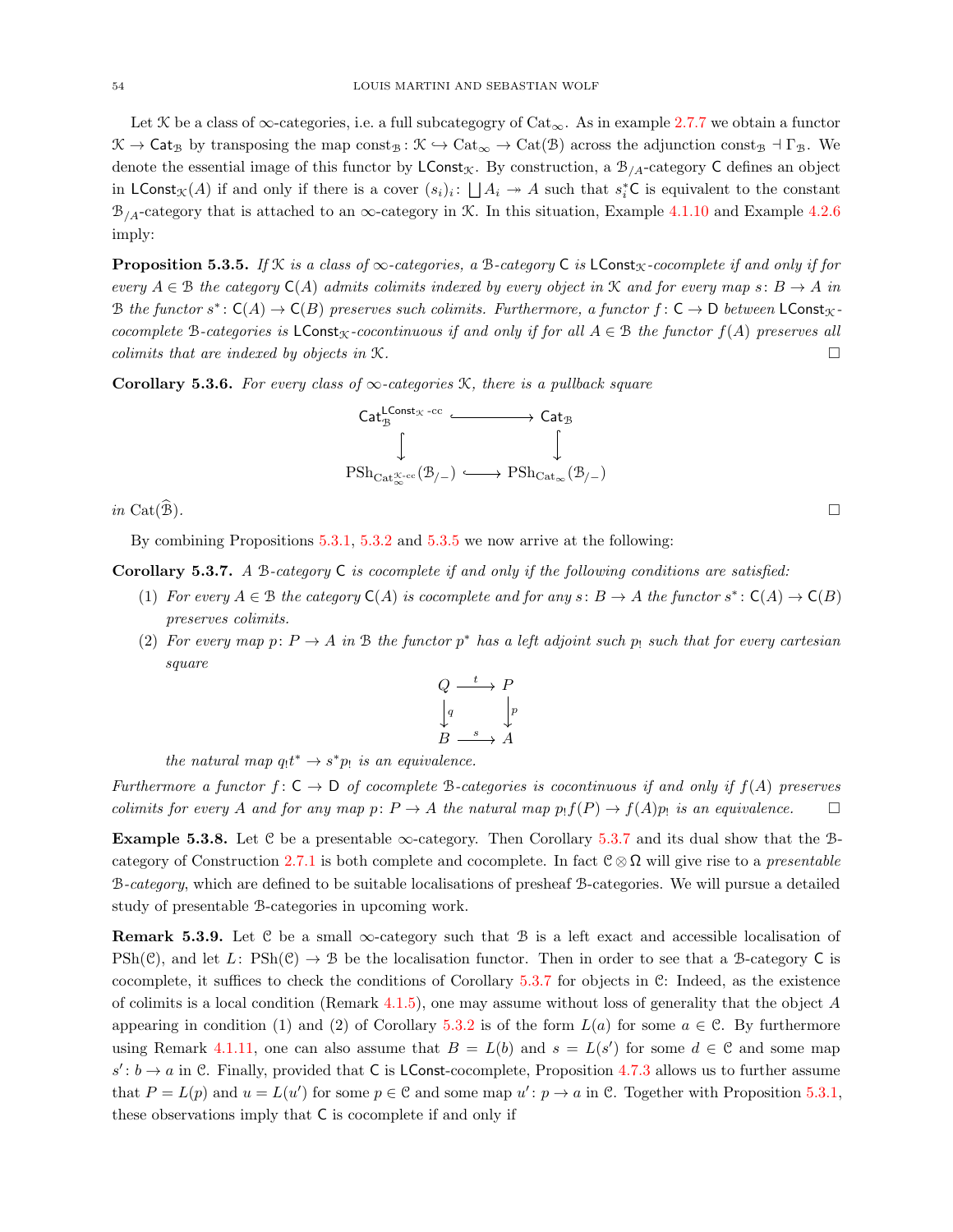Let $\mathcal{K}$ be a class of $\infty$-categories, i.e. a full subcategogry of $\mathrm{Cat}_\infty$. As in example 2.7.7 we obtain a functor $\mathcal{K} \to \mathsf{Cat}_{\mathcal{B}}$ by transposing the map $\mathrm{const}_{\mathcal{B}} : \mathcal{K} \hookrightarrow \mathrm{Cat}_\infty \to \mathrm{Cat}(\mathcal{B})$ across the adjunction $\mathrm{const}_{\mathcal{B}} \dashv \Gamma_{\mathcal{B}}$. We denote the essential image of this functor by $\mathsf{LConst}_{\mathcal{K}}$. By construction, a $\mathcal{B}_{/A}$-category $\mathsf{C}$ defines an object in $\mathsf{LConst}_{\mathcal{K}}(A)$ if and only if there is a cover $(s_i)_i : \bigsqcup A_i \twoheadrightarrow A$ such that $s_i^* \mathsf{C}$ is equivalent to the constant $\mathcal{B}_{/A}$-category that is attached to an $\infty$-category in $\mathcal{K}$. In this situation, Example 4.1.10 and Example 4.2.6 imply:

**Proposition 5.3.5.** *If $\mathcal{K}$ is a class of $\infty$-categories, a $\mathcal{B}$-category $\mathsf{C}$ is $\mathsf{LConst}_{\mathcal{K}}$-cocomplete if and only if for every $A \in \mathcal{B}$ the category $\mathsf{C}(A)$ admits colimits indexed by every object in $\mathcal{K}$ and for every map $s : B \to A$ in $\mathcal{B}$ the functor $s^* : \mathsf{C}(A) \to \mathsf{C}(B)$ preserves such colimits. Furthermore, a functor $f : \mathsf{C} \to \mathsf{D}$ between $\mathsf{LConst}_{\mathcal{K}}$-cocomplete $\mathcal{B}$-categories is $\mathsf{LConst}_{\mathcal{K}}$-cocontinuous if and only if for all $A \in \mathcal{B}$ the functor $f(A)$ preserves all colimits that are indexed by objects in $\mathcal{K}$.* □

**Corollary 5.3.6.** *For every class of $\infty$-categories $\mathcal{K}$, there is a pullback square*

$$\begin{array}{ccc} \mathsf{Cat}_{\mathcal{B}}^{\mathsf{LConst}_{\mathcal{K}}\text{-cc}} & \hookrightarrow & \mathsf{Cat}_{\mathcal{B}} \\ \downarrow & & \downarrow \\ \mathrm{PSh}_{\mathrm{Cat}_\infty^{\mathcal{K}\text{-cc}}}(\mathcal{B}_{/-}) & \hookrightarrow & \mathrm{PSh}_{\mathrm{Cat}_\infty}(\mathcal{B}_{/-}) \end{array}$$

*in $\mathrm{Cat}(\widehat{\mathcal{B}})$.* □

By combining Propositions 5.3.1, 5.3.2 and 5.3.5 we now arrive at the following:

**Corollary 5.3.7.** *A $\mathcal{B}$-category $\mathsf{C}$ is cocomplete if and only if the following conditions are satisfied:*

1. *For every $A \in \mathcal{B}$ the category $\mathsf{C}(A)$ is cocomplete and for any $s : B \to A$ the functor $s^* : \mathsf{C}(A) \to \mathsf{C}(B)$ preserves colimits.*
2. *For every map $p : P \to A$ in $\mathcal{B}$ the functor $p^*$ has a left adjoint such $p_!$ such that for every cartesian square*

$$\begin{array}{ccc} Q & \xrightarrow{t} & P \\ \downarrow{\scriptstyle q} & & \downarrow{\scriptstyle p} \\ B & \xrightarrow{s} & A \end{array}$$

*the natural map $q_! t^* \to s^* p_!$ is an equivalence.*

*Furthermore a functor $f : \mathsf{C} \to \mathsf{D}$ of cocomplete $\mathcal{B}$-categories is cocontinuous if and only if $f(A)$ preserves colimits for every $A$ and for any map $p : P \to A$ the natural map $p_! f(P) \to f(A) p_!$ is an equivalence.* □

**Example 5.3.8.** Let $\mathcal{C}$ be a presentable $\infty$-category. Then Corollary 5.3.7 and its dual show that the $\mathcal{B}$-category of Construction 2.7.1 is both complete and cocomplete. In fact $\mathcal{C} \otimes \Omega$ will give rise to a *presentable $\mathcal{B}$-category*, which are defined to be suitable localisations of presheaf $\mathcal{B}$-categories. We will pursue a detailed study of presentable $\mathcal{B}$-categories in upcoming work.

**Remark 5.3.9.** Let $\mathcal{C}$ be a small $\infty$-category such that $\mathcal{B}$ is a left exact and accessible localisation of $\mathrm{PSh}(\mathcal{C})$, and let $L : \mathrm{PSh}(\mathcal{C}) \to \mathcal{B}$ be the localisation functor. Then in order to see that a $\mathcal{B}$-category $\mathsf{C}$ is cocomplete, it suffices to check the conditions of Corollary 5.3.7 for objects in $\mathcal{C}$: Indeed, as the existence of colimits is a local condition (Remark 4.1.5), one may assume without loss of generality that the object $A$ appearing in condition (1) and (2) of Corollary 5.3.2 is of the form $L(a)$ for some $a \in \mathcal{C}$. By furthermore using Remark 4.1.11, one can also assume that $B = L(b)$ and $s = L(s')$ for some $d \in \mathcal{C}$ and some map $s' : b \to a$ in $\mathcal{C}$. Finally, provided that $\mathsf{C}$ is $\mathsf{LConst}$-cocomplete, Proposition 4.7.3 allows us to further assume that $P = L(p)$ and $u = L(u')$ for some $p \in \mathcal{C}$ and some map $u' : p \to a$ in $\mathcal{C}$. Together with Proposition 5.3.1, these observations imply that $\mathsf{C}$ is cocomplete if and only if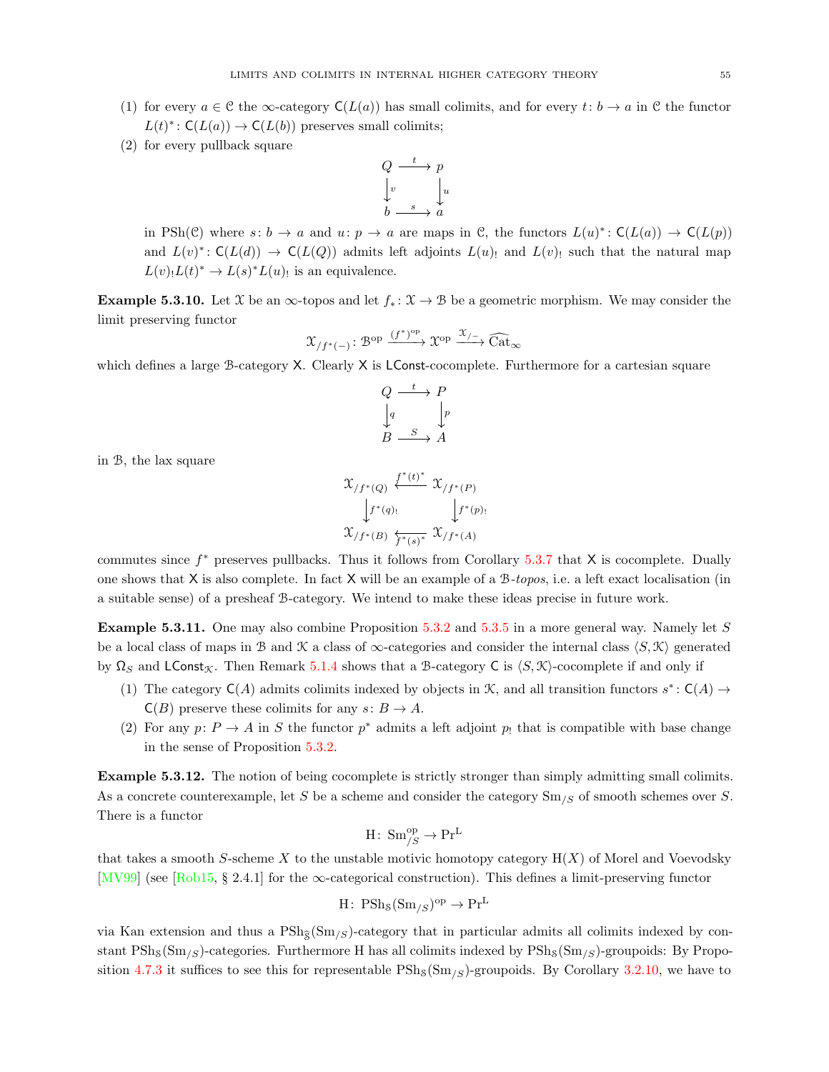(1) for every $a \in \mathcal{C}$ the $\infty$-category $\mathsf{C}(L(a))$ has small colimits, and for every $t\colon b \to a$ in $\mathcal{C}$ the functor $L(t)^*\colon \mathsf{C}(L(a)) \to \mathsf{C}(L(b))$ preserves small colimits;

(2) for every pullback square

$$\begin{array}{ccc} Q & \xrightarrow{t} & p \\ \downarrow{\scriptstyle v} & & \downarrow{\scriptstyle u} \\ b & \xrightarrow{s} & a \end{array}$$

in $\mathrm{PSh}(\mathcal{C})$ where $s\colon b \to a$ and $u\colon p \to a$ are maps in $\mathcal{C}$, the functors $L(u)^*\colon \mathsf{C}(L(a)) \to \mathsf{C}(L(p))$ and $L(v)^*\colon \mathsf{C}(L(d)) \to \mathsf{C}(L(Q))$ admits left adjoints $L(u)_!$ and $L(v)_!$ such that the natural map $L(v)_! L(t)^* \to L(s)^* L(u)_!$ is an equivalence.

**Example 5.3.10.** Let $\mathcal{X}$ be an $\infty$-topos and let $f_*\colon \mathcal{X} \to \mathcal{B}$ be a geometric morphism. We may consider the limit preserving functor

$$\mathcal{X}_{/f^*(-)}\colon \mathcal{B}^{\mathrm{op}} \xrightarrow{(f^*)^{\mathrm{op}}} \mathcal{X}^{\mathrm{op}} \xrightarrow{\mathcal{X}_{/-}} \widehat{\mathrm{Cat}}_\infty$$

which defines a large $\mathcal{B}$-category $\mathsf{X}$. Clearly $\mathsf{X}$ is $\mathsf{LConst}$-cocomplete. Furthermore for a cartesian square

$$\begin{array}{ccc} Q & \xrightarrow{t} & P \\ \downarrow{\scriptstyle q} & & \downarrow{\scriptstyle p} \\ B & \xrightarrow{S} & A \end{array}$$

in $\mathcal{B}$, the lax square

$$\begin{array}{ccc} \mathcal{X}_{/f^*(Q)} & \xleftarrow{f^*(t)^*} & \mathcal{X}_{/f^*(P)} \\ \downarrow{\scriptstyle f^*(q)_!} & & \downarrow{\scriptstyle f^*(p)_!} \\ \mathcal{X}_{/f^*(B)} & \xleftarrow{f^*(s)^*} & \mathcal{X}_{/f^*(A)} \end{array}$$

commutes since $f^*$ preserves pullbacks. Thus it follows from Corollary 5.3.7 that $\mathsf{X}$ is cocomplete. Dually one shows that $\mathsf{X}$ is also complete. In fact $\mathsf{X}$ will be an example of a $\mathcal{B}$-*topos*, i.e. a left exact localisation (in a suitable sense) of a presheaf $\mathcal{B}$-category. We intend to make these ideas precise in future work.

**Example 5.3.11.** One may also combine Proposition 5.3.2 and 5.3.5 in a more general way. Namely let $S$ be a local class of maps in $\mathcal{B}$ and $\mathcal{K}$ a class of $\infty$-categories and consider the internal class $\langle S, \mathcal{K}\rangle$ generated by $\Omega_S$ and $\mathsf{LConst}_{\mathcal{K}}$. Then Remark 5.1.4 shows that a $\mathcal{B}$-category $\mathsf{C}$ is $\langle S, \mathcal{K}\rangle$-cocomplete if and only if

(1) The category $\mathsf{C}(A)$ admits colimits indexed by objects in $\mathcal{K}$, and all transition functors $s^*\colon \mathsf{C}(A) \to \mathsf{C}(B)$ preserve these colimits for any $s\colon B \to A$.

(2) For any $p\colon P \to A$ in $S$ the functor $p^*$ admits a left adjoint $p_!$ that is compatible with base change in the sense of Proposition 5.3.2.

**Example 5.3.12.** The notion of being cocomplete is strictly stronger than simply admitting small colimits. As a concrete counterexample, let $S$ be a scheme and consider the category $\mathrm{Sm}_{/S}$ of smooth schemes over $S$. There is a functor

$$\mathrm{H}\colon \mathrm{Sm}_{/S}^{\mathrm{op}} \to \mathrm{Pr}^{\mathrm{L}}$$

that takes a smooth $S$-scheme $X$ to the unstable motivic homotopy category $\mathrm{H}(X)$ of Morel and Voevodsky [MV99] (see [Rob15, § 2.4.1] for the $\infty$-categorical construction). This defines a limit-preserving functor

$$\mathrm{H}\colon \mathrm{PSh}_{\mathcal{S}}(\mathrm{Sm}_{/S})^{\mathrm{op}} \to \mathrm{Pr}^{\mathrm{L}}$$

via Kan extension and thus a $\mathrm{PSh}_{\widehat{\mathcal{S}}}(\mathrm{Sm}_{/S})$-category that in particular admits all colimits indexed by constant $\mathrm{PSh}_{\mathcal{S}}(\mathrm{Sm}_{/S})$-categories. Furthermore H has all colimits indexed by $\mathrm{PSh}_{\mathcal{S}}(\mathrm{Sm}_{/S})$-groupoids: By Proposition 4.7.3 it suffices to see this for representable $\mathrm{PSh}_{\mathcal{S}}(\mathrm{Sm}_{/S})$-groupoids. By Corollary 3.2.10, we have to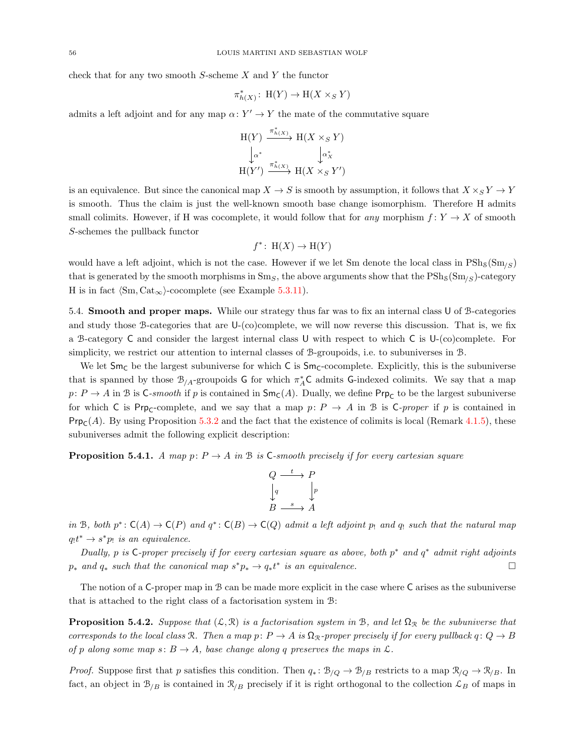check that for any two smooth $S$-scheme $X$ and $Y$ the functor

$$\pi_{h(X)}^*\colon \mathrm{H}(Y) \to \mathrm{H}(X \times_S Y)$$

admits a left adjoint and for any map $\alpha\colon Y' \to Y$ the mate of the commutative square

$$\begin{array}{ccc} \mathrm{H}(Y) & \xrightarrow{\pi_{h(X)}^*} & \mathrm{H}(X \times_S Y) \\ \big\downarrow{\scriptstyle \alpha^*} & & \big\downarrow{\scriptstyle \alpha_X^*} \\ \mathrm{H}(Y') & \xrightarrow{\pi_{h(X)}^*} & \mathrm{H}(X \times_S Y') \end{array}$$

is an equivalence. But since the canonical map $X \to S$ is smooth by assumption, it follows that $X \times_S Y \to Y$ is smooth. Thus the claim is just the well-known smooth base change isomorphism. Therefore $\mathrm{H}$ admits small colimits. However, if $\mathrm{H}$ was cocomplete, it would follow that for *any* morphism $f\colon Y \to X$ of smooth $S$-schemes the pullback functor

$$f^*\colon \mathrm{H}(X) \to \mathrm{H}(Y)$$

would have a left adjoint, which is not the case. However if we let $\mathrm{Sm}$ denote the local class in $\mathrm{PSh}_{\mathbb{S}}(\mathrm{Sm}_{/S})$ that is generated by the smooth morphisms in $\mathrm{Sm}_S$, the above arguments show that the $\mathrm{PSh}_{\mathbb{S}}(\mathrm{Sm}_{/S})$-category $\mathrm{H}$ is in fact $\langle \mathrm{Sm}, \mathrm{Cat}_\infty \rangle$-cocomplete (see Example 5.3.11).

5.4. **Smooth and proper maps.** While our strategy thus far was to fix an internal class $\mathsf{U}$ of $\mathcal{B}$-categories and study those $\mathcal{B}$-categories that are $\mathsf{U}$-(co)complete, we will now reverse this discussion. That is, we fix a $\mathcal{B}$-category $\mathsf{C}$ and consider the largest internal class $\mathsf{U}$ with respect to which $\mathsf{C}$ is $\mathsf{U}$-(co)complete. For simplicity, we restrict our attention to internal classes of $\mathcal{B}$-groupoids, i.e. to subuniverses in $\mathcal{B}$.

We let $\mathsf{Sm}_{\mathsf{C}}$ be the largest subuniverse for which $\mathsf{C}$ is $\mathsf{Sm}_{\mathsf{C}}$-cocomplete. Explicitly, this is the subuniverse that is spanned by those $\mathcal{B}_{/A}$-groupoids $\mathsf{G}$ for which $\pi_A^*\mathsf{C}$ admits $\mathsf{G}$-indexed colimits. We say that a map $p\colon P \to A$ in $\mathcal{B}$ is $\mathsf{C}$-*smooth* if $p$ is contained in $\mathsf{Sm}_{\mathsf{C}}(A)$. Dually, we define $\mathsf{Prp}_{\mathsf{C}}$ to be the largest subuniverse for which $\mathsf{C}$ is $\mathsf{Prp}_{\mathsf{C}}$-complete, and we say that a map $p\colon P \to A$ in $\mathcal{B}$ is $\mathsf{C}$-*proper* if $p$ is contained in $\mathsf{Prp}_{\mathsf{C}}(A)$. By using Proposition 5.3.2 and the fact that the existence of colimits is local (Remark 4.1.5), these subuniverses admit the following explicit description:

**Proposition 5.4.1.** *A map $p\colon P \to A$ in $\mathcal{B}$ is $\mathsf{C}$-smooth precisely if for every cartesian square*

$$\begin{array}{ccc} Q & \xrightarrow{t} & P \\ \big\downarrow{\scriptstyle q} & & \big\downarrow{\scriptstyle p} \\ B & \xrightarrow{s} & A \end{array}$$

*in $\mathcal{B}$, both $p^*\colon \mathsf{C}(A) \to \mathsf{C}(P)$ and $q^*\colon \mathsf{C}(B) \to \mathsf{C}(Q)$ admit a left adjoint $p_!$ and $q_!$ such that the natural map $q_! t^* \to s^* p_!$ is an equivalence.*

*Dually, $p$ is $\mathsf{C}$-proper precisely if for every cartesian square as above, both $p^*$ and $q^*$ admit right adjoints $p_*$ and $q_*$ such that the canonical map $s^* p_* \to q_* t^*$ is an equivalence.* □

The notion of a $\mathsf{C}$-proper map in $\mathcal{B}$ can be made more explicit in the case where $\mathsf{C}$ arises as the subuniverse that is attached to the right class of a factorisation system in $\mathcal{B}$:

**Proposition 5.4.2.** *Suppose that $(\mathcal{L}, \mathcal{R})$ is a factorisation system in $\mathcal{B}$, and let $\Omega_{\mathcal{R}}$ be the subuniverse that corresponds to the local class $\mathcal{R}$. Then a map $p\colon P \to A$ is $\Omega_{\mathcal{R}}$-proper precisely if for every pullback $q\colon Q \to B$ of $p$ along some map $s\colon B \to A$, base change along $q$ preserves the maps in $\mathcal{L}$.*

*Proof.* Suppose first that $p$ satisfies this condition. Then $q_*\colon \mathcal{B}_{/Q} \to \mathcal{B}_{/B}$ restricts to a map $\mathcal{R}_{/Q} \to \mathcal{R}_{/B}$. In fact, an object in $\mathcal{B}_{/B}$ is contained in $\mathcal{R}_{/B}$ precisely if it is right orthogonal to the collection $\mathcal{L}_B$ of maps in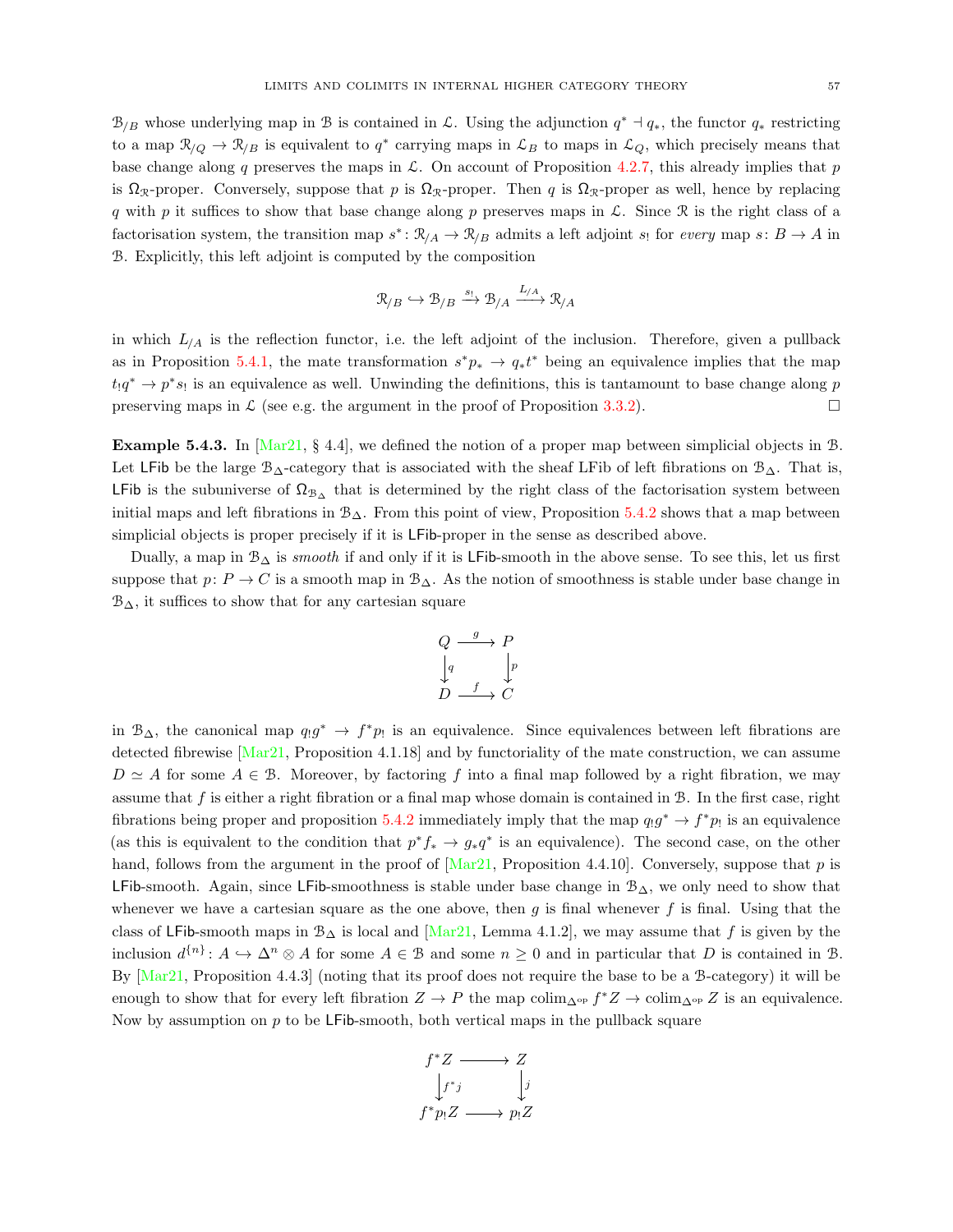$\mathcal{B}_{/B}$ whose underlying map in $\mathcal{B}$ is contained in $\mathcal{L}$. Using the adjunction $q^* \dashv q_*$, the functor $q_*$ restricting to a map $\mathcal{R}_{/Q} \to \mathcal{R}_{/B}$ is equivalent to $q^*$ carrying maps in $\mathcal{L}_B$ to maps in $\mathcal{L}_Q$, which precisely means that base change along $q$ preserves the maps in $\mathcal{L}$. On account of Proposition 4.2.7, this already implies that $p$ is $\Omega_{\mathcal{R}}$-proper. Conversely, suppose that $p$ is $\Omega_{\mathcal{R}}$-proper. Then $q$ is $\Omega_{\mathcal{R}}$-proper as well, hence by replacing $q$ with $p$ it suffices to show that base change along $p$ preserves maps in $\mathcal{L}$. Since $\mathcal{R}$ is the right class of a factorisation system, the transition map $s^* \colon \mathcal{R}_{/A} \to \mathcal{R}_{/B}$ admits a left adjoint $s_!$ for *every* map $s \colon B \to A$ in $\mathcal{B}$. Explicitly, this left adjoint is computed by the composition

$$\mathcal{R}_{/B} \hookrightarrow \mathcal{B}_{/B} \xrightarrow{s_!} \mathcal{B}_{/A} \xrightarrow{L_{/A}} \mathcal{R}_{/A}$$

in which $L_{/A}$ is the reflection functor, i.e. the left adjoint of the inclusion. Therefore, given a pullback as in Proposition 5.4.1, the mate transformation $s^* p_* \to q_* t^*$ being an equivalence implies that the map $t_! q^* \to p^* s_!$ is an equivalence as well. Unwinding the definitions, this is tantamount to base change along $p$ preserving maps in $\mathcal{L}$ (see e.g. the argument in the proof of Proposition 3.3.2). $\square$

**Example 5.4.3.** In [Mar21, § 4.4], we defined the notion of a proper map between simplicial objects in $\mathcal{B}$. Let $\mathsf{LFib}$ be the large $\mathcal{B}_\Delta$-category that is associated with the sheaf LFib of left fibrations on $\mathcal{B}_\Delta$. That is, $\mathsf{LFib}$ is the subuniverse of $\Omega_{\mathcal{B}_\Delta}$ that is determined by the right class of the factorisation system between initial maps and left fibrations in $\mathcal{B}_\Delta$. From this point of view, Proposition 5.4.2 shows that a map between simplicial objects is proper precisely if it is $\mathsf{LFib}$-proper in the sense as described above.

Dually, a map in $\mathcal{B}_\Delta$ is *smooth* if and only if it is $\mathsf{LFib}$-smooth in the above sense. To see this, let us first suppose that $p \colon P \to C$ is a smooth map in $\mathcal{B}_\Delta$. As the notion of smoothness is stable under base change in $\mathcal{B}_\Delta$, it suffices to show that for any cartesian square

$$\begin{array}{ccc} Q & \xrightarrow{g} & P \\ \downarrow{\scriptstyle q} & & \downarrow{\scriptstyle p} \\ D & \xrightarrow{f} & C \end{array}$$

in $\mathcal{B}_\Delta$, the canonical map $q_! g^* \to f^* p_!$ is an equivalence. Since equivalences between left fibrations are detected fibrewise [Mar21, Proposition 4.1.18] and by functoriality of the mate construction, we can assume $D \simeq A$ for some $A \in \mathcal{B}$. Moreover, by factoring $f$ into a final map followed by a right fibration, we may assume that $f$ is either a right fibration or a final map whose domain is contained in $\mathcal{B}$. In the first case, right fibrations being proper and proposition 5.4.2 immediately imply that the map $q_! g^* \to f^* p_!$ is an equivalence (as this is equivalent to the condition that $p^* f_* \to g_* q^*$ is an equivalence). The second case, on the other hand, follows from the argument in the proof of [Mar21, Proposition 4.4.10]. Conversely, suppose that $p$ is $\mathsf{LFib}$-smooth. Again, since $\mathsf{LFib}$-smoothness is stable under base change in $\mathcal{B}_\Delta$, we only need to show that whenever we have a cartesian square as the one above, then $g$ is final whenever $f$ is final. Using that the class of $\mathsf{LFib}$-smooth maps in $\mathcal{B}_\Delta$ is local and [Mar21, Lemma 4.1.2], we may assume that $f$ is given by the inclusion $d^{\{n\}} \colon A \hookrightarrow \Delta^n \otimes A$ for some $A \in \mathcal{B}$ and some $n \geq 0$ and in particular that $D$ is contained in $\mathcal{B}$. By [Mar21, Proposition 4.4.3] (noting that its proof does not require the base to be a $\mathcal{B}$-category) it will be enough to show that for every left fibration $Z \to P$ the map $\operatorname{colim}_{\Delta^{\mathrm{op}}} f^* Z \to \operatorname{colim}_{\Delta^{\mathrm{op}}} Z$ is an equivalence. Now by assumption on $p$ to be $\mathsf{LFib}$-smooth, both vertical maps in the pullback square

$$\begin{array}{ccc} f^* Z & \longrightarrow & Z \\ \downarrow{\scriptstyle f^* j} & & \downarrow{\scriptstyle j} \\ f^* p_! Z & \longrightarrow & p_! Z \end{array}$$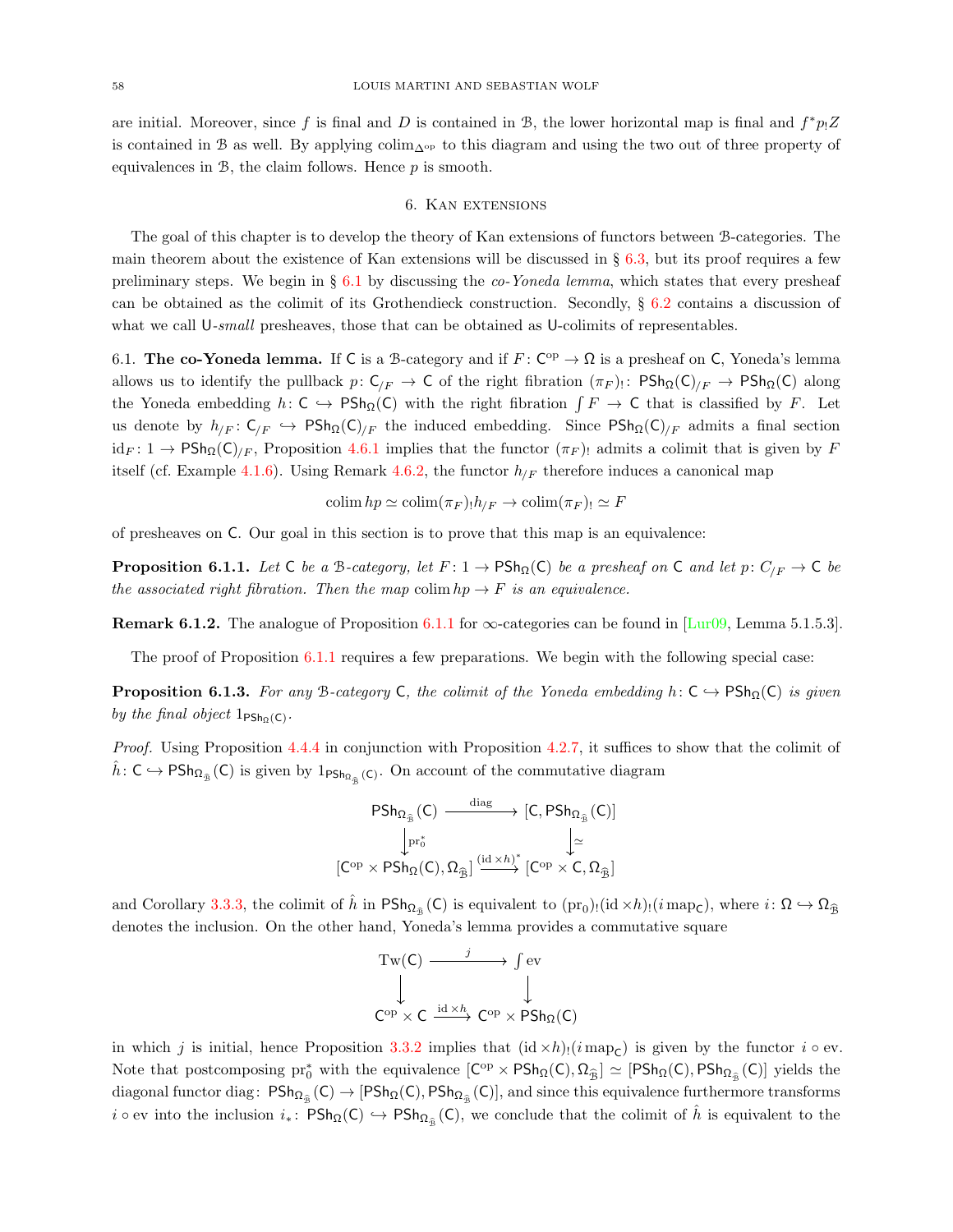are initial. Moreover, since $f$ is final and $D$ is contained in $\mathcal{B}$, the lower horizontal map is final and $f^*p_!Z$ is contained in $\mathcal{B}$ as well. By applying $\operatorname{colim}_{\Delta^{\mathrm{op}}}$ to this diagram and using the two out of three property of equivalences in $\mathcal{B}$, the claim follows. Hence $p$ is smooth.

## 6. Kan extensions

The goal of this chapter is to develop the theory of Kan extensions of functors between $\mathcal{B}$-categories. The main theorem about the existence of Kan extensions will be discussed in § 6.3, but its proof requires a few preliminary steps. We begin in § 6.1 by discussing the *co-Yoneda lemma*, which states that every presheaf can be obtained as the colimit of its Grothendieck construction. Secondly, § 6.2 contains a discussion of what we call $\mathsf{U}$-*small* presheaves, those that can be obtained as $\mathsf{U}$-colimits of representables.

6.1. **The co-Yoneda lemma.** If $\mathsf{C}$ is a $\mathcal{B}$-category and if $F\colon \mathsf{C}^{\mathrm{op}} \to \Omega$ is a presheaf on $\mathsf{C}$, Yoneda's lemma allows us to identify the pullback $p\colon \mathsf{C}_{/F} \to \mathsf{C}$ of the right fibration $(\pi_F)_!\colon \mathsf{PSh}_\Omega(\mathsf{C})_{/F} \to \mathsf{PSh}_\Omega(\mathsf{C})$ along the Yoneda embedding $h\colon \mathsf{C} \hookrightarrow \mathsf{PSh}_\Omega(\mathsf{C})$ with the right fibration $\int F \to \mathsf{C}$ that is classified by $F$. Let us denote by $h_{/F}\colon \mathsf{C}_{/F} \hookrightarrow \mathsf{PSh}_\Omega(\mathsf{C})_{/F}$ the induced embedding. Since $\mathsf{PSh}_\Omega(\mathsf{C})_{/F}$ admits a final section $\mathrm{id}_F\colon 1 \to \mathsf{PSh}_\Omega(\mathsf{C})_{/F}$, Proposition 4.6.1 implies that the functor $(\pi_F)_!$ admits a colimit that is given by $F$ itself (cf. Example 4.1.6). Using Remark 4.6.2, the functor $h_{/F}$ therefore induces a canonical map

$$\operatorname{colim} hp \simeq \operatorname{colim}(\pi_F)_! h_{/F} \to \operatorname{colim}(\pi_F)_! \simeq F$$

of presheaves on $\mathsf{C}$. Our goal in this section is to prove that this map is an equivalence:

**Proposition 6.1.1.** *Let $\mathsf{C}$ be a $\mathcal{B}$-category, let $F\colon 1 \to \mathsf{PSh}_\Omega(\mathsf{C})$ be a presheaf on $\mathsf{C}$ and let $p\colon C_{/F} \to \mathsf{C}$ be the associated right fibration. Then the map $\operatorname{colim} hp \to F$ is an equivalence.*

**Remark 6.1.2.** The analogue of Proposition 6.1.1 for $\infty$-categories can be found in [Lur09, Lemma 5.1.5.3].

The proof of Proposition 6.1.1 requires a few preparations. We begin with the following special case:

**Proposition 6.1.3.** *For any $\mathcal{B}$-category $\mathsf{C}$, the colimit of the Yoneda embedding $h\colon \mathsf{C} \hookrightarrow \mathsf{PSh}_\Omega(\mathsf{C})$ is given by the final object $1_{\mathsf{PSh}_\Omega(\mathsf{C})}$.*

*Proof.* Using Proposition 4.4.4 in conjunction with Proposition 4.2.7, it suffices to show that the colimit of $\hat{h}\colon \mathsf{C} \hookrightarrow \mathsf{PSh}_{\Omega_{\widehat{\mathcal{B}}}}(\mathsf{C})$ is given by $1_{\mathsf{PSh}_{\Omega_{\widehat{\mathcal{B}}}}(\mathsf{C})}$. On account of the commutative diagram

$$\begin{array}{ccc}
\mathsf{PSh}_{\Omega_{\widehat{\mathcal{B}}}}(\mathsf{C}) & \xrightarrow{\mathrm{diag}} & [\mathsf{C}, \mathsf{PSh}_{\Omega_{\widehat{\mathcal{B}}}}(\mathsf{C})] \\
\big\downarrow{\scriptstyle \mathrm{pr}_0^*} & & \big\downarrow{\scriptstyle \simeq} \\
[\mathsf{C}^{\mathrm{op}} \times \mathsf{PSh}_\Omega(\mathsf{C}), \Omega_{\widehat{\mathcal{B}}}] & \xrightarrow{(\mathrm{id} \times h)^*} & [\mathsf{C}^{\mathrm{op}} \times \mathsf{C}, \Omega_{\widehat{\mathcal{B}}}]
\end{array}$$

and Corollary 3.3.3, the colimit of $\hat{h}$ in $\mathsf{PSh}_{\Omega_{\widehat{\mathcal{B}}}}(\mathsf{C})$ is equivalent to $(\mathrm{pr}_0)_!(\mathrm{id} \times h)_!(i \operatorname{map}_{\mathsf{C}})$, where $i\colon \Omega \hookrightarrow \Omega_{\widehat{\mathcal{B}}}$ denotes the inclusion. On the other hand, Yoneda's lemma provides a commutative square

$$\begin{array}{ccc}
\mathrm{Tw}(\mathsf{C}) & \xrightarrow{j} & \int \mathrm{ev} \\
\big\downarrow & & \big\downarrow \\
\mathsf{C}^{\mathrm{op}} \times \mathsf{C} & \xrightarrow{\mathrm{id} \times h} & \mathsf{C}^{\mathrm{op}} \times \mathsf{PSh}_\Omega(\mathsf{C})
\end{array}$$

in which $j$ is initial, hence Proposition 3.3.2 implies that $(\mathrm{id} \times h)_!(i \operatorname{map}_{\mathsf{C}})$ is given by the functor $i \circ \mathrm{ev}$. Note that postcomposing $\mathrm{pr}_0^*$ with the equivalence $[\mathsf{C}^{\mathrm{op}} \times \mathsf{PSh}_\Omega(\mathsf{C}), \Omega_{\widehat{\mathcal{B}}}] \simeq [\mathsf{PSh}_\Omega(\mathsf{C}), \mathsf{PSh}_{\Omega_{\widehat{\mathcal{B}}}}(\mathsf{C})]$ yields the diagonal functor $\mathrm{diag}\colon \mathsf{PSh}_{\Omega_{\widehat{\mathcal{B}}}}(\mathsf{C}) \to [\mathsf{PSh}_\Omega(\mathsf{C}), \mathsf{PSh}_{\Omega_{\widehat{\mathcal{B}}}}(\mathsf{C})]$, and since this equivalence furthermore transforms $i \circ \mathrm{ev}$ into the inclusion $i_*\colon \mathsf{PSh}_\Omega(\mathsf{C}) \hookrightarrow \mathsf{PSh}_{\Omega_{\widehat{\mathcal{B}}}}(\mathsf{C})$, we conclude that the colimit of $\hat{h}$ is equivalent to the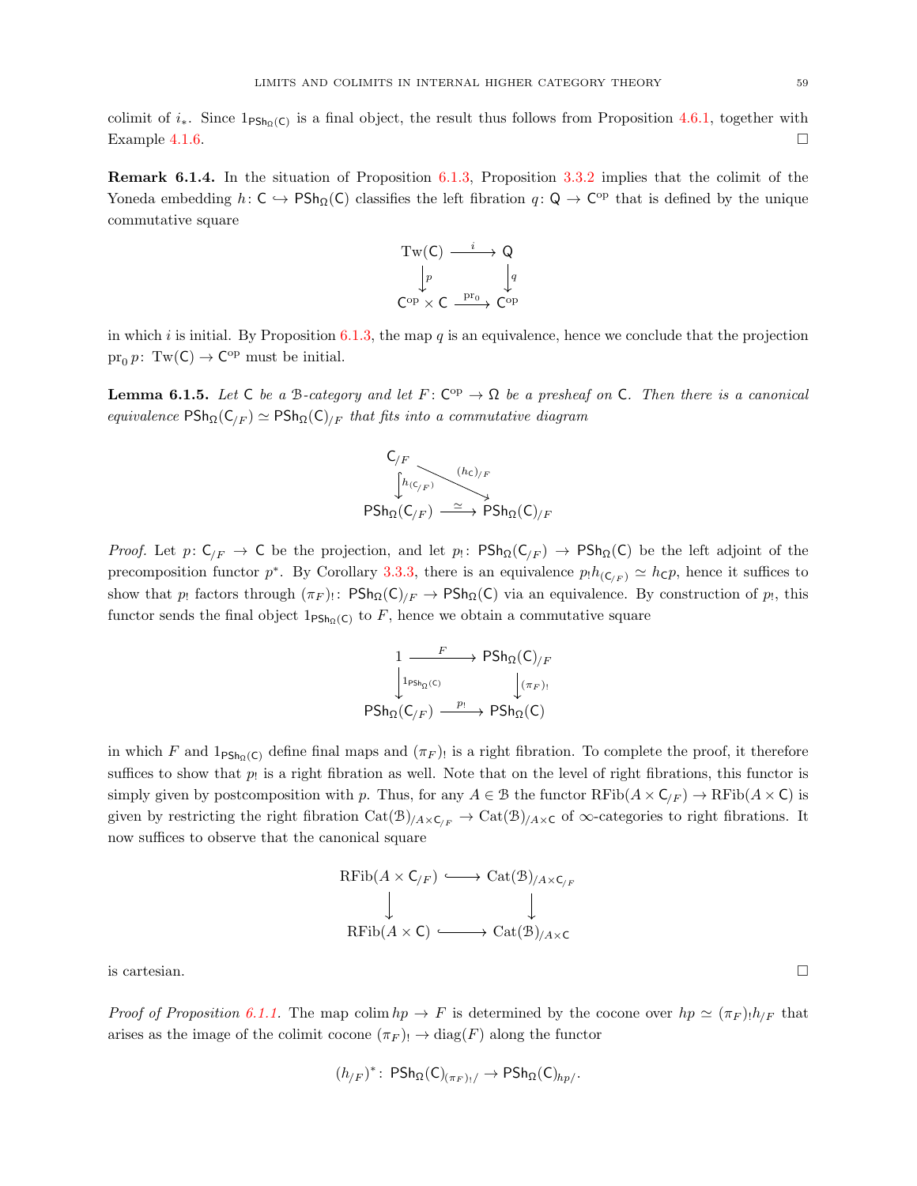colimit of $i_*$. Since $1_{\mathsf{PSh}_\Omega(\mathsf{C})}$ is a final object, the result thus follows from Proposition 4.6.1, together with Example 4.1.6. □

**Remark 6.1.4.** In the situation of Proposition 6.1.3, Proposition 3.3.2 implies that the colimit of the Yoneda embedding $h\colon \mathsf{C} \hookrightarrow \mathsf{PSh}_\Omega(\mathsf{C})$ classifies the left fibration $q\colon \mathsf{Q} \to \mathsf{C}^{\mathrm{op}}$ that is defined by the unique commutative square

$$\begin{array}{ccc} \mathrm{Tw}(\mathsf{C}) & \xrightarrow{i} & \mathsf{Q} \\ \downarrow{\scriptstyle p} & & \downarrow{\scriptstyle q} \\ \mathsf{C}^{\mathrm{op}} \times \mathsf{C} & \xrightarrow{\mathrm{pr}_0} & \mathsf{C}^{\mathrm{op}} \end{array}$$

in which $i$ is initial. By Proposition 6.1.3, the map $q$ is an equivalence, hence we conclude that the projection $\mathrm{pr}_0\, p\colon \mathrm{Tw}(\mathsf{C}) \to \mathsf{C}^{\mathrm{op}}$ must be initial.

**Lemma 6.1.5.** *Let $\mathsf{C}$ be a $\mathcal{B}$-category and let $F\colon \mathsf{C}^{\mathrm{op}} \to \Omega$ be a presheaf on $\mathsf{C}$. Then there is a canonical equivalence $\mathsf{PSh}_\Omega(\mathsf{C}_{/F}) \simeq \mathsf{PSh}_\Omega(\mathsf{C})_{/F}$ that fits into a commutative diagram*

$$\begin{array}{ccc} \mathsf{C}_{/F} & & \\ \downarrow{\scriptstyle h_{(\mathsf{C}_{/F})}} & \searrow{\scriptstyle (h_\mathsf{C})_{/F}} & \\ \mathsf{PSh}_\Omega(\mathsf{C}_{/F}) & \xrightarrow{\simeq} & \mathsf{PSh}_\Omega(\mathsf{C})_{/F} \end{array}$$

*Proof.* Let $p\colon \mathsf{C}_{/F} \to \mathsf{C}$ be the projection, and let $p_!\colon \mathsf{PSh}_\Omega(\mathsf{C}_{/F}) \to \mathsf{PSh}_\Omega(\mathsf{C})$ be the left adjoint of the precomposition functor $p^*$. By Corollary 3.3.3, there is an equivalence $p_! h_{(\mathsf{C}_{/F})} \simeq h_\mathsf{C} p$, hence it suffices to show that $p_!$ factors through $(\pi_F)_!\colon \mathsf{PSh}_\Omega(\mathsf{C})_{/F} \to \mathsf{PSh}_\Omega(\mathsf{C})$ via an equivalence. By construction of $p_!$, this functor sends the final object $1_{\mathsf{PSh}_\Omega(\mathsf{C})}$ to $F$, hence we obtain a commutative square

$$\begin{array}{ccc} 1 & \xrightarrow{F} & \mathsf{PSh}_\Omega(\mathsf{C})_{/F} \\ \downarrow{\scriptstyle 1_{\mathsf{PSh}_\Omega(\mathsf{C})}} & & \downarrow{\scriptstyle (\pi_F)_!} \\ \mathsf{PSh}_\Omega(\mathsf{C}_{/F}) & \xrightarrow{p_!} & \mathsf{PSh}_\Omega(\mathsf{C}) \end{array}$$

in which $F$ and $1_{\mathsf{PSh}_\Omega(\mathsf{C})}$ define final maps and $(\pi_F)_!$ is a right fibration. To complete the proof, it therefore suffices to show that $p_!$ is a right fibration as well. Note that on the level of right fibrations, this functor is simply given by postcomposition with $p$. Thus, for any $A \in \mathcal{B}$ the functor $\mathrm{RFib}(A \times \mathsf{C}_{/F}) \to \mathrm{RFib}(A \times \mathsf{C})$ is given by restricting the right fibration $\mathrm{Cat}(\mathcal{B})_{/A \times \mathsf{C}_{/F}} \to \mathrm{Cat}(\mathcal{B})_{/A\times\mathsf{C}}$ of $\infty$-categories to right fibrations. It now suffices to observe that the canonical square

$$\begin{array}{ccc} \mathrm{RFib}(A \times \mathsf{C}_{/F}) & \hookrightarrow & \mathrm{Cat}(\mathcal{B})_{/A\times\mathsf{C}_{/F}} \\ \downarrow & & \downarrow \\ \mathrm{RFib}(A \times \mathsf{C}) & \hookrightarrow & \mathrm{Cat}(\mathcal{B})_{/A\times\mathsf{C}} \end{array}$$

is cartesian. □

*Proof of Proposition 6.1.1.* The map $\operatorname{colim} hp \to F$ is determined by the cocone over $hp \simeq (\pi_F)_! h_{/F}$ that arises as the image of the colimit cocone $(\pi_F)_! \to \mathrm{diag}(F)$ along the functor

$$(h_{/F})^*\colon \mathsf{PSh}_\Omega(\mathsf{C})_{(\pi_F)_!/} \to \mathsf{PSh}_\Omega(\mathsf{C})_{hp/}.$$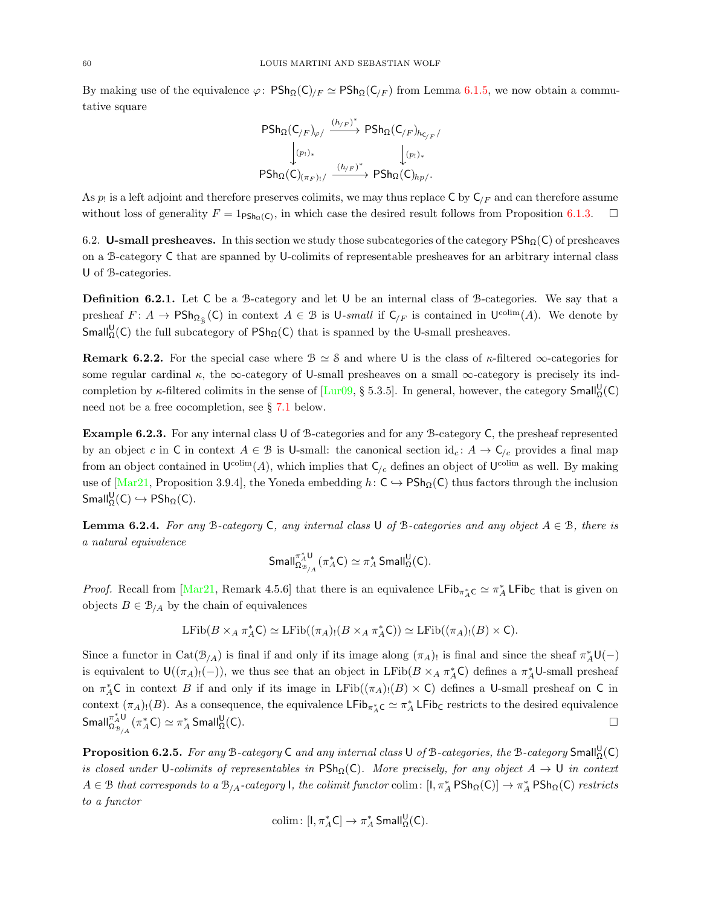By making use of the equivalence $\varphi\colon \mathsf{PSh}_\Omega(\mathsf{C})_{/F} \simeq \mathsf{PSh}_\Omega(\mathsf{C}_{/F})$ from Lemma 6.1.5, we now obtain a commutative square

$$\begin{array}{ccc} \mathsf{PSh}_\Omega(\mathsf{C}_{/F})_{\varphi/} & \xrightarrow{(h_{/F})^*} & \mathsf{PSh}_\Omega(\mathsf{C}_{/F})_{h_{\mathsf{C}_{/F}}/} \\ \big\downarrow{\scriptstyle (p_!)_*} & & \big\downarrow{\scriptstyle (p_!)_*} \\ \mathsf{PSh}_\Omega(\mathsf{C})_{(\pi_F)_!/} & \xrightarrow{(h_{/F})^*} & \mathsf{PSh}_\Omega(\mathsf{C})_{hp/}. \end{array}$$

As $p_!$ is a left adjoint and therefore preserves colimits, we may thus replace $\mathsf{C}$ by $\mathsf{C}_{/F}$ and can therefore assume without loss of generality $F = 1_{\mathsf{PSh}_\Omega(\mathsf{C})}$, in which case the desired result follows from Proposition 6.1.3. $\square$

6.2. **U-small presheaves.** In this section we study those subcategories of the category $\mathsf{PSh}_\Omega(\mathsf{C})$ of presheaves on a $\mathcal{B}$-category $\mathsf{C}$ that are spanned by $\mathsf{U}$-colimits of representable presheaves for an arbitrary internal class $\mathsf{U}$ of $\mathcal{B}$-categories.

**Definition 6.2.1.** Let $\mathsf{C}$ be a $\mathcal{B}$-category and let $\mathsf{U}$ be an internal class of $\mathcal{B}$-categories. We say that a presheaf $F\colon A \to \mathsf{PSh}_{\Omega_{\hat{\mathcal{B}}}}(\mathsf{C})$ in context $A \in \mathcal{B}$ is $\mathsf{U}$-*small* if $\mathsf{C}_{/F}$ is contained in $\mathsf{U}^{\mathrm{colim}}(A)$. We denote by $\mathsf{Small}^{\mathsf{U}}_\Omega(\mathsf{C})$ the full subcategory of $\mathsf{PSh}_\Omega(\mathsf{C})$ that is spanned by the $\mathsf{U}$-small presheaves.

**Remark 6.2.2.** For the special case where $\mathcal{B} \simeq \mathcal{S}$ and where $\mathsf{U}$ is the class of $\kappa$-filtered $\infty$-categories for some regular cardinal $\kappa$, the $\infty$-category of $\mathsf{U}$-small presheaves on a small $\infty$-category is precisely its ind-completion by $\kappa$-filtered colimits in the sense of [Lur09, § 5.3.5]. In general, however, the category $\mathsf{Small}^{\mathsf{U}}_\Omega(\mathsf{C})$ need not be a free cocompletion, see § 7.1 below.

**Example 6.2.3.** For any internal class $\mathsf{U}$ of $\mathcal{B}$-categories and for any $\mathcal{B}$-category $\mathsf{C}$, the presheaf represented by an object $c$ in $\mathsf{C}$ in context $A \in \mathcal{B}$ is $\mathsf{U}$-small: the canonical section $\mathrm{id}_c\colon A \to \mathsf{C}_{/c}$ provides a final map from an object contained in $\mathsf{U}^{\mathrm{colim}}(A)$, which implies that $\mathsf{C}_{/c}$ defines an object of $\mathsf{U}^{\mathrm{colim}}$ as well. By making use of [Mar21, Proposition 3.9.4], the Yoneda embedding $h\colon \mathsf{C} \hookrightarrow \mathsf{PSh}_\Omega(\mathsf{C})$ thus factors through the inclusion $\mathsf{Small}^{\mathsf{U}}_\Omega(\mathsf{C}) \hookrightarrow \mathsf{PSh}_\Omega(\mathsf{C})$.

**Lemma 6.2.4.** *For any $\mathcal{B}$-category $\mathsf{C}$, any internal class $\mathsf{U}$ of $\mathcal{B}$-categories and any object $A \in \mathcal{B}$, there is a natural equivalence*

$$\mathsf{Small}^{\pi_A^*\mathsf{U}}_{\Omega_{\mathcal{B}_{/A}}}(\pi_A^*\mathsf{C}) \simeq \pi_A^* \mathsf{Small}^{\mathsf{U}}_\Omega(\mathsf{C}).$$

*Proof.* Recall from [Mar21, Remark 4.5.6] that there is an equivalence $\mathsf{LFib}_{\pi_A^*\mathsf{C}} \simeq \pi_A^* \mathsf{LFib}_{\mathsf{C}}$ that is given on objects $B \in \mathcal{B}_{/A}$ by the chain of equivalences

$$\mathrm{LFib}(B \times_A \pi_A^*\mathsf{C}) \simeq \mathrm{LFib}((\pi_A)_!(B \times_A \pi_A^*\mathsf{C})) \simeq \mathrm{LFib}((\pi_A)_!(B) \times \mathsf{C}).$$

Since a functor in $\mathrm{Cat}(\mathcal{B}_{/A})$ is final if and only if its image along $(\pi_A)_!$ is final and since the sheaf $\pi_A^*\mathsf{U}(-)$ is equivalent to $\mathsf{U}((\pi_A)_!(-))$, we thus see that an object in $\mathrm{LFib}(B \times_A \pi_A^*\mathsf{C})$ defines a $\pi_A^*\mathsf{U}$-small presheaf on $\pi_A^*\mathsf{C}$ in context $B$ if and only if its image in $\mathrm{LFib}((\pi_A)_!(B) \times \mathsf{C})$ defines a $\mathsf{U}$-small presheaf on $\mathsf{C}$ in context $(\pi_A)_!(B)$. As a consequence, the equivalence $\mathsf{LFib}_{\pi_A^*\mathsf{C}} \simeq \pi_A^* \mathsf{LFib}_{\mathsf{C}}$ restricts to the desired equivalence $\mathsf{Small}^{\pi_A^*\mathsf{U}}_{\Omega_{\mathcal{B}_{/A}}}(\pi_A^*\mathsf{C}) \simeq \pi_A^* \mathsf{Small}^{\mathsf{U}}_\Omega(\mathsf{C})$. $\square$

**Proposition 6.2.5.** *For any $\mathcal{B}$-category $\mathsf{C}$ and any internal class $\mathsf{U}$ of $\mathcal{B}$-categories, the $\mathcal{B}$-category $\mathsf{Small}^{\mathsf{U}}_\Omega(\mathsf{C})$ is closed under $\mathsf{U}$-colimits of representables in $\mathsf{PSh}_\Omega(\mathsf{C})$. More precisely, for any object $A \to \mathsf{U}$ in context $A \in \mathcal{B}$ that corresponds to a $\mathcal{B}_{/A}$-category $\mathsf{I}$, the colimit functor $\mathrm{colim}\colon [\mathsf{I}, \pi_A^* \mathsf{PSh}_\Omega(\mathsf{C})] \to \pi_A^* \mathsf{PSh}_\Omega(\mathsf{C})$ restricts to a functor*

$$\mathrm{colim}\colon [\mathsf{I}, \pi_A^*\mathsf{C}] \to \pi_A^* \mathsf{Small}^{\mathsf{U}}_\Omega(\mathsf{C}).$$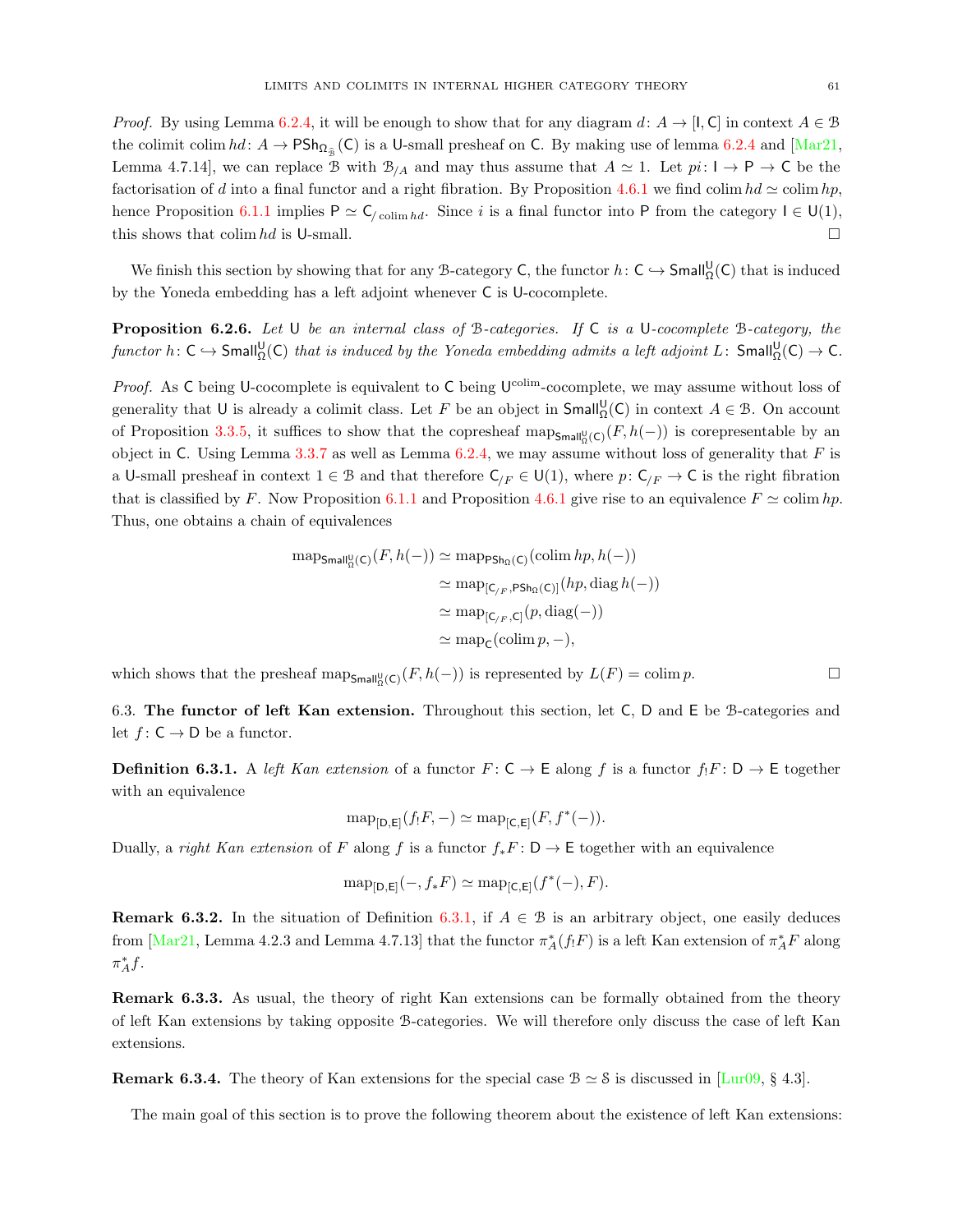*Proof.* By using Lemma 6.2.4, it will be enough to show that for any diagram $d\colon A \to [\mathsf{I}, \mathsf{C}]$ in context $A \in \mathcal{B}$ the colimit $\operatorname{colim} hd\colon A \to \mathsf{PSh}_{\Omega_{\hat{\mathcal{B}}}}(\mathsf{C})$ is a $\mathsf{U}$-small presheaf on $\mathsf{C}$. By making use of lemma 6.2.4 and [Mar21, Lemma 4.7.14], we can replace $\mathcal{B}$ with $\mathcal{B}_{/A}$ and may thus assume that $A \simeq 1$. Let $pi\colon \mathsf{I} \to \mathsf{P} \to \mathsf{C}$ be the factorisation of $d$ into a final functor and a right fibration. By Proposition 4.6.1 we find $\operatorname{colim} hd \simeq \operatorname{colim} hp$, hence Proposition 6.1.1 implies $\mathsf{P} \simeq \mathsf{C}_{/\operatorname{colim} hd}$. Since $i$ is a final functor into $\mathsf{P}$ from the category $\mathsf{I} \in \mathsf{U}(1)$, this shows that $\operatorname{colim} hd$ is $\mathsf{U}$-small. □

We finish this section by showing that for any $\mathcal{B}$-category $\mathsf{C}$, the functor $h\colon \mathsf{C} \hookrightarrow \mathsf{Small}^{\mathsf{U}}_{\Omega}(\mathsf{C})$ that is induced by the Yoneda embedding has a left adjoint whenever $\mathsf{C}$ is $\mathsf{U}$-cocomplete.

**Proposition 6.2.6.** *Let $\mathsf{U}$ be an internal class of $\mathcal{B}$-categories. If $\mathsf{C}$ is a $\mathsf{U}$-cocomplete $\mathcal{B}$-category, the functor $h\colon \mathsf{C} \hookrightarrow \mathsf{Small}^{\mathsf{U}}_{\Omega}(\mathsf{C})$ that is induced by the Yoneda embedding admits a left adjoint $L\colon \mathsf{Small}^{\mathsf{U}}_{\Omega}(\mathsf{C}) \to \mathsf{C}$.*

*Proof.* As $\mathsf{C}$ being $\mathsf{U}$-cocomplete is equivalent to $\mathsf{C}$ being $\mathsf{U}^{\mathrm{colim}}$-cocomplete, we may assume without loss of generality that $\mathsf{U}$ is already a colimit class. Let $F$ be an object in $\mathsf{Small}^{\mathsf{U}}_{\Omega}(\mathsf{C})$ in context $A \in \mathcal{B}$. On account of Proposition 3.3.5, it suffices to show that the copresheaf $\operatorname{map}_{\mathsf{Small}^{\mathsf{U}}_{\Omega}(\mathsf{C})}(F, h(-))$ is corepresentable by an object in $\mathsf{C}$. Using Lemma 3.3.7 as well as Lemma 6.2.4, we may assume without loss of generality that $F$ is a $\mathsf{U}$-small presheaf in context $1 \in \mathcal{B}$ and that therefore $\mathsf{C}_{/F} \in \mathsf{U}(1)$, where $p\colon \mathsf{C}_{/F} \to \mathsf{C}$ is the right fibration that is classified by $F$. Now Proposition 6.1.1 and Proposition 4.6.1 give rise to an equivalence $F \simeq \operatorname{colim} hp$. Thus, one obtains a chain of equivalences

$$
\begin{aligned}
\operatorname{map}_{\mathsf{Small}^{\mathsf{U}}_{\Omega}(\mathsf{C})}(F, h(-)) &\simeq \operatorname{map}_{\mathsf{PSh}_{\Omega}(\mathsf{C})}(\operatorname{colim} hp, h(-)) \\
&\simeq \operatorname{map}_{[\mathsf{C}_{/F}, \mathsf{PSh}_{\Omega}(\mathsf{C})]}(hp, \operatorname{diag} h(-)) \\
&\simeq \operatorname{map}_{[\mathsf{C}_{/F}, \mathsf{C}]}(p, \operatorname{diag}(-)) \\
&\simeq \operatorname{map}_{\mathsf{C}}(\operatorname{colim} p, -),
\end{aligned}
$$

which shows that the presheaf $\operatorname{map}_{\mathsf{Small}^{\mathsf{U}}_{\Omega}(\mathsf{C})}(F, h(-))$ is represented by $L(F) = \operatorname{colim} p$. □

6.3. **The functor of left Kan extension.** Throughout this section, let $\mathsf{C}$, $\mathsf{D}$ and $\mathsf{E}$ be $\mathcal{B}$-categories and let $f\colon \mathsf{C} \to \mathsf{D}$ be a functor.

**Definition 6.3.1.** A *left Kan extension* of a functor $F\colon \mathsf{C} \to \mathsf{E}$ along $f$ is a functor $f_! F\colon \mathsf{D} \to \mathsf{E}$ together with an equivalence

$$\operatorname{map}_{[\mathsf{D},\mathsf{E}]}(f_! F, -) \simeq \operatorname{map}_{[\mathsf{C},\mathsf{E}]}(F, f^*(-)).$$

Dually, a *right Kan extension* of $F$ along $f$ is a functor $f_* F\colon \mathsf{D} \to \mathsf{E}$ together with an equivalence

$$\operatorname{map}_{[\mathsf{D},\mathsf{E}]}(-, f_* F) \simeq \operatorname{map}_{[\mathsf{C},\mathsf{E}]}(f^*(-), F).$$

**Remark 6.3.2.** In the situation of Definition 6.3.1, if $A \in \mathcal{B}$ is an arbitrary object, one easily deduces from [Mar21, Lemma 4.2.3 and Lemma 4.7.13] that the functor $\pi_A^*(f_! F)$ is a left Kan extension of $\pi_A^* F$ along $\pi_A^* f$.

**Remark 6.3.3.** As usual, the theory of right Kan extensions can be formally obtained from the theory of left Kan extensions by taking opposite $\mathcal{B}$-categories. We will therefore only discuss the case of left Kan extensions.

**Remark 6.3.4.** The theory of Kan extensions for the special case $\mathcal{B} \simeq \mathcal{S}$ is discussed in [Lur09, § 4.3].

The main goal of this section is to prove the following theorem about the existence of left Kan extensions: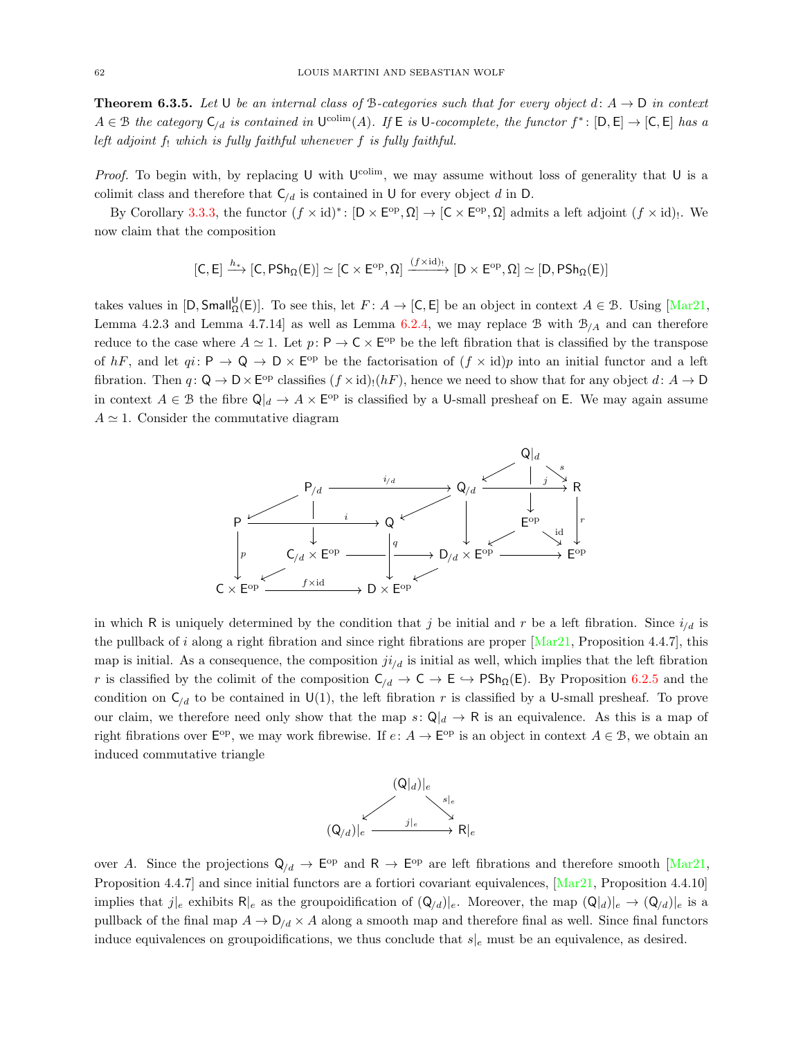**Theorem 6.3.5.** *Let* $\mathsf{U}$ *be an internal class of* $\mathcal{B}$*-categories such that for every object* $d\colon A \to \mathsf{D}$ *in context* $A \in \mathcal{B}$ *the category* $\mathsf{C}_{/d}$ *is contained in* $\mathsf{U}^{\mathrm{colim}}(A)$*. If* $\mathsf{E}$ *is* $\mathsf{U}$*-cocomplete, the functor* $f^*\colon [\mathsf{D}, \mathsf{E}] \to [\mathsf{C}, \mathsf{E}]$ *has a left adjoint* $f_!$ *which is fully faithful whenever* $f$ *is fully faithful.*

*Proof.* To begin with, by replacing $\mathsf{U}$ with $\mathsf{U}^{\mathrm{colim}}$, we may assume without loss of generality that $\mathsf{U}$ is a colimit class and therefore that $\mathsf{C}_{/d}$ is contained in $\mathsf{U}$ for every object $d$ in $\mathsf{D}$.

By Corollary 3.3.3, the functor $(f \times \mathrm{id})^*\colon [\mathsf{D} \times \mathsf{E}^{\mathrm{op}}, \Omega] \to [\mathsf{C} \times \mathsf{E}^{\mathrm{op}}, \Omega]$ admits a left adjoint $(f \times \mathrm{id})_!$. We now claim that the composition

$$[\mathsf{C}, \mathsf{E}] \xrightarrow{h_*} [\mathsf{C}, \mathsf{PSh}_\Omega(\mathsf{E})] \simeq [\mathsf{C} \times \mathsf{E}^{\mathrm{op}}, \Omega] \xrightarrow{(f\times \mathrm{id})_!} [\mathsf{D} \times \mathsf{E}^{\mathrm{op}}, \Omega] \simeq [\mathsf{D}, \mathsf{PSh}_\Omega(\mathsf{E})]$$

takes values in $[\mathsf{D}, \mathsf{Small}^{\mathsf{U}}_\Omega(\mathsf{E})]$. To see this, let $F\colon A \to [\mathsf{C}, \mathsf{E}]$ be an object in context $A \in \mathcal{B}$. Using [Mar21, Lemma 4.2.3 and Lemma 4.7.14] as well as Lemma 6.2.4, we may replace $\mathcal{B}$ with $\mathcal{B}_{/A}$ and can therefore reduce to the case where $A \simeq 1$. Let $p\colon \mathsf{P} \to \mathsf{C} \times \mathsf{E}^{\mathrm{op}}$ be the left fibration that is classified by the transpose of $hF$, and let $qi\colon \mathsf{P} \to \mathsf{Q} \to \mathsf{D} \times \mathsf{E}^{\mathrm{op}}$ be the factorisation of $(f \times \mathrm{id})p$ into an initial functor and a left fibration. Then $q\colon \mathsf{Q} \to \mathsf{D} \times \mathsf{E}^{\mathrm{op}}$ classifies $(f \times \mathrm{id})_!(hF)$, hence we need to show that for any object $d\colon A \to \mathsf{D}$ in context $A \in \mathcal{B}$ the fibre $\mathsf{Q}|_d \to A \times \mathsf{E}^{\mathrm{op}}$ is classified by a $\mathsf{U}$-small presheaf on $\mathsf{E}$. We may again assume $A \simeq 1$. Consider the commutative diagram

$$\begin{tikzcd}
 & & & & \mathsf{Q}|_d \arrow[dl] \arrow[d] \arrow[dr, "s"] & \\
 & \mathsf{P}_{/d} \arrow[dl] \arrow[d] \arrow[rr, "i_{/d}"] & & \mathsf{Q}_{/d} \arrow[dl] \arrow[d] \arrow[rr, "j"] & \mathsf{E}^{\mathrm{op}} \arrow[dl] \arrow[dr, "\mathrm{id}"] & \mathsf{R} \arrow[d, "r"] \\
\mathsf{P} \arrow[d, "p"] \arrow[rr, "i"] & \mathsf{C}_{/d} \times \mathsf{E}^{\mathrm{op}} \arrow[dl] \arrow[rr] & \mathsf{Q} \arrow[d, "q"] & \mathsf{D}_{/d} \times \mathsf{E}^{\mathrm{op}} \arrow[dl] \arrow[rr] & & \mathsf{E}^{\mathrm{op}} \\
\mathsf{C} \times \mathsf{E}^{\mathrm{op}} \arrow[rr, "f \times \mathrm{id}"] & & \mathsf{D} \times \mathsf{E}^{\mathrm{op}} & & &
\end{tikzcd}$$

in which $\mathsf{R}$ is uniquely determined by the condition that $j$ be initial and $r$ be a left fibration. Since $i_{/d}$ is the pullback of $i$ along a right fibration and since right fibrations are proper [Mar21, Proposition 4.4.7], this map is initial. As a consequence, the composition $ji_{/d}$ is initial as well, which implies that the left fibration $r$ is classified by the colimit of the composition $\mathsf{C}_{/d} \to \mathsf{C} \to \mathsf{E} \hookrightarrow \mathsf{PSh}_\Omega(\mathsf{E})$. By Proposition 6.2.5 and the condition on $\mathsf{C}_{/d}$ to be contained in $\mathsf{U}(1)$, the left fibration $r$ is classified by a $\mathsf{U}$-small presheaf. To prove our claim, we therefore need only show that the map $s\colon \mathsf{Q}|_d \to \mathsf{R}$ is an equivalence. As this is a map of right fibrations over $\mathsf{E}^{\mathrm{op}}$, we may work fibrewise. If $e\colon A \to \mathsf{E}^{\mathrm{op}}$ is an object in context $A \in \mathcal{B}$, we obtain an induced commutative triangle

$$\begin{tikzcd}
 & (\mathsf{Q}|_d)|_e \arrow[dl] \arrow[dr, "s|_e"] & \\
(\mathsf{Q}_{/d})|_e \arrow[rr, "j|_e"] & & \mathsf{R}|_e
\end{tikzcd}$$

over $A$. Since the projections $\mathsf{Q}_{/d} \to \mathsf{E}^{\mathrm{op}}$ and $\mathsf{R} \to \mathsf{E}^{\mathrm{op}}$ are left fibrations and therefore smooth [Mar21, Proposition 4.4.7] and since initial functors are a fortiori covariant equivalences, [Mar21, Proposition 4.4.10] implies that $j|_e$ exhibits $\mathsf{R}|_e$ as the groupoidification of $(\mathsf{Q}_{/d})|_e$. Moreover, the map $(\mathsf{Q}|_d)|_e \to (\mathsf{Q}_{/d})|_e$ is a pullback of the final map $A \to \mathsf{D}_{/d} \times A$ along a smooth map and therefore final as well. Since final functors induce equivalences on groupoidifications, we thus conclude that $s|_e$ must be an equivalence, as desired.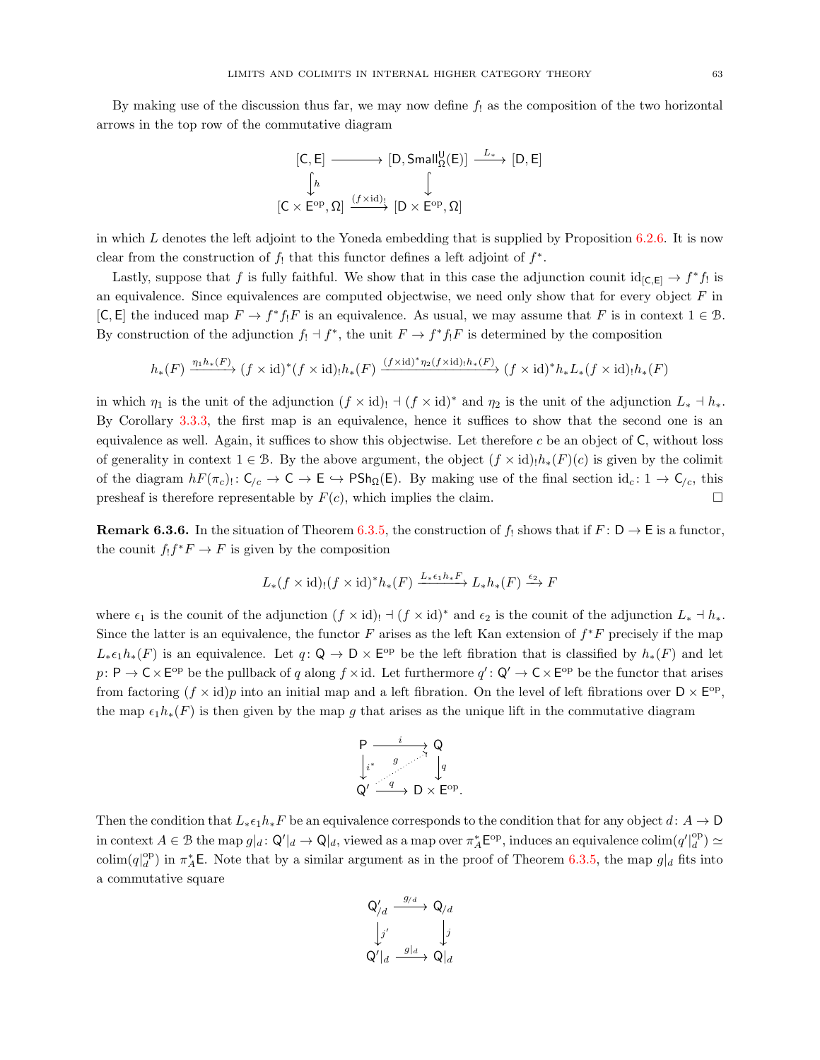By making use of the discussion thus far, we may now define $f_!$ as the composition of the two horizontal arrows in the top row of the commutative diagram

$$\begin{array}{ccccc}
[\mathsf{C},\mathsf{E}] & \longrightarrow & [\mathsf{D},\mathsf{Small}^{\mathsf{U}}_{\Omega}(\mathsf{E})] & \xrightarrow{L_*} & [\mathsf{D},\mathsf{E}] \\
\big\downarrow{\scriptstyle h} & & \big\downarrow & & \\
[\mathsf{C}\times\mathsf{E}^{\mathrm{op}},\Omega] & \xrightarrow{(f\times\mathrm{id})_!} & [\mathsf{D}\times\mathsf{E}^{\mathrm{op}},\Omega] & &
\end{array}$$

in which $L$ denotes the left adjoint to the Yoneda embedding that is supplied by Proposition 6.2.6. It is now clear from the construction of $f_!$ that this functor defines a left adjoint of $f^*$.

Lastly, suppose that $f$ is fully faithful. We show that in this case the adjunction counit $\mathrm{id}_{[\mathsf{C},\mathsf{E}]}\to f^*f_!$ is an equivalence. Since equivalences are computed objectwise, we need only show that for every object $F$ in $[\mathsf{C},\mathsf{E}]$ the induced map $F\to f^*f_!F$ is an equivalence. As usual, we may assume that $F$ is in context $1\in\mathcal{B}$. By construction of the adjunction $f_!\dashv f^*$, the unit $F\to f^*f_!F$ is determined by the composition

$$h_*(F)\xrightarrow{\eta_1 h_*(F)}(f\times\mathrm{id})^*(f\times\mathrm{id})_!h_*(F)\xrightarrow{(f\times\mathrm{id})^*\eta_2(f\times\mathrm{id})_!h_*(F)}(f\times\mathrm{id})^*h_*L_*(f\times\mathrm{id})_!h_*(F)$$

in which $\eta_1$ is the unit of the adjunction $(f\times\mathrm{id})_!\dashv(f\times\mathrm{id})^*$ and $\eta_2$ is the unit of the adjunction $L_*\dashv h_*$. By Corollary 3.3.3, the first map is an equivalence, hence it suffices to show that the second one is an equivalence as well. Again, it suffices to show this objectwise. Let therefore $c$ be an object of $\mathsf{C}$, without loss of generality in context $1\in\mathcal{B}$. By the above argument, the object $(f\times\mathrm{id})_!h_*(F)(c)$ is given by the colimit of the diagram $hF(\pi_c)_!\colon\mathsf{C}_{/c}\to\mathsf{C}\to\mathsf{E}\hookrightarrow\mathsf{PSh}_{\Omega}(\mathsf{E})$. By making use of the final section $\mathrm{id}_c\colon 1\to\mathsf{C}_{/c}$, this presheaf is therefore representable by $F(c)$, which implies the claim. □

**Remark 6.3.6.** In the situation of Theorem 6.3.5, the construction of $f_!$ shows that if $F\colon\mathsf{D}\to\mathsf{E}$ is a functor, the counit $f_!f^*F\to F$ is given by the composition

$$L_*(f\times\mathrm{id})_!(f\times\mathrm{id})^*h_*(F)\xrightarrow{L_*\epsilon_1 h_*F}L_*h_*(F)\xrightarrow{\epsilon_2}F$$

where $\epsilon_1$ is the counit of the adjunction $(f\times\mathrm{id})_!\dashv(f\times\mathrm{id})^*$ and $\epsilon_2$ is the counit of the adjunction $L_*\dashv h_*$. Since the latter is an equivalence, the functor $F$ arises as the left Kan extension of $f^*F$ precisely if the map $L_*\epsilon_1 h_*(F)$ is an equivalence. Let $q\colon\mathsf{Q}\to\mathsf{D}\times\mathsf{E}^{\mathrm{op}}$ be the left fibration that is classified by $h_*(F)$ and let $p\colon\mathsf{P}\to\mathsf{C}\times\mathsf{E}^{\mathrm{op}}$ be the pullback of $q$ along $f\times\mathrm{id}$. Let furthermore $q'\colon\mathsf{Q}'\to\mathsf{C}\times\mathsf{E}^{\mathrm{op}}$ be the functor that arises from factoring $(f\times\mathrm{id})p$ into an initial map and a left fibration. On the level of left fibrations over $\mathsf{D}\times\mathsf{E}^{\mathrm{op}}$, the map $\epsilon_1 h_*(F)$ is then given by the map $g$ that arises as the unique lift in the commutative diagram

$$\begin{array}{ccc}
\mathsf{P} & \xrightarrow{i} & \mathsf{Q} \\
\big\downarrow{\scriptstyle i^*} & \overset{g}{\nearrow} & \big\downarrow{\scriptstyle q} \\
\mathsf{Q}' & \xrightarrow{q} & \mathsf{D}\times\mathsf{E}^{\mathrm{op}}.
\end{array}$$

Then the condition that $L_*\epsilon_1 h_*F$ be an equivalence corresponds to the condition that for any object $d\colon A\to\mathsf{D}$ in context $A\in\mathcal{B}$ the map $g|_d\colon\mathsf{Q}'|_d\to\mathsf{Q}|_d$, viewed as a map over $\pi_A^*\mathsf{E}^{\mathrm{op}}$, induces an equivalence $\mathrm{colim}(q'|_d^{\mathrm{op}})\simeq\mathrm{colim}(q|_d^{\mathrm{op}})$ in $\pi_A^*\mathsf{E}$. Note that by a similar argument as in the proof of Theorem 6.3.5, the map $g|_d$ fits into a commutative square

$$\begin{array}{ccc}
\mathsf{Q}'_{/d} & \xrightarrow{g_{/d}} & \mathsf{Q}_{/d} \\
\big\downarrow{\scriptstyle j'} & & \big\downarrow{\scriptstyle j} \\
\mathsf{Q}'|_d & \xrightarrow{g|_d} & \mathsf{Q}|_d
\end{array}$$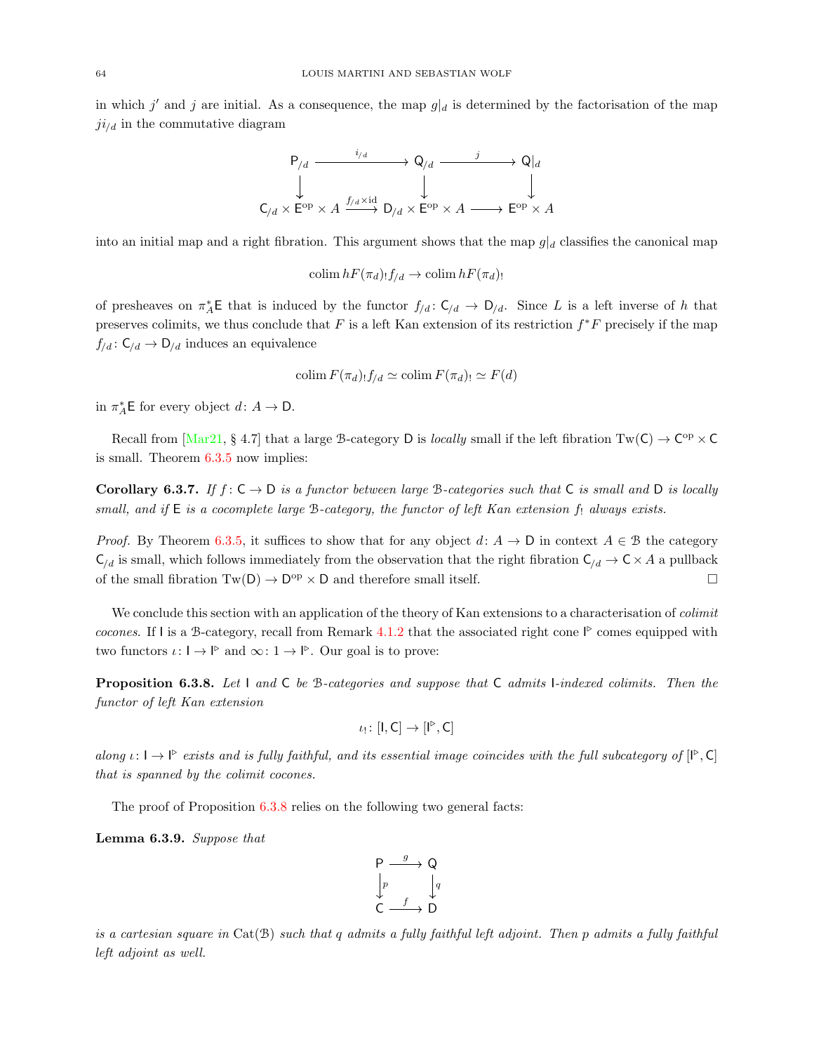in which $j'$ and $j$ are initial. As a consequence, the map $g|_d$ is determined by the factorisation of the map $ji_{/d}$ in the commutative diagram

$$\begin{array}{ccccc} \mathsf{P}_{/d} & \xrightarrow{i_{/d}} & \mathsf{Q}_{/d} & \xrightarrow{j} & \mathsf{Q}|_d \\ \downarrow & & \downarrow & & \downarrow \\ \mathsf{C}_{/d} \times \mathsf{E}^{\mathrm{op}} \times A & \xrightarrow{f_{/d} \times \mathrm{id}} & \mathsf{D}_{/d} \times \mathsf{E}^{\mathrm{op}} \times A & \longrightarrow & \mathsf{E}^{\mathrm{op}} \times A \end{array}$$

into an initial map and a right fibration. This argument shows that the map $g|_d$ classifies the canonical map

$$\operatorname{colim} hF(\pi_d)_! f_{/d} \to \operatorname{colim} hF(\pi_d)_!$$

of presheaves on $\pi_A^* \mathsf{E}$ that is induced by the functor $f_{/d} \colon \mathsf{C}_{/d} \to \mathsf{D}_{/d}$. Since $L$ is a left inverse of $h$ that preserves colimits, we thus conclude that $F$ is a left Kan extension of its restriction $f^*F$ precisely if the map $f_{/d} \colon \mathsf{C}_{/d} \to \mathsf{D}_{/d}$ induces an equivalence

$$\operatorname{colim} F(\pi_d)_! f_{/d} \simeq \operatorname{colim} F(\pi_d)_! \simeq F(d)$$

in $\pi_A^* \mathsf{E}$ for every object $d \colon A \to \mathsf{D}$.

Recall from [Mar21, § 4.7] that a large $\mathcal{B}$-category $\mathsf{D}$ is *locally* small if the left fibration $\operatorname{Tw}(\mathsf{C}) \to \mathsf{C}^{\mathrm{op}} \times \mathsf{C}$ is small. Theorem 6.3.5 now implies:

**Corollary 6.3.7.** *If $f \colon \mathsf{C} \to \mathsf{D}$ is a functor between large $\mathcal{B}$-categories such that $\mathsf{C}$ is small and $\mathsf{D}$ is locally small, and if $\mathsf{E}$ is a cocomplete large $\mathcal{B}$-category, the functor of left Kan extension $f_!$ always exists.*

*Proof.* By Theorem 6.3.5, it suffices to show that for any object $d \colon A \to \mathsf{D}$ in context $A \in \mathcal{B}$ the category $\mathsf{C}_{/d}$ is small, which follows immediately from the observation that the right fibration $\mathsf{C}_{/d} \to \mathsf{C} \times A$ a pullback of the small fibration $\operatorname{Tw}(\mathsf{D}) \to \mathsf{D}^{\mathrm{op}} \times \mathsf{D}$ and therefore small itself. □

We conclude this section with an application of the theory of Kan extensions to a characterisation of *colimit cocones*. If $\mathsf{I}$ is a $\mathcal{B}$-category, recall from Remark 4.1.2 that the associated right cone $\mathsf{I}^{\triangleright}$ comes equipped with two functors $\iota \colon \mathsf{I} \to \mathsf{I}^{\triangleright}$ and $\infty \colon 1 \to \mathsf{I}^{\triangleright}$. Our goal is to prove:

**Proposition 6.3.8.** *Let $\mathsf{I}$ and $\mathsf{C}$ be $\mathcal{B}$-categories and suppose that $\mathsf{C}$ admits $\mathsf{I}$-indexed colimits. Then the functor of left Kan extension*

$$\iota_! \colon [\mathsf{I}, \mathsf{C}] \to [\mathsf{I}^{\triangleright}, \mathsf{C}]$$

*along $\iota \colon \mathsf{I} \to \mathsf{I}^{\triangleright}$ exists and is fully faithful, and its essential image coincides with the full subcategory of $[\mathsf{I}^{\triangleright}, \mathsf{C}]$ that is spanned by the colimit cocones.*

The proof of Proposition 6.3.8 relies on the following two general facts:

**Lemma 6.3.9.** *Suppose that*

$$\begin{array}{ccc} \mathsf{P} & \xrightarrow{g} & \mathsf{Q} \\ \downarrow{\scriptstyle p} & & \downarrow{\scriptstyle q} \\ \mathsf{C} & \xrightarrow{f} & \mathsf{D} \end{array}$$

*is a cartesian square in $\operatorname{Cat}(\mathcal{B})$ such that $q$ admits a fully faithful left adjoint. Then $p$ admits a fully faithful left adjoint as well.*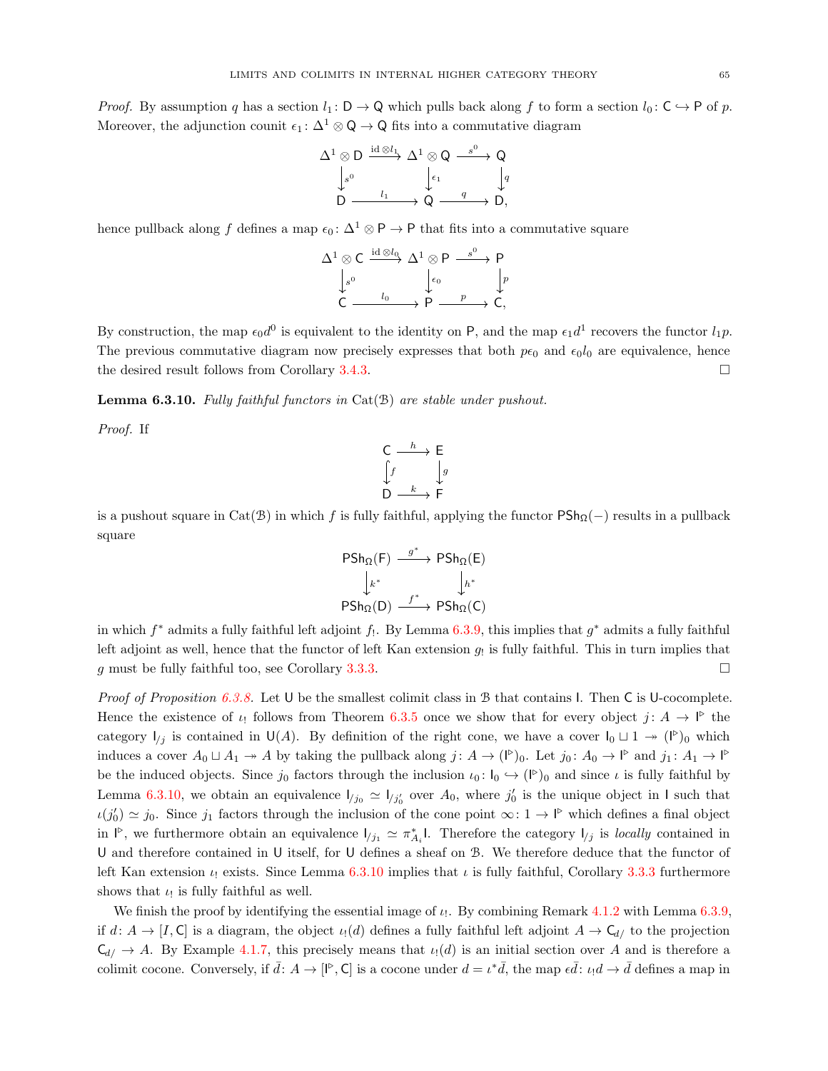*Proof.* By assumption $q$ has a section $l_1\colon \mathsf{D} \to \mathsf{Q}$ which pulls back along $f$ to form a section $l_0\colon \mathsf{C} \hookrightarrow \mathsf{P}$ of $p$. Moreover, the adjunction counit $\epsilon_1\colon \Delta^1 \otimes \mathsf{Q} \to \mathsf{Q}$ fits into a commutative diagram

$$\begin{array}{ccccc}
\Delta^1 \otimes \mathsf{D} & \xrightarrow{\mathrm{id} \otimes l_1} & \Delta^1 \otimes \mathsf{Q} & \xrightarrow{s^0} & \mathsf{Q} \\
\downarrow{\scriptstyle s^0} & & \downarrow{\scriptstyle \epsilon_1} & & \downarrow{\scriptstyle q} \\
\mathsf{D} & \xrightarrow{l_1} & \mathsf{Q} & \xrightarrow{q} & \mathsf{D},
\end{array}$$

hence pullback along $f$ defines a map $\epsilon_0\colon \Delta^1 \otimes \mathsf{P} \to \mathsf{P}$ that fits into a commutative square

$$\begin{array}{ccccc}
\Delta^1 \otimes \mathsf{C} & \xrightarrow{\mathrm{id} \otimes l_0} & \Delta^1 \otimes \mathsf{P} & \xrightarrow{s^0} & \mathsf{P} \\
\downarrow{\scriptstyle s^0} & & \downarrow{\scriptstyle \epsilon_0} & & \downarrow{\scriptstyle p} \\
\mathsf{C} & \xrightarrow{l_0} & \mathsf{P} & \xrightarrow{p} & \mathsf{C},
\end{array}$$

By construction, the map $\epsilon_0 d^0$ is equivalent to the identity on $\mathsf{P}$, and the map $\epsilon_1 d^1$ recovers the functor $l_1 p$. The previous commutative diagram now precisely expresses that both $p\epsilon_0$ and $\epsilon_0 l_0$ are equivalence, hence the desired result follows from Corollary 3.4.3. $\square$

**Lemma 6.3.10.** *Fully faithful functors in* $\mathrm{Cat}(\mathcal{B})$ *are stable under pushout.*

*Proof.* If

$$\begin{array}{ccc}
\mathsf{C} & \xrightarrow{h} & \mathsf{E} \\
\downarrow{\scriptstyle f} & & \downarrow{\scriptstyle g} \\
\mathsf{D} & \xrightarrow{k} & \mathsf{F}
\end{array}$$

is a pushout square in $\mathrm{Cat}(\mathcal{B})$ in which $f$ is fully faithful, applying the functor $\mathsf{PSh}_{\Omega}(-)$ results in a pullback square

$$\begin{array}{ccc}
\mathsf{PSh}_{\Omega}(\mathsf{F}) & \xrightarrow{g^*} & \mathsf{PSh}_{\Omega}(\mathsf{E}) \\
\downarrow{\scriptstyle k^*} & & \downarrow{\scriptstyle h^*} \\
\mathsf{PSh}_{\Omega}(\mathsf{D}) & \xrightarrow{f^*} & \mathsf{PSh}_{\Omega}(\mathsf{C})
\end{array}$$

in which $f^*$ admits a fully faithful left adjoint $f_!$. By Lemma 6.3.9, this implies that $g^*$ admits a fully faithful left adjoint as well, hence that the functor of left Kan extension $g_!$ is fully faithful. This in turn implies that $g$ must be fully faithful too, see Corollary 3.3.3. $\square$

*Proof of Proposition 6.3.8.* Let $\mathsf{U}$ be the smallest colimit class in $\mathcal{B}$ that contains $\mathsf{I}$. Then $\mathsf{C}$ is $\mathsf{U}$-cocomplete. Hence the existence of $\iota_!$ follows from Theorem 6.3.5 once we show that for every object $j\colon A \to \mathsf{I}^{\triangleright}$ the category $\mathsf{I}_{/j}$ is contained in $\mathsf{U}(A)$. By definition of the right cone, we have a cover $\mathsf{I}_0 \sqcup 1 \twoheadrightarrow (\mathsf{I}^{\triangleright})_0$ which induces a cover $A_0 \sqcup A_1 \twoheadrightarrow A$ by taking the pullback along $j\colon A \to (\mathsf{I}^{\triangleright})_0$. Let $j_0\colon A_0 \to \mathsf{I}^{\triangleright}$ and $j_1\colon A_1 \to \mathsf{I}^{\triangleright}$ be the induced objects. Since $j_0$ factors through the inclusion $\iota_0\colon \mathsf{I}_0 \hookrightarrow (\mathsf{I}^{\triangleright})_0$ and since $\iota$ is fully faithful by Lemma 6.3.10, we obtain an equivalence $\mathsf{I}_{/j_0} \simeq \mathsf{I}_{/j_0'}$ over $A_0$, where $j_0'$ is the unique object in $\mathsf{I}$ such that $\iota(j_0') \simeq j_0$. Since $j_1$ factors through the inclusion of the cone point $\infty\colon 1 \to \mathsf{I}^{\triangleright}$ which defines a final object in $\mathsf{I}^{\triangleright}$, we furthermore obtain an equivalence $\mathsf{I}_{/j_1} \simeq \pi_{A_i}^* \mathsf{I}$. Therefore the category $\mathsf{I}_{/j}$ is *locally* contained in $\mathsf{U}$ and therefore contained in $\mathsf{U}$ itself, for $\mathsf{U}$ defines a sheaf on $\mathcal{B}$. We therefore deduce that the functor of left Kan extension $\iota_!$ exists. Since Lemma 6.3.10 implies that $\iota$ is fully faithful, Corollary 3.3.3 furthermore shows that $\iota_!$ is fully faithful as well.

We finish the proof by identifying the essential image of $\iota_!$. By combining Remark 4.1.2 with Lemma 6.3.9, if $d\colon A \to [I, \mathsf{C}]$ is a diagram, the object $\iota_!(d)$ defines a fully faithful left adjoint $A \to \mathsf{C}_{d/}$ to the projection $\mathsf{C}_{d/} \to A$. By Example 4.1.7, this precisely means that $\iota_!(d)$ is an initial section over $A$ and is therefore a colimit cocone. Conversely, if $\bar{d}\colon A \to [\mathsf{I}^{\triangleright}, \mathsf{C}]$ is a cocone under $d = \iota^* \bar{d}$, the map $\epsilon \bar{d}\colon \iota_! d \to \bar{d}$ defines a map in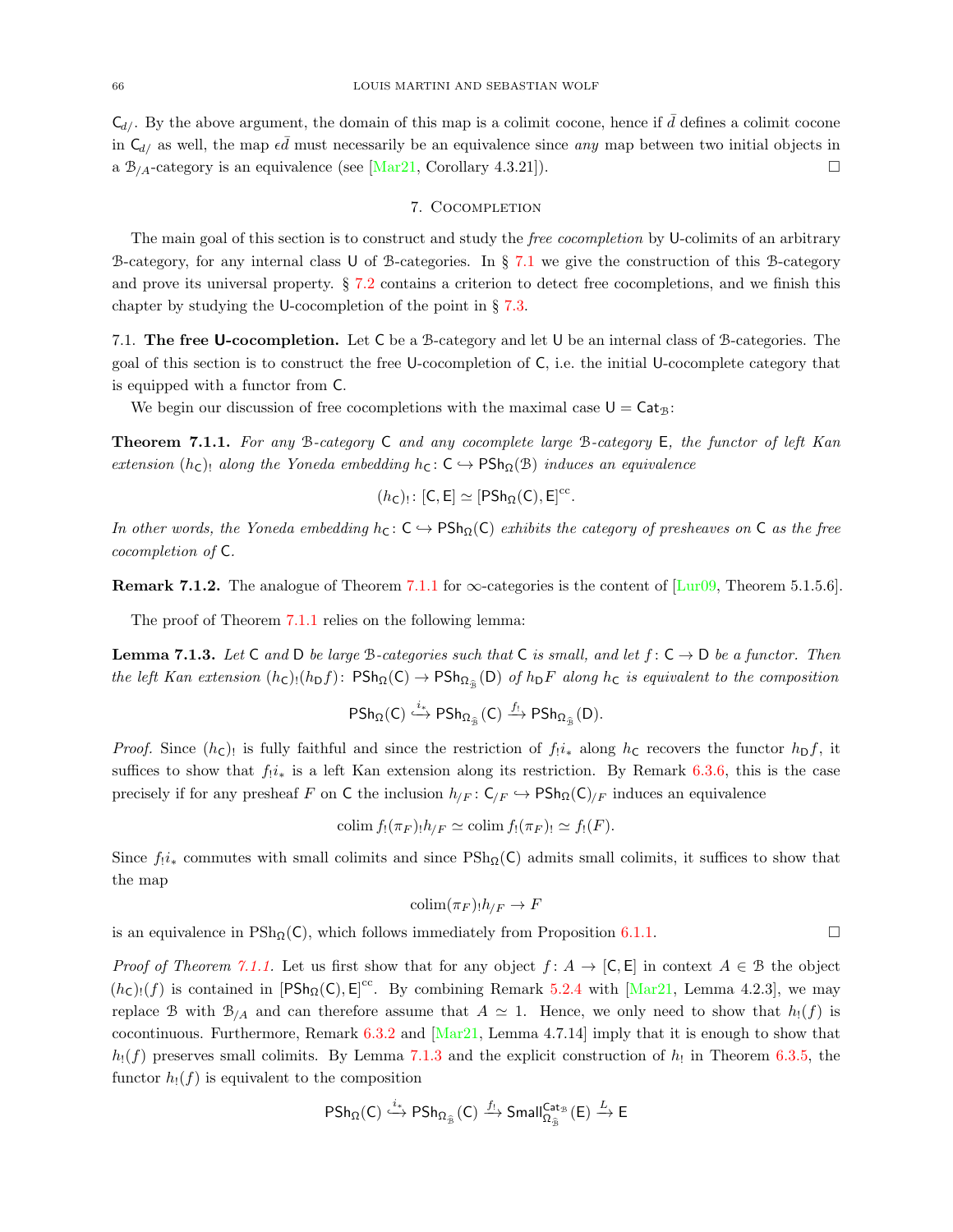$\mathsf{C}_{d/}$. By the above argument, the domain of this map is a colimit cocone, hence if $\bar{d}$ defines a colimit cocone in $\mathsf{C}_{d/}$ as well, the map $\epsilon\bar{d}$ must necessarily be an equivalence since *any* map between two initial objects in a $\mathcal{B}_{/A}$-category is an equivalence (see [Mar21, Corollary 4.3.21]). ☐

## 7. Cocompletion

The main goal of this section is to construct and study the *free cocompletion* by $\mathsf{U}$-colimits of an arbitrary $\mathcal{B}$-category, for any internal class $\mathsf{U}$ of $\mathcal{B}$-categories. In § 7.1 we give the construction of this $\mathcal{B}$-category and prove its universal property. § 7.2 contains a criterion to detect free cocompletions, and we finish this chapter by studying the $\mathsf{U}$-cocompletion of the point in § 7.3.

### 7.1. The free U-cocompletion.

Let $\mathsf{C}$ be a $\mathcal{B}$-category and let $\mathsf{U}$ be an internal class of $\mathcal{B}$-categories. The goal of this section is to construct the free $\mathsf{U}$-cocompletion of $\mathsf{C}$, i.e. the initial $\mathsf{U}$-cocomplete category that is equipped with a functor from $\mathsf{C}$.

We begin our discussion of free cocompletions with the maximal case $\mathsf{U} = \mathsf{Cat}_{\mathcal{B}}$:

**Theorem 7.1.1.** *For any $\mathcal{B}$-category $\mathsf{C}$ and any cocomplete large $\mathcal{B}$-category $\mathsf{E}$, the functor of left Kan extension $(h_{\mathsf{C}})_!$ along the Yoneda embedding $h_{\mathsf{C}} \colon \mathsf{C} \hookrightarrow \mathsf{PSh}_{\Omega}(\mathcal{B})$ induces an equivalence*

$$(h_{\mathsf{C}})_! \colon [\mathsf{C}, \mathsf{E}] \simeq [\mathsf{PSh}_{\Omega}(\mathsf{C}), \mathsf{E}]^{\mathrm{cc}}.$$

*In other words, the Yoneda embedding $h_{\mathsf{C}} \colon \mathsf{C} \hookrightarrow \mathsf{PSh}_{\Omega}(\mathsf{C})$ exhibits the category of presheaves on $\mathsf{C}$ as the free cocompletion of $\mathsf{C}$.*

**Remark 7.1.2.** The analogue of Theorem 7.1.1 for $\infty$-categories is the content of [Lur09, Theorem 5.1.5.6].

The proof of Theorem 7.1.1 relies on the following lemma:

**Lemma 7.1.3.** *Let $\mathsf{C}$ and $\mathsf{D}$ be large $\mathcal{B}$-categories such that $\mathsf{C}$ is small, and let $f \colon \mathsf{C} \to \mathsf{D}$ be a functor. Then the left Kan extension $(h_{\mathsf{C}})_!(h_{\mathsf{D}} f) \colon \mathsf{PSh}_{\Omega}(\mathsf{C}) \to \mathsf{PSh}_{\Omega_{\widehat{\mathcal{B}}}}(\mathsf{D})$ of $h_{\mathsf{D}} F$ along $h_{\mathsf{C}}$ is equivalent to the composition*

$$\mathsf{PSh}_{\Omega}(\mathsf{C}) \xhookrightarrow{i_*} \mathsf{PSh}_{\Omega_{\widehat{\mathcal{B}}}}(\mathsf{C}) \xrightarrow{f_!} \mathsf{PSh}_{\Omega_{\widehat{\mathcal{B}}}}(\mathsf{D}).$$

*Proof.* Since $(h_{\mathsf{C}})_!$ is fully faithful and since the restriction of $f_! i_*$ along $h_{\mathsf{C}}$ recovers the functor $h_{\mathsf{D}} f$, it suffices to show that $f_! i_*$ is a left Kan extension along its restriction. By Remark 6.3.6, this is the case precisely if for any presheaf $F$ on $\mathsf{C}$ the inclusion $h_{/F} \colon \mathsf{C}_{/F} \hookrightarrow \mathsf{PSh}_{\Omega}(\mathsf{C})_{/F}$ induces an equivalence

$$\operatorname{colim} f_!(\pi_F)_! h_{/F} \simeq \operatorname{colim} f_!(\pi_F)_! \simeq f_!(F).$$

Since $f_! i_*$ commutes with small colimits and since $\mathrm{PSh}_{\Omega}(\mathsf{C})$ admits small colimits, it suffices to show that the map

$$\operatorname{colim}(\pi_F)_! h_{/F} \to F$$

is an equivalence in $\mathrm{PSh}_{\Omega}(\mathsf{C})$, which follows immediately from Proposition 6.1.1. ☐

*Proof of Theorem 7.1.1.* Let us first show that for any object $f \colon A \to [\mathsf{C}, \mathsf{E}]$ in context $A \in \mathcal{B}$ the object $(h_{\mathsf{C}})_!(f)$ is contained in $[\mathsf{PSh}_{\Omega}(\mathsf{C}), \mathsf{E}]^{\mathrm{cc}}$. By combining Remark 5.2.4 with [Mar21, Lemma 4.2.3], we may replace $\mathcal{B}$ with $\mathcal{B}_{/A}$ and can therefore assume that $A \simeq 1$. Hence, we only need to show that $h_!(f)$ is cocontinuous. Furthermore, Remark 6.3.2 and [Mar21, Lemma 4.7.14] imply that it is enough to show that $h_!(f)$ preserves small colimits. By Lemma 7.1.3 and the explicit construction of $h_!$ in Theorem 6.3.5, the functor $h_!(f)$ is equivalent to the composition

$$\mathsf{PSh}_{\Omega}(\mathsf{C}) \xhookrightarrow{i_*} \mathsf{PSh}_{\Omega_{\widehat{\mathcal{B}}}}(\mathsf{C}) \xrightarrow{f_!} \mathsf{Small}^{\mathsf{Cat}_{\mathcal{B}}}_{\Omega_{\widehat{\mathcal{B}}}}(\mathsf{E}) \xrightarrow{L} \mathsf{E}$$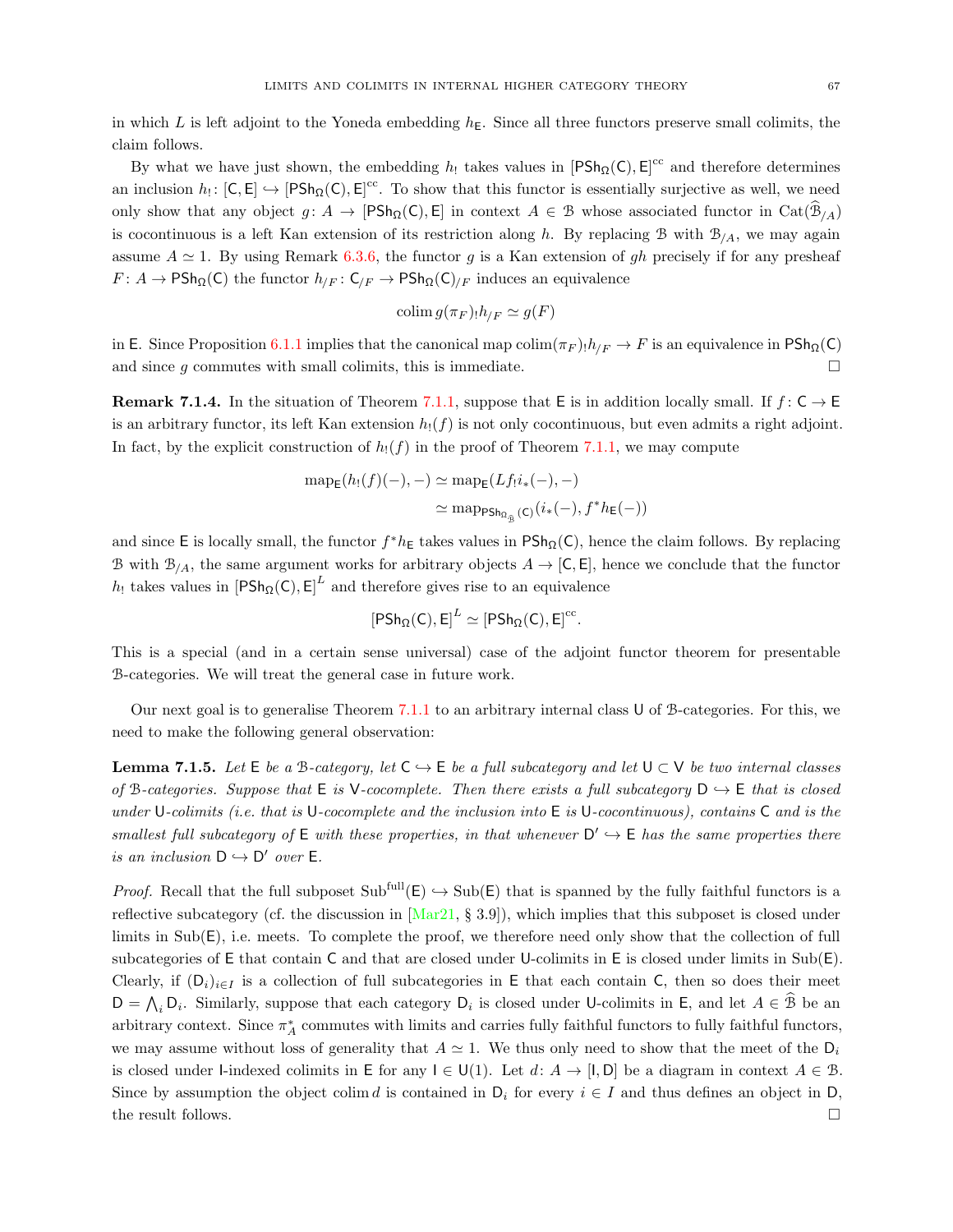in which $L$ is left adjoint to the Yoneda embedding $h_{\mathsf{E}}$. Since all three functors preserve small colimits, the claim follows.

By what we have just shown, the embedding $h_!$ takes values in $[\mathsf{PSh}_\Omega(\mathsf{C}), \mathsf{E}]^{\mathrm{cc}}$ and therefore determines an inclusion $h_! \colon [\mathsf{C}, \mathsf{E}] \hookrightarrow [\mathsf{PSh}_\Omega(\mathsf{C}), \mathsf{E}]^{\mathrm{cc}}$. To show that this functor is essentially surjective as well, we need only show that any object $g \colon A \to [\mathsf{PSh}_\Omega(\mathsf{C}), \mathsf{E}]$ in context $A \in \mathcal{B}$ whose associated functor in $\mathrm{Cat}(\widehat{\mathcal{B}}_{/A})$ is cocontinuous is a left Kan extension of its restriction along $h$. By replacing $\mathcal{B}$ with $\mathcal{B}_{/A}$, we may again assume $A \simeq 1$. By using Remark 6.3.6, the functor $g$ is a Kan extension of $gh$ precisely if for any presheaf $F \colon A \to \mathsf{PSh}_\Omega(\mathsf{C})$ the functor $h_{/F} \colon \mathsf{C}_{/F} \to \mathsf{PSh}_\Omega(\mathsf{C})_{/F}$ induces an equivalence

$$\operatorname{colim} g(\pi_F)_! h_{/F} \simeq g(F)$$

in $\mathsf{E}$. Since Proposition 6.1.1 implies that the canonical map $\operatorname{colim}(\pi_F)_! h_{/F} \to F$ is an equivalence in $\mathsf{PSh}_\Omega(\mathsf{C})$ and since $g$ commutes with small colimits, this is immediate. □

**Remark 7.1.4.** In the situation of Theorem 7.1.1, suppose that $\mathsf{E}$ is in addition locally small. If $f \colon \mathsf{C} \to \mathsf{E}$ is an arbitrary functor, its left Kan extension $h_!(f)$ is not only cocontinuous, but even admits a right adjoint. In fact, by the explicit construction of $h_!(f)$ in the proof of Theorem 7.1.1, we may compute

$$\begin{aligned} \operatorname{map}_{\mathsf{E}}(h_!(f)(-), -) &\simeq \operatorname{map}_{\mathsf{E}}(L f_! i_*(-), -) \\ &\simeq \operatorname{map}_{\mathsf{PSh}_{\Omega_{\widehat{\mathcal{B}}}}(\mathsf{C})}(i_*(-), f^* h_{\mathsf{E}}(-)) \end{aligned}$$

and since $\mathsf{E}$ is locally small, the functor $f^* h_{\mathsf{E}}$ takes values in $\mathsf{PSh}_\Omega(\mathsf{C})$, hence the claim follows. By replacing $\mathcal{B}$ with $\mathcal{B}_{/A}$, the same argument works for arbitrary objects $A \to [\mathsf{C}, \mathsf{E}]$, hence we conclude that the functor $h_!$ takes values in $[\mathsf{PSh}_\Omega(\mathsf{C}), \mathsf{E}]^L$ and therefore gives rise to an equivalence

$$[\mathsf{PSh}_\Omega(\mathsf{C}), \mathsf{E}]^L \simeq [\mathsf{PSh}_\Omega(\mathsf{C}), \mathsf{E}]^{\mathrm{cc}}.$$

This is a special (and in a certain sense universal) case of the adjoint functor theorem for presentable $\mathcal{B}$-categories. We will treat the general case in future work.

Our next goal is to generalise Theorem 7.1.1 to an arbitrary internal class $\mathsf{U}$ of $\mathcal{B}$-categories. For this, we need to make the following general observation:

**Lemma 7.1.5.** *Let $\mathsf{E}$ be a $\mathcal{B}$-category, let $\mathsf{C} \hookrightarrow \mathsf{E}$ be a full subcategory and let $\mathsf{U} \subset \mathsf{V}$ be two internal classes of $\mathcal{B}$-categories. Suppose that $\mathsf{E}$ is $\mathsf{V}$-cocomplete. Then there exists a full subcategory $\mathsf{D} \hookrightarrow \mathsf{E}$ that is closed under $\mathsf{U}$-colimits (i.e. that is $\mathsf{U}$-cocomplete and the inclusion into $\mathsf{E}$ is $\mathsf{U}$-cocontinuous), contains $\mathsf{C}$ and is the smallest full subcategory of $\mathsf{E}$ with these properties, in that whenever $\mathsf{D}' \hookrightarrow \mathsf{E}$ has the same properties there is an inclusion $\mathsf{D} \hookrightarrow \mathsf{D}'$ over $\mathsf{E}$.*

*Proof.* Recall that the full subposet $\mathrm{Sub}^{\mathrm{full}}(\mathsf{E}) \hookrightarrow \mathrm{Sub}(\mathsf{E})$ that is spanned by the fully faithful functors is a reflective subcategory (cf. the discussion in [Mar21, § 3.9]), which implies that this subposet is closed under limits in $\mathrm{Sub}(\mathsf{E})$, i.e. meets. To complete the proof, we therefore need only show that the collection of full subcategories of $\mathsf{E}$ that contain $\mathsf{C}$ and that are closed under $\mathsf{U}$-colimits in $\mathsf{E}$ is closed under limits in $\mathrm{Sub}(\mathsf{E})$. Clearly, if $(\mathsf{D}_i)_{i \in I}$ is a collection of full subcategories in $\mathsf{E}$ that each contain $\mathsf{C}$, then so does their meet $\mathsf{D} = \bigwedge_i \mathsf{D}_i$. Similarly, suppose that each category $\mathsf{D}_i$ is closed under $\mathsf{U}$-colimits in $\mathsf{E}$, and let $A \in \widehat{\mathcal{B}}$ be an arbitrary context. Since $\pi_A^*$ commutes with limits and carries fully faithful functors to fully faithful functors, we may assume without loss of generality that $A \simeq 1$. We thus only need to show that the meet of the $\mathsf{D}_i$ is closed under $\mathsf{I}$-indexed colimits in $\mathsf{E}$ for any $\mathsf{I} \in \mathsf{U}(1)$. Let $d \colon A \to [\mathsf{I}, \mathsf{D}]$ be a diagram in context $A \in \mathcal{B}$. Since by assumption the object $\operatorname{colim} d$ is contained in $\mathsf{D}_i$ for every $i \in I$ and thus defines an object in $\mathsf{D}$, the result follows. □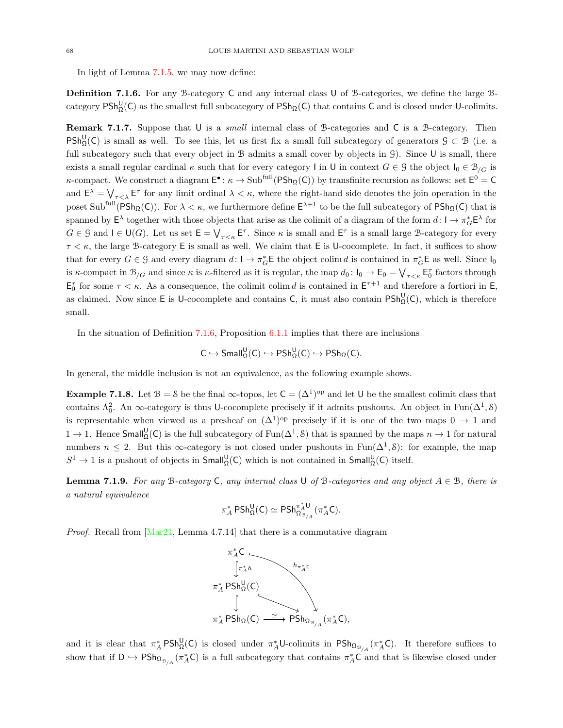In light of Lemma 7.1.5, we may now define:

**Definition 7.1.6.** For any $\mathcal{B}$-category $\mathsf{C}$ and any internal class $\mathsf{U}$ of $\mathcal{B}$-categories, we define the large $\mathcal{B}$-category $\mathsf{PSh}^{\mathsf{U}}_{\Omega}(\mathsf{C})$ as the smallest full subcategory of $\mathsf{PSh}_{\Omega}(\mathsf{C})$ that contains $\mathsf{C}$ and is closed under $\mathsf{U}$-colimits.

**Remark 7.1.7.** Suppose that $\mathsf{U}$ is a *small* internal class of $\mathcal{B}$-categories and $\mathsf{C}$ is a $\mathcal{B}$-category. Then $\mathsf{PSh}^{\mathsf{U}}_{\Omega}(\mathsf{C})$ is small as well. To see this, let us first fix a small full subcategory of generators $\mathcal{G} \subset \mathcal{B}$ (i.e. a full subcategory such that every object in $\mathcal{B}$ admits a small cover by objects in $\mathcal{G}$). Since $\mathsf{U}$ is small, there exists a small regular cardinal $\kappa$ such that for every category $\mathsf{I}$ in $\mathsf{U}$ in context $G \in \mathcal{G}$ the object $\mathsf{I}_0 \in \mathcal{B}_{/G}$ is $\kappa$-compact. We construct a diagram $\mathsf{E}^{\bullet}\colon \kappa \to \mathrm{Sub}^{\mathrm{full}}(\mathsf{PSh}_{\Omega}(\mathsf{C}))$ by transfinite recursion as follows: set $\mathsf{E}^0 = \mathsf{C}$ and $\mathsf{E}^{\lambda} = \bigvee_{\tau<\lambda} \mathsf{E}^{\tau}$ for any limit ordinal $\lambda < \kappa$, where the right-hand side denotes the join operation in the poset $\mathrm{Sub}^{\mathrm{full}}(\mathsf{PSh}_{\Omega}(\mathsf{C}))$. For $\lambda < \kappa$, we furthermore define $\mathsf{E}^{\lambda+1}$ to be the full subcategory of $\mathsf{PSh}_{\Omega}(\mathsf{C})$ that is spanned by $\mathsf{E}^{\lambda}$ together with those objects that arise as the colimit of a diagram of the form $d\colon \mathsf{I} \to \pi_G^*\mathsf{E}^{\lambda}$ for $G \in \mathcal{G}$ and $\mathsf{I} \in \mathsf{U}(G)$. Let us set $\mathsf{E} = \bigvee_{\tau<\kappa} \mathsf{E}^{\tau}$. Since $\kappa$ is small and $\mathsf{E}^{\tau}$ is a small large $\mathcal{B}$-category for every $\tau < \kappa$, the large $\mathcal{B}$-category $\mathsf{E}$ is small as well. We claim that $\mathsf{E}$ is $\mathsf{U}$-cocomplete. In fact, it suffices to show that for every $G \in \mathcal{G}$ and every diagram $d\colon \mathsf{I} \to \pi_G^*\mathsf{E}$ the object $\operatorname{colim} d$ is contained in $\pi_G^*\mathsf{E}$ as well. Since $\mathsf{I}_0$ is $\kappa$-compact in $\mathcal{B}_{/G}$ and since $\kappa$ is $\kappa$-filtered as it is regular, the map $d_0\colon \mathsf{I}_0 \to \mathsf{E}_0 = \bigvee_{\tau<\kappa} \mathsf{E}_0^{\tau}$ factors through $\mathsf{E}_0^{\tau}$ for some $\tau < \kappa$. As a consequence, the colimit $\operatorname{colim} d$ is contained in $\mathsf{E}^{\tau+1}$ and therefore a fortiori in $\mathsf{E}$, as claimed. Now since $\mathsf{E}$ is $\mathsf{U}$-cocomplete and contains $\mathsf{C}$, it must also contain $\mathsf{PSh}^{\mathsf{U}}_{\Omega}(\mathsf{C})$, which is therefore small.

In the situation of Definition 7.1.6, Proposition 6.1.1 implies that there are inclusions

$$\mathsf{C} \hookrightarrow \mathsf{Small}^{\mathsf{U}}_{\Omega}(\mathsf{C}) \hookrightarrow \mathsf{PSh}^{\mathsf{U}}_{\Omega}(\mathsf{C}) \hookrightarrow \mathsf{PSh}_{\Omega}(\mathsf{C}).$$

In general, the middle inclusion is not an equivalence, as the following example shows.

**Example 7.1.8.** Let $\mathcal{B} = \mathcal{S}$ be the final $\infty$-topos, let $\mathsf{C} = (\Delta^1)^{\mathrm{op}}$ and let $\mathsf{U}$ be the smallest colimit class that contains $\Lambda^2_0$. An $\infty$-category is thus $\mathsf{U}$-cocomplete precisely if it admits pushouts. An object in $\mathrm{Fun}(\Delta^1, \mathcal{S})$ is representable when viewed as a presheaf on $(\Delta^1)^{\mathrm{op}}$ precisely if it is one of the two maps $0 \to 1$ and $1 \to 1$. Hence $\mathsf{Small}^{\mathsf{U}}_{\Omega}(\mathsf{C})$ is the full subcategory of $\mathrm{Fun}(\Delta^1, \mathcal{S})$ that is spanned by the maps $n \to 1$ for natural numbers $n \leq 2$. But this $\infty$-category is not closed under pushouts in $\mathrm{Fun}(\Delta^1, \mathcal{S})$: for example, the map $S^1 \to 1$ is a pushout of objects in $\mathsf{Small}^{\mathsf{U}}_{\Omega}(\mathsf{C})$ which is not contained in $\mathsf{Small}^{\mathsf{U}}_{\Omega}(\mathsf{C})$ itself.

**Lemma 7.1.9.** *For any $\mathcal{B}$-category $\mathsf{C}$, any internal class $\mathsf{U}$ of $\mathcal{B}$-categories and any object $A \in \mathcal{B}$, there is a natural equivalence*

$$\pi_A^* \mathsf{PSh}^{\mathsf{U}}_{\Omega}(\mathsf{C}) \simeq \mathsf{PSh}^{\pi_A^*\mathsf{U}}_{\Omega_{\mathcal{B}_{/A}}}(\pi_A^*\mathsf{C}).$$

*Proof.* Recall from [Mar21, Lemma 4.7.14] that there is a commutative diagram

$$\begin{array}{ccc}
\pi_A^*\mathsf{C} & & \\
\big\downarrow{\scriptstyle \pi_A^* h} & \searrow{\scriptstyle h_{\pi_A^*\mathsf{C}}} & \\
\pi_A^* \mathsf{PSh}^{\mathsf{U}}_{\Omega}(\mathsf{C}) & & \\
\big\downarrow & \searrow & \\
\pi_A^* \mathsf{PSh}_{\Omega}(\mathsf{C}) & \xrightarrow{\simeq} & \mathsf{PSh}_{\Omega_{\mathcal{B}_{/A}}}(\pi_A^*\mathsf{C}),
\end{array}$$

and it is clear that $\pi_A^* \mathsf{PSh}^{\mathsf{U}}_{\Omega}(\mathsf{C})$ is closed under $\pi_A^*\mathsf{U}$-colimits in $\mathsf{PSh}_{\Omega_{\mathcal{B}_{/A}}}(\pi_A^*\mathsf{C})$. It therefore suffices to show that if $\mathsf{D} \hookrightarrow \mathsf{PSh}_{\Omega_{\mathcal{B}_{/A}}}(\pi_A^*\mathsf{C})$ is a full subcategory that contains $\pi_A^*\mathsf{C}$ and that is likewise closed under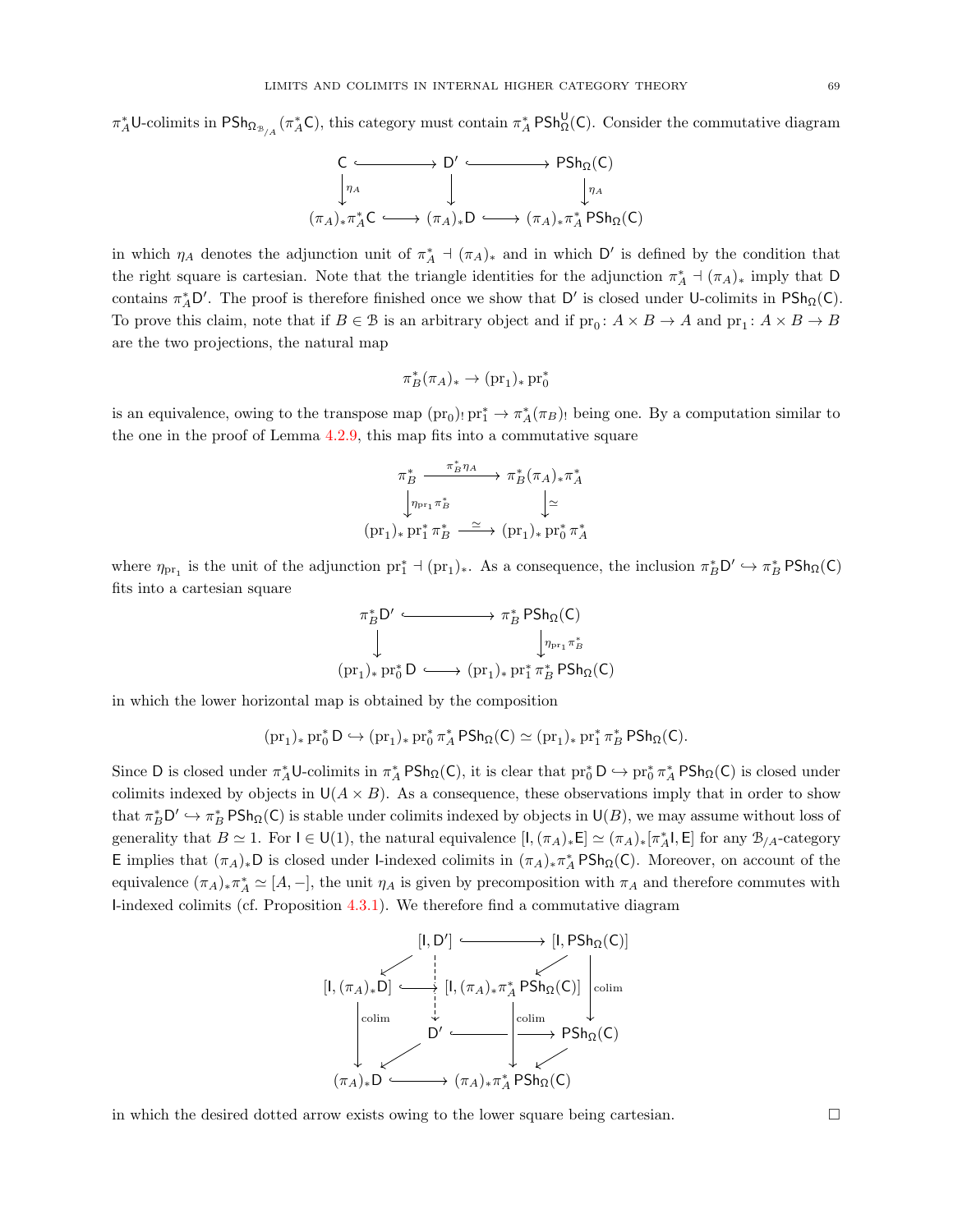$\pi_A^*\mathsf{U}$-colimits in $\mathsf{PSh}_{\Omega_{\mathcal{B}_{/A}}}(\pi_A^*\mathsf{C})$, this category must contain $\pi_A^*\,\mathsf{PSh}_\Omega^{\mathsf{U}}(\mathsf{C})$. Consider the commutative diagram

$$\begin{array}{ccccc}
\mathsf{C} & \hookrightarrow & \mathsf{D}' & \hookrightarrow & \mathsf{PSh}_\Omega(\mathsf{C}) \\
\downarrow{\scriptstyle \eta_A} & & \downarrow & & \downarrow{\scriptstyle \eta_A} \\
(\pi_A)_*\pi_A^*\mathsf{C} & \hookrightarrow & (\pi_A)_*\mathsf{D} & \hookrightarrow & (\pi_A)_*\pi_A^*\,\mathsf{PSh}_\Omega(\mathsf{C})
\end{array}$$

in which $\eta_A$ denotes the adjunction unit of $\pi_A^* \dashv (\pi_A)_*$ and in which $\mathsf{D}'$ is defined by the condition that the right square is cartesian. Note that the triangle identities for the adjunction $\pi_A^* \dashv (\pi_A)_*$ imply that $\mathsf{D}$ contains $\pi_A^*\mathsf{D}'$. The proof is therefore finished once we show that $\mathsf{D}'$ is closed under $\mathsf{U}$-colimits in $\mathsf{PSh}_\Omega(\mathsf{C})$. To prove this claim, note that if $B \in \mathcal{B}$ is an arbitrary object and if $\mathrm{pr}_0\colon A \times B \to A$ and $\mathrm{pr}_1\colon A \times B \to B$ are the two projections, the natural map

$$\pi_B^*(\pi_A)_* \to (\mathrm{pr}_1)_*\,\mathrm{pr}_0^*$$

is an equivalence, owing to the transpose map $(\mathrm{pr}_0)_!\,\mathrm{pr}_1^* \to \pi_A^*(\pi_B)_!$ being one. By a computation similar to the one in the proof of Lemma 4.2.9, this map fits into a commutative square

$$\begin{array}{ccc}
\pi_B^* & \xrightarrow{\pi_B^*\eta_A} & \pi_B^*(\pi_A)_*\pi_A^* \\
\downarrow{\scriptstyle \eta_{\mathrm{pr}_1}\pi_B^*} & & \downarrow{\scriptstyle \simeq} \\
(\mathrm{pr}_1)_*\,\mathrm{pr}_1^*\,\pi_B^* & \xrightarrow{\simeq} & (\mathrm{pr}_1)_*\,\mathrm{pr}_0^*\,\pi_A^*
\end{array}$$

where $\eta_{\mathrm{pr}_1}$ is the unit of the adjunction $\mathrm{pr}_1^* \dashv (\mathrm{pr}_1)_*$. As a consequence, the inclusion $\pi_B^*\mathsf{D}' \hookrightarrow \pi_B^*\,\mathsf{PSh}_\Omega(\mathsf{C})$ fits into a cartesian square

$$\begin{array}{ccc}
\pi_B^*\mathsf{D}' & \hookrightarrow & \pi_B^*\,\mathsf{PSh}_\Omega(\mathsf{C}) \\
\downarrow & & \downarrow{\scriptstyle \eta_{\mathrm{pr}_1}\pi_B^*} \\
(\mathrm{pr}_1)_*\,\mathrm{pr}_0^*\,\mathsf{D} & \hookrightarrow & (\mathrm{pr}_1)_*\,\mathrm{pr}_1^*\,\pi_B^*\,\mathsf{PSh}_\Omega(\mathsf{C})
\end{array}$$

in which the lower horizontal map is obtained by the composition

$$(\mathrm{pr}_1)_*\,\mathrm{pr}_0^*\,\mathsf{D} \hookrightarrow (\mathrm{pr}_1)_*\,\mathrm{pr}_0^*\,\pi_A^*\,\mathsf{PSh}_\Omega(\mathsf{C}) \simeq (\mathrm{pr}_1)_*\,\mathrm{pr}_1^*\,\pi_B^*\,\mathsf{PSh}_\Omega(\mathsf{C}).$$

Since $\mathsf{D}$ is closed under $\pi_A^*\mathsf{U}$-colimits in $\pi_A^*\,\mathsf{PSh}_\Omega(\mathsf{C})$, it is clear that $\mathrm{pr}_0^*\,\mathsf{D} \hookrightarrow \mathrm{pr}_0^*\,\pi_A^*\,\mathsf{PSh}_\Omega(\mathsf{C})$ is closed under colimits indexed by objects in $\mathsf{U}(A \times B)$. As a consequence, these observations imply that in order to show that $\pi_B^*\mathsf{D}' \hookrightarrow \pi_B^*\,\mathsf{PSh}_\Omega(\mathsf{C})$ is stable under colimits indexed by objects in $\mathsf{U}(B)$, we may assume without loss of generality that $B \simeq 1$. For $\mathsf{I} \in \mathsf{U}(1)$, the natural equivalence $[\mathsf{I}, (\pi_A)_*\mathsf{E}] \simeq (\pi_A)_*[\pi_A^*\mathsf{I}, \mathsf{E}]$ for any $\mathcal{B}_{/A}$-category $\mathsf{E}$ implies that $(\pi_A)_*\mathsf{D}$ is closed under $\mathsf{I}$-indexed colimits in $(\pi_A)_*\pi_A^*\,\mathsf{PSh}_\Omega(\mathsf{C})$. Moreover, on account of the equivalence $(\pi_A)_*\pi_A^* \simeq [A, -]$, the unit $\eta_A$ is given by precomposition with $\pi_A$ and therefore commutes with $\mathsf{I}$-indexed colimits (cf. Proposition 4.3.1). We therefore find a commutative diagram

$$\begin{array}{ccccc}
 & [\mathsf{I}, \mathsf{D}'] & \hookrightarrow & [\mathsf{I}, \mathsf{PSh}_\Omega(\mathsf{C})] & \\
\swarrow & \vdots & \swarrow & & \downarrow{\scriptstyle \mathrm{colim}} \\
[\mathsf{I}, (\pi_A)_*\mathsf{D}] & \hookrightarrow & [\mathsf{I}, (\pi_A)_*\pi_A^*\,\mathsf{PSh}_\Omega(\mathsf{C})] & & \\
\downarrow{\scriptstyle \mathrm{colim}} & \mathsf{D}' & \hookrightarrow\ \downarrow{\scriptstyle \mathrm{colim}} & \mathsf{PSh}_\Omega(\mathsf{C}) & \\
\swarrow & & \swarrow & & \\
(\pi_A)_*\mathsf{D} & \hookrightarrow & (\pi_A)_*\pi_A^*\,\mathsf{PSh}_\Omega(\mathsf{C}) & &
\end{array}$$

in which the desired dotted arrow exists owing to the lower square being cartesian. $\square$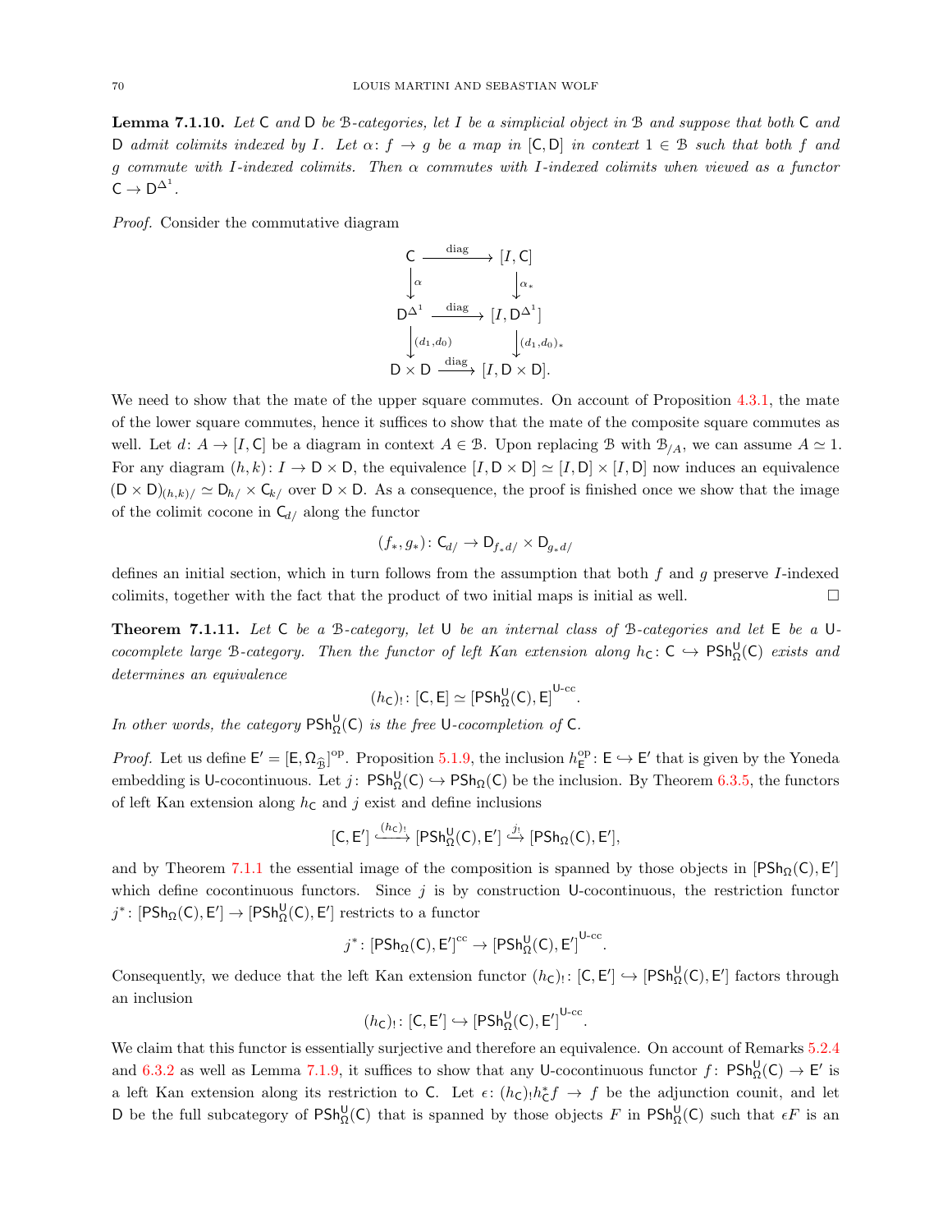**Lemma 7.1.10.** *Let $\mathsf{C}$ and $\mathsf{D}$ be $\mathcal{B}$-categories, let $I$ be a simplicial object in $\mathcal{B}$ and suppose that both $\mathsf{C}$ and $\mathsf{D}$ admit colimits indexed by $I$. Let $\alpha\colon f \to g$ be a map in $[\mathsf{C}, \mathsf{D}]$ in context $1 \in \mathcal{B}$ such that both $f$ and $g$ commute with $I$-indexed colimits. Then $\alpha$ commutes with $I$-indexed colimits when viewed as a functor $\mathsf{C} \to \mathsf{D}^{\Delta^1}$.*

*Proof.* Consider the commutative diagram

$$\begin{array}{ccc}
\mathsf{C} & \xrightarrow{\operatorname{diag}} & [I, \mathsf{C}] \\
\downarrow{\scriptstyle \alpha} & & \downarrow{\scriptstyle \alpha_*} \\
\mathsf{D}^{\Delta^1} & \xrightarrow{\operatorname{diag}} & [I, \mathsf{D}^{\Delta^1}] \\
\downarrow{\scriptstyle (d_1, d_0)} & & \downarrow{\scriptstyle (d_1,d_0)_*} \\
\mathsf{D} \times \mathsf{D} & \xrightarrow{\operatorname{diag}} & [I, \mathsf{D} \times \mathsf{D}].
\end{array}$$

We need to show that the mate of the upper square commutes. On account of Proposition 4.3.1, the mate of the lower square commutes, hence it suffices to show that the mate of the composite square commutes as well. Let $d\colon A \to [I, \mathsf{C}]$ be a diagram in context $A \in \mathcal{B}$. Upon replacing $\mathcal{B}$ with $\mathcal{B}_{/A}$, we can assume $A \simeq 1$. For any diagram $(h, k)\colon I \to \mathsf{D} \times \mathsf{D}$, the equivalence $[I, \mathsf{D} \times \mathsf{D}] \simeq [I, \mathsf{D}] \times [I, \mathsf{D}]$ now induces an equivalence $(\mathsf{D} \times \mathsf{D})_{(h,k)/} \simeq \mathsf{D}_{h/} \times \mathsf{C}_{k/}$ over $\mathsf{D} \times \mathsf{D}$. As a consequence, the proof is finished once we show that the image of the colimit cocone in $\mathsf{C}_{d/}$ along the functor

$$(f_*, g_*)\colon \mathsf{C}_{d/} \to \mathsf{D}_{f_* d/} \times \mathsf{D}_{g_* d/}$$

defines an initial section, which in turn follows from the assumption that both $f$ and $g$ preserve $I$-indexed colimits, together with the fact that the product of two initial maps is initial as well. $\square$

**Theorem 7.1.11.** *Let $\mathsf{C}$ be a $\mathcal{B}$-category, let $\mathsf{U}$ be an internal class of $\mathcal{B}$-categories and let $\mathsf{E}$ be a $\mathsf{U}$-cocomplete large $\mathcal{B}$-category. Then the functor of left Kan extension along $h_{\mathsf{C}}\colon \mathsf{C} \hookrightarrow \mathsf{PSh}_{\Omega}^{\mathsf{U}}(\mathsf{C})$ exists and determines an equivalence*

$$(h_{\mathsf{C}})_!\colon [\mathsf{C}, \mathsf{E}] \simeq [\mathsf{PSh}_{\Omega}^{\mathsf{U}}(\mathsf{C}), \mathsf{E}]^{\mathsf{U}\text{-cc}}.$$

*In other words, the category $\mathsf{PSh}_{\Omega}^{\mathsf{U}}(\mathsf{C})$ is the free $\mathsf{U}$-cocompletion of $\mathsf{C}$.*

*Proof.* Let us define $\mathsf{E}' = [\mathsf{E}, \Omega_{\widehat{\mathcal{B}}}]^{\mathrm{op}}$. Proposition 5.1.9, the inclusion $h_{\mathsf{E}}^{\mathrm{op}}\colon \mathsf{E} \hookrightarrow \mathsf{E}'$ that is given by the Yoneda embedding is $\mathsf{U}$-cocontinuous. Let $j\colon \mathsf{PSh}_{\Omega}^{\mathsf{U}}(\mathsf{C}) \hookrightarrow \mathsf{PSh}_{\Omega}(\mathsf{C})$ be the inclusion. By Theorem 6.3.5, the functors of left Kan extension along $h_{\mathsf{C}}$ and $j$ exist and define inclusions

$$[\mathsf{C}, \mathsf{E}'] \xhookrightarrow{(h_{\mathsf{C}})_!} [\mathsf{PSh}_{\Omega}^{\mathsf{U}}(\mathsf{C}), \mathsf{E}'] \xhookrightarrow{j_!} [\mathsf{PSh}_{\Omega}(\mathsf{C}), \mathsf{E}'],$$

and by Theorem 7.1.1 the essential image of the composition is spanned by those objects in $[\mathsf{PSh}_{\Omega}(\mathsf{C}), \mathsf{E}']$ which define cocontinuous functors. Since $j$ is by construction $\mathsf{U}$-cocontinuous, the restriction functor $j^*\colon [\mathsf{PSh}_{\Omega}(\mathsf{C}), \mathsf{E}'] \to [\mathsf{PSh}_{\Omega}^{\mathsf{U}}(\mathsf{C}), \mathsf{E}']$ restricts to a functor

$$j^*\colon [\mathsf{PSh}_{\Omega}(\mathsf{C}), \mathsf{E}']^{\mathrm{cc}} \to [\mathsf{PSh}_{\Omega}^{\mathsf{U}}(\mathsf{C}), \mathsf{E}']^{\mathsf{U}\text{-cc}}.$$

Consequently, we deduce that the left Kan extension functor $(h_{\mathsf{C}})_!\colon [\mathsf{C}, \mathsf{E}'] \hookrightarrow [\mathsf{PSh}_{\Omega}^{\mathsf{U}}(\mathsf{C}), \mathsf{E}']$ factors through an inclusion

$$(h_{\mathsf{C}})_!\colon [\mathsf{C}, \mathsf{E}'] \hookrightarrow [\mathsf{PSh}_{\Omega}^{\mathsf{U}}(\mathsf{C}), \mathsf{E}']^{\mathsf{U}\text{-cc}}.$$

We claim that this functor is essentially surjective and therefore an equivalence. On account of Remarks 5.2.4 and 6.3.2 as well as Lemma 7.1.9, it suffices to show that any $\mathsf{U}$-cocontinuous functor $f\colon \mathsf{PSh}_{\Omega}^{\mathsf{U}}(\mathsf{C}) \to \mathsf{E}'$ is a left Kan extension along its restriction to $\mathsf{C}$. Let $\epsilon\colon (h_{\mathsf{C}})_! h_{\mathsf{C}}^* f \to f$ be the adjunction counit, and let $\mathsf{D}$ be the full subcategory of $\mathsf{PSh}_{\Omega}^{\mathsf{U}}(\mathsf{C})$ that is spanned by those objects $F$ in $\mathsf{PSh}_{\Omega}^{\mathsf{U}}(\mathsf{C})$ such that $\epsilon F$ is an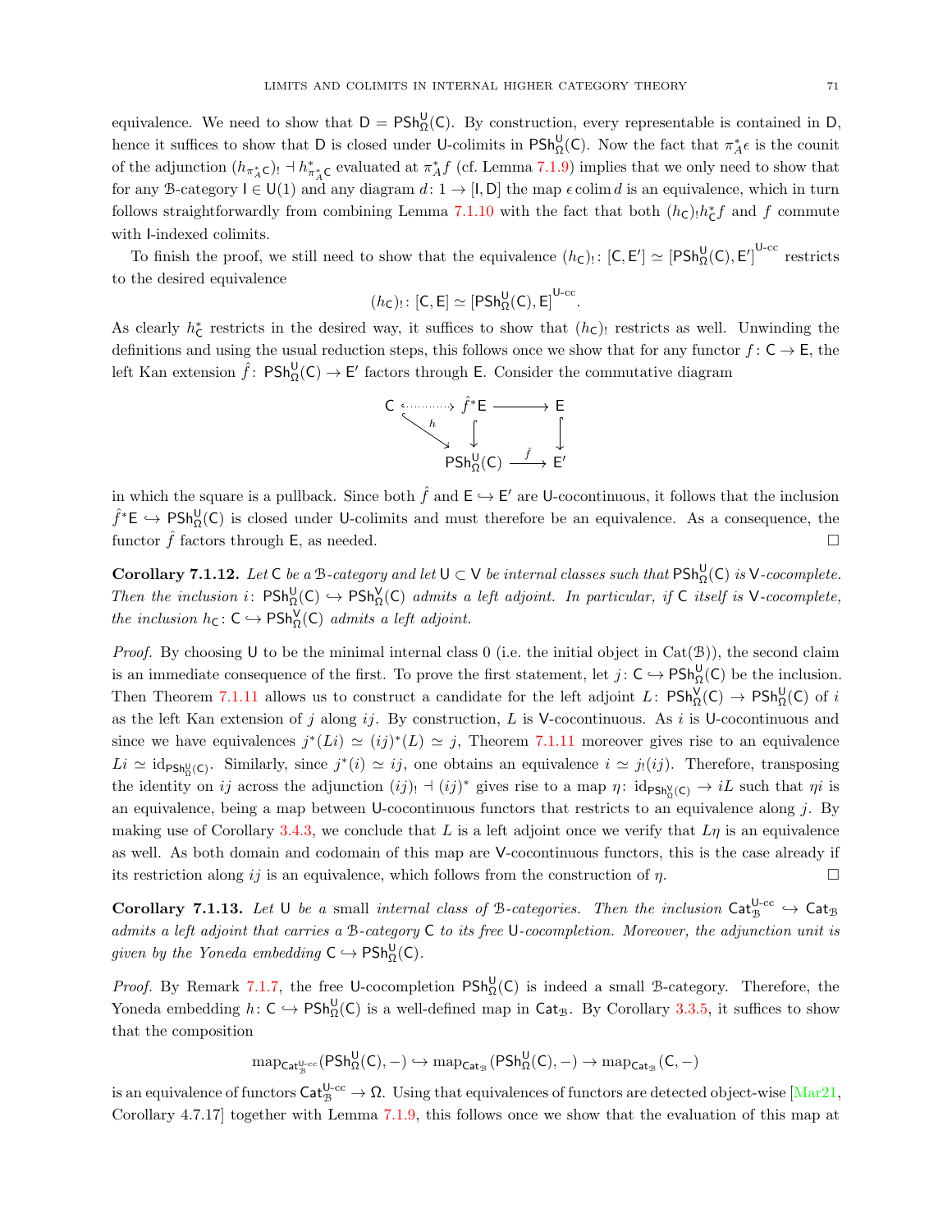equivalence. We need to show that $\mathsf{D} = \mathsf{PSh}^{\mathsf{U}}_{\Omega}(\mathsf{C})$. By construction, every representable is contained in $\mathsf{D}$, hence it suffices to show that $\mathsf{D}$ is closed under $\mathsf{U}$-colimits in $\mathsf{PSh}^{\mathsf{U}}_{\Omega}(\mathsf{C})$. Now the fact that $\pi_A^*\epsilon$ is the counit of the adjunction $(h_{\pi_A^*\mathsf{C}})_! \dashv h^*_{\pi_A^*\mathsf{C}}$ evaluated at $\pi_A^* f$ (cf. Lemma 7.1.9) implies that we only need to show that for any $\mathcal{B}$-category $\mathsf{I} \in \mathsf{U}(1)$ and any diagram $d\colon 1 \to [\mathsf{I}, \mathsf{D}]$ the map $\epsilon \operatorname{colim} d$ is an equivalence, which in turn follows straightforwardly from combining Lemma 7.1.10 with the fact that both $(h_{\mathsf{C}})_! h^*_{\mathsf{C}} f$ and $f$ commute with $\mathsf{I}$-indexed colimits.

To finish the proof, we still need to show that the equivalence $(h_{\mathsf{C}})_!\colon [\mathsf{C}, \mathsf{E}'] \simeq [\mathsf{PSh}^{\mathsf{U}}_{\Omega}(\mathsf{C}), \mathsf{E}']^{\mathsf{U}\text{-cc}}$ restricts to the desired equivalence

$$(h_{\mathsf{C}})_!\colon [\mathsf{C}, \mathsf{E}] \simeq [\mathsf{PSh}^{\mathsf{U}}_{\Omega}(\mathsf{C}), \mathsf{E}]^{\mathsf{U}\text{-cc}}.$$

As clearly $h^*_{\mathsf{C}}$ restricts in the desired way, it suffices to show that $(h_{\mathsf{C}})_!$ restricts as well. Unwinding the definitions and using the usual reduction steps, this follows once we show that for any functor $f\colon \mathsf{C} \to \mathsf{E}$, the left Kan extension $\hat{f}\colon \mathsf{PSh}^{\mathsf{U}}_{\Omega}(\mathsf{C}) \to \mathsf{E}'$ factors through $\mathsf{E}$. Consider the commutative diagram

$$\begin{array}{ccccc}
\mathsf{C} & \hookrightarrow & \hat{f}^*\mathsf{E} & \longrightarrow & \mathsf{E} \\
 & \searrow^{h} & \downarrow & & \downarrow \\
 & & \mathsf{PSh}^{\mathsf{U}}_{\Omega}(\mathsf{C}) & \xrightarrow{\hat{f}} & \mathsf{E}'
\end{array}$$

in which the square is a pullback. Since both $\hat{f}$ and $\mathsf{E} \hookrightarrow \mathsf{E}'$ are $\mathsf{U}$-cocontinuous, it follows that the inclusion $\hat{f}^*\mathsf{E} \hookrightarrow \mathsf{PSh}^{\mathsf{U}}_{\Omega}(\mathsf{C})$ is closed under $\mathsf{U}$-colimits and must therefore be an equivalence. As a consequence, the functor $\hat{f}$ factors through $\mathsf{E}$, as needed. $\square$

**Corollary 7.1.12.** *Let $\mathsf{C}$ be a $\mathcal{B}$-category and let $\mathsf{U} \subset \mathsf{V}$ be internal classes such that $\mathsf{PSh}^{\mathsf{U}}_{\Omega}(\mathsf{C})$ is $\mathsf{V}$-cocomplete. Then the inclusion $i\colon \mathsf{PSh}^{\mathsf{U}}_{\Omega}(\mathsf{C}) \hookrightarrow \mathsf{PSh}^{\mathsf{V}}_{\Omega}(\mathsf{C})$ admits a left adjoint. In particular, if $\mathsf{C}$ itself is $\mathsf{V}$-cocomplete, the inclusion $h_{\mathsf{C}}\colon \mathsf{C} \hookrightarrow \mathsf{PSh}^{\mathsf{V}}_{\Omega}(\mathsf{C})$ admits a left adjoint.*

*Proof.* By choosing $\mathsf{U}$ to be the minimal internal class $0$ (i.e. the initial object in $\mathrm{Cat}(\mathcal{B})$), the second claim is an immediate consequence of the first. To prove the first statement, let $j\colon \mathsf{C} \hookrightarrow \mathsf{PSh}^{\mathsf{U}}_{\Omega}(\mathsf{C})$ be the inclusion. Then Theorem 7.1.11 allows us to construct a candidate for the left adjoint $L\colon \mathsf{PSh}^{\mathsf{V}}_{\Omega}(\mathsf{C}) \to \mathsf{PSh}^{\mathsf{U}}_{\Omega}(\mathsf{C})$ of $i$ as the left Kan extension of $j$ along $ij$. By construction, $L$ is $\mathsf{V}$-cocontinuous. As $i$ is $\mathsf{U}$-cocontinuous and since we have equivalences $j^*(Li) \simeq (ij)^*(L) \simeq j$, Theorem 7.1.11 moreover gives rise to an equivalence $Li \simeq \mathrm{id}_{\mathsf{PSh}^{\mathsf{U}}_{\Omega}(\mathsf{C})}$. Similarly, since $j^*(i) \simeq ij$, one obtains an equivalence $i \simeq j_!(ij)$. Therefore, transposing the identity on $ij$ across the adjunction $(ij)_! \dashv (ij)^*$ gives rise to a map $\eta\colon \mathrm{id}_{\mathsf{PSh}^{\mathsf{V}}_{\Omega}(\mathsf{C})} \to iL$ such that $\eta i$ is an equivalence, being a map between $\mathsf{U}$-cocontinuous functors that restricts to an equivalence along $j$. By making use of Corollary 3.4.3, we conclude that $L$ is a left adjoint once we verify that $L\eta$ is an equivalence as well. As both domain and codomain of this map are $\mathsf{V}$-cocontinuous functors, this is the case already if its restriction along $ij$ is an equivalence, which follows from the construction of $\eta$. $\square$

**Corollary 7.1.13.** *Let $\mathsf{U}$ be a small internal class of $\mathcal{B}$-categories. Then the inclusion $\mathsf{Cat}^{\mathsf{U}\text{-cc}}_{\mathcal{B}} \hookrightarrow \mathsf{Cat}_{\mathcal{B}}$ admits a left adjoint that carries a $\mathcal{B}$-category $\mathsf{C}$ to its free $\mathsf{U}$-cocompletion. Moreover, the adjunction unit is given by the Yoneda embedding $\mathsf{C} \hookrightarrow \mathsf{PSh}^{\mathsf{U}}_{\Omega}(\mathsf{C})$.*

*Proof.* By Remark 7.1.7, the free $\mathsf{U}$-cocompletion $\mathsf{PSh}^{\mathsf{U}}_{\Omega}(\mathsf{C})$ is indeed a small $\mathcal{B}$-category. Therefore, the Yoneda embedding $h\colon \mathsf{C} \hookrightarrow \mathsf{PSh}^{\mathsf{U}}_{\Omega}(\mathsf{C})$ is a well-defined map in $\mathsf{Cat}_{\mathcal{B}}$. By Corollary 3.3.5, it suffices to show that the composition

$$\mathrm{map}_{\mathsf{Cat}^{\mathsf{U}\text{-cc}}_{\mathcal{B}}}(\mathsf{PSh}^{\mathsf{U}}_{\Omega}(\mathsf{C}), -) \hookrightarrow \mathrm{map}_{\mathsf{Cat}_{\mathcal{B}}}(\mathsf{PSh}^{\mathsf{U}}_{\Omega}(\mathsf{C}), -) \to \mathrm{map}_{\mathsf{Cat}_{\mathcal{B}}}(\mathsf{C}, -)$$

is an equivalence of functors $\mathsf{Cat}^{\mathsf{U}\text{-cc}}_{\mathcal{B}} \to \Omega$. Using that equivalences of functors are detected object-wise [Mar21, Corollary 4.7.17] together with Lemma 7.1.9, this follows once we show that the evaluation of this map at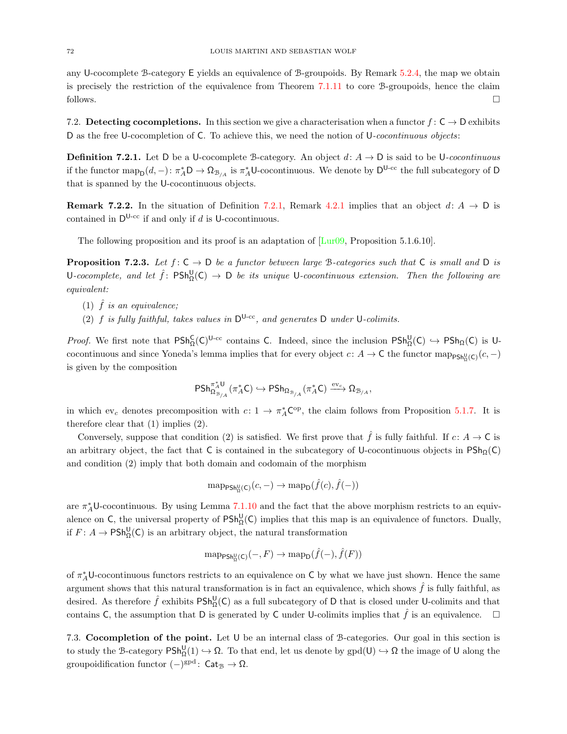any $\mathsf{U}$-cocomplete $\mathcal{B}$-category $\mathsf{E}$ yields an equivalence of $\mathcal{B}$-groupoids. By Remark 5.2.4, the map we obtain is precisely the restriction of the equivalence from Theorem 7.1.11 to core $\mathcal{B}$-groupoids, hence the claim follows. □

## 7.2. Detecting cocompletions.

In this section we give a characterisation when a functor $f\colon \mathsf{C} \to \mathsf{D}$ exhibits $\mathsf{D}$ as the free $\mathsf{U}$-cocompletion of $\mathsf{C}$. To achieve this, we need the notion of $\mathsf{U}$-*cocontinuous objects*:

**Definition 7.2.1.** Let $\mathsf{D}$ be a $\mathsf{U}$-cocomplete $\mathcal{B}$-category. An object $d\colon A \to \mathsf{D}$ is said to be $\mathsf{U}$-*cocontinuous* if the functor $\operatorname{map}_{\mathsf{D}}(d,-)\colon \pi_A^*\mathsf{D} \to \Omega_{\mathcal{B}_{/A}}$ is $\pi_A^*\mathsf{U}$-cocontinuous. We denote by $\mathsf{D}^{\mathsf{U}\text{-cc}}$ the full subcategory of $\mathsf{D}$ that is spanned by the $\mathsf{U}$-cocontinuous objects.

**Remark 7.2.2.** In the situation of Definition 7.2.1, Remark 4.2.1 implies that an object $d\colon A \to \mathsf{D}$ is contained in $\mathsf{D}^{\mathsf{U}\text{-cc}}$ if and only if $d$ is $\mathsf{U}$-cocontinuous.

The following proposition and its proof is an adaptation of [Lur09, Proposition 5.1.6.10].

**Proposition 7.2.3.** *Let $f\colon \mathsf{C} \to \mathsf{D}$ be a functor between large $\mathcal{B}$-categories such that $\mathsf{C}$ is small and $\mathsf{D}$ is $\mathsf{U}$-cocomplete, and let $\hat{f}\colon \mathsf{PSh}^{\mathsf{U}}_{\Omega}(\mathsf{C}) \to \mathsf{D}$ be its unique $\mathsf{U}$-cocontinuous extension. Then the following are equivalent:*

1. *$\hat{f}$ is an equivalence;*
2. *$f$ is fully faithful, takes values in $\mathsf{D}^{\mathsf{U}\text{-cc}}$, and generates $\mathsf{D}$ under $\mathsf{U}$-colimits.*

*Proof.* We first note that $\mathsf{PSh}^{\mathsf{C}}_{\Omega}(\mathsf{C})^{\mathsf{U}\text{-cc}}$ contains $\mathsf{C}$. Indeed, since the inclusion $\mathsf{PSh}^{\mathsf{U}}_{\Omega}(\mathsf{C}) \hookrightarrow \mathsf{PSh}_{\Omega}(\mathsf{C})$ is $\mathsf{U}$-cocontinuous and since Yoneda's lemma implies that for every object $c\colon A \to \mathsf{C}$ the functor $\operatorname{map}_{\mathsf{PSh}^{\mathsf{U}}_{\Omega}(\mathsf{C})}(c,-)$ is given by the composition

$$\mathsf{PSh}^{\pi_A^*\mathsf{U}}_{\Omega_{\mathcal{B}_{/A}}}(\pi_A^*\mathsf{C}) \hookrightarrow \mathsf{PSh}_{\Omega_{\mathcal{B}_{/A}}}(\pi_A^*\mathsf{C}) \xrightarrow{\operatorname{ev}_c} \Omega_{\mathcal{B}_{/A}},$$

in which $\operatorname{ev}_c$ denotes precomposition with $c\colon 1 \to \pi_A^*\mathsf{C}^{\mathrm{op}}$, the claim follows from Proposition 5.1.7. It is therefore clear that (1) implies (2).

Conversely, suppose that condition (2) is satisfied. We first prove that $\hat{f}$ is fully faithful. If $c\colon A \to \mathsf{C}$ is an arbitrary object, the fact that $\mathsf{C}$ is contained in the subcategory of $\mathsf{U}$-cocontinuous objects in $\mathsf{PSh}_{\Omega}(\mathsf{C})$ and condition (2) imply that both domain and codomain of the morphism

$$\operatorname{map}_{\mathsf{PSh}^{\mathsf{U}}_{\Omega}(\mathsf{C})}(c,-) \to \operatorname{map}_{\mathsf{D}}(\hat{f}(c), \hat{f}(-))$$

are $\pi_A^*\mathsf{U}$-cocontinuous. By using Lemma 7.1.10 and the fact that the above morphism restricts to an equivalence on $\mathsf{C}$, the universal property of $\mathsf{PSh}^{\mathsf{U}}_{\Omega}(\mathsf{C})$ implies that this map is an equivalence of functors. Dually, if $F\colon A \to \mathsf{PSh}^{\mathsf{U}}_{\Omega}(\mathsf{C})$ is an arbitrary object, the natural transformation

$$\operatorname{map}_{\mathsf{PSh}^{\mathsf{U}}_{\Omega}(\mathsf{C})}(-,F) \to \operatorname{map}_{\mathsf{D}}(\hat{f}(-), \hat{f}(F))$$

of $\pi_A^*\mathsf{U}$-cocontinuous functors restricts to an equivalence on $\mathsf{C}$ by what we have just shown. Hence the same argument shows that this natural transformation is in fact an equivalence, which shows $\hat{f}$ is fully faithful, as desired. As therefore $\hat{f}$ exhibits $\mathsf{PSh}^{\mathsf{U}}_{\Omega}(\mathsf{C})$ as a full subcategory of $\mathsf{D}$ that is closed under $\mathsf{U}$-colimits and that contains $\mathsf{C}$, the assumption that $\mathsf{D}$ is generated by $\mathsf{C}$ under $\mathsf{U}$-colimits implies that $\hat{f}$ is an equivalence. □

## 7.3. Cocompletion of the point.

Let $\mathsf{U}$ be an internal class of $\mathcal{B}$-categories. Our goal in this section is to study the $\mathcal{B}$-category $\mathsf{PSh}^{\mathsf{U}}_{\Omega}(1) \hookrightarrow \Omega$. To that end, let us denote by $\operatorname{gpd}(\mathsf{U}) \hookrightarrow \Omega$ the image of $\mathsf{U}$ along the groupoidification functor $(-)^{\mathrm{gpd}}\colon \mathsf{Cat}_{\mathcal{B}} \to \Omega$.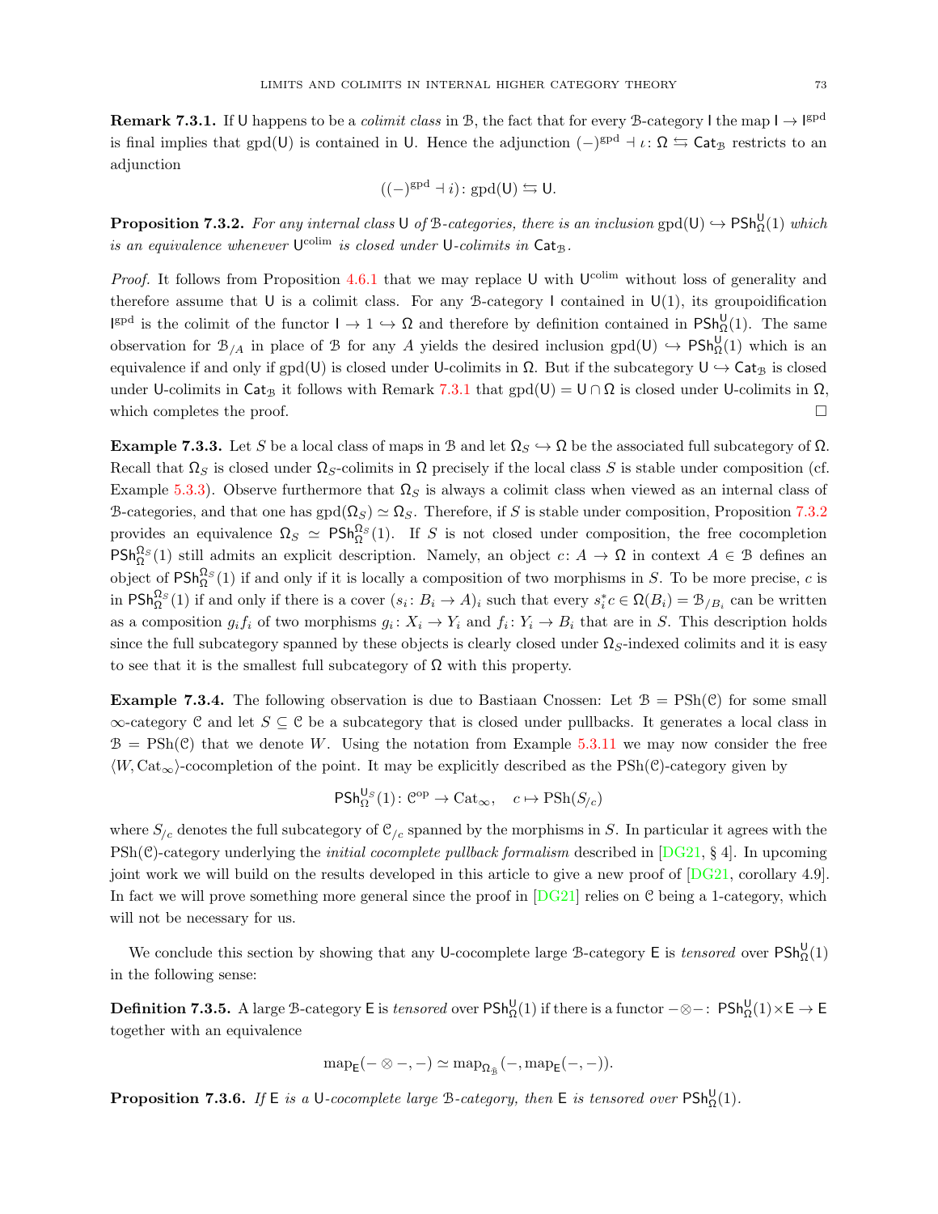**Remark 7.3.1.** If $\mathsf{U}$ happens to be a *colimit class* in $\mathcal{B}$, the fact that for every $\mathcal{B}$-category $\mathsf{I}$ the map $\mathsf{I} \to \mathsf{I}^{\mathrm{gpd}}$ is final implies that $\mathrm{gpd}(\mathsf{U})$ is contained in $\mathsf{U}$. Hence the adjunction $(-)^{\mathrm{gpd}} \dashv \iota \colon \Omega \leftrightarrows \mathsf{Cat}_{\mathcal{B}}$ restricts to an adjunction

$$((-)^{\mathrm{gpd}} \dashv i) \colon \mathrm{gpd}(\mathsf{U}) \leftrightarrows \mathsf{U}.$$

**Proposition 7.3.2.** *For any internal class $\mathsf{U}$ of $\mathcal{B}$-categories, there is an inclusion $\mathrm{gpd}(\mathsf{U}) \hookrightarrow \mathsf{PSh}^{\mathsf{U}}_{\Omega}(1)$ which is an equivalence whenever $\mathsf{U}^{\mathrm{colim}}$ is closed under $\mathsf{U}$-colimits in $\mathsf{Cat}_{\mathcal{B}}$.*

*Proof.* It follows from Proposition 4.6.1 that we may replace $\mathsf{U}$ with $\mathsf{U}^{\mathrm{colim}}$ without loss of generality and therefore assume that $\mathsf{U}$ is a colimit class. For any $\mathcal{B}$-category $\mathsf{I}$ contained in $\mathsf{U}(1)$, its groupoidification $\mathsf{I}^{\mathrm{gpd}}$ is the colimit of the functor $\mathsf{I} \to 1 \hookrightarrow \Omega$ and therefore by definition contained in $\mathsf{PSh}^{\mathsf{U}}_{\Omega}(1)$. The same observation for $\mathcal{B}_{/A}$ in place of $\mathcal{B}$ for any $A$ yields the desired inclusion $\mathrm{gpd}(\mathsf{U}) \hookrightarrow \mathsf{PSh}^{\mathsf{U}}_{\Omega}(1)$ which is an equivalence if and only if $\mathrm{gpd}(\mathsf{U})$ is closed under $\mathsf{U}$-colimits in $\Omega$. But if the subcategory $\mathsf{U} \hookrightarrow \mathsf{Cat}_{\mathcal{B}}$ is closed under $\mathsf{U}$-colimits in $\mathsf{Cat}_{\mathcal{B}}$ it follows with Remark 7.3.1 that $\mathrm{gpd}(\mathsf{U}) = \mathsf{U} \cap \Omega$ is closed under $\mathsf{U}$-colimits in $\Omega$, which completes the proof. $\square$

**Example 7.3.3.** Let $S$ be a local class of maps in $\mathcal{B}$ and let $\Omega_S \hookrightarrow \Omega$ be the associated full subcategory of $\Omega$. Recall that $\Omega_S$ is closed under $\Omega_S$-colimits in $\Omega$ precisely if the local class $S$ is stable under composition (cf. Example 5.3.3). Observe furthermore that $\Omega_S$ is always a colimit class when viewed as an internal class of $\mathcal{B}$-categories, and that one has $\mathrm{gpd}(\Omega_S) \simeq \Omega_S$. Therefore, if $S$ is stable under composition, Proposition 7.3.2 provides an equivalence $\Omega_S \simeq \mathsf{PSh}^{\Omega_S}_{\Omega}(1)$. If $S$ is not closed under composition, the free cocompletion $\mathsf{PSh}^{\Omega_S}_{\Omega}(1)$ still admits an explicit description. Namely, an object $c \colon A \to \Omega$ in context $A \in \mathcal{B}$ defines an object of $\mathsf{PSh}^{\Omega_S}_{\Omega}(1)$ if and only if it is locally a composition of two morphisms in $S$. To be more precise, $c$ is in $\mathsf{PSh}^{\Omega_S}_{\Omega}(1)$ if and only if there is a cover $(s_i \colon B_i \to A)_i$ such that every $s_i^* c \in \Omega(B_i) = \mathcal{B}_{/B_i}$ can be written as a composition $g_i f_i$ of two morphisms $g_i \colon X_i \to Y_i$ and $f_i \colon Y_i \to B_i$ that are in $S$. This description holds since the full subcategory spanned by these objects is clearly closed under $\Omega_S$-indexed colimits and it is easy to see that it is the smallest full subcategory of $\Omega$ with this property.

**Example 7.3.4.** The following observation is due to Bastiaan Cnossen: Let $\mathcal{B} = \mathrm{PSh}(\mathcal{C})$ for some small $\infty$-category $\mathcal{C}$ and let $S \subseteq \mathcal{C}$ be a subcategory that is closed under pullbacks. It generates a local class in $\mathcal{B} = \mathrm{PSh}(\mathcal{C})$ that we denote $W$. Using the notation from Example 5.3.11 we may now consider the free $\langle W, \mathrm{Cat}_\infty \rangle$-cocompletion of the point. It may be explicitly described as the $\mathrm{PSh}(\mathcal{C})$-category given by

$$\mathsf{PSh}^{\mathsf{U}_S}_{\Omega}(1) \colon \mathcal{C}^{\mathrm{op}} \to \mathrm{Cat}_\infty, \quad c \mapsto \mathrm{PSh}(S_{/c})$$

where $S_{/c}$ denotes the full subcategory of $\mathcal{C}_{/c}$ spanned by the morphisms in $S$. In particular it agrees with the $\mathrm{PSh}(\mathcal{C})$-category underlying the *initial cocomplete pullback formalism* described in [DG21, § 4]. In upcoming joint work we will build on the results developed in this article to give a new proof of [DG21, corollary 4.9]. In fact we will prove something more general since the proof in [DG21] relies on $\mathcal{C}$ being a 1-category, which will not be necessary for us.

We conclude this section by showing that any $\mathsf{U}$-cocomplete large $\mathcal{B}$-category $\mathsf{E}$ is *tensored* over $\mathsf{PSh}^{\mathsf{U}}_{\Omega}(1)$ in the following sense:

**Definition 7.3.5.** A large $\mathcal{B}$-category $\mathsf{E}$ is *tensored* over $\mathsf{PSh}^{\mathsf{U}}_{\Omega}(1)$ if there is a functor $- \otimes - \colon \mathsf{PSh}^{\mathsf{U}}_{\Omega}(1) \times \mathsf{E} \to \mathsf{E}$ together with an equivalence

$$\mathrm{map}_{\mathsf{E}}(- \otimes -, -) \simeq \mathrm{map}_{\Omega_{\hat{\mathcal{B}}}}(-, \mathrm{map}_{\mathsf{E}}(-,-)).$$

**Proposition 7.3.6.** *If $\mathsf{E}$ is a $\mathsf{U}$-cocomplete large $\mathcal{B}$-category, then $\mathsf{E}$ is tensored over $\mathsf{PSh}^{\mathsf{U}}_{\Omega}(1)$.*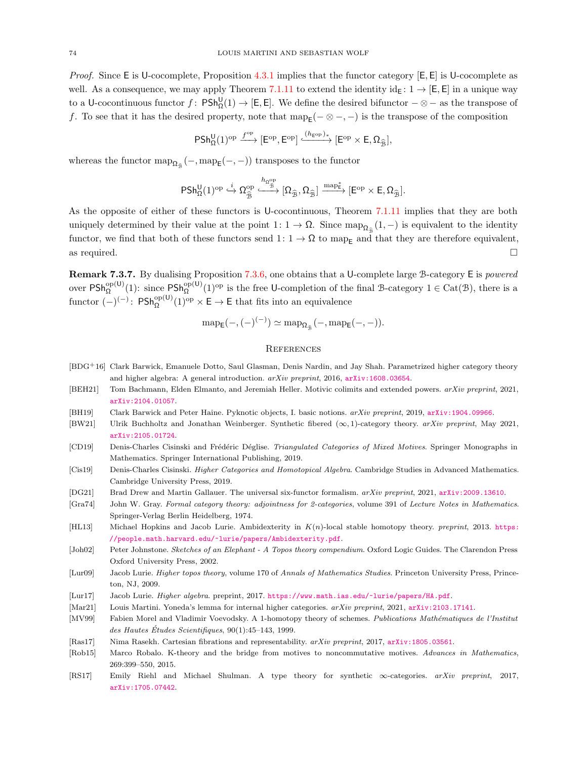*Proof.* Since $\mathsf{E}$ is $\mathsf{U}$-cocomplete, Proposition 4.3.1 implies that the functor category $[\mathsf{E},\mathsf{E}]$ is $\mathsf{U}$-cocomplete as well. As a consequence, we may apply Theorem 7.1.11 to extend the identity $\mathrm{id}_{\mathsf{E}}\colon 1 \to [\mathsf{E},\mathsf{E}]$ in a unique way to a $\mathsf{U}$-cocontinuous functor $f\colon \mathsf{PSh}^{\mathsf{U}}_{\Omega}(1) \to [\mathsf{E},\mathsf{E}]$. We define the desired bifunctor $-\otimes-$ as the transpose of $f$. To see that it has the desired property, note that $\mathrm{map}_{\mathsf{E}}(-\otimes -, -)$ is the transpose of the composition

$$\mathsf{PSh}^{\mathsf{U}}_{\Omega}(1)^{\mathrm{op}} \xrightarrow{f^{\mathrm{op}}} [\mathsf{E}^{\mathrm{op}}, \mathsf{E}^{\mathrm{op}}] \xhookrightarrow{(h_{\mathsf{E}^{\mathrm{op}}})_*} [\mathsf{E}^{\mathrm{op}} \times \mathsf{E}, \Omega_{\widehat{\mathcal{B}}}],$$

whereas the functor $\mathrm{map}_{\Omega_{\widehat{\mathcal{B}}}}(-, \mathrm{map}_{\mathsf{E}}(-,-))$ transposes to the functor

$$\mathsf{PSh}^{\mathsf{U}}_{\Omega}(1)^{\mathrm{op}} \xhookrightarrow{i} \Omega_{\widehat{\mathcal{B}}}^{\mathrm{op}} \xhookrightarrow{h_{\Omega_{\widehat{\mathcal{B}}}^{\mathrm{op}}}} [\Omega_{\widehat{\mathcal{B}}}, \Omega_{\widehat{\mathcal{B}}}] \xrightarrow{\mathrm{map}_{\mathsf{E}}^*} [\mathsf{E}^{\mathrm{op}} \times \mathsf{E}, \Omega_{\widehat{\mathcal{B}}}].$$

As the opposite of either of these functors is $\mathsf{U}$-cocontinuous, Theorem 7.1.11 implies that they are both uniquely determined by their value at the point $1\colon 1 \to \Omega$. Since $\mathrm{map}_{\Omega_{\widehat{\mathcal{B}}}}(1,-)$ is equivalent to the identity functor, we find that both of these functors send $1\colon 1 \to \Omega$ to $\mathrm{map}_{\mathsf{E}}$ and that they are therefore equivalent, as required. ◻

**Remark 7.3.7.** By dualising Proposition 7.3.6, one obtains that a $\mathsf{U}$-complete large $\mathcal{B}$-category $\mathsf{E}$ is *powered* over $\mathsf{PSh}^{\mathrm{op}(\mathsf{U})}_{\Omega}(1)$: since $\mathsf{PSh}^{\mathrm{op}(\mathsf{U})}_{\Omega}(1)^{\mathrm{op}}$ is the free $\mathsf{U}$-completion of the final $\mathcal{B}$-category $1 \in \mathrm{Cat}(\mathcal{B})$, there is a functor $(-)^{(-)}\colon \mathsf{PSh}^{\mathrm{op}(\mathsf{U})}_{\Omega}(1)^{\mathrm{op}} \times \mathsf{E} \to \mathsf{E}$ that fits into an equivalence

$$\mathrm{map}_{\mathsf{E}}(-, (-)^{(-)}) \simeq \mathrm{map}_{\Omega_{\widehat{\mathcal{B}}}}(-, \mathrm{map}_{\mathsf{E}}(-,-)).$$

## References

- [BDG+16] Clark Barwick, Emanuele Dotto, Saul Glasman, Denis Nardin, and Jay Shah. Parametrized higher category theory and higher algebra: A general introduction. *arXiv preprint*, 2016, arXiv:1608.03654.
- [BEH21] Tom Bachmann, Elden Elmanto, and Jeremiah Heller. Motivic colimits and extended powers. *arXiv preprint*, 2021, arXiv:2104.01057.
- [BH19] Clark Barwick and Peter Haine. Pyknotic objects, I. basic notions. *arXiv preprint*, 2019, arXiv:1904.09966.
- [BW21] Ulrik Buchholtz and Jonathan Weinberger. Synthetic fibered $(\infty, 1)$-category theory. *arXiv preprint*, May 2021, arXiv:2105.01724.
- [CD19] Denis-Charles Cisinski and Frédéric Déglise. *Triangulated Categories of Mixed Motives*. Springer Monographs in Mathematics. Springer International Publishing, 2019.
- [Cis19] Denis-Charles Cisinski. *Higher Categories and Homotopical Algebra*. Cambridge Studies in Advanced Mathematics. Cambridge University Press, 2019.
- [DG21] Brad Drew and Martin Gallauer. The universal six-functor formalism. *arXiv preprint*, 2021, arXiv:2009.13610.
- [Gra74] John W. Gray. *Formal category theory: adjointness for 2-categories*, volume 391 of *Lecture Notes in Mathematics*. Springer-Verlag Berlin Heidelberg, 1974.
- [HL13] Michael Hopkins and Jacob Lurie. Ambidexterity in $K(n)$-local stable homotopy theory. *preprint*, 2013. https://people.math.harvard.edu/~lurie/papers/Ambidexterity.pdf.
- [Joh02] Peter Johnstone. *Sketches of an Elephant - A Topos theory compendium*. Oxford Logic Guides. The Clarendon Press Oxford University Press, 2002.
- [Lur09] Jacob Lurie. *Higher topos theory*, volume 170 of *Annals of Mathematics Studies*. Princeton University Press, Princeton, NJ, 2009.
- [Lur17] Jacob Lurie. *Higher algebra*. preprint, 2017. https://www.math.ias.edu/~lurie/papers/HA.pdf.
- [Mar21] Louis Martini. Yoneda's lemma for internal higher categories. *arXiv preprint*, 2021, arXiv:2103.17141.
- [MV99] Fabien Morel and Vladimir Voevodsky. A 1-homotopy theory of schemes. *Publications Mathématiques de l'Institut des Hautes Études Scientifiques*, 90(1):45–143, 1999.
- [Ras17] Nima Rasekh. Cartesian fibrations and representability. *arXiv preprint*, 2017, arXiv:1805.03561.
- [Rob15] Marco Robalo. K-theory and the bridge from motives to noncommutative motives. *Advances in Mathematics*, 269:399–550, 2015.
- [RS17] Emily Riehl and Michael Shulman. A type theory for synthetic $\infty$-categories. *arXiv preprint*, 2017, arXiv:1705.07442.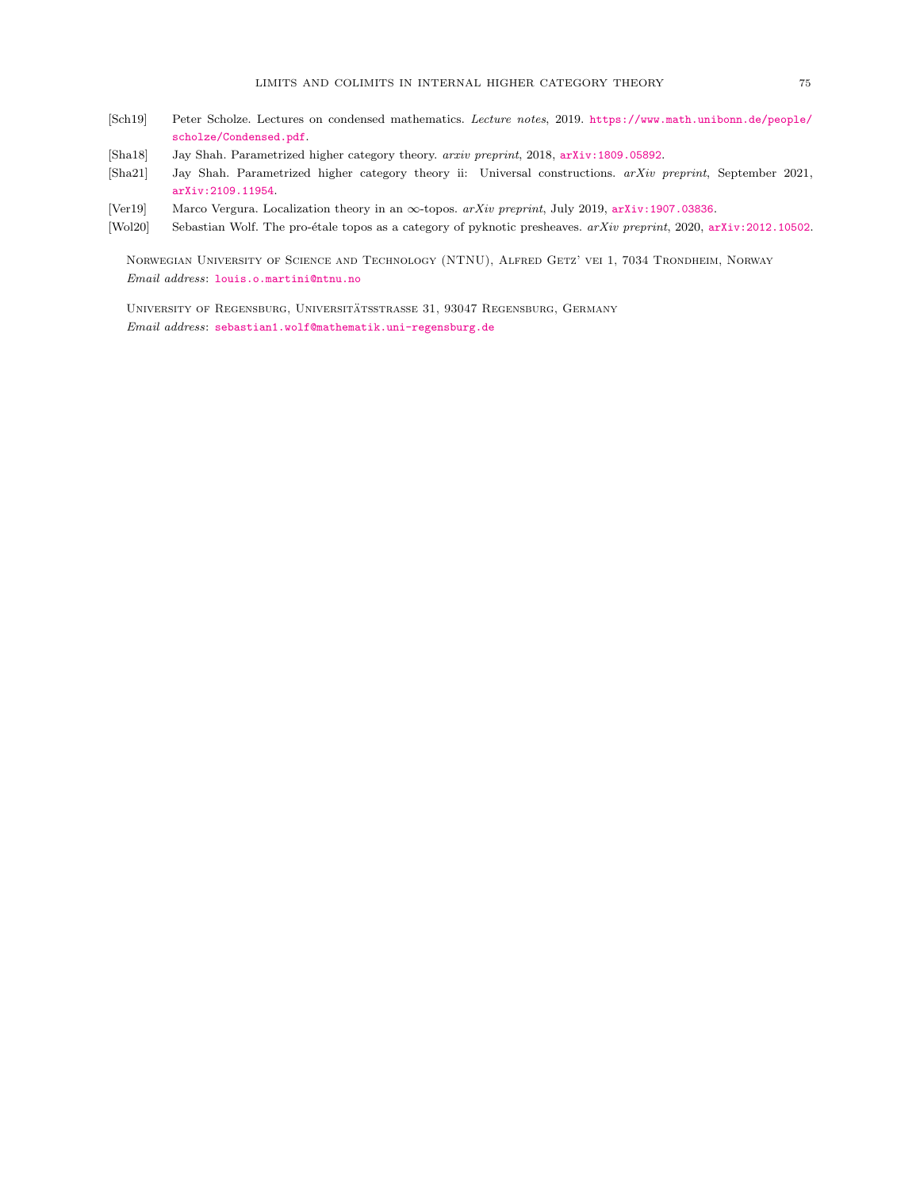- [Sch19] Peter Scholze. Lectures on condensed mathematics. *Lecture notes*, 2019. https://www.math.unibonn.de/people/scholze/Condensed.pdf.
- [Sha18] Jay Shah. Parametrized higher category theory. *arxiv preprint*, 2018, arXiv:1809.05892.
- [Sha21] Jay Shah. Parametrized higher category theory ii: Universal constructions. *arXiv preprint*, September 2021, arXiv:2109.11954.
- [Ver19] Marco Vergura. Localization theory in an $\infty$-topos. *arXiv preprint*, July 2019, arXiv:1907.03836.
- [Wol20] Sebastian Wolf. The pro-étale topos as a category of pyknotic presheaves. *arXiv preprint*, 2020, arXiv:2012.10502.

Norwegian University of Science and Technology (NTNU), Alfred Getz' vei 1, 7034 Trondheim, Norway
*Email address*: louis.o.martini@ntnu.no

University of Regensburg, Universitätsstrasse 31, 93047 Regensburg, Germany
*Email address*: sebastian1.wolf@mathematik.uni-regensburg.de